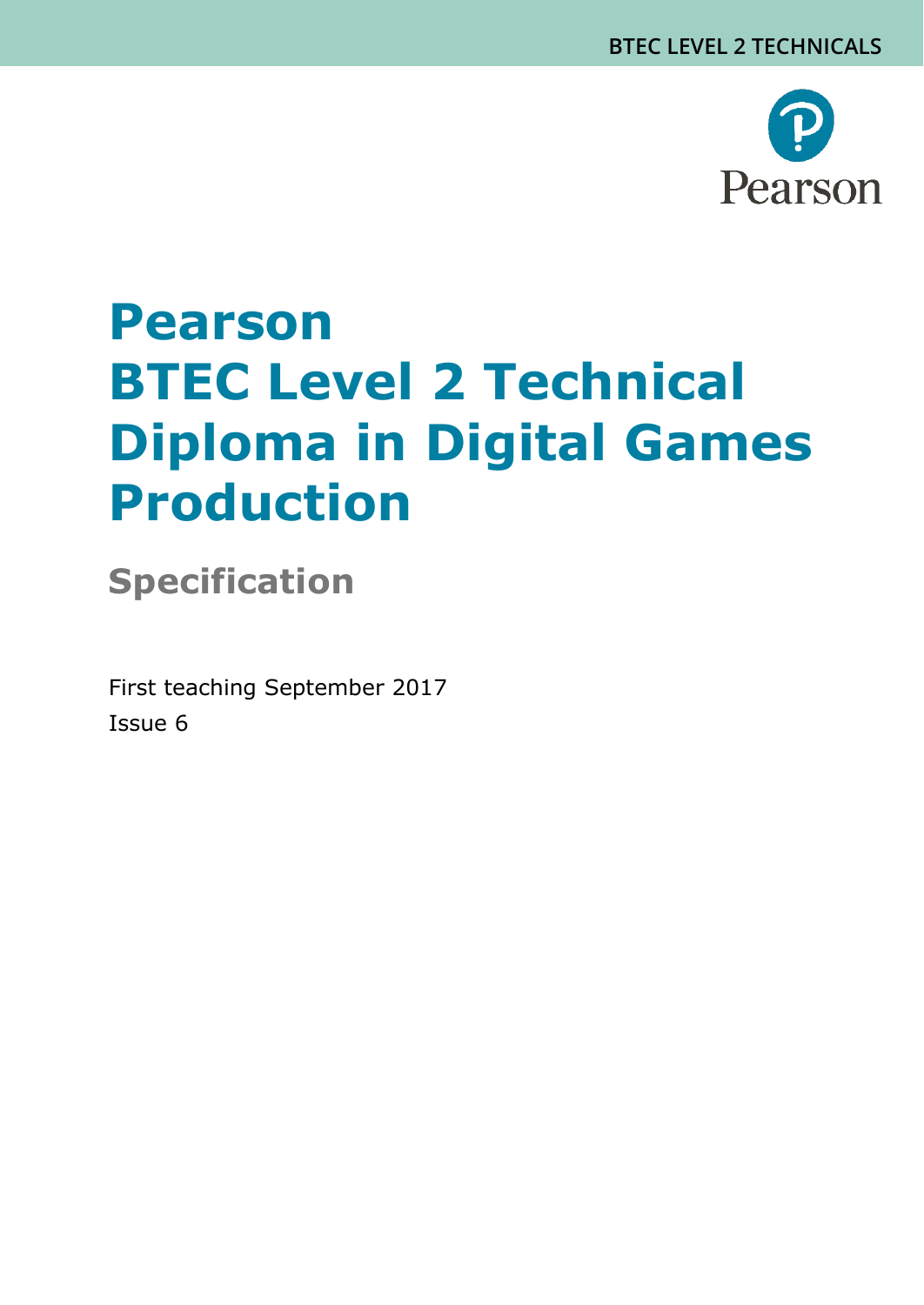BTEC LEVEL 2 TECHNICALS

# Pearson BTEC Level 2 Technical Diploma in Digital Games Production

## Specification

First teaching September 2017

Issue 6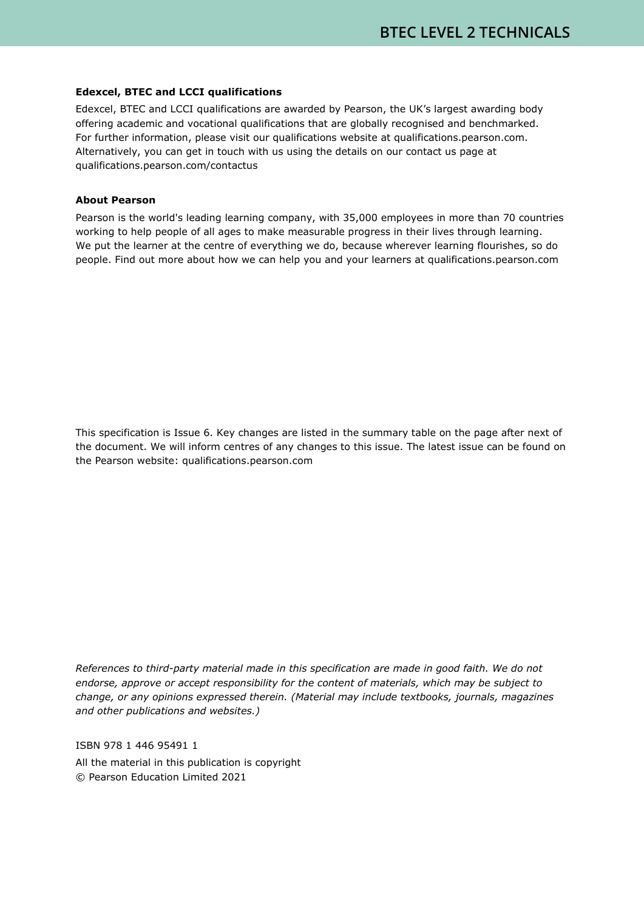**Edexcel, BTEC and LCCI qualifications**

Edexcel, BTEC and LCCI qualifications are awarded by Pearson, the UK's largest awarding body offering academic and vocational qualifications that are globally recognised and benchmarked. For further information, please visit our qualifications website at qualifications.pearson.com. Alternatively, you can get in touch with us using the details on our contact us page at qualifications.pearson.com/contactus

**About Pearson**

Pearson is the world's leading learning company, with 35,000 employees in more than 70 countries working to help people of all ages to make measurable progress in their lives through learning. We put the learner at the centre of everything we do, because wherever learning flourishes, so do people. Find out more about how we can help you and your learners at qualifications.pearson.com

This specification is Issue 6. Key changes are listed in the summary table on the page after next of the document. We will inform centres of any changes to this issue. The latest issue can be found on the Pearson website: qualifications.pearson.com

*References to third-party material made in this specification are made in good faith. We do not endorse, approve or accept responsibility for the content of materials, which may be subject to change, or any opinions expressed therein. (Material may include textbooks, journals, magazines and other publications and websites.)*

ISBN 978 1 446 95491 1

All the material in this publication is copyright

© Pearson Education Limited 2021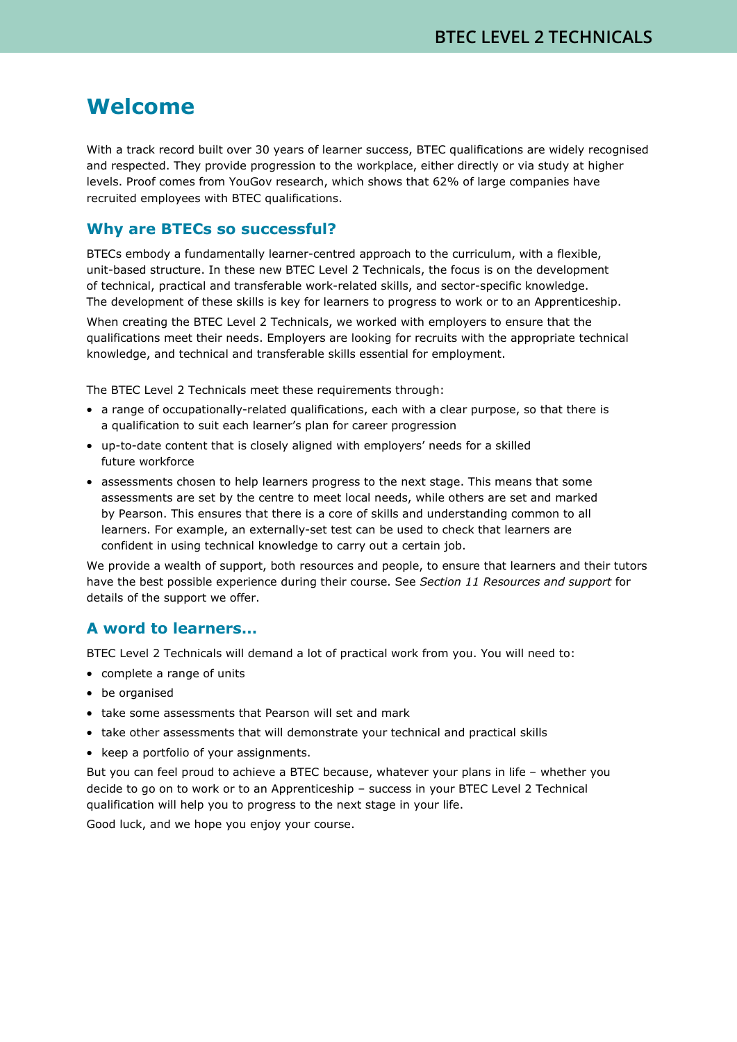# Welcome

With a track record built over 30 years of learner success, BTEC qualifications are widely recognised and respected. They provide progression to the workplace, either directly or via study at higher levels. Proof comes from YouGov research, which shows that 62% of large companies have recruited employees with BTEC qualifications.

## Why are BTECs so successful?

BTECs embody a fundamentally learner-centred approach to the curriculum, with a flexible, unit-based structure. In these new BTEC Level 2 Technicals, the focus is on the development of technical, practical and transferable work-related skills, and sector-specific knowledge. The development of these skills is key for learners to progress to work or to an Apprenticeship.

When creating the BTEC Level 2 Technicals, we worked with employers to ensure that the qualifications meet their needs. Employers are looking for recruits with the appropriate technical knowledge, and technical and transferable skills essential for employment.

The BTEC Level 2 Technicals meet these requirements through:

- a range of occupationally-related qualifications, each with a clear purpose, so that there is a qualification to suit each learner's plan for career progression
- up-to-date content that is closely aligned with employers' needs for a skilled future workforce
- assessments chosen to help learners progress to the next stage. This means that some assessments are set by the centre to meet local needs, while others are set and marked by Pearson. This ensures that there is a core of skills and understanding common to all learners. For example, an externally-set test can be used to check that learners are confident in using technical knowledge to carry out a certain job.

We provide a wealth of support, both resources and people, to ensure that learners and their tutors have the best possible experience during their course. See *Section 11 Resources and support* for details of the support we offer.

## A word to learners…

BTEC Level 2 Technicals will demand a lot of practical work from you. You will need to:

- complete a range of units
- be organised
- take some assessments that Pearson will set and mark
- take other assessments that will demonstrate your technical and practical skills
- keep a portfolio of your assignments.

But you can feel proud to achieve a BTEC because, whatever your plans in life – whether you decide to go on to work or to an Apprenticeship – success in your BTEC Level 2 Technical qualification will help you to progress to the next stage in your life.

Good luck, and we hope you enjoy your course.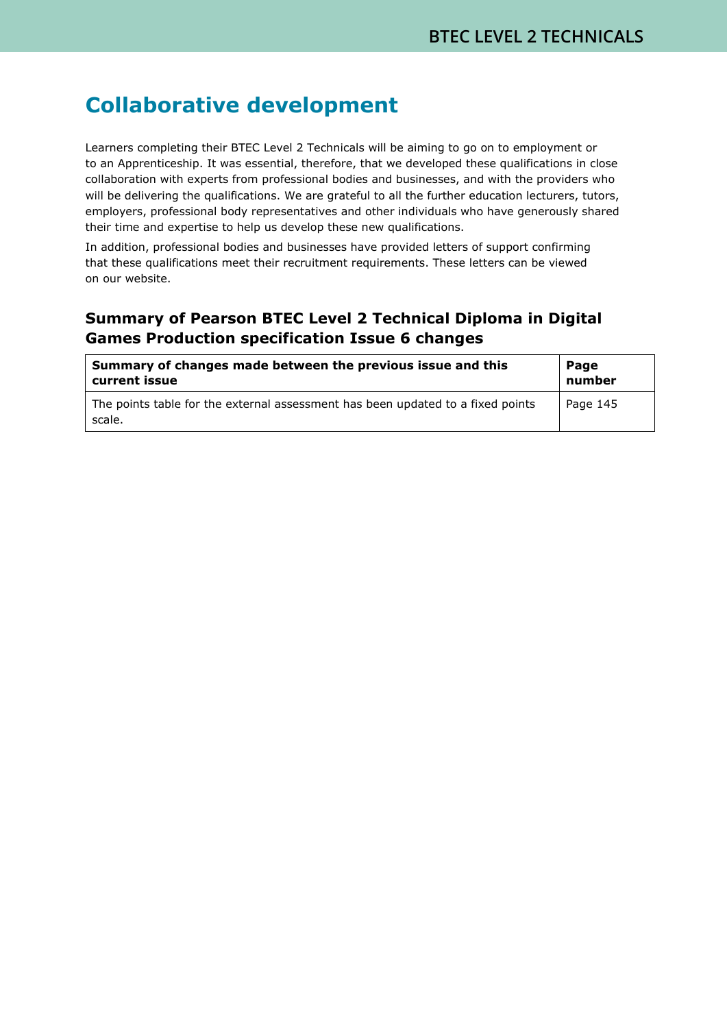# Collaborative development

Learners completing their BTEC Level 2 Technicals will be aiming to go on to employment or to an Apprenticeship. It was essential, therefore, that we developed these qualifications in close collaboration with experts from professional bodies and businesses, and with the providers who will be delivering the qualifications. We are grateful to all the further education lecturers, tutors, employers, professional body representatives and other individuals who have generously shared their time and expertise to help us develop these new qualifications.

In addition, professional bodies and businesses have provided letters of support confirming that these qualifications meet their recruitment requirements. These letters can be viewed on our website.

## Summary of Pearson BTEC Level 2 Technical Diploma in Digital Games Production specification Issue 6 changes

| Summary of changes made between the previous issue and this current issue | Page number |
|---|---|
| The points table for the external assessment has been updated to a fixed points scale. | Page 145 |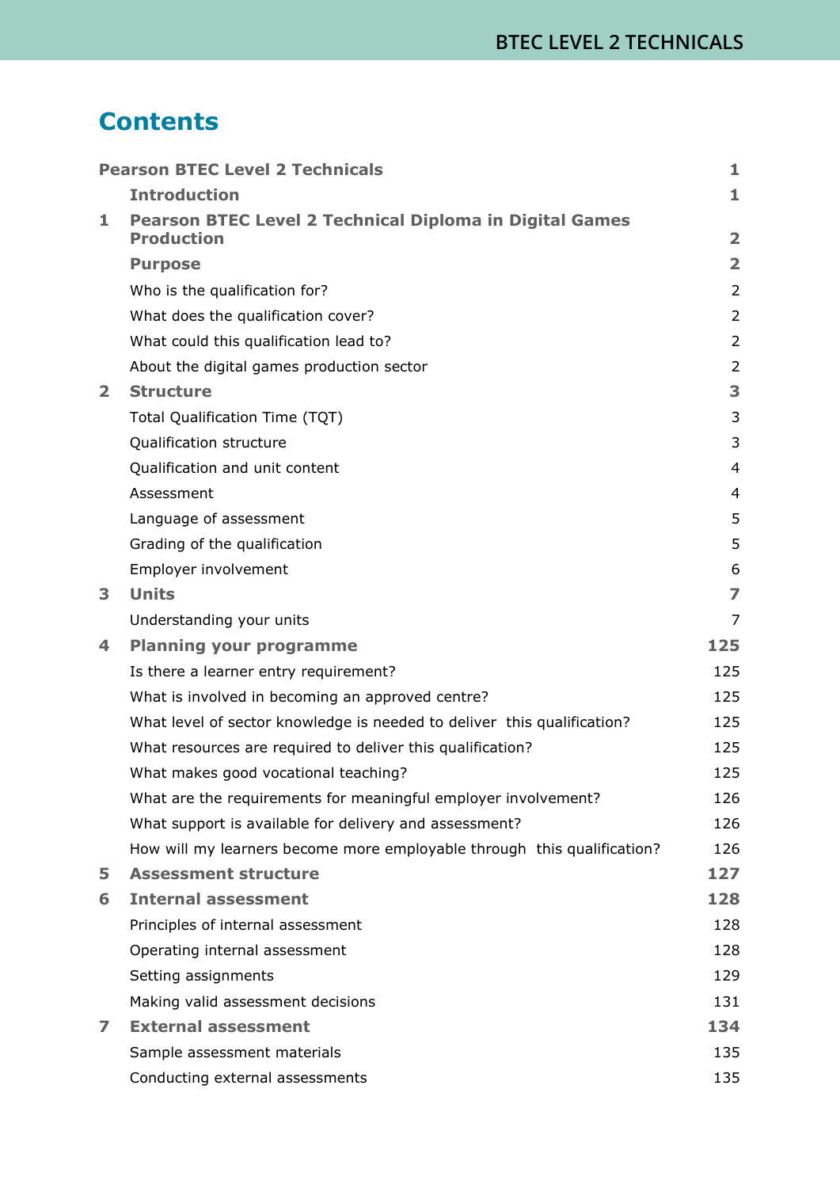# Contents

| | | |
|---|---|---|
| **Pearson BTEC Level 2 Technicals** | | **1** |
| | **Introduction** | **1** |
| **1** | **Pearson BTEC Level 2 Technical Diploma in Digital Games Production** | **2** |
| | **Purpose** | **2** |
| | Who is the qualification for? | 2 |
| | What does the qualification cover? | 2 |
| | What could this qualification lead to? | 2 |
| | About the digital games production sector | 2 |
| **2** | **Structure** | **3** |
| | Total Qualification Time (TQT) | 3 |
| | Qualification structure | 3 |
| | Qualification and unit content | 4 |
| | Assessment | 4 |
| | Language of assessment | 5 |
| | Grading of the qualification | 5 |
| | Employer involvement | 6 |
| **3** | **Units** | **7** |
| | Understanding your units | 7 |
| **4** | **Planning your programme** | **125** |
| | Is there a learner entry requirement? | 125 |
| | What is involved in becoming an approved centre? | 125 |
| | What level of sector knowledge is needed to deliver this qualification? | 125 |
| | What resources are required to deliver this qualification? | 125 |
| | What makes good vocational teaching? | 125 |
| | What are the requirements for meaningful employer involvement? | 126 |
| | What support is available for delivery and assessment? | 126 |
| | How will my learners become more employable through this qualification? | 126 |
| **5** | **Assessment structure** | **127** |
| **6** | **Internal assessment** | **128** |
| | Principles of internal assessment | 128 |
| | Operating internal assessment | 128 |
| | Setting assignments | 129 |
| | Making valid assessment decisions | 131 |
| **7** | **External assessment** | **134** |
| | Sample assessment materials | 135 |
| | Conducting external assessments | 135 |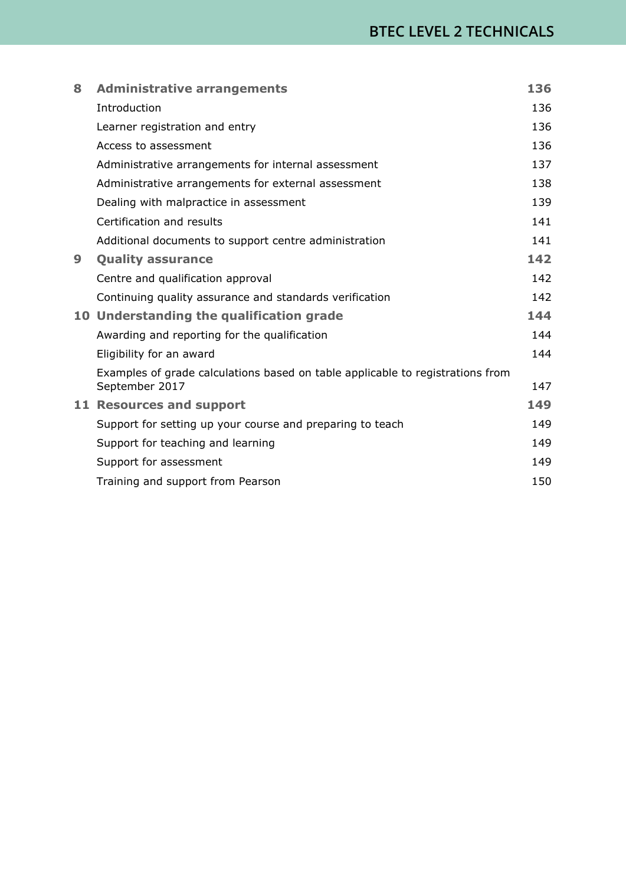| | | |
|---|---|---|
| **8** | **Administrative arrangements** | **136** |
| | Introduction | 136 |
| | Learner registration and entry | 136 |
| | Access to assessment | 136 |
| | Administrative arrangements for internal assessment | 137 |
| | Administrative arrangements for external assessment | 138 |
| | Dealing with malpractice in assessment | 139 |
| | Certification and results | 141 |
| | Additional documents to support centre administration | 141 |
| **9** | **Quality assurance** | **142** |
| | Centre and qualification approval | 142 |
| | Continuing quality assurance and standards verification | 142 |
| **10** | **Understanding the qualification grade** | **144** |
| | Awarding and reporting for the qualification | 144 |
| | Eligibility for an award | 144 |
| | Examples of grade calculations based on table applicable to registrations from September 2017 | 147 |
| **11** | **Resources and support** | **149** |
| | Support for setting up your course and preparing to teach | 149 |
| | Support for teaching and learning | 149 |
| | Support for assessment | 149 |
| | Training and support from Pearson | 150 |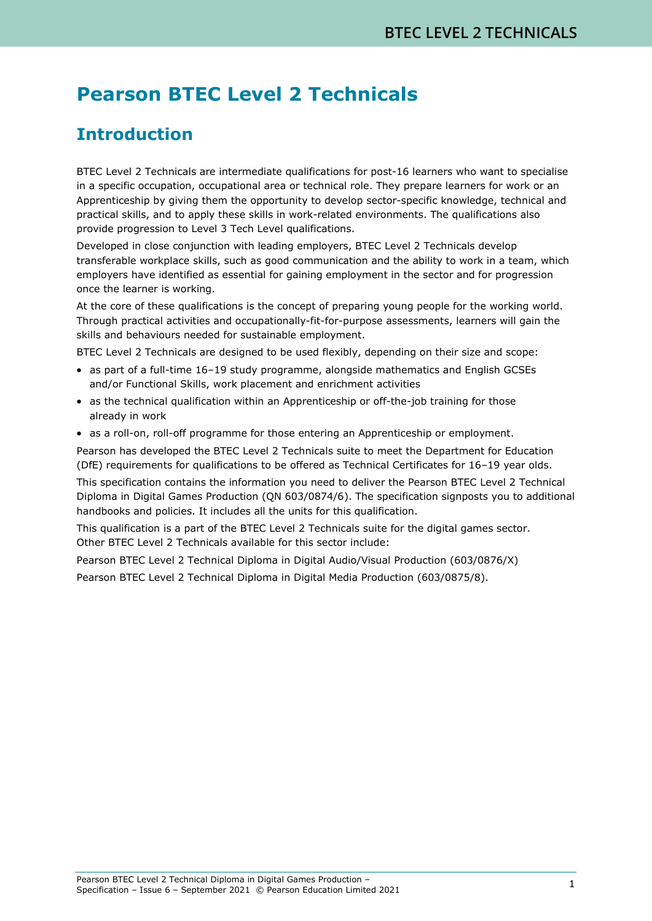# Pearson BTEC Level 2 Technicals

## Introduction

BTEC Level 2 Technicals are intermediate qualifications for post-16 learners who want to specialise in a specific occupation, occupational area or technical role. They prepare learners for work or an Apprenticeship by giving them the opportunity to develop sector-specific knowledge, technical and practical skills, and to apply these skills in work-related environments. The qualifications also provide progression to Level 3 Tech Level qualifications.

Developed in close conjunction with leading employers, BTEC Level 2 Technicals develop transferable workplace skills, such as good communication and the ability to work in a team, which employers have identified as essential for gaining employment in the sector and for progression once the learner is working.

At the core of these qualifications is the concept of preparing young people for the working world. Through practical activities and occupationally-fit-for-purpose assessments, learners will gain the skills and behaviours needed for sustainable employment.

BTEC Level 2 Technicals are designed to be used flexibly, depending on their size and scope:

- as part of a full-time 16–19 study programme, alongside mathematics and English GCSEs and/or Functional Skills, work placement and enrichment activities
- as the technical qualification within an Apprenticeship or off-the-job training for those already in work
- as a roll-on, roll-off programme for those entering an Apprenticeship or employment.

Pearson has developed the BTEC Level 2 Technicals suite to meet the Department for Education (DfE) requirements for qualifications to be offered as Technical Certificates for 16–19 year olds.

This specification contains the information you need to deliver the Pearson BTEC Level 2 Technical Diploma in Digital Games Production (QN 603/0874/6). The specification signposts you to additional handbooks and policies. It includes all the units for this qualification.

This qualification is a part of the BTEC Level 2 Technicals suite for the digital games sector. Other BTEC Level 2 Technicals available for this sector include:

Pearson BTEC Level 2 Technical Diploma in Digital Audio/Visual Production (603/0876/X)

Pearson BTEC Level 2 Technical Diploma in Digital Media Production (603/0875/8).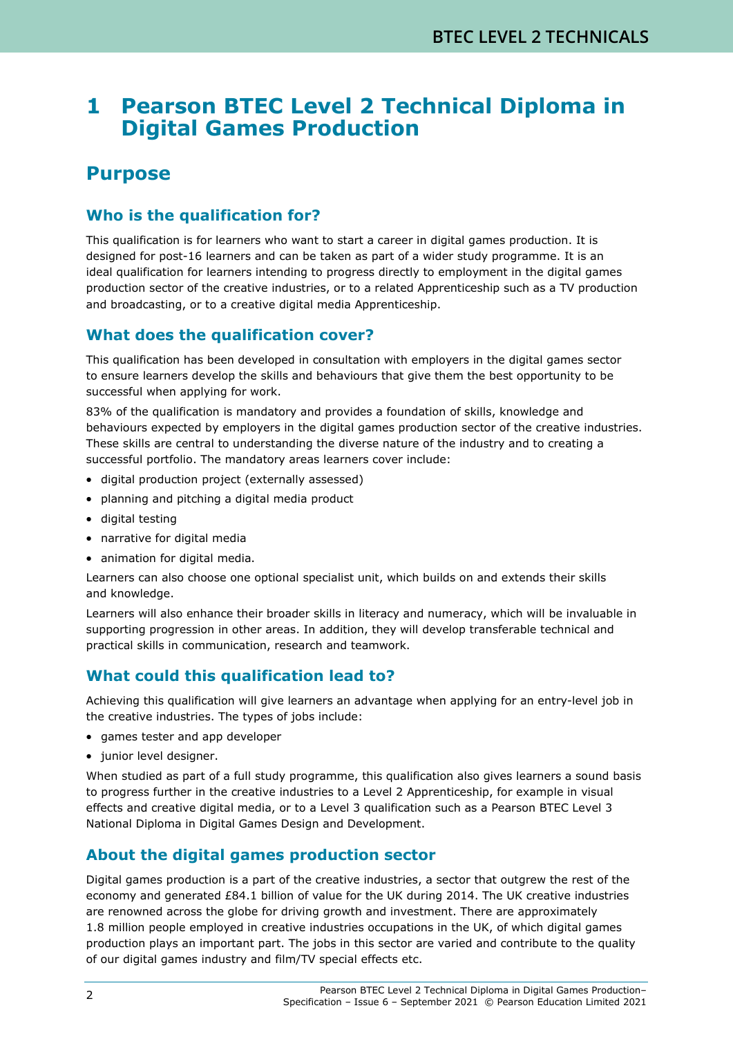# 1 Pearson BTEC Level 2 Technical Diploma in Digital Games Production

## Purpose

### Who is the qualification for?

This qualification is for learners who want to start a career in digital games production. It is designed for post-16 learners and can be taken as part of a wider study programme. It is an ideal qualification for learners intending to progress directly to employment in the digital games production sector of the creative industries, or to a related Apprenticeship such as a TV production and broadcasting, or to a creative digital media Apprenticeship.

### What does the qualification cover?

This qualification has been developed in consultation with employers in the digital games sector to ensure learners develop the skills and behaviours that give them the best opportunity to be successful when applying for work.

83% of the qualification is mandatory and provides a foundation of skills, knowledge and behaviours expected by employers in the digital games production sector of the creative industries. These skills are central to understanding the diverse nature of the industry and to creating a successful portfolio. The mandatory areas learners cover include:

- digital production project (externally assessed)
- planning and pitching a digital media product
- digital testing
- narrative for digital media
- animation for digital media.

Learners can also choose one optional specialist unit, which builds on and extends their skills and knowledge.

Learners will also enhance their broader skills in literacy and numeracy, which will be invaluable in supporting progression in other areas. In addition, they will develop transferable technical and practical skills in communication, research and teamwork.

### What could this qualification lead to?

Achieving this qualification will give learners an advantage when applying for an entry-level job in the creative industries. The types of jobs include:

- games tester and app developer
- junior level designer.

When studied as part of a full study programme, this qualification also gives learners a sound basis to progress further in the creative industries to a Level 2 Apprenticeship, for example in visual effects and creative digital media, or to a Level 3 qualification such as a Pearson BTEC Level 3 National Diploma in Digital Games Design and Development.

### About the digital games production sector

Digital games production is a part of the creative industries, a sector that outgrew the rest of the economy and generated £84.1 billion of value for the UK during 2014. The UK creative industries are renowned across the globe for driving growth and investment. There are approximately 1.8 million people employed in creative industries occupations in the UK, of which digital games production plays an important part. The jobs in this sector are varied and contribute to the quality of our digital games industry and film/TV special effects etc.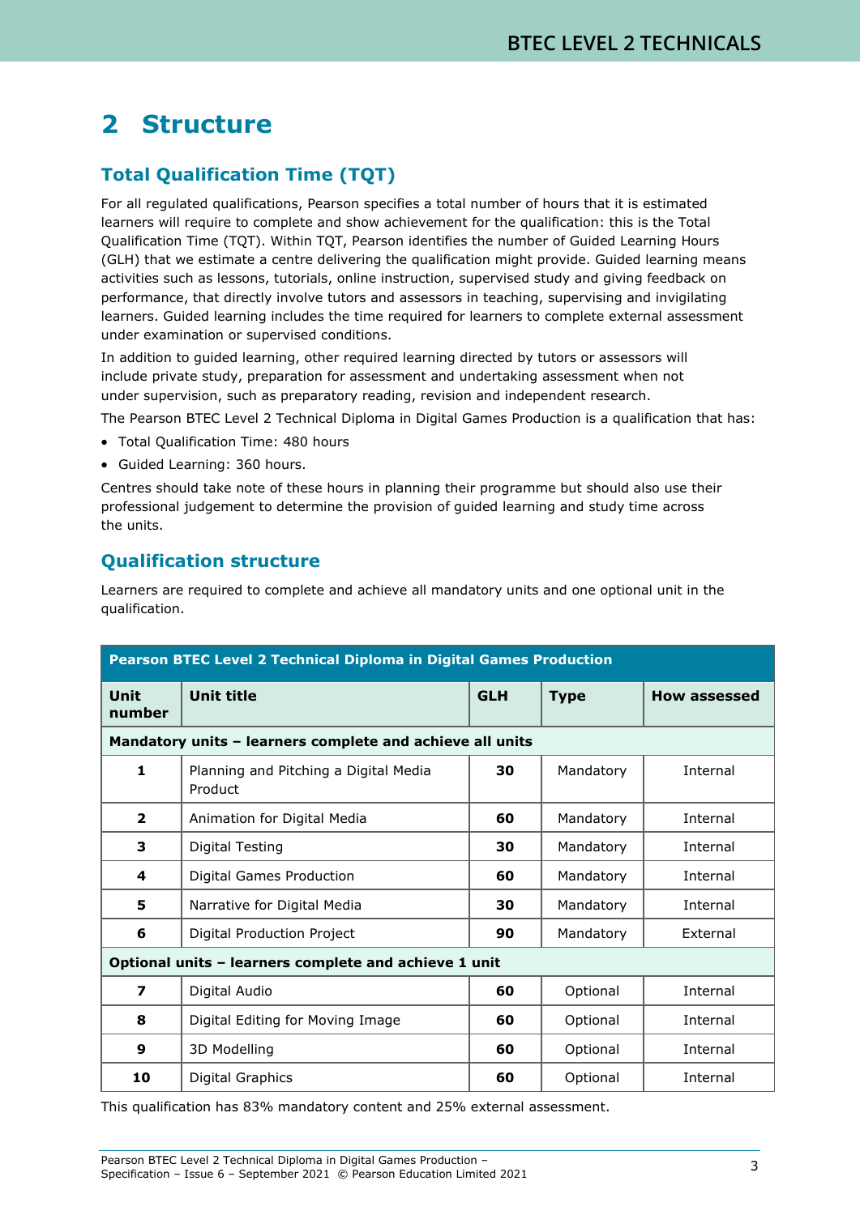# 2 Structure

## Total Qualification Time (TQT)

For all regulated qualifications, Pearson specifies a total number of hours that it is estimated learners will require to complete and show achievement for the qualification: this is the Total Qualification Time (TQT). Within TQT, Pearson identifies the number of Guided Learning Hours (GLH) that we estimate a centre delivering the qualification might provide. Guided learning means activities such as lessons, tutorials, online instruction, supervised study and giving feedback on performance, that directly involve tutors and assessors in teaching, supervising and invigilating learners. Guided learning includes the time required for learners to complete external assessment under examination or supervised conditions.

In addition to guided learning, other required learning directed by tutors or assessors will include private study, preparation for assessment and undertaking assessment when not under supervision, such as preparatory reading, revision and independent research.

The Pearson BTEC Level 2 Technical Diploma in Digital Games Production is a qualification that has:

- Total Qualification Time: 480 hours
- Guided Learning: 360 hours.

Centres should take note of these hours in planning their programme but should also use their professional judgement to determine the provision of guided learning and study time across the units.

## Qualification structure

Learners are required to complete and achieve all mandatory units and one optional unit in the qualification.

| Pearson BTEC Level 2 Technical Diploma in Digital Games Production | | | | |
|---|---|---|---|---|
| **Unit number** | **Unit title** | **GLH** | **Type** | **How assessed** |
| **Mandatory units – learners complete and achieve all units** | | | | |
| **1** | Planning and Pitching a Digital Media Product | **30** | Mandatory | Internal |
| **2** | Animation for Digital Media | **60** | Mandatory | Internal |
| **3** | Digital Testing | **30** | Mandatory | Internal |
| **4** | Digital Games Production | **60** | Mandatory | Internal |
| **5** | Narrative for Digital Media | **30** | Mandatory | Internal |
| **6** | Digital Production Project | **90** | Mandatory | External |
| **Optional units – learners complete and achieve 1 unit** | | | | |
| **7** | Digital Audio | **60** | Optional | Internal |
| **8** | Digital Editing for Moving Image | **60** | Optional | Internal |
| **9** | 3D Modelling | **60** | Optional | Internal |
| **10** | Digital Graphics | **60** | Optional | Internal |

This qualification has 83% mandatory content and 25% external assessment.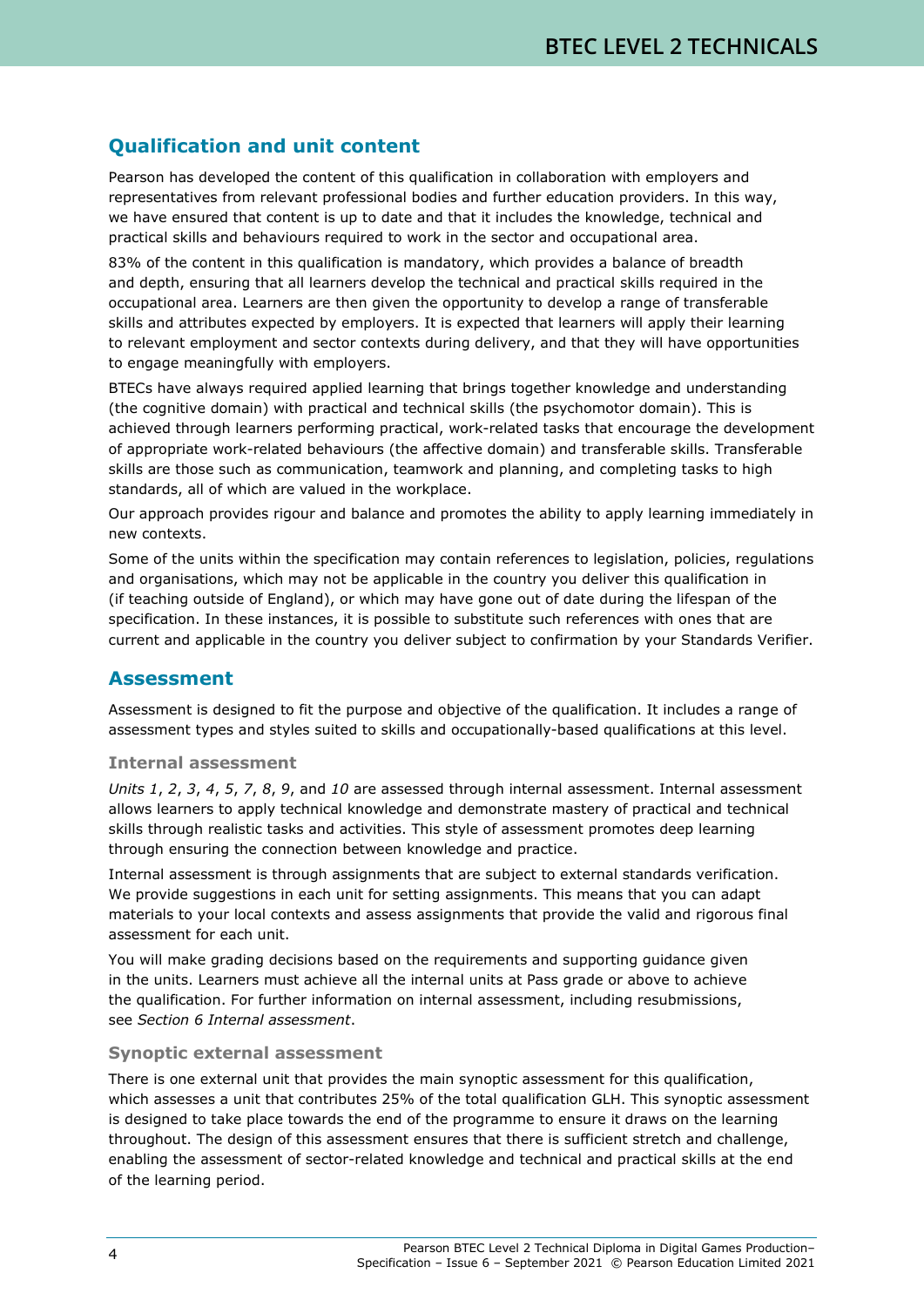## Qualification and unit content

Pearson has developed the content of this qualification in collaboration with employers and representatives from relevant professional bodies and further education providers. In this way, we have ensured that content is up to date and that it includes the knowledge, technical and practical skills and behaviours required to work in the sector and occupational area.

83% of the content in this qualification is mandatory, which provides a balance of breadth and depth, ensuring that all learners develop the technical and practical skills required in the occupational area. Learners are then given the opportunity to develop a range of transferable skills and attributes expected by employers. It is expected that learners will apply their learning to relevant employment and sector contexts during delivery, and that they will have opportunities to engage meaningfully with employers.

BTECs have always required applied learning that brings together knowledge and understanding (the cognitive domain) with practical and technical skills (the psychomotor domain). This is achieved through learners performing practical, work-related tasks that encourage the development of appropriate work-related behaviours (the affective domain) and transferable skills. Transferable skills are those such as communication, teamwork and planning, and completing tasks to high standards, all of which are valued in the workplace.

Our approach provides rigour and balance and promotes the ability to apply learning immediately in new contexts.

Some of the units within the specification may contain references to legislation, policies, regulations and organisations, which may not be applicable in the country you deliver this qualification in (if teaching outside of England), or which may have gone out of date during the lifespan of the specification. In these instances, it is possible to substitute such references with ones that are current and applicable in the country you deliver subject to confirmation by your Standards Verifier.

## Assessment

Assessment is designed to fit the purpose and objective of the qualification. It includes a range of assessment types and styles suited to skills and occupationally-based qualifications at this level.

### Internal assessment

*Units 1*, *2*, *3*, *4*, *5*, *7*, *8*, *9*, and *10* are assessed through internal assessment. Internal assessment allows learners to apply technical knowledge and demonstrate mastery of practical and technical skills through realistic tasks and activities. This style of assessment promotes deep learning through ensuring the connection between knowledge and practice.

Internal assessment is through assignments that are subject to external standards verification. We provide suggestions in each unit for setting assignments. This means that you can adapt materials to your local contexts and assess assignments that provide the valid and rigorous final assessment for each unit.

You will make grading decisions based on the requirements and supporting guidance given in the units. Learners must achieve all the internal units at Pass grade or above to achieve the qualification. For further information on internal assessment, including resubmissions, see *Section 6 Internal assessment*.

### Synoptic external assessment

There is one external unit that provides the main synoptic assessment for this qualification, which assesses a unit that contributes 25% of the total qualification GLH. This synoptic assessment is designed to take place towards the end of the programme to ensure it draws on the learning throughout. The design of this assessment ensures that there is sufficient stretch and challenge, enabling the assessment of sector-related knowledge and technical and practical skills at the end of the learning period.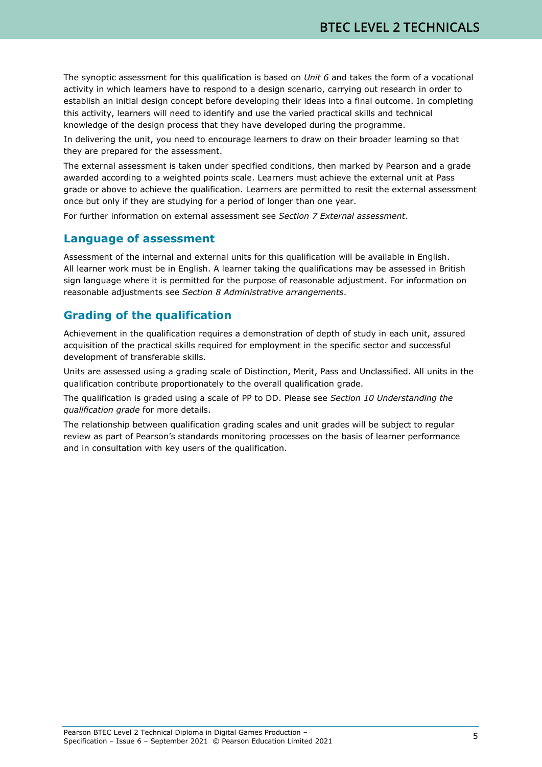The synoptic assessment for this qualification is based on *Unit 6* and takes the form of a vocational activity in which learners have to respond to a design scenario, carrying out research in order to establish an initial design concept before developing their ideas into a final outcome. In completing this activity, learners will need to identify and use the varied practical skills and technical knowledge of the design process that they have developed during the programme.

In delivering the unit, you need to encourage learners to draw on their broader learning so that they are prepared for the assessment.

The external assessment is taken under specified conditions, then marked by Pearson and a grade awarded according to a weighted points scale. Learners must achieve the external unit at Pass grade or above to achieve the qualification. Learners are permitted to resit the external assessment once but only if they are studying for a period of longer than one year.

For further information on external assessment see *Section 7 External assessment*.

## Language of assessment

Assessment of the internal and external units for this qualification will be available in English. All learner work must be in English. A learner taking the qualifications may be assessed in British sign language where it is permitted for the purpose of reasonable adjustment. For information on reasonable adjustments see *Section 8 Administrative arrangements*.

## Grading of the qualification

Achievement in the qualification requires a demonstration of depth of study in each unit, assured acquisition of the practical skills required for employment in the specific sector and successful development of transferable skills.

Units are assessed using a grading scale of Distinction, Merit, Pass and Unclassified. All units in the qualification contribute proportionately to the overall qualification grade.

The qualification is graded using a scale of PP to DD. Please see *Section 10 Understanding the qualification grade* for more details.

The relationship between qualification grading scales and unit grades will be subject to regular review as part of Pearson's standards monitoring processes on the basis of learner performance and in consultation with key users of the qualification.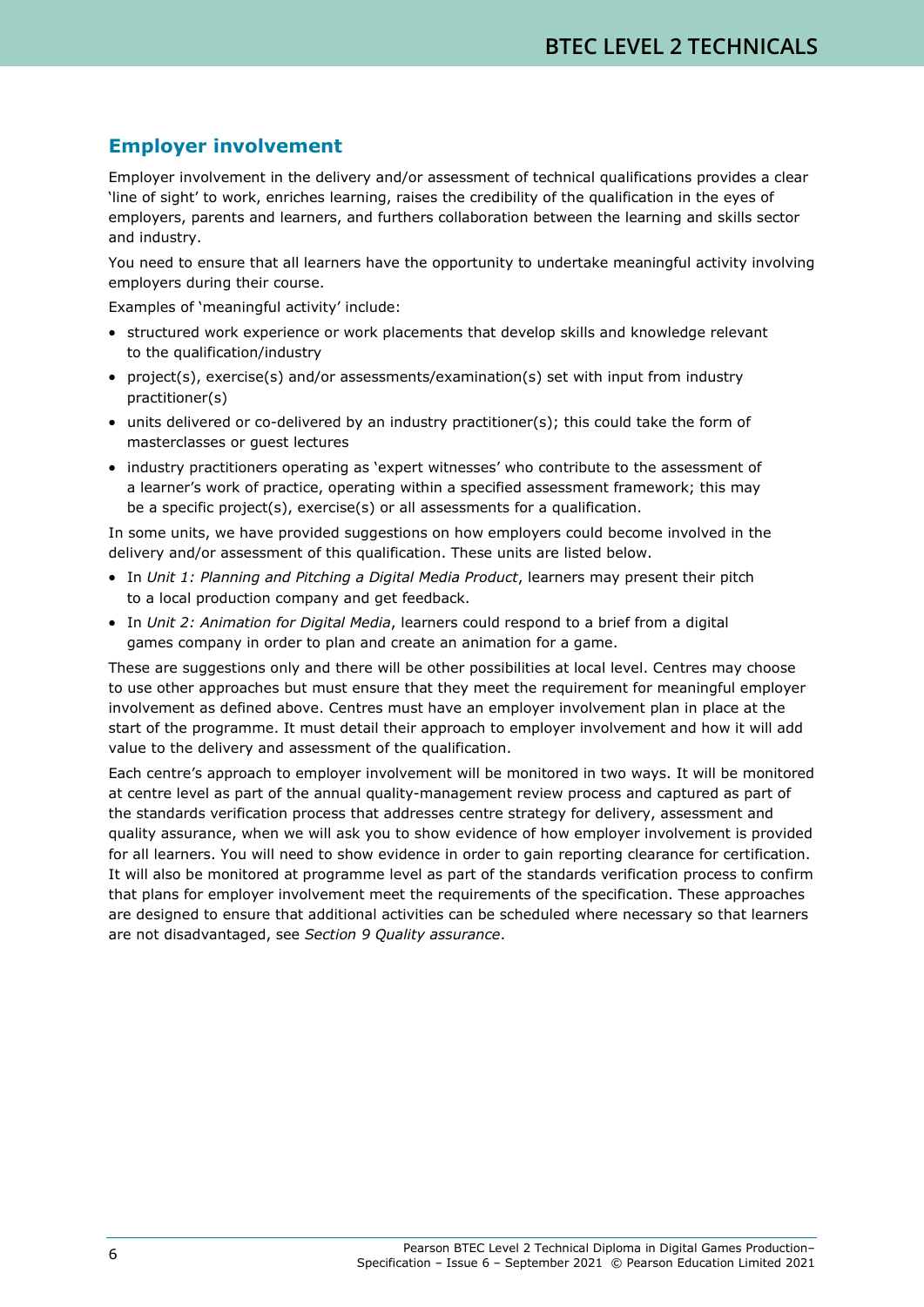## Employer involvement

Employer involvement in the delivery and/or assessment of technical qualifications provides a clear 'line of sight' to work, enriches learning, raises the credibility of the qualification in the eyes of employers, parents and learners, and furthers collaboration between the learning and skills sector and industry.

You need to ensure that all learners have the opportunity to undertake meaningful activity involving employers during their course.

Examples of 'meaningful activity' include:

- structured work experience or work placements that develop skills and knowledge relevant to the qualification/industry
- project(s), exercise(s) and/or assessments/examination(s) set with input from industry practitioner(s)
- units delivered or co-delivered by an industry practitioner(s); this could take the form of masterclasses or guest lectures
- industry practitioners operating as 'expert witnesses' who contribute to the assessment of a learner's work of practice, operating within a specified assessment framework; this may be a specific project(s), exercise(s) or all assessments for a qualification.

In some units, we have provided suggestions on how employers could become involved in the delivery and/or assessment of this qualification. These units are listed below.

- In *Unit 1: Planning and Pitching a Digital Media Product*, learners may present their pitch to a local production company and get feedback.
- In *Unit 2: Animation for Digital Media*, learners could respond to a brief from a digital games company in order to plan and create an animation for a game.

These are suggestions only and there will be other possibilities at local level. Centres may choose to use other approaches but must ensure that they meet the requirement for meaningful employer involvement as defined above. Centres must have an employer involvement plan in place at the start of the programme. It must detail their approach to employer involvement and how it will add value to the delivery and assessment of the qualification.

Each centre's approach to employer involvement will be monitored in two ways. It will be monitored at centre level as part of the annual quality-management review process and captured as part of the standards verification process that addresses centre strategy for delivery, assessment and quality assurance, when we will ask you to show evidence of how employer involvement is provided for all learners. You will need to show evidence in order to gain reporting clearance for certification. It will also be monitored at programme level as part of the standards verification process to confirm that plans for employer involvement meet the requirements of the specification. These approaches are designed to ensure that additional activities can be scheduled where necessary so that learners are not disadvantaged, see *Section 9 Quality assurance*.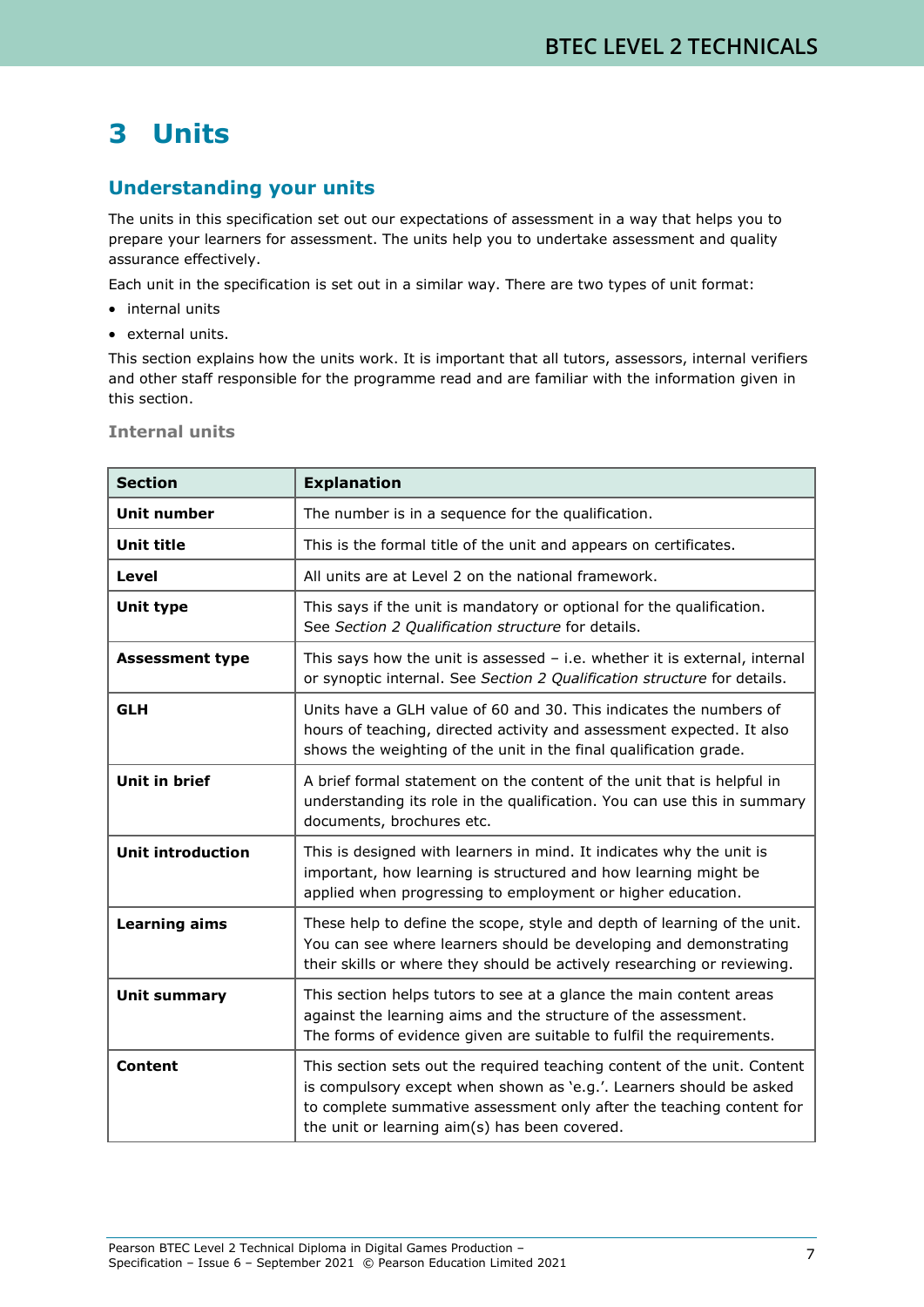# 3 Units

## Understanding your units

The units in this specification set out our expectations of assessment in a way that helps you to prepare your learners for assessment. The units help you to undertake assessment and quality assurance effectively.

Each unit in the specification is set out in a similar way. There are two types of unit format:

- internal units
- external units.

This section explains how the units work. It is important that all tutors, assessors, internal verifiers and other staff responsible for the programme read and are familiar with the information given in this section.

### Internal units

| Section | Explanation |
|---|---|
| **Unit number** | The number is in a sequence for the qualification. |
| **Unit title** | This is the formal title of the unit and appears on certificates. |
| **Level** | All units are at Level 2 on the national framework. |
| **Unit type** | This says if the unit is mandatory or optional for the qualification. See *Section 2 Qualification structure* for details. |
| **Assessment type** | This says how the unit is assessed – i.e. whether it is external, internal or synoptic internal. See *Section 2 Qualification structure* for details. |
| **GLH** | Units have a GLH value of 60 and 30. This indicates the numbers of hours of teaching, directed activity and assessment expected. It also shows the weighting of the unit in the final qualification grade. |
| **Unit in brief** | A brief formal statement on the content of the unit that is helpful in understanding its role in the qualification. You can use this in summary documents, brochures etc. |
| **Unit introduction** | This is designed with learners in mind. It indicates why the unit is important, how learning is structured and how learning might be applied when progressing to employment or higher education. |
| **Learning aims** | These help to define the scope, style and depth of learning of the unit. You can see where learners should be developing and demonstrating their skills or where they should be actively researching or reviewing. |
| **Unit summary** | This section helps tutors to see at a glance the main content areas against the learning aims and the structure of the assessment. The forms of evidence given are suitable to fulfil the requirements. |
| **Content** | This section sets out the required teaching content of the unit. Content is compulsory except when shown as 'e.g.'. Learners should be asked to complete summative assessment only after the teaching content for the unit or learning aim(s) has been covered. |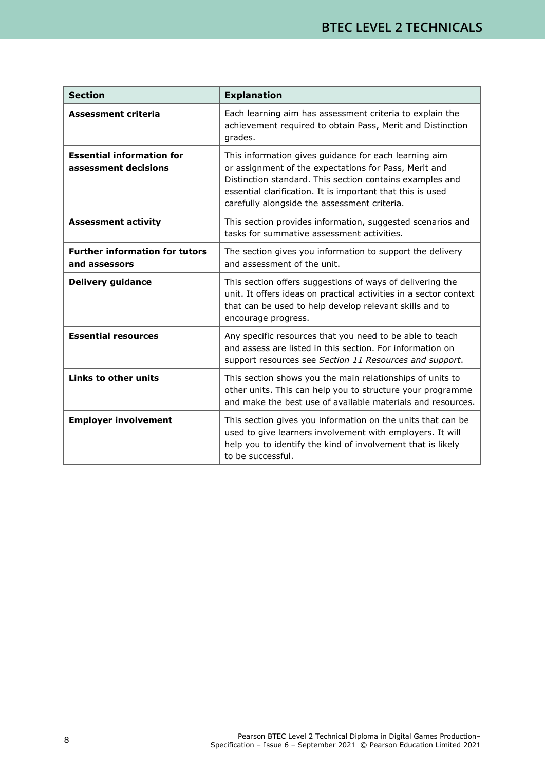| Section | Explanation |
|---|---|
| **Assessment criteria** | Each learning aim has assessment criteria to explain the achievement required to obtain Pass, Merit and Distinction grades. |
| **Essential information for assessment decisions** | This information gives guidance for each learning aim or assignment of the expectations for Pass, Merit and Distinction standard. This section contains examples and essential clarification. It is important that this is used carefully alongside the assessment criteria. |
| **Assessment activity** | This section provides information, suggested scenarios and tasks for summative assessment activities. |
| **Further information for tutors and assessors** | The section gives you information to support the delivery and assessment of the unit. |
| **Delivery guidance** | This section offers suggestions of ways of delivering the unit. It offers ideas on practical activities in a sector context that can be used to help develop relevant skills and to encourage progress. |
| **Essential resources** | Any specific resources that you need to be able to teach and assess are listed in this section. For information on support resources see *Section 11 Resources and support*. |
| **Links to other units** | This section shows you the main relationships of units to other units. This can help you to structure your programme and make the best use of available materials and resources. |
| **Employer involvement** | This section gives you information on the units that can be used to give learners involvement with employers. It will help you to identify the kind of involvement that is likely to be successful. |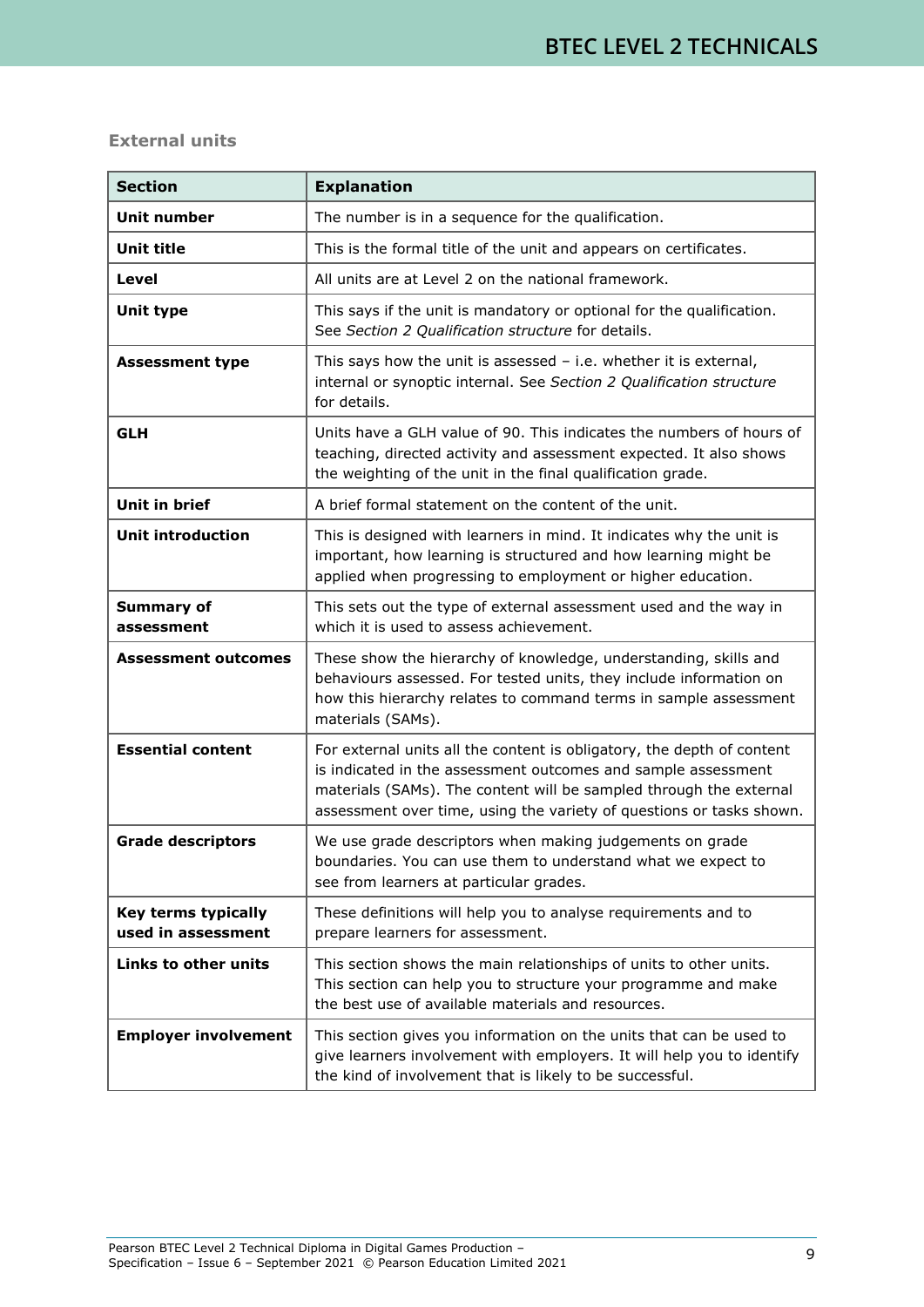### External units

| Section | Explanation |
|---|---|
| **Unit number** | The number is in a sequence for the qualification. |
| **Unit title** | This is the formal title of the unit and appears on certificates. |
| **Level** | All units are at Level 2 on the national framework. |
| **Unit type** | This says if the unit is mandatory or optional for the qualification. See *Section 2 Qualification structure* for details. |
| **Assessment type** | This says how the unit is assessed – i.e. whether it is external, internal or synoptic internal. See *Section 2 Qualification structure* for details. |
| **GLH** | Units have a GLH value of 90. This indicates the numbers of hours of teaching, directed activity and assessment expected. It also shows the weighting of the unit in the final qualification grade. |
| **Unit in brief** | A brief formal statement on the content of the unit. |
| **Unit introduction** | This is designed with learners in mind. It indicates why the unit is important, how learning is structured and how learning might be applied when progressing to employment or higher education. |
| **Summary of assessment** | This sets out the type of external assessment used and the way in which it is used to assess achievement. |
| **Assessment outcomes** | These show the hierarchy of knowledge, understanding, skills and behaviours assessed. For tested units, they include information on how this hierarchy relates to command terms in sample assessment materials (SAMs). |
| **Essential content** | For external units all the content is obligatory, the depth of content is indicated in the assessment outcomes and sample assessment materials (SAMs). The content will be sampled through the external assessment over time, using the variety of questions or tasks shown. |
| **Grade descriptors** | We use grade descriptors when making judgements on grade boundaries. You can use them to understand what we expect to see from learners at particular grades. |
| **Key terms typically used in assessment** | These definitions will help you to analyse requirements and to prepare learners for assessment. |
| **Links to other units** | This section shows the main relationships of units to other units. This section can help you to structure your programme and make the best use of available materials and resources. |
| **Employer involvement** | This section gives you information on the units that can be used to give learners involvement with employers. It will help you to identify the kind of involvement that is likely to be successful. |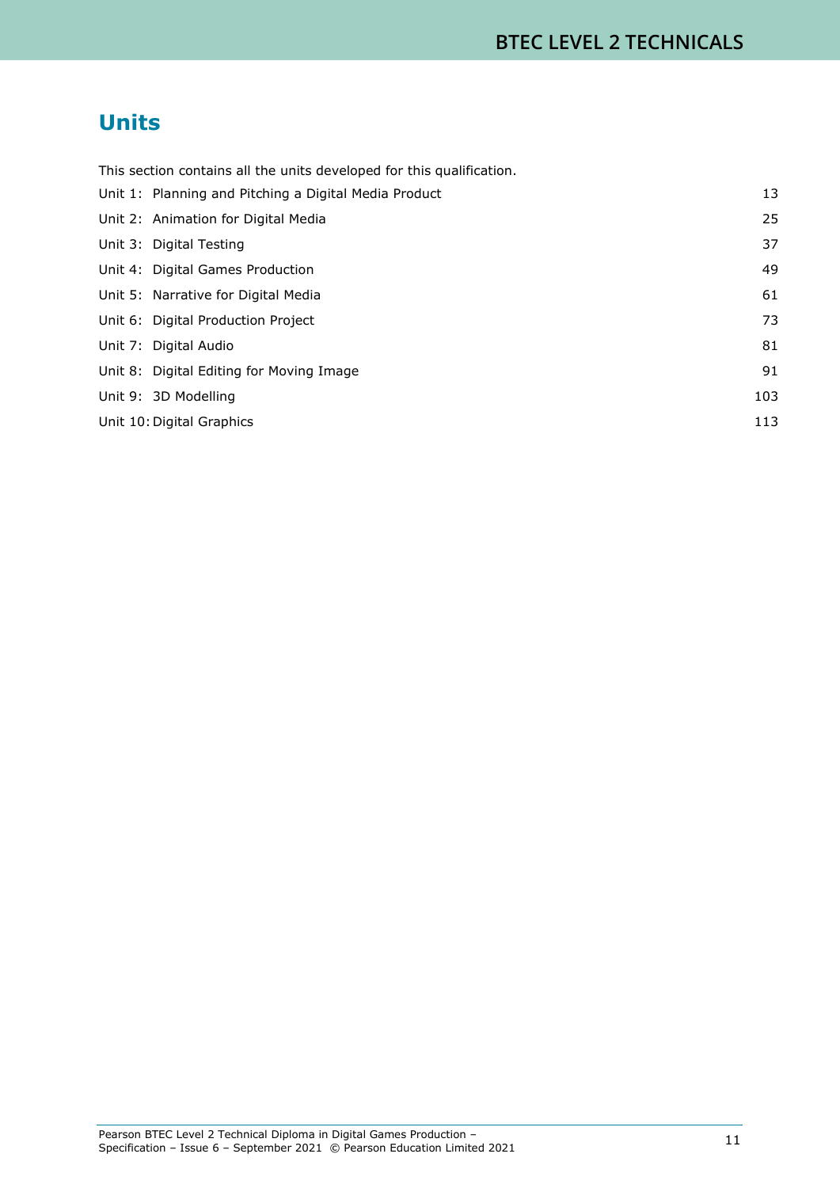# Units

This section contains all the units developed for this qualification.

| | |
|---|---|
| Unit 1: Planning and Pitching a Digital Media Product | 13 |
| Unit 2: Animation for Digital Media | 25 |
| Unit 3: Digital Testing | 37 |
| Unit 4: Digital Games Production | 49 |
| Unit 5: Narrative for Digital Media | 61 |
| Unit 6: Digital Production Project | 73 |
| Unit 7: Digital Audio | 81 |
| Unit 8: Digital Editing for Moving Image | 91 |
| Unit 9: 3D Modelling | 103 |
| Unit 10: Digital Graphics | 113 |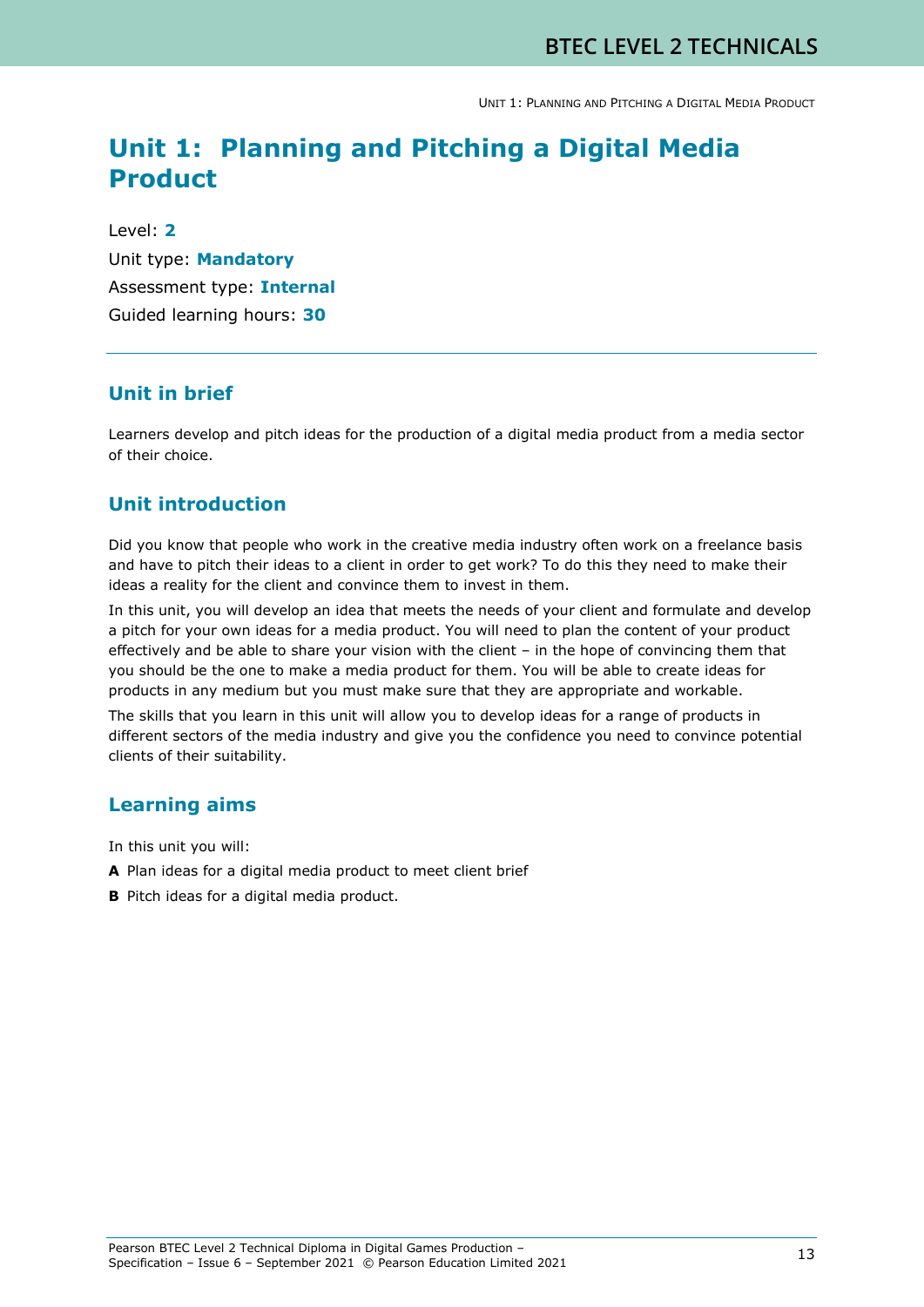# Unit 1: Planning and Pitching a Digital Media Product

Level: **2**

Unit type: **Mandatory**

Assessment type: **Internal**

Guided learning hours: **30**

## Unit in brief

Learners develop and pitch ideas for the production of a digital media product from a media sector of their choice.

## Unit introduction

Did you know that people who work in the creative media industry often work on a freelance basis and have to pitch their ideas to a client in order to get work? To do this they need to make their ideas a reality for the client and convince them to invest in them.

In this unit, you will develop an idea that meets the needs of your client and formulate and develop a pitch for your own ideas for a media product. You will need to plan the content of your product effectively and be able to share your vision with the client – in the hope of convincing them that you should be the one to make a media product for them. You will be able to create ideas for products in any medium but you must make sure that they are appropriate and workable.

The skills that you learn in this unit will allow you to develop ideas for a range of products in different sectors of the media industry and give you the confidence you need to convince potential clients of their suitability.

## Learning aims

In this unit you will:

**A** Plan ideas for a digital media product to meet client brief

**B** Pitch ideas for a digital media product.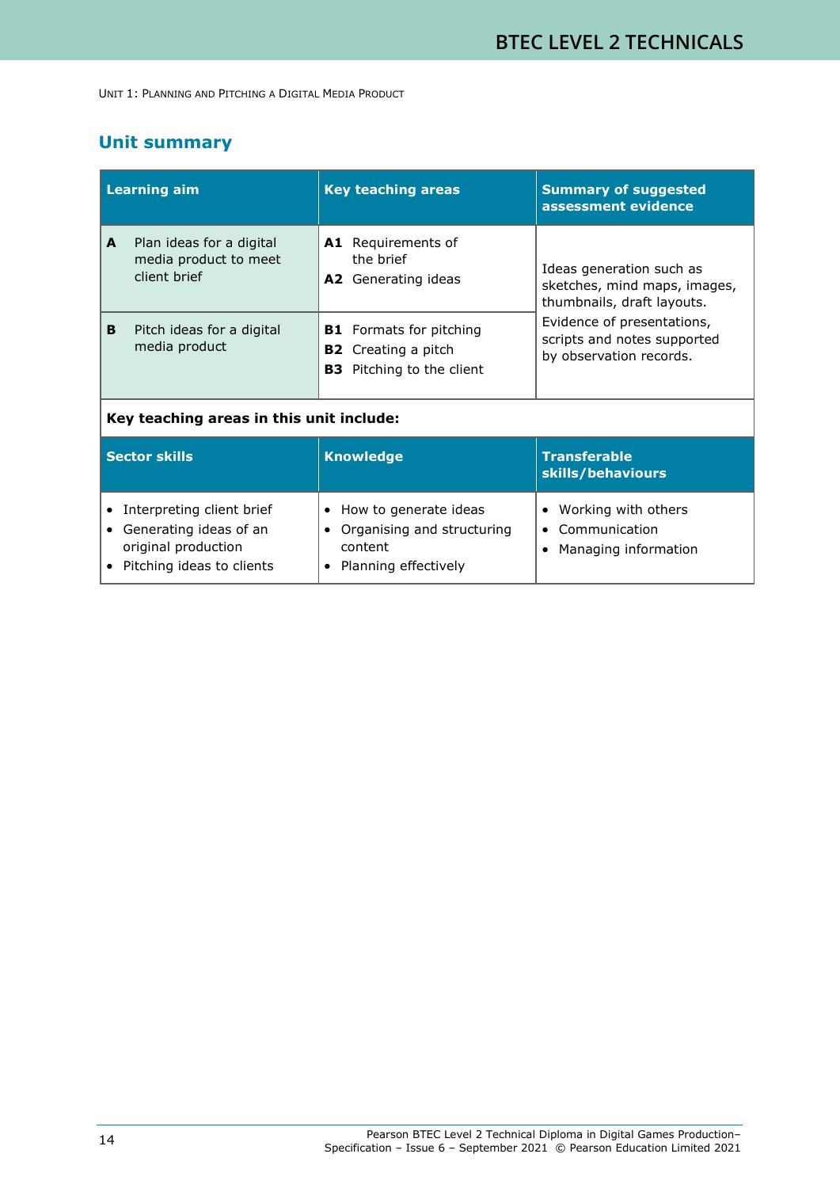## Unit summary

| Learning aim | Key teaching areas | Summary of suggested assessment evidence |
|---|---|---|
| **A** Plan ideas for a digital media product to meet client brief | **A1** Requirements of the brief<br>**A2** Generating ideas | Ideas generation such as sketches, mind maps, images, thumbnails, draft layouts.<br>Evidence of presentations, scripts and notes supported by observation records. |
| **B** Pitch ideas for a digital media product | **B1** Formats for pitching<br>**B2** Creating a pitch<br>**B3** Pitching to the client | |

**Key teaching areas in this unit include:**

| Sector skills | Knowledge | Transferable skills/behaviours |
|---|---|---|
| • Interpreting client brief<br>• Generating ideas of an original production<br>• Pitching ideas to clients | • How to generate ideas<br>• Organising and structuring content<br>• Planning effectively | • Working with others<br>• Communication<br>• Managing information |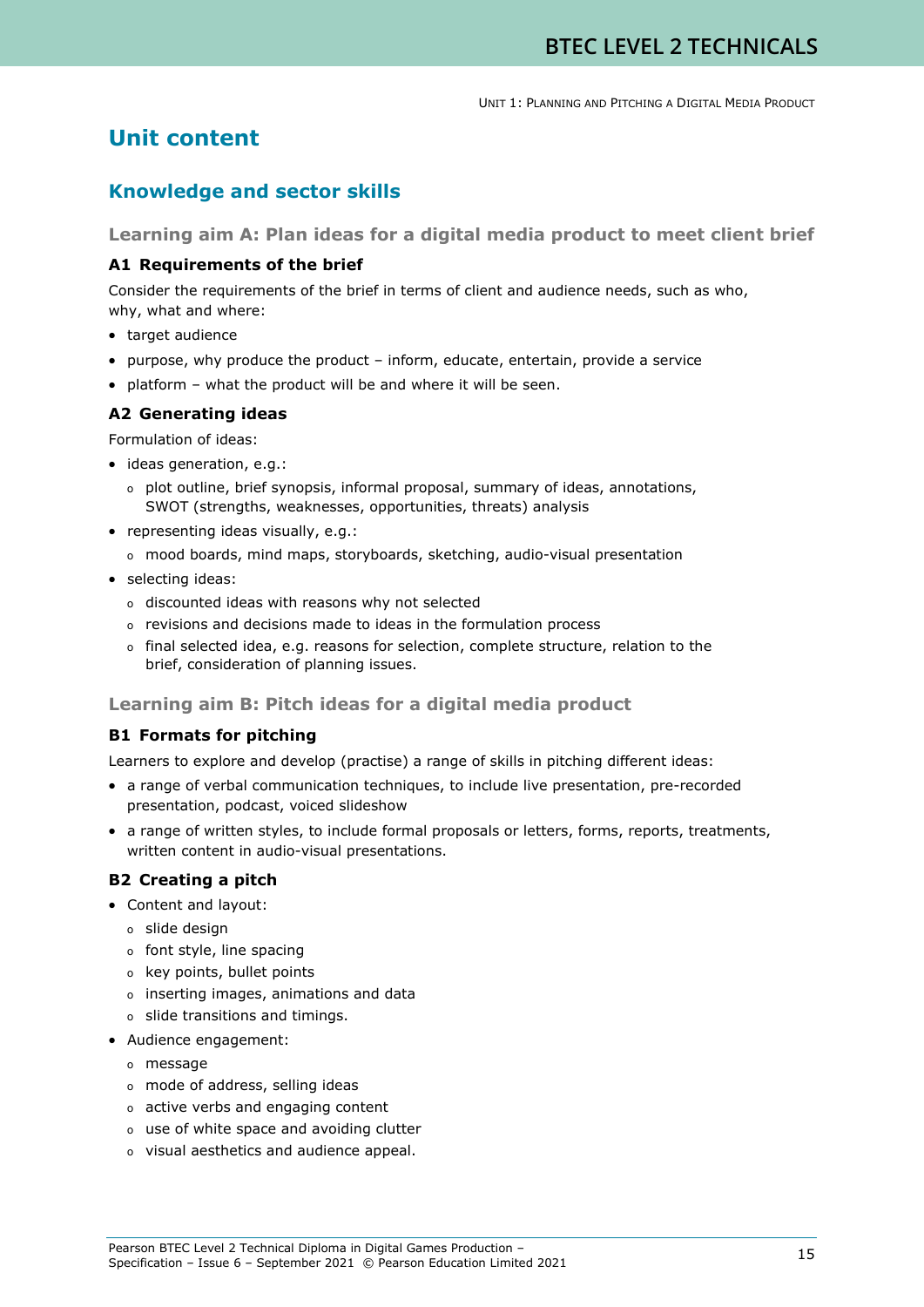# Unit content

## Knowledge and sector skills

### Learning aim A: Plan ideas for a digital media product to meet client brief

#### A1 Requirements of the brief

Consider the requirements of the brief in terms of client and audience needs, such as who, why, what and where:

- target audience
- purpose, why produce the product – inform, educate, entertain, provide a service
- platform – what the product will be and where it will be seen.

#### A2 Generating ideas

Formulation of ideas:

- ideas generation, e.g.:
  - plot outline, brief synopsis, informal proposal, summary of ideas, annotations, SWOT (strengths, weaknesses, opportunities, threats) analysis
- representing ideas visually, e.g.:
  - mood boards, mind maps, storyboards, sketching, audio-visual presentation
- selecting ideas:
  - discounted ideas with reasons why not selected
  - revisions and decisions made to ideas in the formulation process
  - final selected idea, e.g. reasons for selection, complete structure, relation to the brief, consideration of planning issues.

### Learning aim B: Pitch ideas for a digital media product

#### B1 Formats for pitching

Learners to explore and develop (practise) a range of skills in pitching different ideas:

- a range of verbal communication techniques, to include live presentation, pre-recorded presentation, podcast, voiced slideshow
- a range of written styles, to include formal proposals or letters, forms, reports, treatments, written content in audio-visual presentations.

#### B2 Creating a pitch

- Content and layout:
  - slide design
  - font style, line spacing
  - key points, bullet points
  - inserting images, animations and data
  - slide transitions and timings.
- Audience engagement:
  - message
  - mode of address, selling ideas
  - active verbs and engaging content
  - use of white space and avoiding clutter
  - visual aesthetics and audience appeal.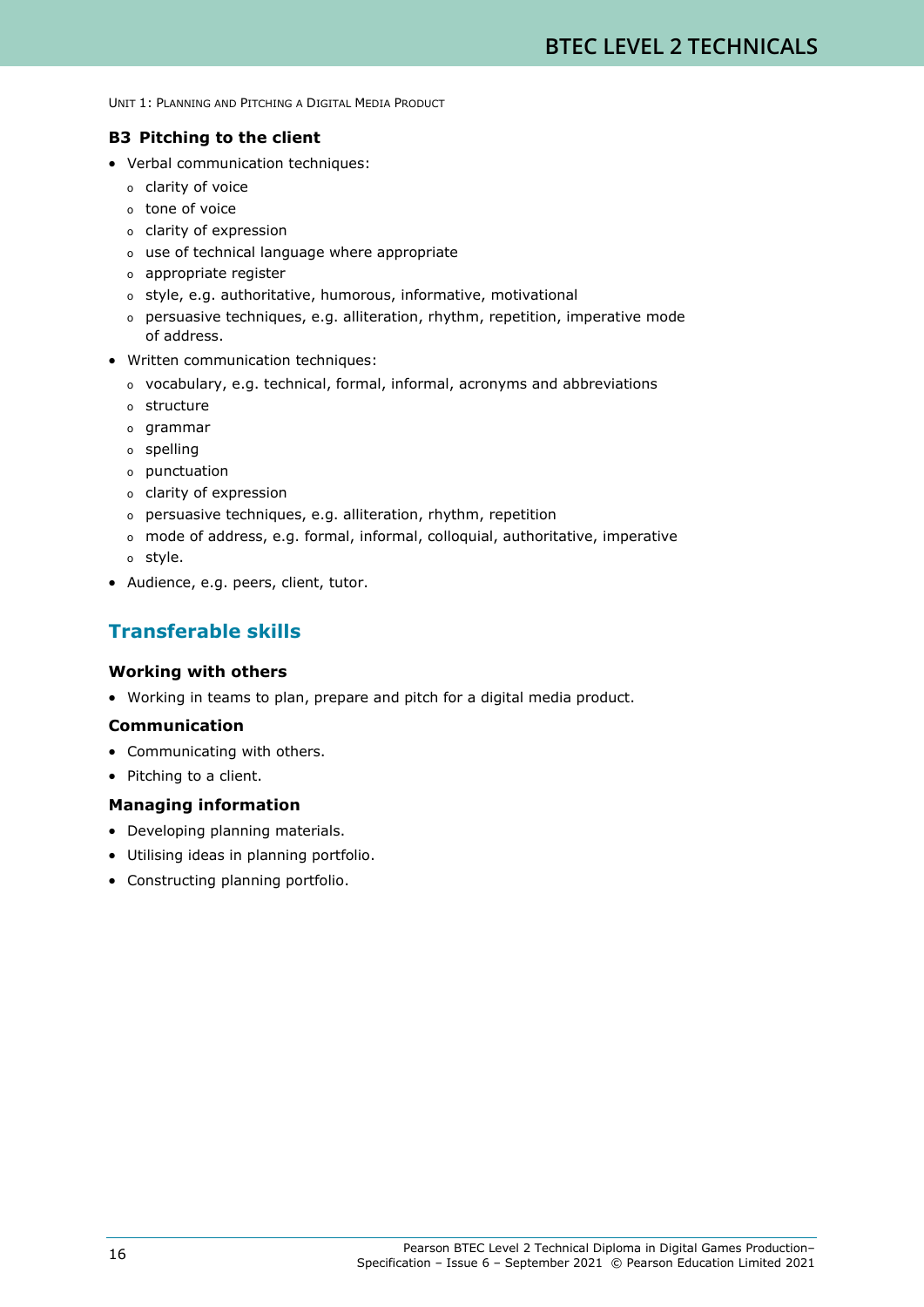### B3 Pitching to the client

- Verbal communication techniques:
  - clarity of voice
  - tone of voice
  - clarity of expression
  - use of technical language where appropriate
  - appropriate register
  - style, e.g. authoritative, humorous, informative, motivational
  - persuasive techniques, e.g. alliteration, rhythm, repetition, imperative mode of address.
- Written communication techniques:
  - vocabulary, e.g. technical, formal, informal, acronyms and abbreviations
  - structure
  - grammar
  - spelling
  - punctuation
  - clarity of expression
  - persuasive techniques, e.g. alliteration, rhythm, repetition
  - mode of address, e.g. formal, informal, colloquial, authoritative, imperative
  - style.
- Audience, e.g. peers, client, tutor.

## Transferable skills

### Working with others

- Working in teams to plan, prepare and pitch for a digital media product.

### Communication

- Communicating with others.
- Pitching to a client.

### Managing information

- Developing planning materials.
- Utilising ideas in planning portfolio.
- Constructing planning portfolio.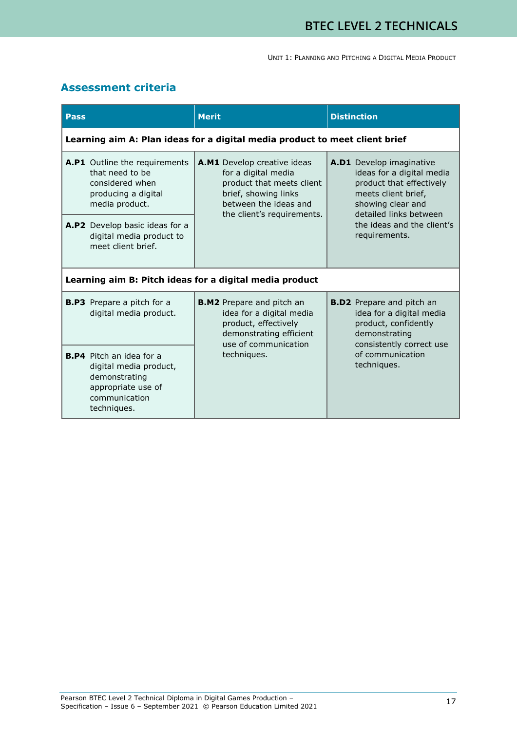## Assessment criteria

| Pass | Merit | Distinction |
|---|---|---|
| **Learning aim A: Plan ideas for a digital media product to meet client brief** | | |
| **A.P1** Outline the requirements that need to be considered when producing a digital media product. | **A.M1** Develop creative ideas for a digital media product that meets client brief, showing links between the ideas and the client's requirements. | **A.D1** Develop imaginative ideas for a digital media product that effectively meets client brief, showing clear and detailed links between the ideas and the client's requirements. |
| **A.P2** Develop basic ideas for a digital media product to meet client brief. | | |
| **Learning aim B: Pitch ideas for a digital media product** | | |
| **B.P3** Prepare a pitch for a digital media product. | **B.M2** Prepare and pitch an idea for a digital media product, effectively demonstrating efficient use of communication techniques. | **B.D2** Prepare and pitch an idea for a digital media product, confidently demonstrating consistently correct use of communication techniques. |
| **B.P4** Pitch an idea for a digital media product, demonstrating appropriate use of communication techniques. | | |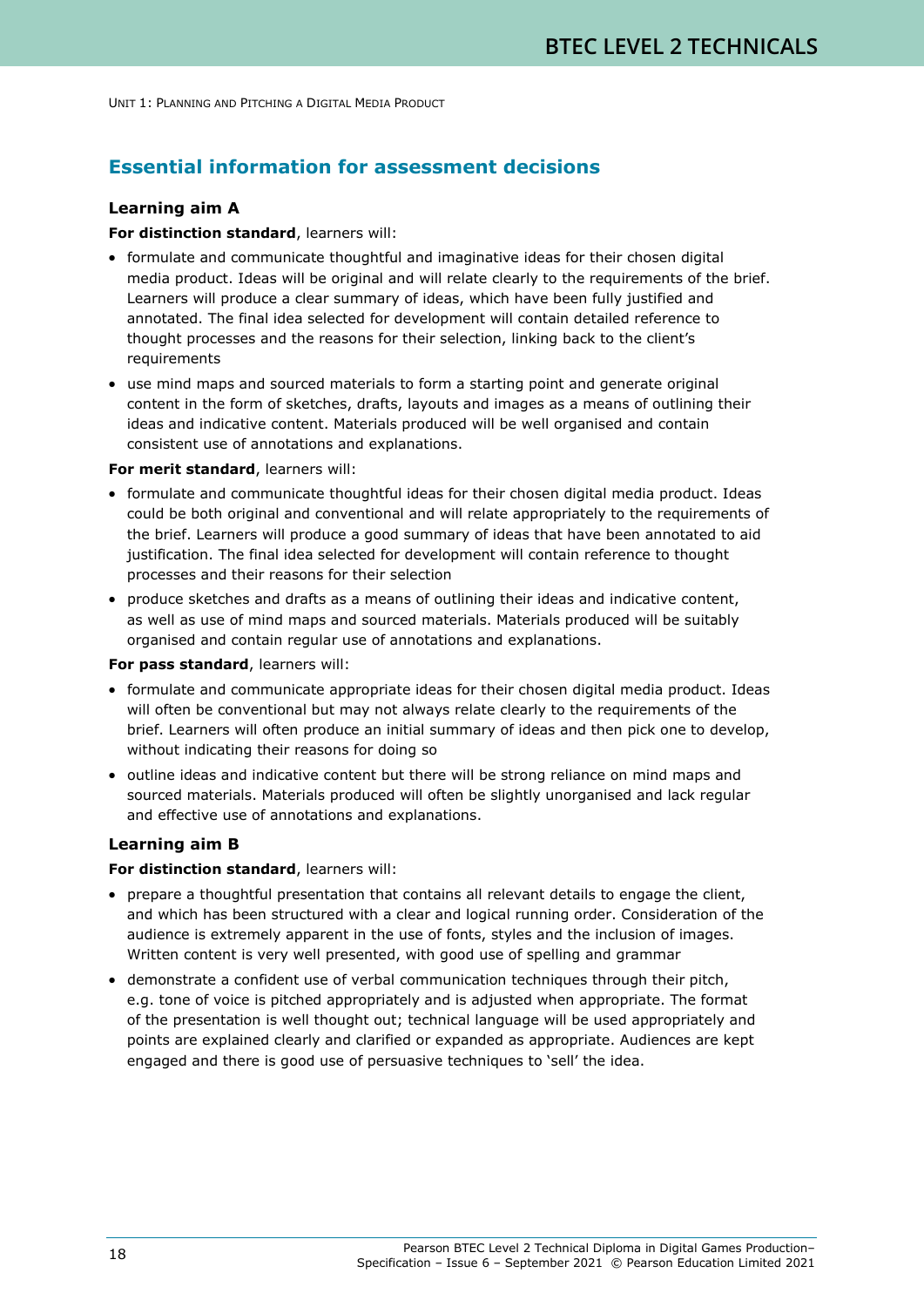## Essential information for assessment decisions

### Learning aim A

**For distinction standard**, learners will:

- formulate and communicate thoughtful and imaginative ideas for their chosen digital media product. Ideas will be original and will relate clearly to the requirements of the brief. Learners will produce a clear summary of ideas, which have been fully justified and annotated. The final idea selected for development will contain detailed reference to thought processes and the reasons for their selection, linking back to the client's requirements
- use mind maps and sourced materials to form a starting point and generate original content in the form of sketches, drafts, layouts and images as a means of outlining their ideas and indicative content. Materials produced will be well organised and contain consistent use of annotations and explanations.

**For merit standard**, learners will:

- formulate and communicate thoughtful ideas for their chosen digital media product. Ideas could be both original and conventional and will relate appropriately to the requirements of the brief. Learners will produce a good summary of ideas that have been annotated to aid justification. The final idea selected for development will contain reference to thought processes and their reasons for their selection
- produce sketches and drafts as a means of outlining their ideas and indicative content, as well as use of mind maps and sourced materials. Materials produced will be suitably organised and contain regular use of annotations and explanations.

**For pass standard**, learners will:

- formulate and communicate appropriate ideas for their chosen digital media product. Ideas will often be conventional but may not always relate clearly to the requirements of the brief. Learners will often produce an initial summary of ideas and then pick one to develop, without indicating their reasons for doing so
- outline ideas and indicative content but there will be strong reliance on mind maps and sourced materials. Materials produced will often be slightly unorganised and lack regular and effective use of annotations and explanations.

### Learning aim B

**For distinction standard**, learners will:

- prepare a thoughtful presentation that contains all relevant details to engage the client, and which has been structured with a clear and logical running order. Consideration of the audience is extremely apparent in the use of fonts, styles and the inclusion of images. Written content is very well presented, with good use of spelling and grammar
- demonstrate a confident use of verbal communication techniques through their pitch, e.g. tone of voice is pitched appropriately and is adjusted when appropriate. The format of the presentation is well thought out; technical language will be used appropriately and points are explained clearly and clarified or expanded as appropriate. Audiences are kept engaged and there is good use of persuasive techniques to 'sell' the idea.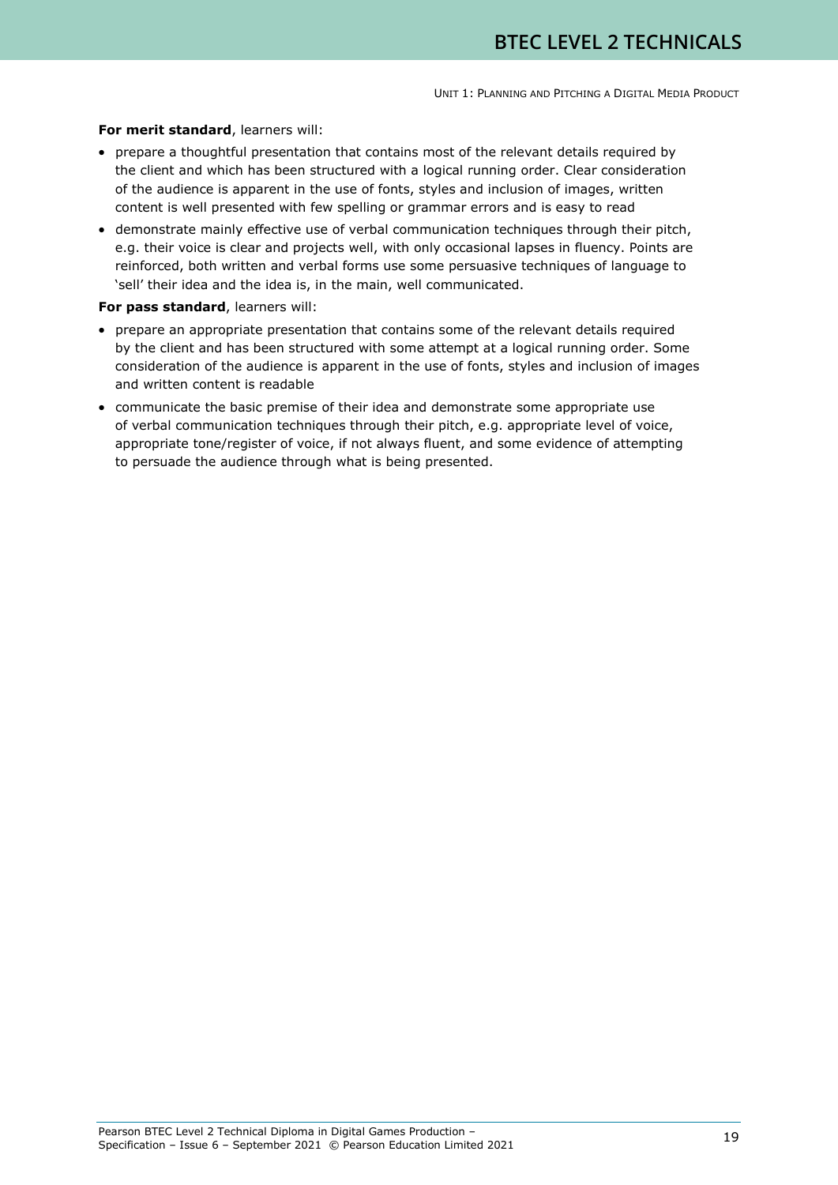**For merit standard**, learners will:

- prepare a thoughtful presentation that contains most of the relevant details required by the client and which has been structured with a logical running order. Clear consideration of the audience is apparent in the use of fonts, styles and inclusion of images, written content is well presented with few spelling or grammar errors and is easy to read
- demonstrate mainly effective use of verbal communication techniques through their pitch, e.g. their voice is clear and projects well, with only occasional lapses in fluency. Points are reinforced, both written and verbal forms use some persuasive techniques of language to 'sell' their idea and the idea is, in the main, well communicated.

**For pass standard**, learners will:

- prepare an appropriate presentation that contains some of the relevant details required by the client and has been structured with some attempt at a logical running order. Some consideration of the audience is apparent in the use of fonts, styles and inclusion of images and written content is readable
- communicate the basic premise of their idea and demonstrate some appropriate use of verbal communication techniques through their pitch, e.g. appropriate level of voice, appropriate tone/register of voice, if not always fluent, and some evidence of attempting to persuade the audience through what is being presented.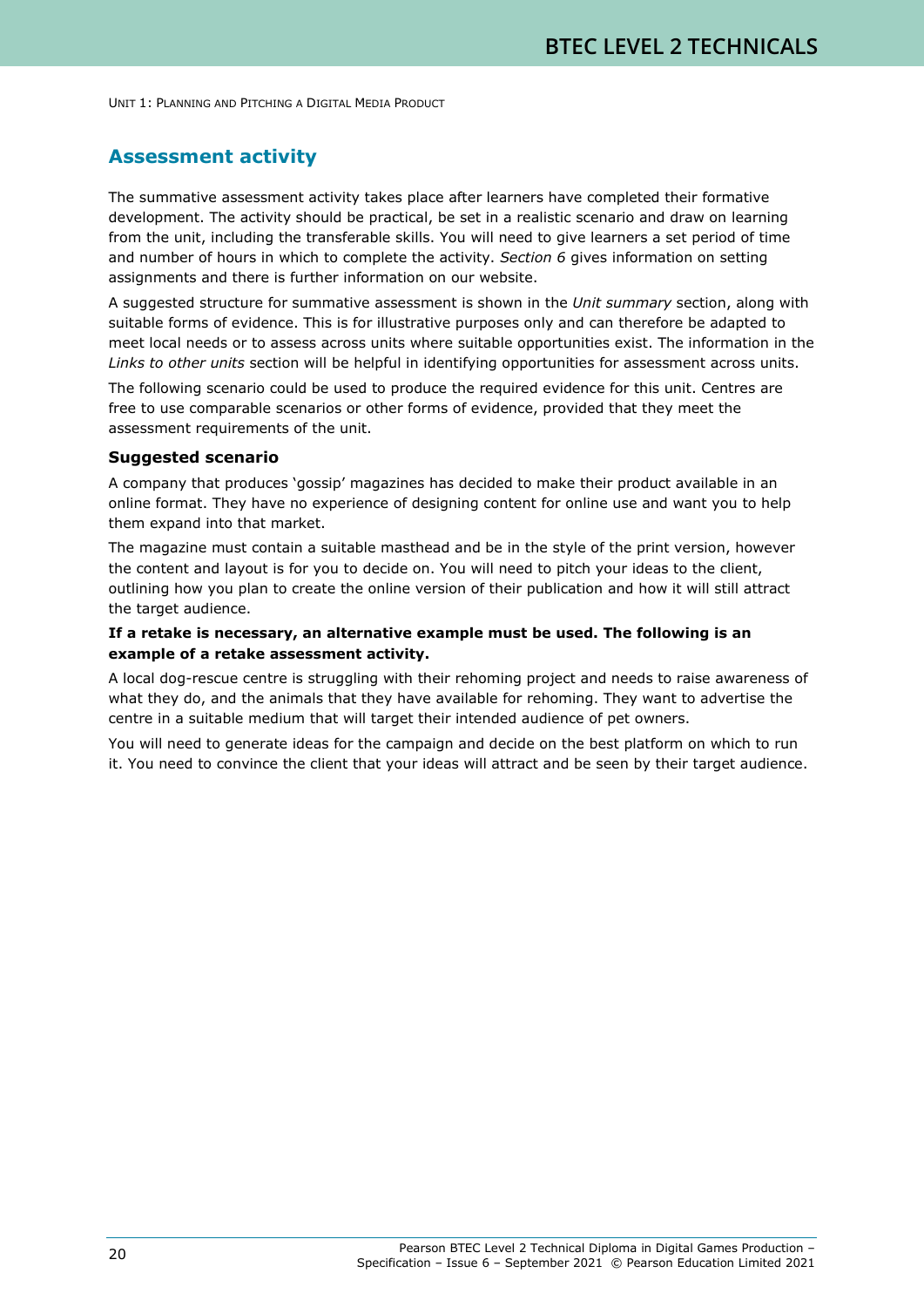## Assessment activity

The summative assessment activity takes place after learners have completed their formative development. The activity should be practical, be set in a realistic scenario and draw on learning from the unit, including the transferable skills. You will need to give learners a set period of time and number of hours in which to complete the activity. *Section 6* gives information on setting assignments and there is further information on our website.

A suggested structure for summative assessment is shown in the *Unit summary* section, along with suitable forms of evidence. This is for illustrative purposes only and can therefore be adapted to meet local needs or to assess across units where suitable opportunities exist. The information in the *Links to other units* section will be helpful in identifying opportunities for assessment across units.

The following scenario could be used to produce the required evidence for this unit. Centres are free to use comparable scenarios or other forms of evidence, provided that they meet the assessment requirements of the unit.

### Suggested scenario

A company that produces 'gossip' magazines has decided to make their product available in an online format. They have no experience of designing content for online use and want you to help them expand into that market.

The magazine must contain a suitable masthead and be in the style of the print version, however the content and layout is for you to decide on. You will need to pitch your ideas to the client, outlining how you plan to create the online version of their publication and how it will still attract the target audience.

**If a retake is necessary, an alternative example must be used. The following is an example of a retake assessment activity.**

A local dog-rescue centre is struggling with their rehoming project and needs to raise awareness of what they do, and the animals that they have available for rehoming. They want to advertise the centre in a suitable medium that will target their intended audience of pet owners.

You will need to generate ideas for the campaign and decide on the best platform on which to run it. You need to convince the client that your ideas will attract and be seen by their target audience.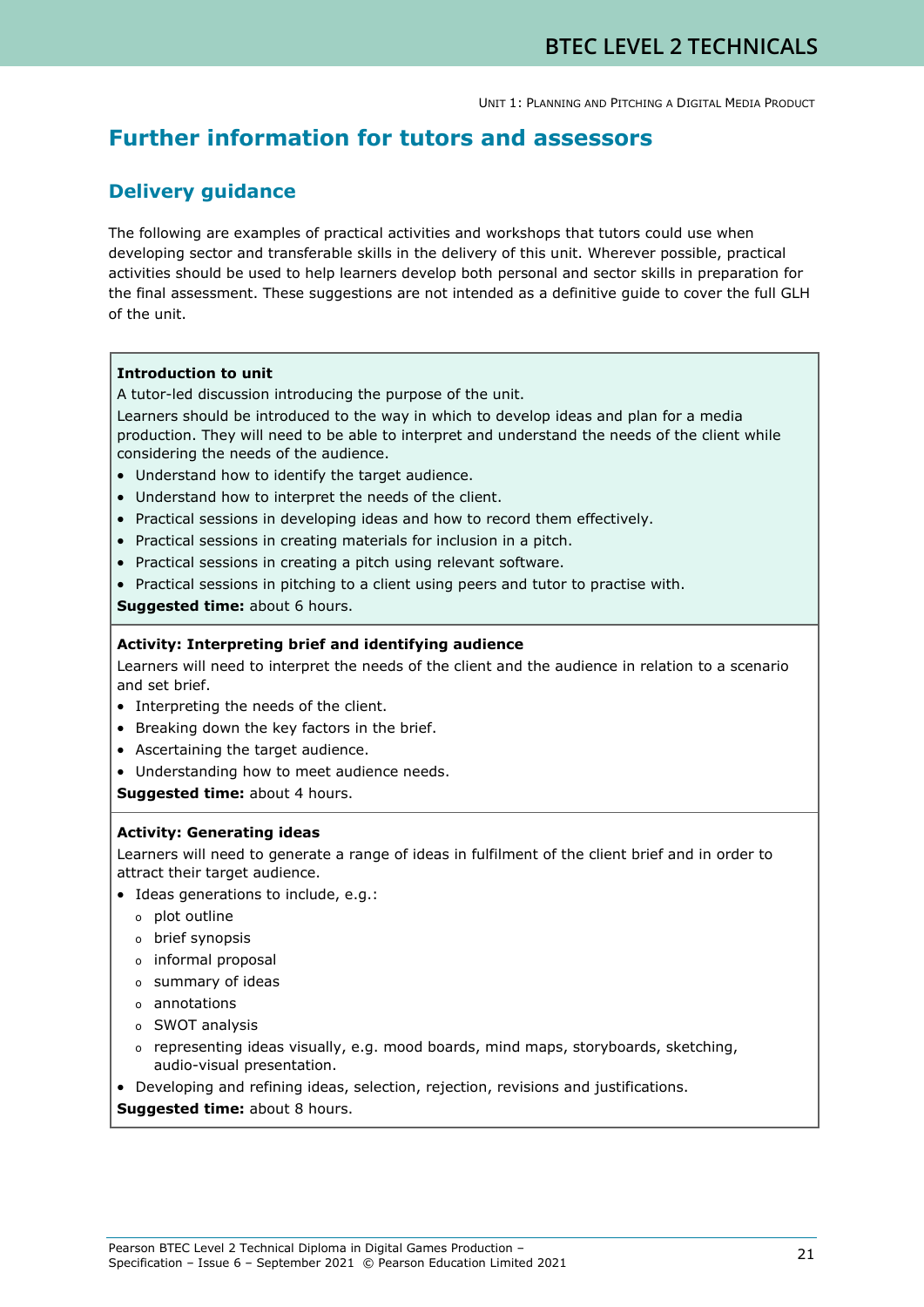# Further information for tutors and assessors

## Delivery guidance

The following are examples of practical activities and workshops that tutors could use when developing sector and transferable skills in the delivery of this unit. Wherever possible, practical activities should be used to help learners develop both personal and sector skills in preparation for the final assessment. These suggestions are not intended as a definitive guide to cover the full GLH of the unit.

**Introduction to unit**

A tutor-led discussion introducing the purpose of the unit.

Learners should be introduced to the way in which to develop ideas and plan for a media production. They will need to be able to interpret and understand the needs of the client while considering the needs of the audience.

- Understand how to identify the target audience.
- Understand how to interpret the needs of the client.
- Practical sessions in developing ideas and how to record them effectively.
- Practical sessions in creating materials for inclusion in a pitch.
- Practical sessions in creating a pitch using relevant software.
- Practical sessions in pitching to a client using peers and tutor to practise with.

**Suggested time:** about 6 hours.

**Activity: Interpreting brief and identifying audience**

Learners will need to interpret the needs of the client and the audience in relation to a scenario and set brief.

- Interpreting the needs of the client.
- Breaking down the key factors in the brief.
- Ascertaining the target audience.
- Understanding how to meet audience needs.

**Suggested time:** about 4 hours.

**Activity: Generating ideas**

Learners will need to generate a range of ideas in fulfilment of the client brief and in order to attract their target audience.

- Ideas generations to include, e.g.:
  - plot outline
  - brief synopsis
  - informal proposal
  - summary of ideas
  - annotations
  - SWOT analysis
  - representing ideas visually, e.g. mood boards, mind maps, storyboards, sketching, audio-visual presentation.
- Developing and refining ideas, selection, rejection, revisions and justifications.

**Suggested time:** about 8 hours.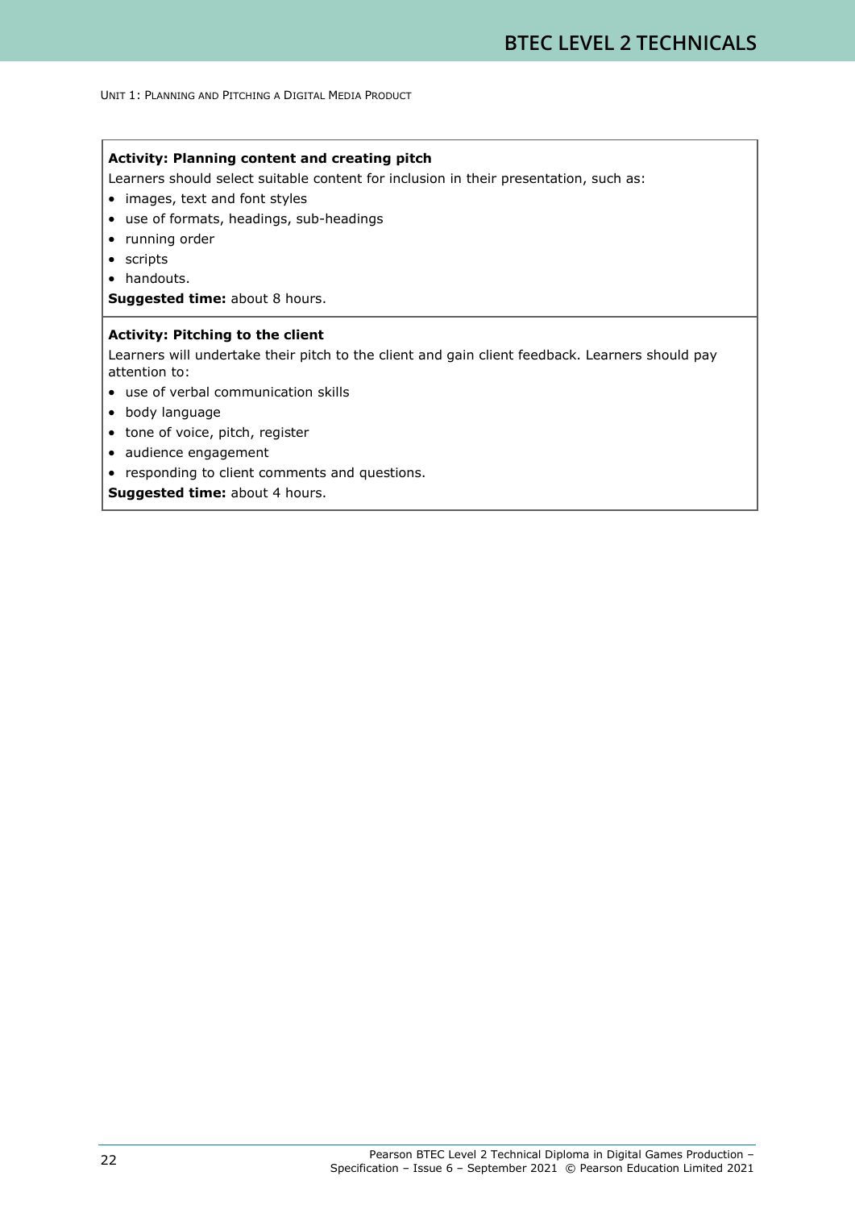**Activity: Planning content and creating pitch**

Learners should select suitable content for inclusion in their presentation, such as:

- images, text and font styles
- use of formats, headings, sub-headings
- running order
- scripts
- handouts.

**Suggested time:** about 8 hours.

**Activity: Pitching to the client**

Learners will undertake their pitch to the client and gain client feedback. Learners should pay attention to:

- use of verbal communication skills
- body language
- tone of voice, pitch, register
- audience engagement
- responding to client comments and questions.

**Suggested time:** about 4 hours.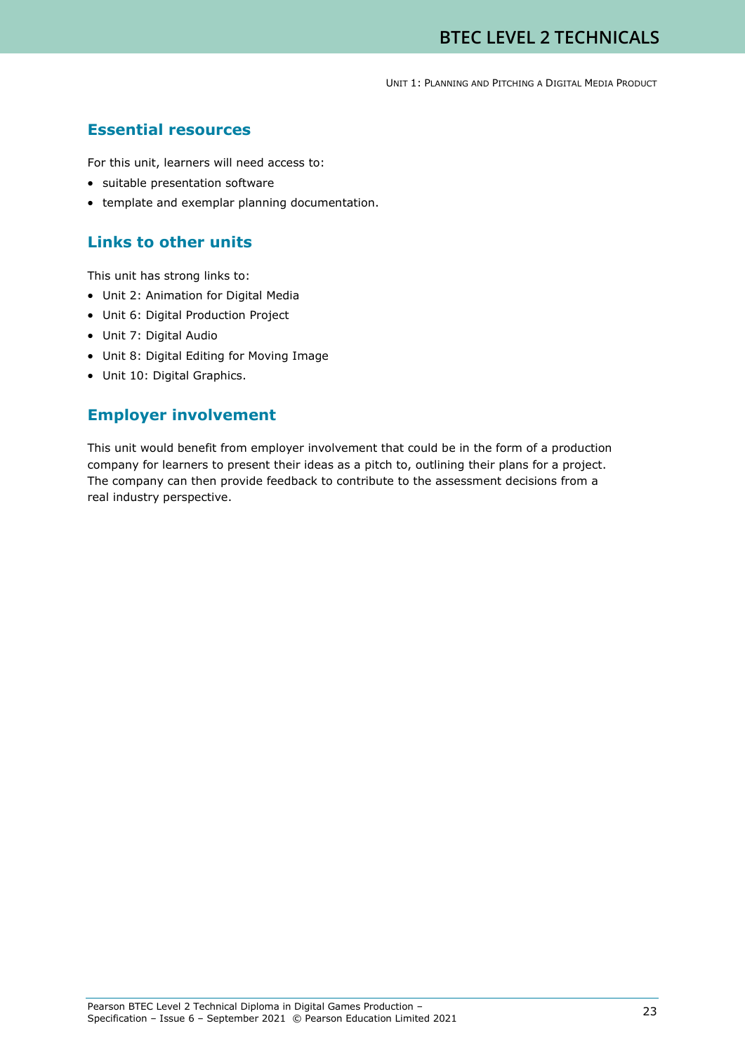## Essential resources

For this unit, learners will need access to:

- suitable presentation software
- template and exemplar planning documentation.

## Links to other units

This unit has strong links to:

- Unit 2: Animation for Digital Media
- Unit 6: Digital Production Project
- Unit 7: Digital Audio
- Unit 8: Digital Editing for Moving Image
- Unit 10: Digital Graphics.

## Employer involvement

This unit would benefit from employer involvement that could be in the form of a production company for learners to present their ideas as a pitch to, outlining their plans for a project. The company can then provide feedback to contribute to the assessment decisions from a real industry perspective.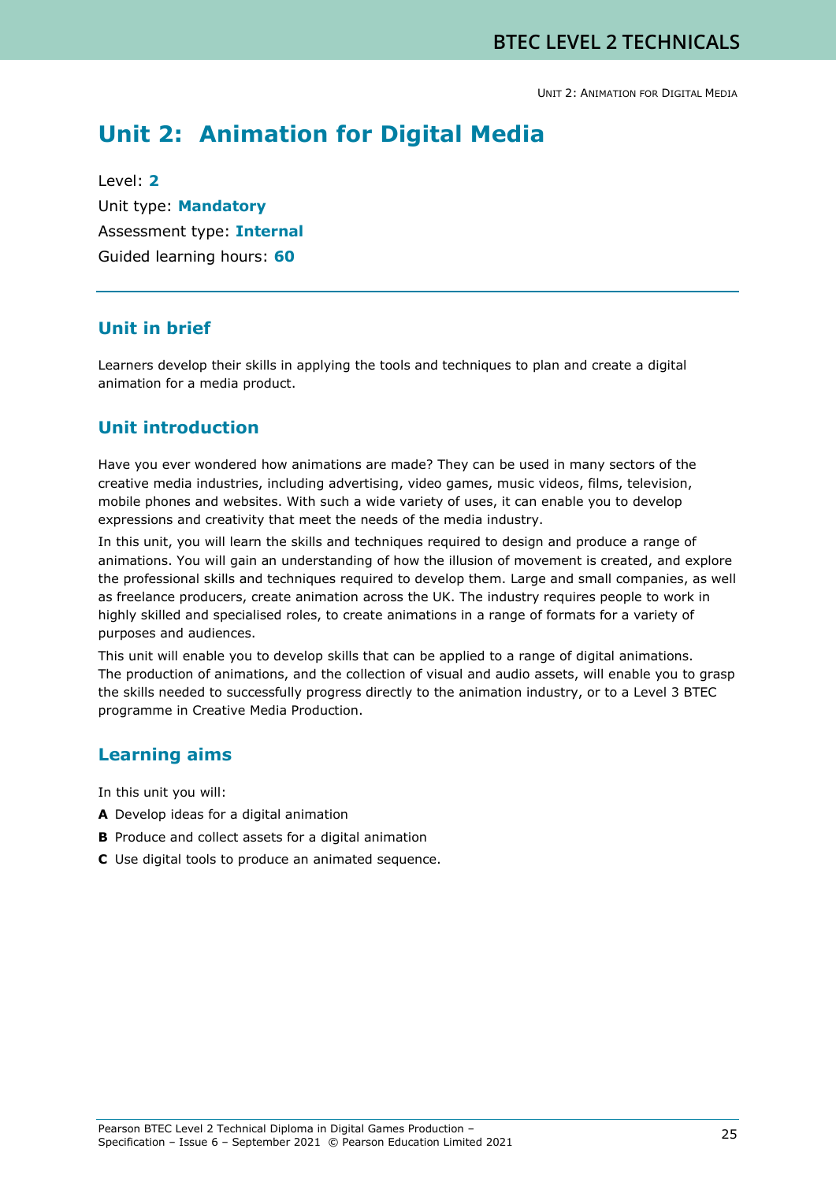# Unit 2: Animation for Digital Media

Level: **2**

Unit type: **Mandatory**

Assessment type: **Internal**

Guided learning hours: **60**

## Unit in brief

Learners develop their skills in applying the tools and techniques to plan and create a digital animation for a media product.

## Unit introduction

Have you ever wondered how animations are made? They can be used in many sectors of the creative media industries, including advertising, video games, music videos, films, television, mobile phones and websites. With such a wide variety of uses, it can enable you to develop expressions and creativity that meet the needs of the media industry.

In this unit, you will learn the skills and techniques required to design and produce a range of animations. You will gain an understanding of how the illusion of movement is created, and explore the professional skills and techniques required to develop them. Large and small companies, as well as freelance producers, create animation across the UK. The industry requires people to work in highly skilled and specialised roles, to create animations in a range of formats for a variety of purposes and audiences.

This unit will enable you to develop skills that can be applied to a range of digital animations. The production of animations, and the collection of visual and audio assets, will enable you to grasp the skills needed to successfully progress directly to the animation industry, or to a Level 3 BTEC programme in Creative Media Production.

## Learning aims

In this unit you will:

**A** Develop ideas for a digital animation

**B** Produce and collect assets for a digital animation

**C** Use digital tools to produce an animated sequence.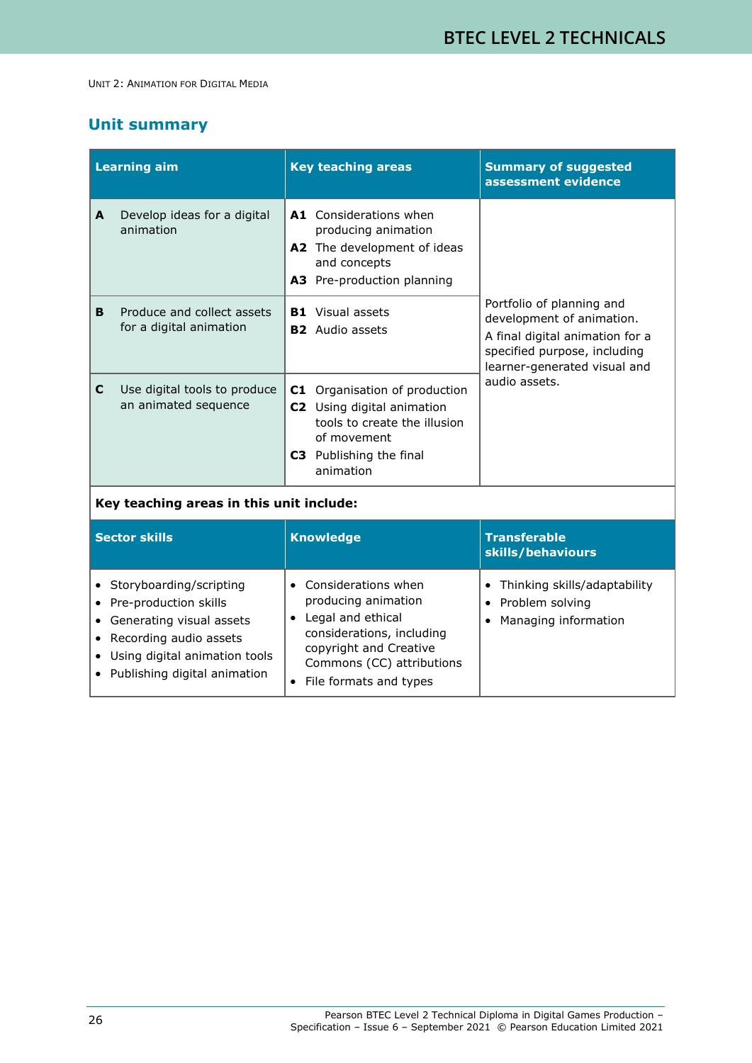UNIT 2: ANIMATION FOR DIGITAL MEDIA

## Unit summary

| Learning aim | Key teaching areas | Summary of suggested assessment evidence |
|---|---|---|
| **A** Develop ideas for a digital animation | **A1** Considerations when producing animation<br>**A2** The development of ideas and concepts<br>**A3** Pre-production planning | Portfolio of planning and development of animation.<br>A final digital animation for a specified purpose, including learner-generated visual and audio assets. |
| **B** Produce and collect assets for a digital animation | **B1** Visual assets<br>**B2** Audio assets | |
| **C** Use digital tools to produce an animated sequence | **C1** Organisation of production<br>**C2** Using digital animation tools to create the illusion of movement<br>**C3** Publishing the final animation | |

**Key teaching areas in this unit include:**

| Sector skills | Knowledge | Transferable skills/behaviours |
|---|---|---|
| • Storyboarding/scripting<br>• Pre-production skills<br>• Generating visual assets<br>• Recording audio assets<br>• Using digital animation tools<br>• Publishing digital animation | • Considerations when producing animation<br>• Legal and ethical considerations, including copyright and Creative Commons (CC) attributions<br>• File formats and types | • Thinking skills/adaptability<br>• Problem solving<br>• Managing information |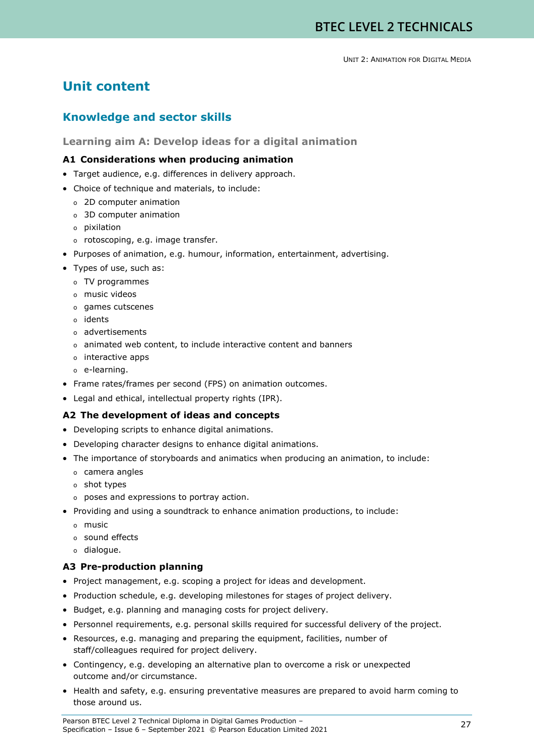# Unit content

## Knowledge and sector skills

### Learning aim A: Develop ideas for a digital animation

#### A1 Considerations when producing animation

- Target audience, e.g. differences in delivery approach.
- Choice of technique and materials, to include:
  - 2D computer animation
  - 3D computer animation
  - pixilation
  - rotoscoping, e.g. image transfer.
- Purposes of animation, e.g. humour, information, entertainment, advertising.
- Types of use, such as:
  - TV programmes
  - music videos
  - games cutscenes
  - idents
  - advertisements
  - animated web content, to include interactive content and banners
  - interactive apps
  - e-learning.
- Frame rates/frames per second (FPS) on animation outcomes.
- Legal and ethical, intellectual property rights (IPR).

#### A2 The development of ideas and concepts

- Developing scripts to enhance digital animations.
- Developing character designs to enhance digital animations.
- The importance of storyboards and animatics when producing an animation, to include:
  - camera angles
  - shot types
  - poses and expressions to portray action.
- Providing and using a soundtrack to enhance animation productions, to include:
  - music
  - sound effects
  - dialogue.

#### A3 Pre-production planning

- Project management, e.g. scoping a project for ideas and development.
- Production schedule, e.g. developing milestones for stages of project delivery.
- Budget, e.g. planning and managing costs for project delivery.
- Personnel requirements, e.g. personal skills required for successful delivery of the project.
- Resources, e.g. managing and preparing the equipment, facilities, number of staff/colleagues required for project delivery.
- Contingency, e.g. developing an alternative plan to overcome a risk or unexpected outcome and/or circumstance.
- Health and safety, e.g. ensuring preventative measures are prepared to avoid harm coming to those around us.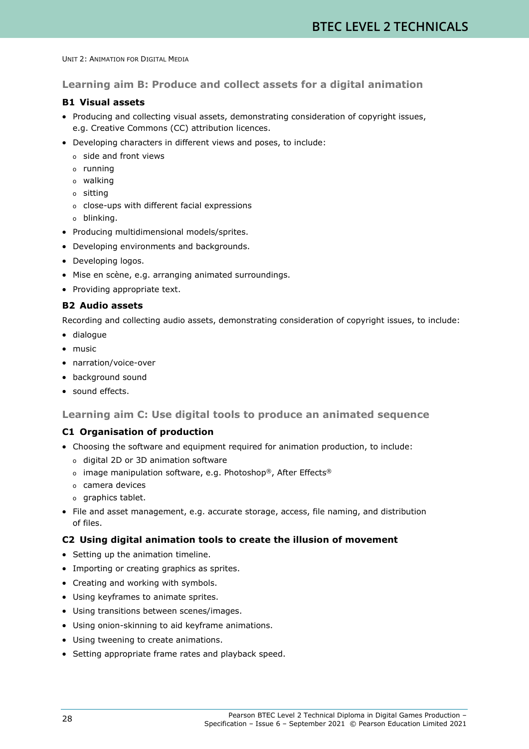UNIT 2: ANIMATION FOR DIGITAL MEDIA

## Learning aim B: Produce and collect assets for a digital animation

### B1 Visual assets

- Producing and collecting visual assets, demonstrating consideration of copyright issues, e.g. Creative Commons (CC) attribution licences.
- Developing characters in different views and poses, to include:
  - side and front views
  - running
  - walking
  - sitting
  - close-ups with different facial expressions
  - blinking.
- Producing multidimensional models/sprites.
- Developing environments and backgrounds.
- Developing logos.
- Mise en scène, e.g. arranging animated surroundings.
- Providing appropriate text.

### B2 Audio assets

Recording and collecting audio assets, demonstrating consideration of copyright issues, to include:

- dialogue
- music
- narration/voice-over
- background sound
- sound effects.

## Learning aim C: Use digital tools to produce an animated sequence

### C1 Organisation of production

- Choosing the software and equipment required for animation production, to include:
  - digital 2D or 3D animation software
  - image manipulation software, e.g. Photoshop®, After Effects®
  - camera devices
  - graphics tablet.
- File and asset management, e.g. accurate storage, access, file naming, and distribution of files.

### C2 Using digital animation tools to create the illusion of movement

- Setting up the animation timeline.
- Importing or creating graphics as sprites.
- Creating and working with symbols.
- Using keyframes to animate sprites.
- Using transitions between scenes/images.
- Using onion-skinning to aid keyframe animations.
- Using tweening to create animations.
- Setting appropriate frame rates and playback speed.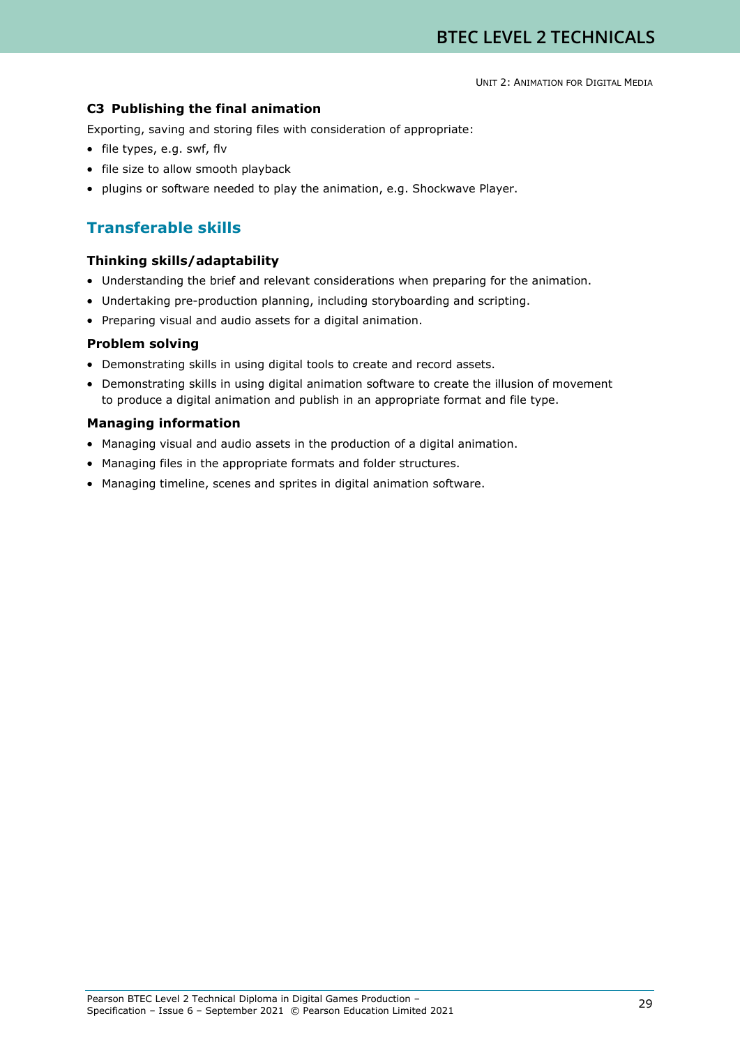### C3 Publishing the final animation

Exporting, saving and storing files with consideration of appropriate:

- file types, e.g. swf, flv
- file size to allow smooth playback
- plugins or software needed to play the animation, e.g. Shockwave Player.

## Transferable skills

### Thinking skills/adaptability

- Understanding the brief and relevant considerations when preparing for the animation.
- Undertaking pre-production planning, including storyboarding and scripting.
- Preparing visual and audio assets for a digital animation.

### Problem solving

- Demonstrating skills in using digital tools to create and record assets.
- Demonstrating skills in using digital animation software to create the illusion of movement to produce a digital animation and publish in an appropriate format and file type.

### Managing information

- Managing visual and audio assets in the production of a digital animation.
- Managing files in the appropriate formats and folder structures.
- Managing timeline, scenes and sprites in digital animation software.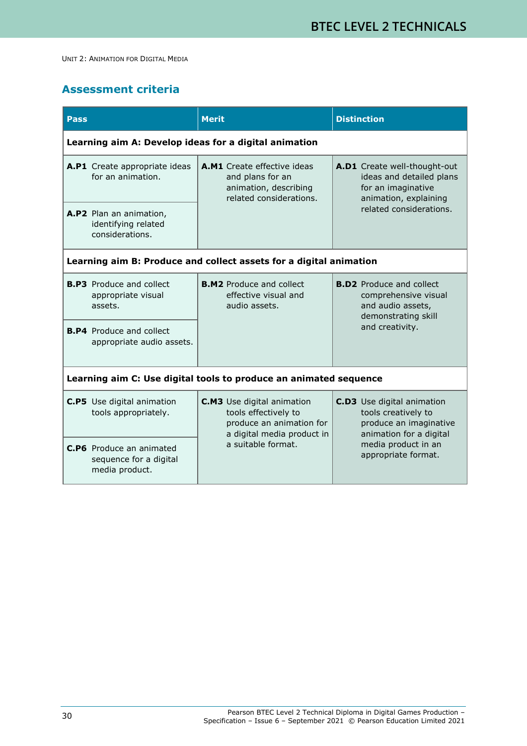UNIT 2: ANIMATION FOR DIGITAL MEDIA

## Assessment criteria

| Pass | Merit | Distinction |
|---|---|---|
| **Learning aim A: Develop ideas for a digital animation** | | |
| **A.P1** Create appropriate ideas for an animation. | **A.M1** Create effective ideas and plans for an animation, describing related considerations. | **A.D1** Create well-thought-out ideas and detailed plans for an imaginative animation, explaining related considerations. |
| **A.P2** Plan an animation, identifying related considerations. | | |
| **Learning aim B: Produce and collect assets for a digital animation** | | |
| **B.P3** Produce and collect appropriate visual assets. | **B.M2** Produce and collect effective visual and audio assets. | **B.D2** Produce and collect comprehensive visual and audio assets, demonstrating skill and creativity. |
| **B.P4** Produce and collect appropriate audio assets. | | |
| **Learning aim C: Use digital tools to produce an animated sequence** | | |
| **C.P5** Use digital animation tools appropriately. | **C.M3** Use digital animation tools effectively to produce an animation for a digital media product in a suitable format. | **C.D3** Use digital animation tools creatively to produce an imaginative animation for a digital media product in an appropriate format. |
| **C.P6** Produce an animated sequence for a digital media product. | | |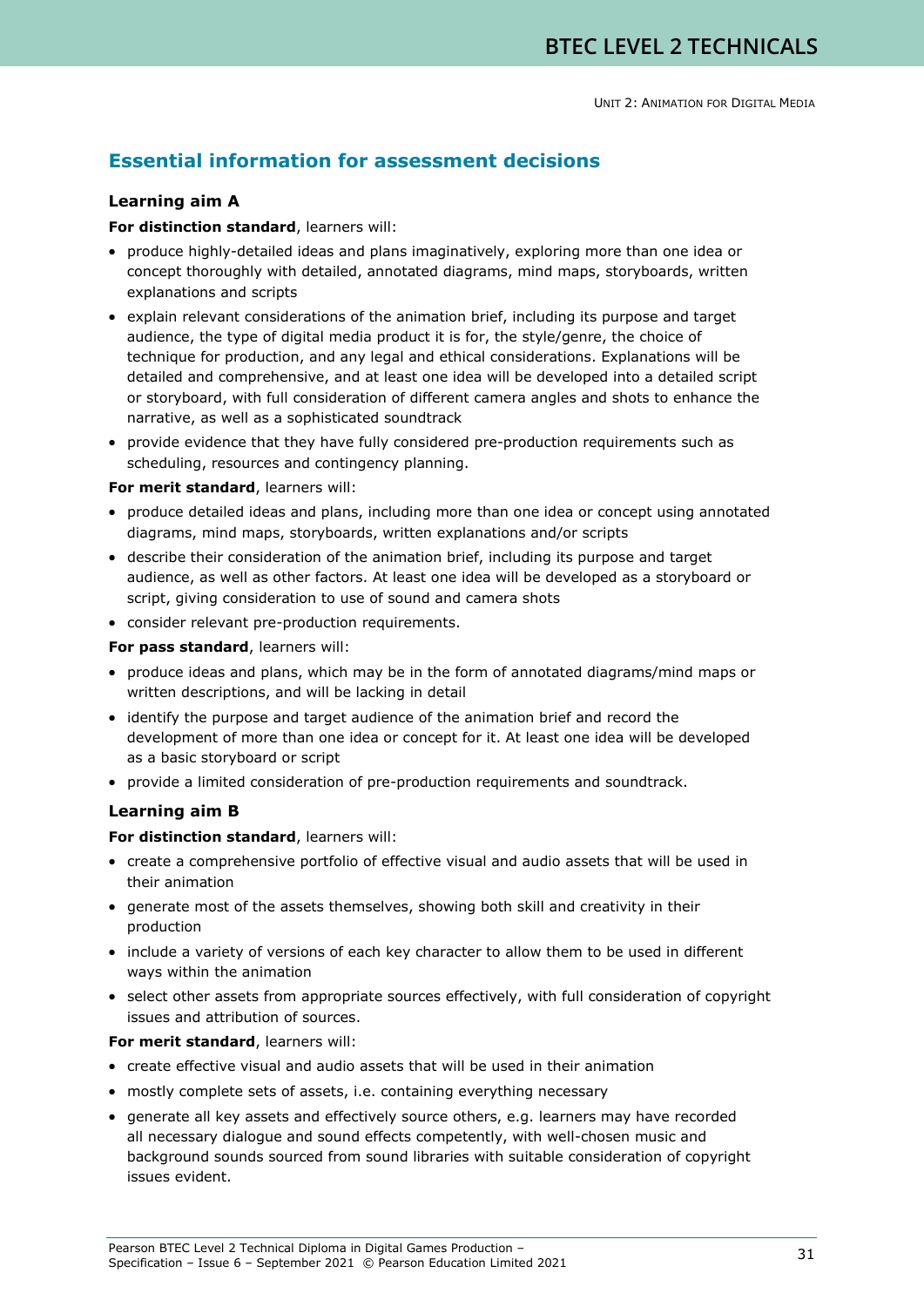## Essential information for assessment decisions

### Learning aim A

**For distinction standard**, learners will:

- produce highly-detailed ideas and plans imaginatively, exploring more than one idea or concept thoroughly with detailed, annotated diagrams, mind maps, storyboards, written explanations and scripts
- explain relevant considerations of the animation brief, including its purpose and target audience, the type of digital media product it is for, the style/genre, the choice of technique for production, and any legal and ethical considerations. Explanations will be detailed and comprehensive, and at least one idea will be developed into a detailed script or storyboard, with full consideration of different camera angles and shots to enhance the narrative, as well as a sophisticated soundtrack
- provide evidence that they have fully considered pre-production requirements such as scheduling, resources and contingency planning.

**For merit standard**, learners will:

- produce detailed ideas and plans, including more than one idea or concept using annotated diagrams, mind maps, storyboards, written explanations and/or scripts
- describe their consideration of the animation brief, including its purpose and target audience, as well as other factors. At least one idea will be developed as a storyboard or script, giving consideration to use of sound and camera shots
- consider relevant pre-production requirements.

**For pass standard**, learners will:

- produce ideas and plans, which may be in the form of annotated diagrams/mind maps or written descriptions, and will be lacking in detail
- identify the purpose and target audience of the animation brief and record the development of more than one idea or concept for it. At least one idea will be developed as a basic storyboard or script
- provide a limited consideration of pre-production requirements and soundtrack.

### Learning aim B

**For distinction standard**, learners will:

- create a comprehensive portfolio of effective visual and audio assets that will be used in their animation
- generate most of the assets themselves, showing both skill and creativity in their production
- include a variety of versions of each key character to allow them to be used in different ways within the animation
- select other assets from appropriate sources effectively, with full consideration of copyright issues and attribution of sources.

**For merit standard**, learners will:

- create effective visual and audio assets that will be used in their animation
- mostly complete sets of assets, i.e. containing everything necessary
- generate all key assets and effectively source others, e.g. learners may have recorded all necessary dialogue and sound effects competently, with well-chosen music and background sounds sourced from sound libraries with suitable consideration of copyright issues evident.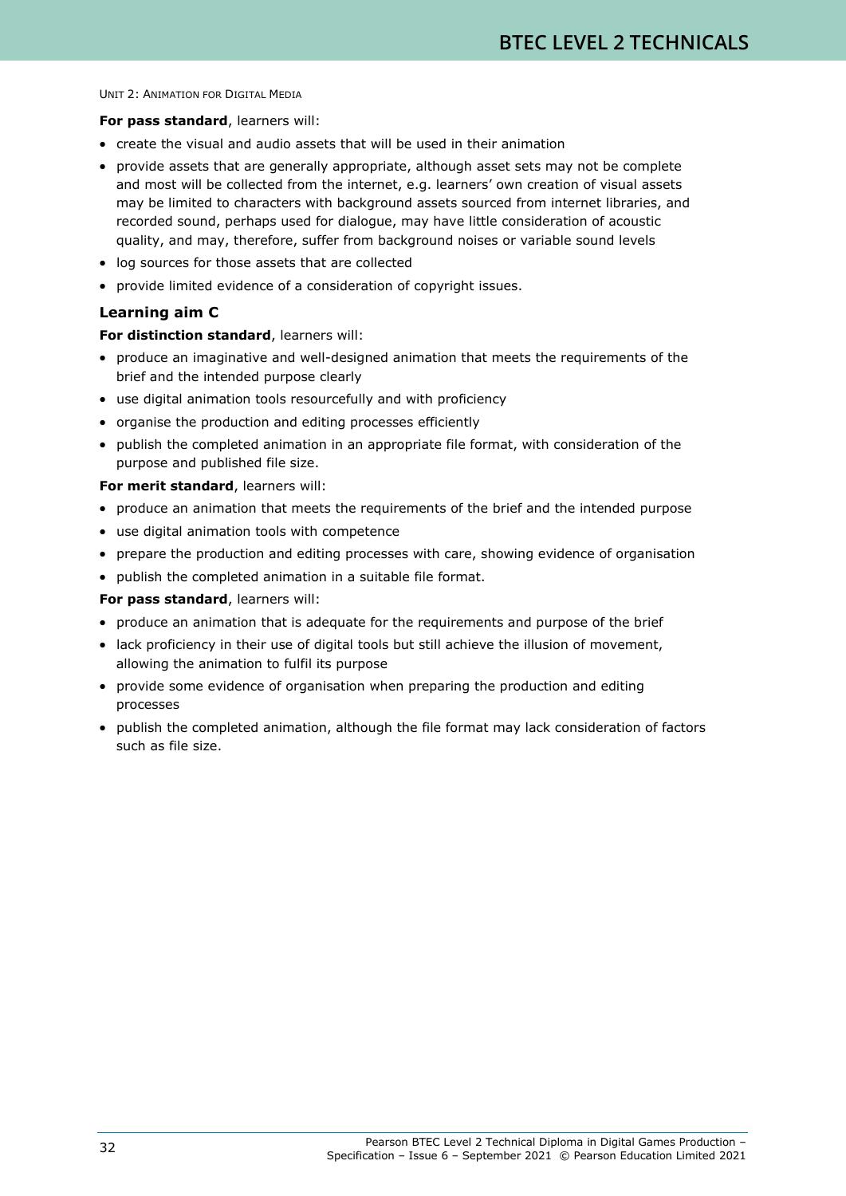**For pass standard**, learners will:

- create the visual and audio assets that will be used in their animation
- provide assets that are generally appropriate, although asset sets may not be complete and most will be collected from the internet, e.g. learners' own creation of visual assets may be limited to characters with background assets sourced from internet libraries, and recorded sound, perhaps used for dialogue, may have little consideration of acoustic quality, and may, therefore, suffer from background noises or variable sound levels
- log sources for those assets that are collected
- provide limited evidence of a consideration of copyright issues.

### Learning aim C

**For distinction standard**, learners will:

- produce an imaginative and well-designed animation that meets the requirements of the brief and the intended purpose clearly
- use digital animation tools resourcefully and with proficiency
- organise the production and editing processes efficiently
- publish the completed animation in an appropriate file format, with consideration of the purpose and published file size.

**For merit standard**, learners will:

- produce an animation that meets the requirements of the brief and the intended purpose
- use digital animation tools with competence
- prepare the production and editing processes with care, showing evidence of organisation
- publish the completed animation in a suitable file format.

**For pass standard**, learners will:

- produce an animation that is adequate for the requirements and purpose of the brief
- lack proficiency in their use of digital tools but still achieve the illusion of movement, allowing the animation to fulfil its purpose
- provide some evidence of organisation when preparing the production and editing processes
- publish the completed animation, although the file format may lack consideration of factors such as file size.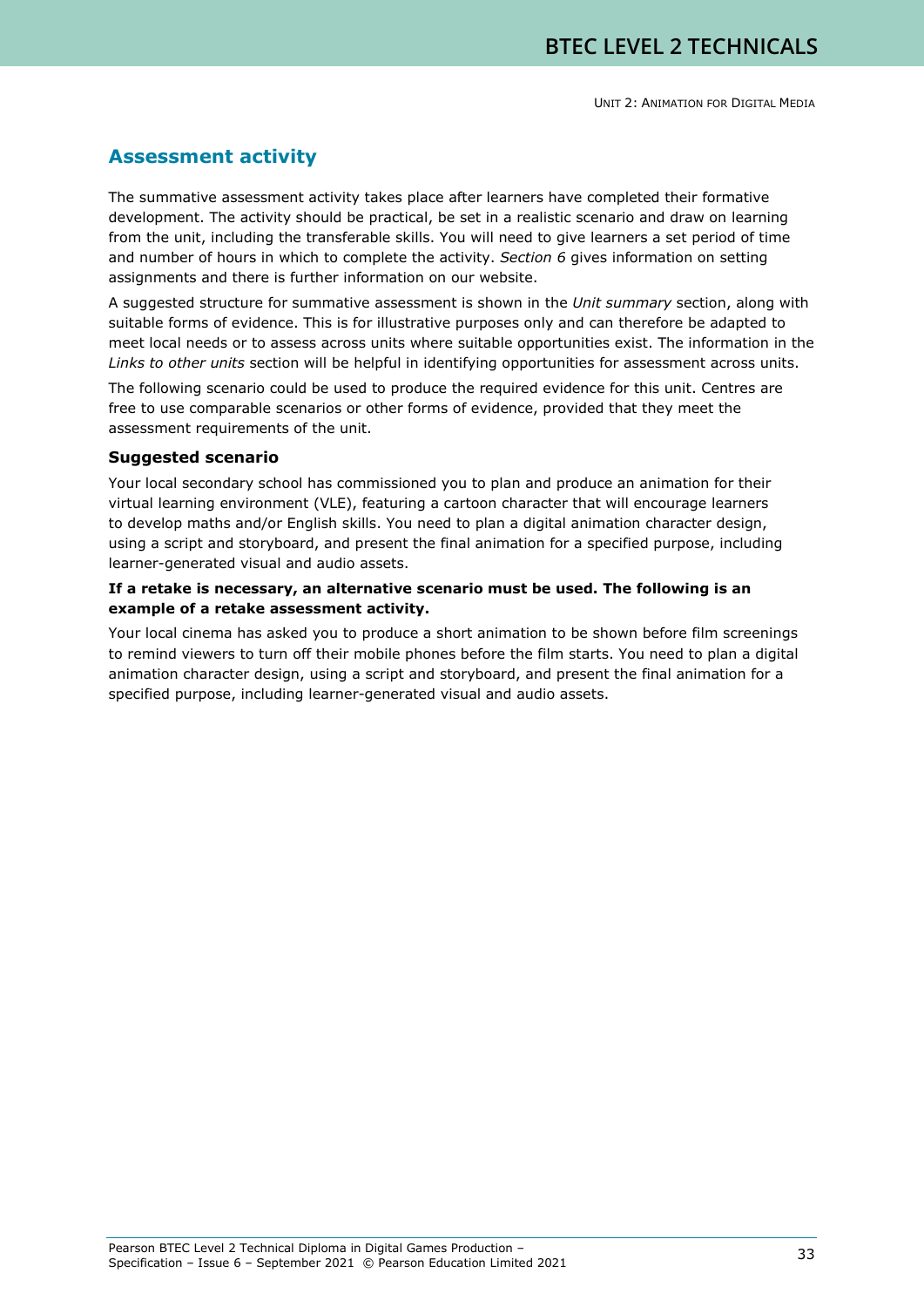## Assessment activity

The summative assessment activity takes place after learners have completed their formative development. The activity should be practical, be set in a realistic scenario and draw on learning from the unit, including the transferable skills. You will need to give learners a set period of time and number of hours in which to complete the activity. *Section 6* gives information on setting assignments and there is further information on our website.

A suggested structure for summative assessment is shown in the *Unit summary* section, along with suitable forms of evidence. This is for illustrative purposes only and can therefore be adapted to meet local needs or to assess across units where suitable opportunities exist. The information in the *Links to other units* section will be helpful in identifying opportunities for assessment across units.

The following scenario could be used to produce the required evidence for this unit. Centres are free to use comparable scenarios or other forms of evidence, provided that they meet the assessment requirements of the unit.

### Suggested scenario

Your local secondary school has commissioned you to plan and produce an animation for their virtual learning environment (VLE), featuring a cartoon character that will encourage learners to develop maths and/or English skills. You need to plan a digital animation character design, using a script and storyboard, and present the final animation for a specified purpose, including learner-generated visual and audio assets.

**If a retake is necessary, an alternative scenario must be used. The following is an example of a retake assessment activity.**

Your local cinema has asked you to produce a short animation to be shown before film screenings to remind viewers to turn off their mobile phones before the film starts. You need to plan a digital animation character design, using a script and storyboard, and present the final animation for a specified purpose, including learner-generated visual and audio assets.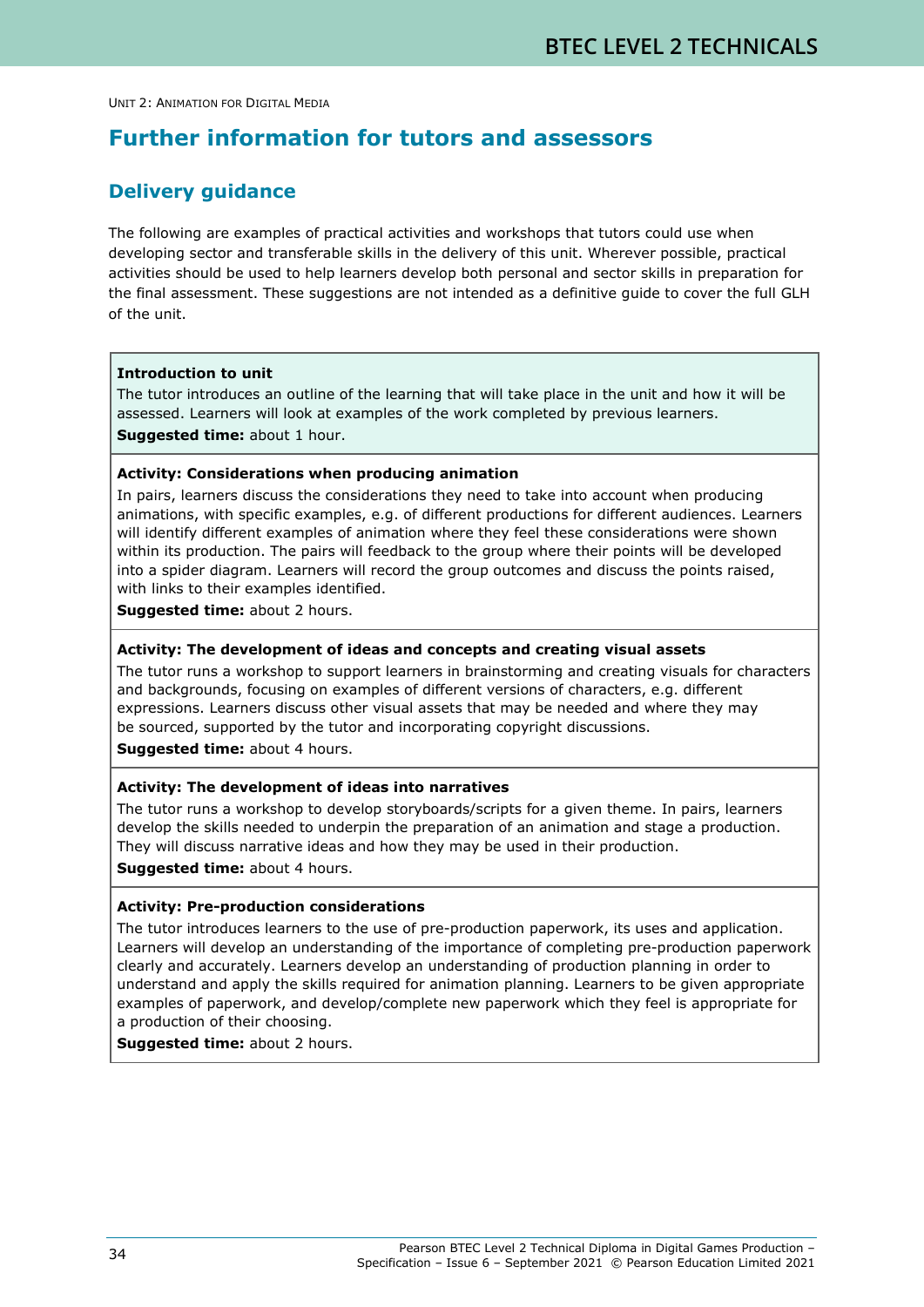UNIT 2: ANIMATION FOR DIGITAL MEDIA

## Further information for tutors and assessors

### Delivery guidance

The following are examples of practical activities and workshops that tutors could use when developing sector and transferable skills in the delivery of this unit. Wherever possible, practical activities should be used to help learners develop both personal and sector skills in preparation for the final assessment. These suggestions are not intended as a definitive guide to cover the full GLH of the unit.

**Introduction to unit**

The tutor introduces an outline of the learning that will take place in the unit and how it will be assessed. Learners will look at examples of the work completed by previous learners.

**Suggested time:** about 1 hour.

**Activity: Considerations when producing animation**

In pairs, learners discuss the considerations they need to take into account when producing animations, with specific examples, e.g. of different productions for different audiences. Learners will identify different examples of animation where they feel these considerations were shown within its production. The pairs will feedback to the group where their points will be developed into a spider diagram. Learners will record the group outcomes and discuss the points raised, with links to their examples identified.

**Suggested time:** about 2 hours.

**Activity: The development of ideas and concepts and creating visual assets**

The tutor runs a workshop to support learners in brainstorming and creating visuals for characters and backgrounds, focusing on examples of different versions of characters, e.g. different expressions. Learners discuss other visual assets that may be needed and where they may be sourced, supported by the tutor and incorporating copyright discussions.

**Suggested time:** about 4 hours.

**Activity: The development of ideas into narratives**

The tutor runs a workshop to develop storyboards/scripts for a given theme. In pairs, learners develop the skills needed to underpin the preparation of an animation and stage a production. They will discuss narrative ideas and how they may be used in their production.

**Suggested time:** about 4 hours.

**Activity: Pre-production considerations**

The tutor introduces learners to the use of pre-production paperwork, its uses and application. Learners will develop an understanding of the importance of completing pre-production paperwork clearly and accurately. Learners develop an understanding of production planning in order to understand and apply the skills required for animation planning. Learners to be given appropriate examples of paperwork, and develop/complete new paperwork which they feel is appropriate for a production of their choosing.

**Suggested time:** about 2 hours.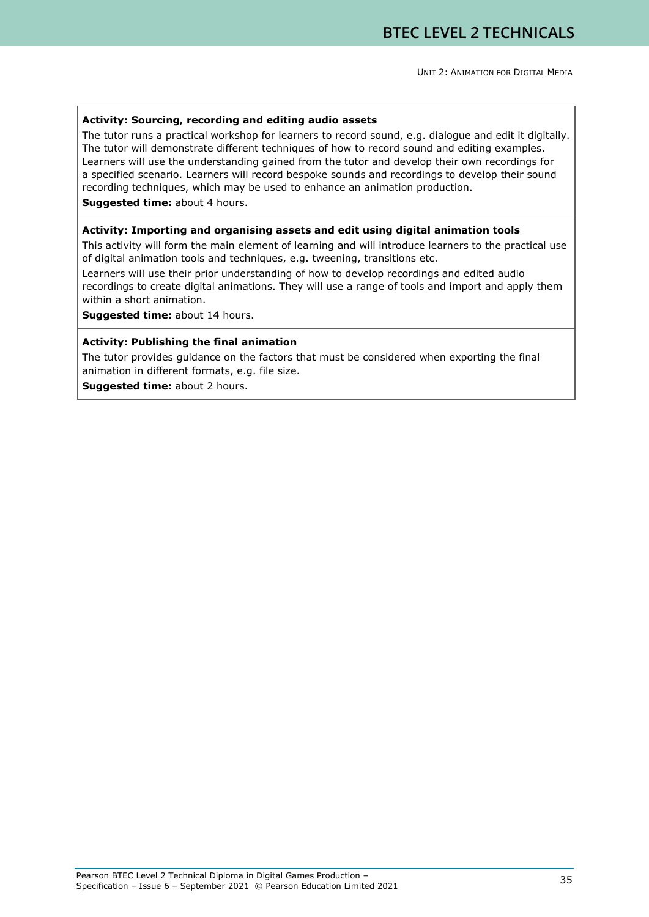**Activity: Sourcing, recording and editing audio assets**

The tutor runs a practical workshop for learners to record sound, e.g. dialogue and edit it digitally. The tutor will demonstrate different techniques of how to record sound and editing examples. Learners will use the understanding gained from the tutor and develop their own recordings for a specified scenario. Learners will record bespoke sounds and recordings to develop their sound recording techniques, which may be used to enhance an animation production.

**Suggested time:** about 4 hours.

**Activity: Importing and organising assets and edit using digital animation tools**

This activity will form the main element of learning and will introduce learners to the practical use of digital animation tools and techniques, e.g. tweening, transitions etc.

Learners will use their prior understanding of how to develop recordings and edited audio recordings to create digital animations. They will use a range of tools and import and apply them within a short animation.

**Suggested time:** about 14 hours.

**Activity: Publishing the final animation**

The tutor provides guidance on the factors that must be considered when exporting the final animation in different formats, e.g. file size.

**Suggested time:** about 2 hours.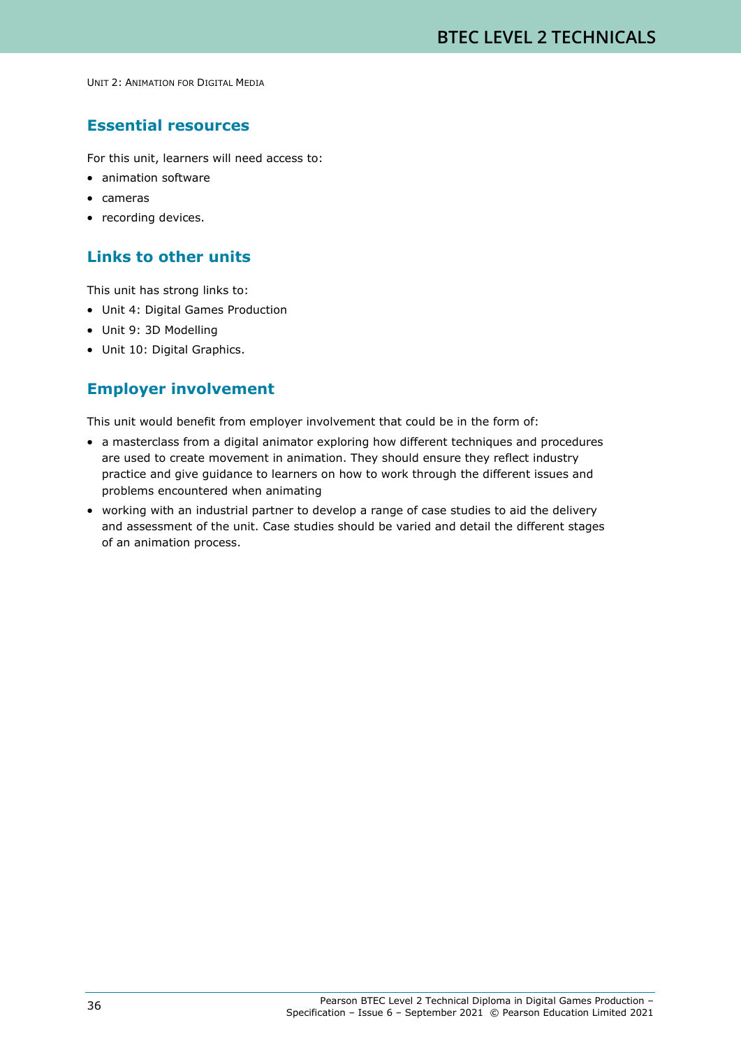## Essential resources

For this unit, learners will need access to:

- animation software
- cameras
- recording devices.

## Links to other units

This unit has strong links to:

- Unit 4: Digital Games Production
- Unit 9: 3D Modelling
- Unit 10: Digital Graphics.

## Employer involvement

This unit would benefit from employer involvement that could be in the form of:

- a masterclass from a digital animator exploring how different techniques and procedures are used to create movement in animation. They should ensure they reflect industry practice and give guidance to learners on how to work through the different issues and problems encountered when animating
- working with an industrial partner to develop a range of case studies to aid the delivery and assessment of the unit. Case studies should be varied and detail the different stages of an animation process.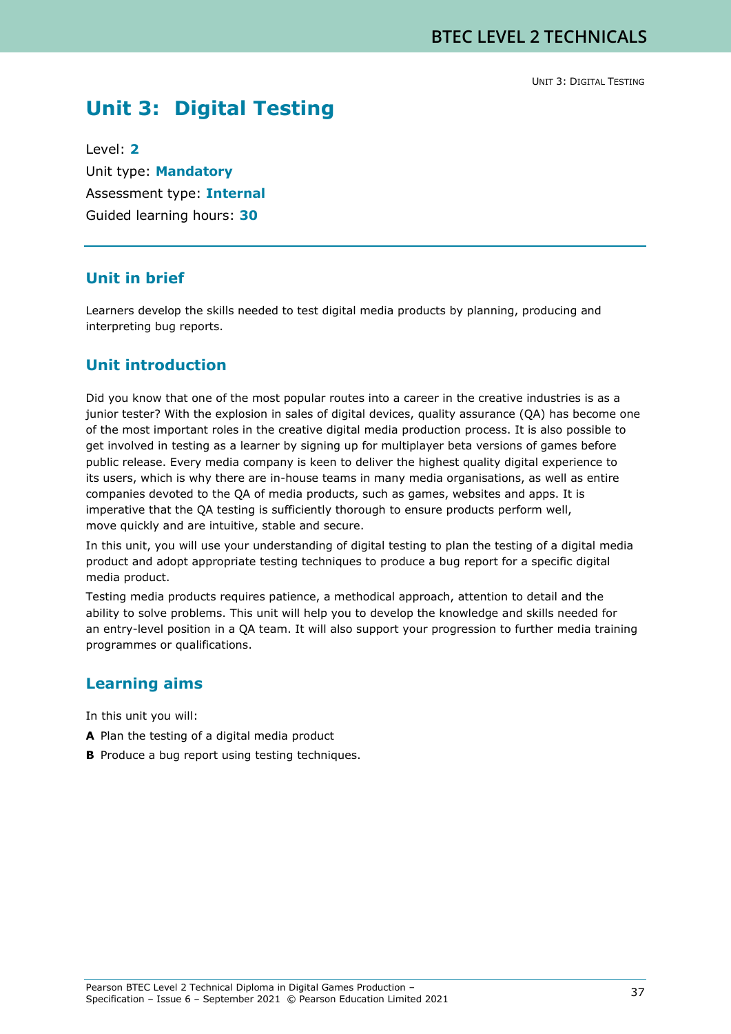# Unit 3: Digital Testing

Level: **2**

Unit type: **Mandatory**

Assessment type: **Internal**

Guided learning hours: **30**

## Unit in brief

Learners develop the skills needed to test digital media products by planning, producing and interpreting bug reports.

## Unit introduction

Did you know that one of the most popular routes into a career in the creative industries is as a junior tester? With the explosion in sales of digital devices, quality assurance (QA) has become one of the most important roles in the creative digital media production process. It is also possible to get involved in testing as a learner by signing up for multiplayer beta versions of games before public release. Every media company is keen to deliver the highest quality digital experience to its users, which is why there are in-house teams in many media organisations, as well as entire companies devoted to the QA of media products, such as games, websites and apps. It is imperative that the QA testing is sufficiently thorough to ensure products perform well, move quickly and are intuitive, stable and secure.

In this unit, you will use your understanding of digital testing to plan the testing of a digital media product and adopt appropriate testing techniques to produce a bug report for a specific digital media product.

Testing media products requires patience, a methodical approach, attention to detail and the ability to solve problems. This unit will help you to develop the knowledge and skills needed for an entry-level position in a QA team. It will also support your progression to further media training programmes or qualifications.

## Learning aims

In this unit you will:

**A** Plan the testing of a digital media product

**B** Produce a bug report using testing techniques.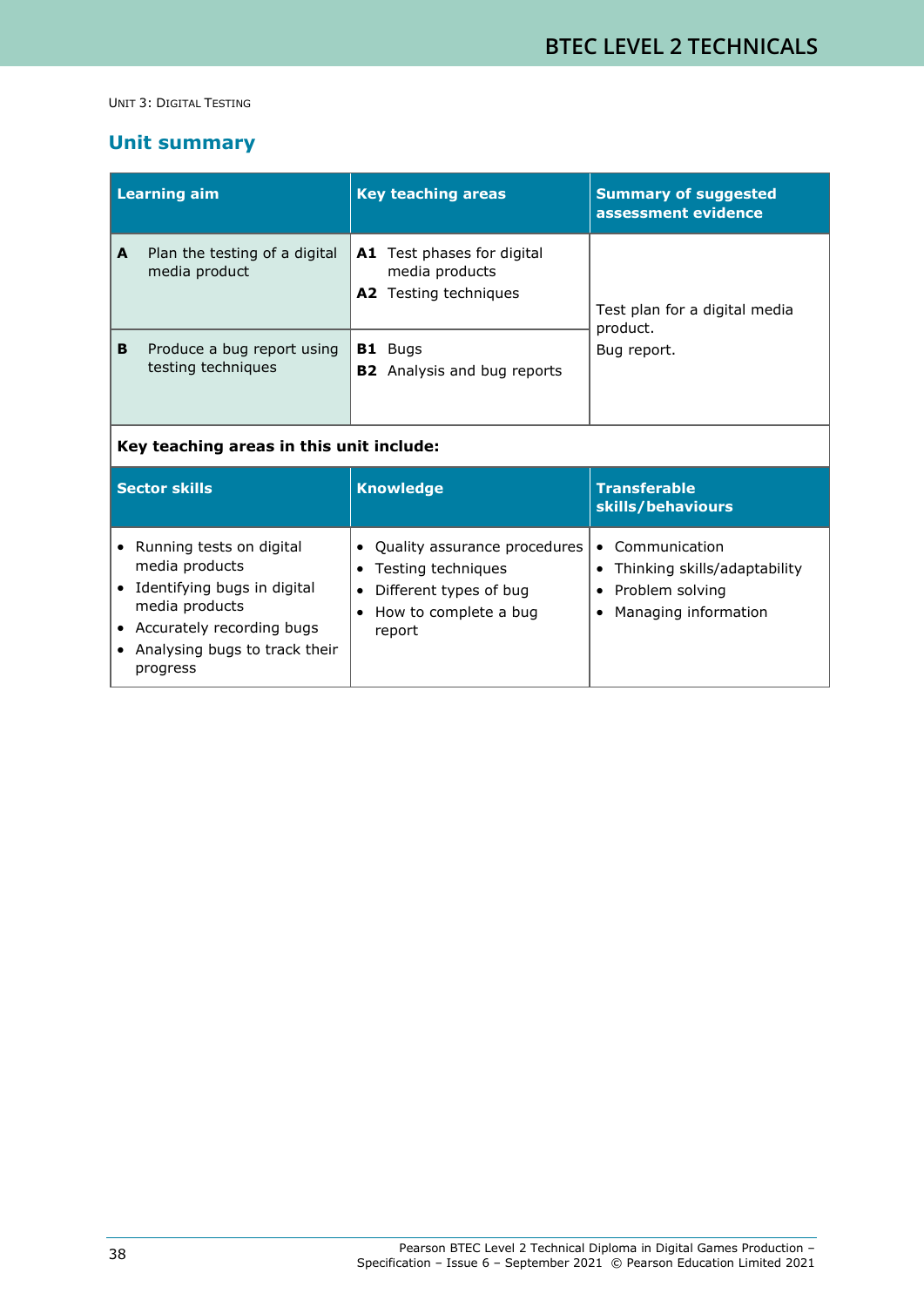Unit 3: Digital Testing

## Unit summary

| Learning aim | Key teaching areas | Summary of suggested assessment evidence |
|---|---|---|
| **A** Plan the testing of a digital media product | **A1** Test phases for digital media products<br>**A2** Testing techniques | Test plan for a digital media product.<br>Bug report. |
| **B** Produce a bug report using testing techniques | **B1** Bugs<br>**B2** Analysis and bug reports | |

**Key teaching areas in this unit include:**

| Sector skills | Knowledge | Transferable skills/behaviours |
|---|---|---|
| • Running tests on digital media products<br>• Identifying bugs in digital media products<br>• Accurately recording bugs<br>• Analysing bugs to track their progress | • Quality assurance procedures<br>• Testing techniques<br>• Different types of bug<br>• How to complete a bug report | • Communication<br>• Thinking skills/adaptability<br>• Problem solving<br>• Managing information |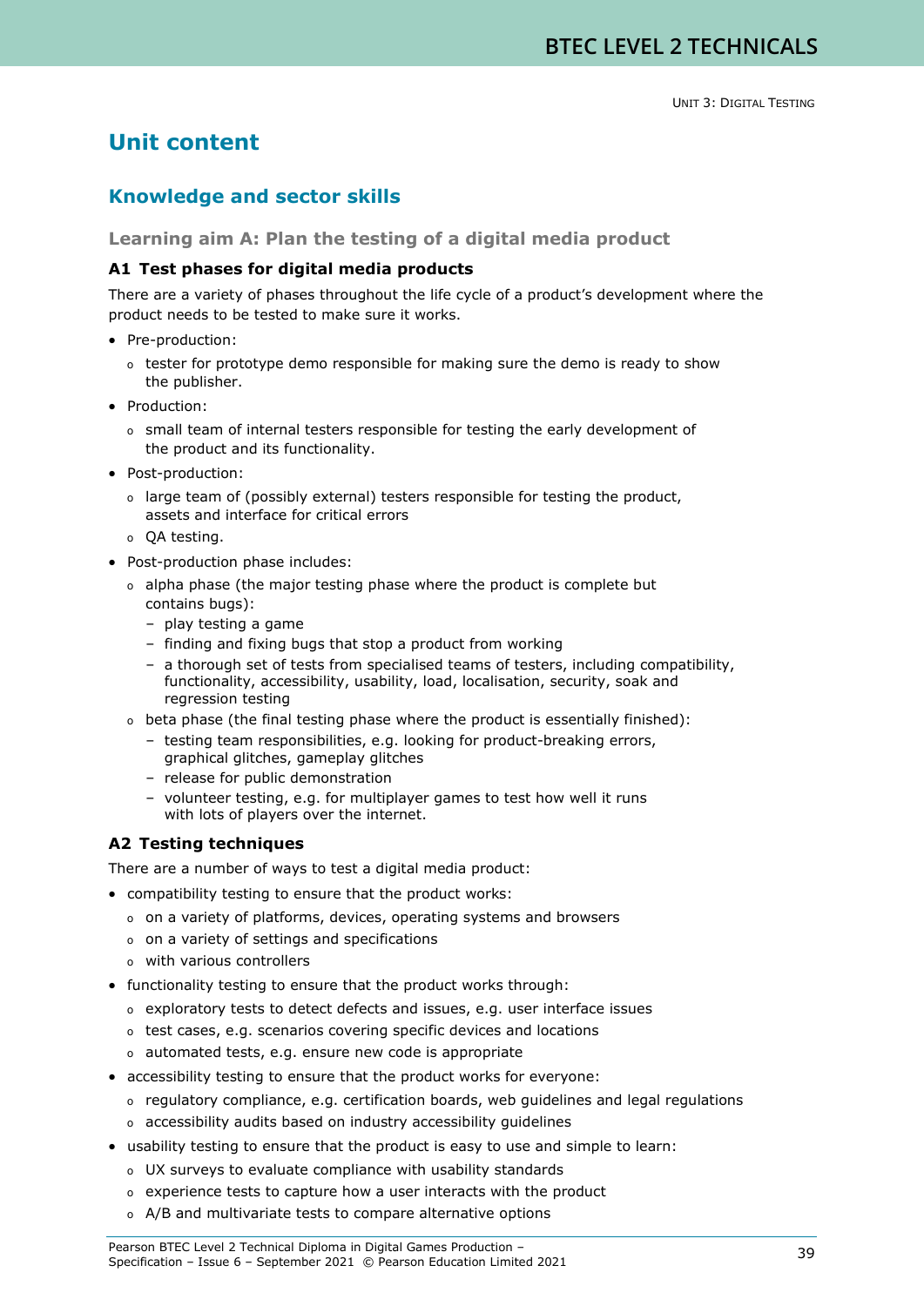# Unit content

## Knowledge and sector skills

### Learning aim A: Plan the testing of a digital media product

#### A1 Test phases for digital media products

There are a variety of phases throughout the life cycle of a product's development where the product needs to be tested to make sure it works.

- Pre-production:
  - tester for prototype demo responsible for making sure the demo is ready to show the publisher.
- Production:
  - small team of internal testers responsible for testing the early development of the product and its functionality.
- Post-production:
  - large team of (possibly external) testers responsible for testing the product, assets and interface for critical errors
  - QA testing.
- Post-production phase includes:
  - alpha phase (the major testing phase where the product is complete but contains bugs):
    - play testing a game
    - finding and fixing bugs that stop a product from working
    - a thorough set of tests from specialised teams of testers, including compatibility, functionality, accessibility, usability, load, localisation, security, soak and regression testing
  - beta phase (the final testing phase where the product is essentially finished):
    - testing team responsibilities, e.g. looking for product-breaking errors, graphical glitches, gameplay glitches
    - release for public demonstration
    - volunteer testing, e.g. for multiplayer games to test how well it runs with lots of players over the internet.

#### A2 Testing techniques

There are a number of ways to test a digital media product:

- compatibility testing to ensure that the product works:
  - on a variety of platforms, devices, operating systems and browsers
  - on a variety of settings and specifications
  - with various controllers
- functionality testing to ensure that the product works through:
  - exploratory tests to detect defects and issues, e.g. user interface issues
  - test cases, e.g. scenarios covering specific devices and locations
  - automated tests, e.g. ensure new code is appropriate
- accessibility testing to ensure that the product works for everyone:
  - regulatory compliance, e.g. certification boards, web guidelines and legal regulations
  - accessibility audits based on industry accessibility guidelines
- usability testing to ensure that the product is easy to use and simple to learn:
  - UX surveys to evaluate compliance with usability standards
  - experience tests to capture how a user interacts with the product
  - A/B and multivariate tests to compare alternative options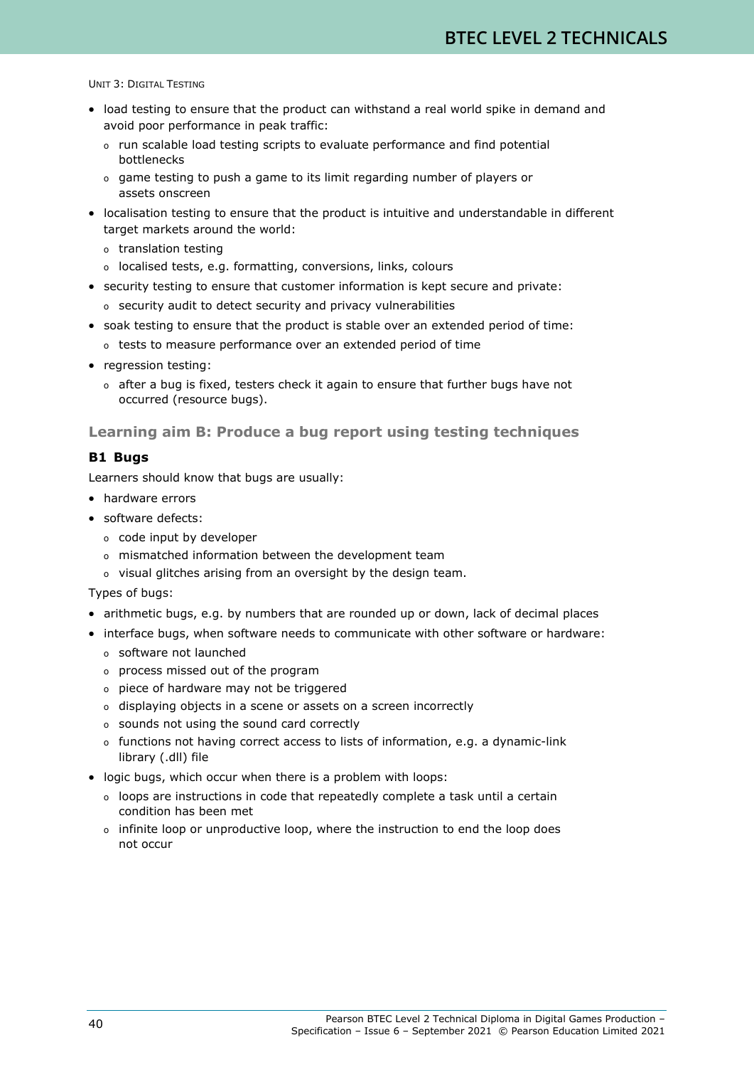- load testing to ensure that the product can withstand a real world spike in demand and avoid poor performance in peak traffic:
  - run scalable load testing scripts to evaluate performance and find potential bottlenecks
  - game testing to push a game to its limit regarding number of players or assets onscreen
- localisation testing to ensure that the product is intuitive and understandable in different target markets around the world:
  - translation testing
  - localised tests, e.g. formatting, conversions, links, colours
- security testing to ensure that customer information is kept secure and private:
  - security audit to detect security and privacy vulnerabilities
- soak testing to ensure that the product is stable over an extended period of time:
  - tests to measure performance over an extended period of time
- regression testing:
  - after a bug is fixed, testers check it again to ensure that further bugs have not occurred (resource bugs).

## Learning aim B: Produce a bug report using testing techniques

### B1 Bugs

Learners should know that bugs are usually:

- hardware errors
- software defects:
  - code input by developer
  - mismatched information between the development team
  - visual glitches arising from an oversight by the design team.

Types of bugs:

- arithmetic bugs, e.g. by numbers that are rounded up or down, lack of decimal places
- interface bugs, when software needs to communicate with other software or hardware:
  - software not launched
  - process missed out of the program
  - piece of hardware may not be triggered
  - displaying objects in a scene or assets on a screen incorrectly
  - sounds not using the sound card correctly
  - functions not having correct access to lists of information, e.g. a dynamic-link library (.dll) file
- logic bugs, which occur when there is a problem with loops:
  - loops are instructions in code that repeatedly complete a task until a certain condition has been met
  - infinite loop or unproductive loop, where the instruction to end the loop does not occur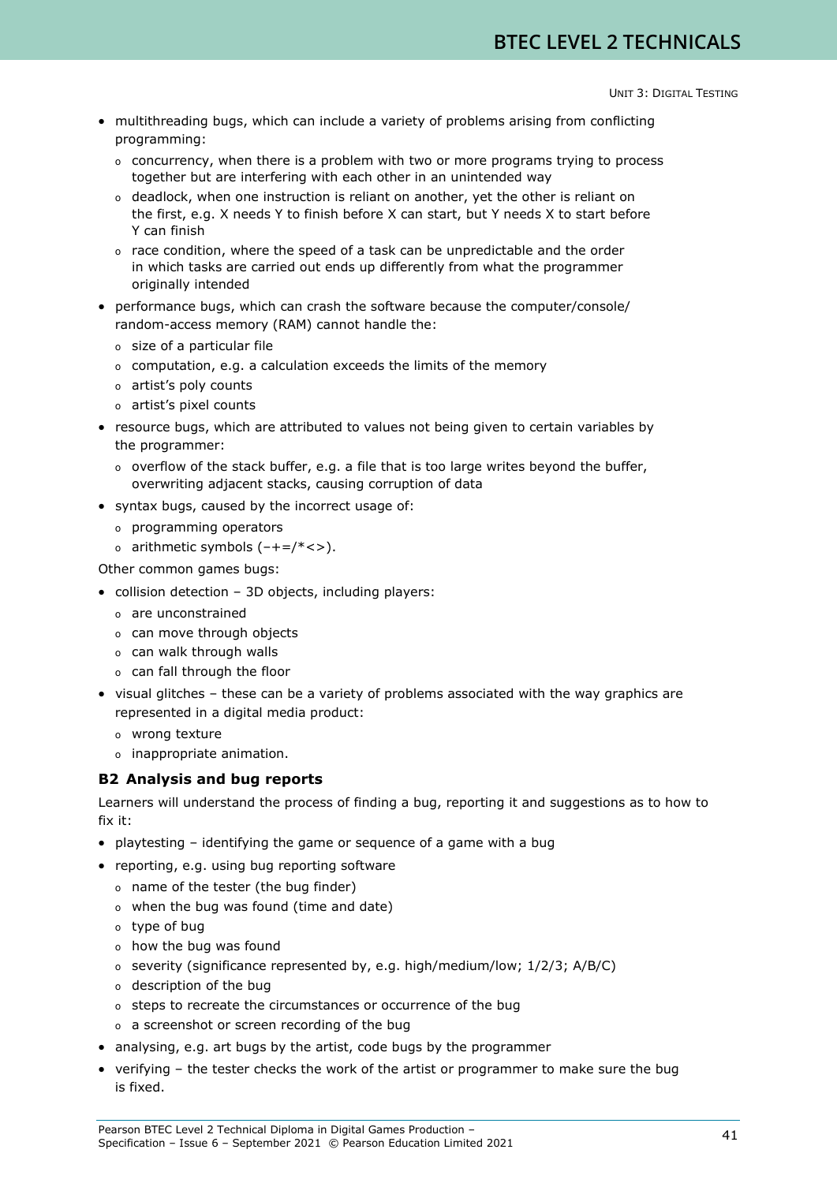- multithreading bugs, which can include a variety of problems arising from conflicting programming:
  - concurrency, when there is a problem with two or more programs trying to process together but are interfering with each other in an unintended way
  - deadlock, when one instruction is reliant on another, yet the other is reliant on the first, e.g. X needs Y to finish before X can start, but Y needs X to start before Y can finish
  - race condition, where the speed of a task can be unpredictable and the order in which tasks are carried out ends up differently from what the programmer originally intended
- performance bugs, which can crash the software because the computer/console/ random-access memory (RAM) cannot handle the:
  - size of a particular file
  - computation, e.g. a calculation exceeds the limits of the memory
  - artist's poly counts
  - artist's pixel counts
- resource bugs, which are attributed to values not being given to certain variables by the programmer:
  - overflow of the stack buffer, e.g. a file that is too large writes beyond the buffer, overwriting adjacent stacks, causing corruption of data
- syntax bugs, caused by the incorrect usage of:
  - programming operators
  - arithmetic symbols (–+=/*<>).

Other common games bugs:

- collision detection – 3D objects, including players:
  - are unconstrained
  - can move through objects
  - can walk through walls
  - can fall through the floor
- visual glitches – these can be a variety of problems associated with the way graphics are represented in a digital media product:
  - wrong texture
  - inappropriate animation.

### B2 Analysis and bug reports

Learners will understand the process of finding a bug, reporting it and suggestions as to how to fix it:

- playtesting – identifying the game or sequence of a game with a bug
- reporting, e.g. using bug reporting software
  - name of the tester (the bug finder)
  - when the bug was found (time and date)
  - type of bug
  - how the bug was found
  - severity (significance represented by, e.g. high/medium/low; 1/2/3; A/B/C)
  - description of the bug
  - steps to recreate the circumstances or occurrence of the bug
  - a screenshot or screen recording of the bug
- analysing, e.g. art bugs by the artist, code bugs by the programmer
- verifying – the tester checks the work of the artist or programmer to make sure the bug is fixed.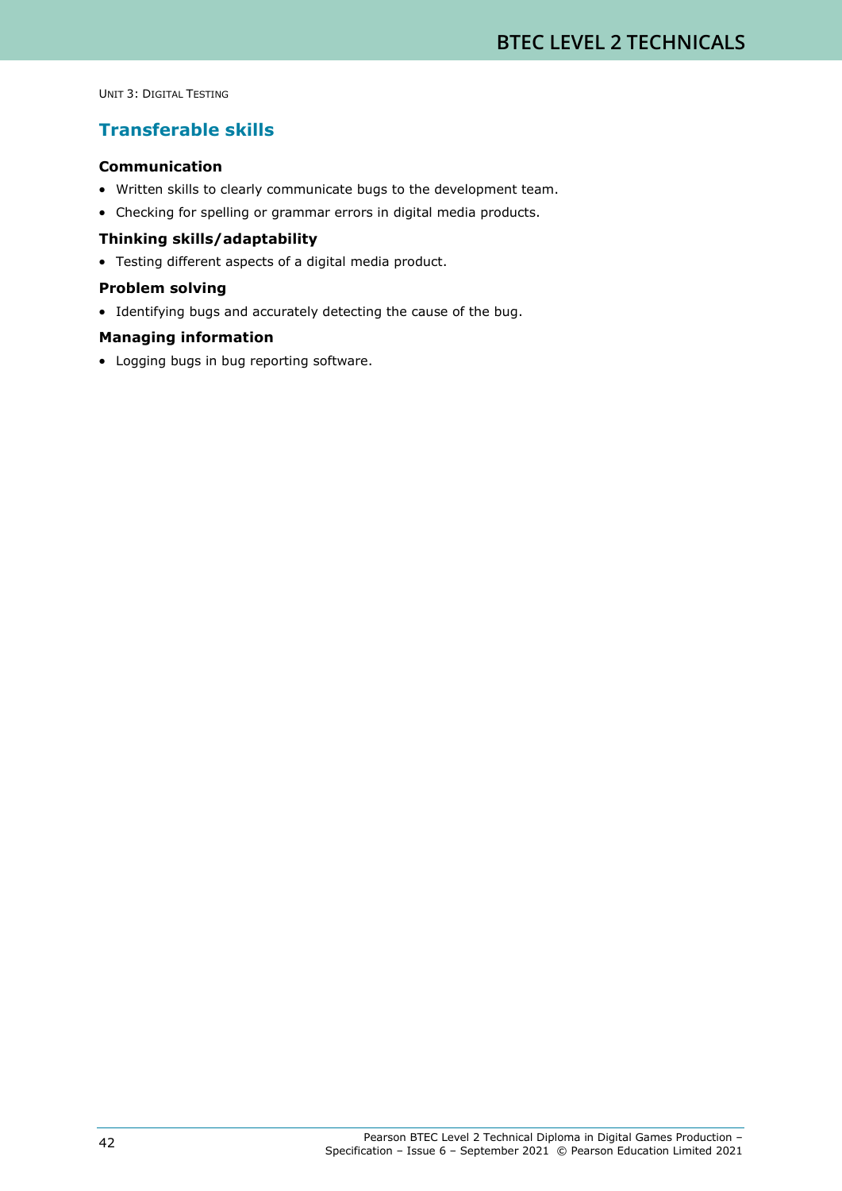## Transferable skills

### Communication

- Written skills to clearly communicate bugs to the development team.
- Checking for spelling or grammar errors in digital media products.

### Thinking skills/adaptability

- Testing different aspects of a digital media product.

### Problem solving

- Identifying bugs and accurately detecting the cause of the bug.

### Managing information

- Logging bugs in bug reporting software.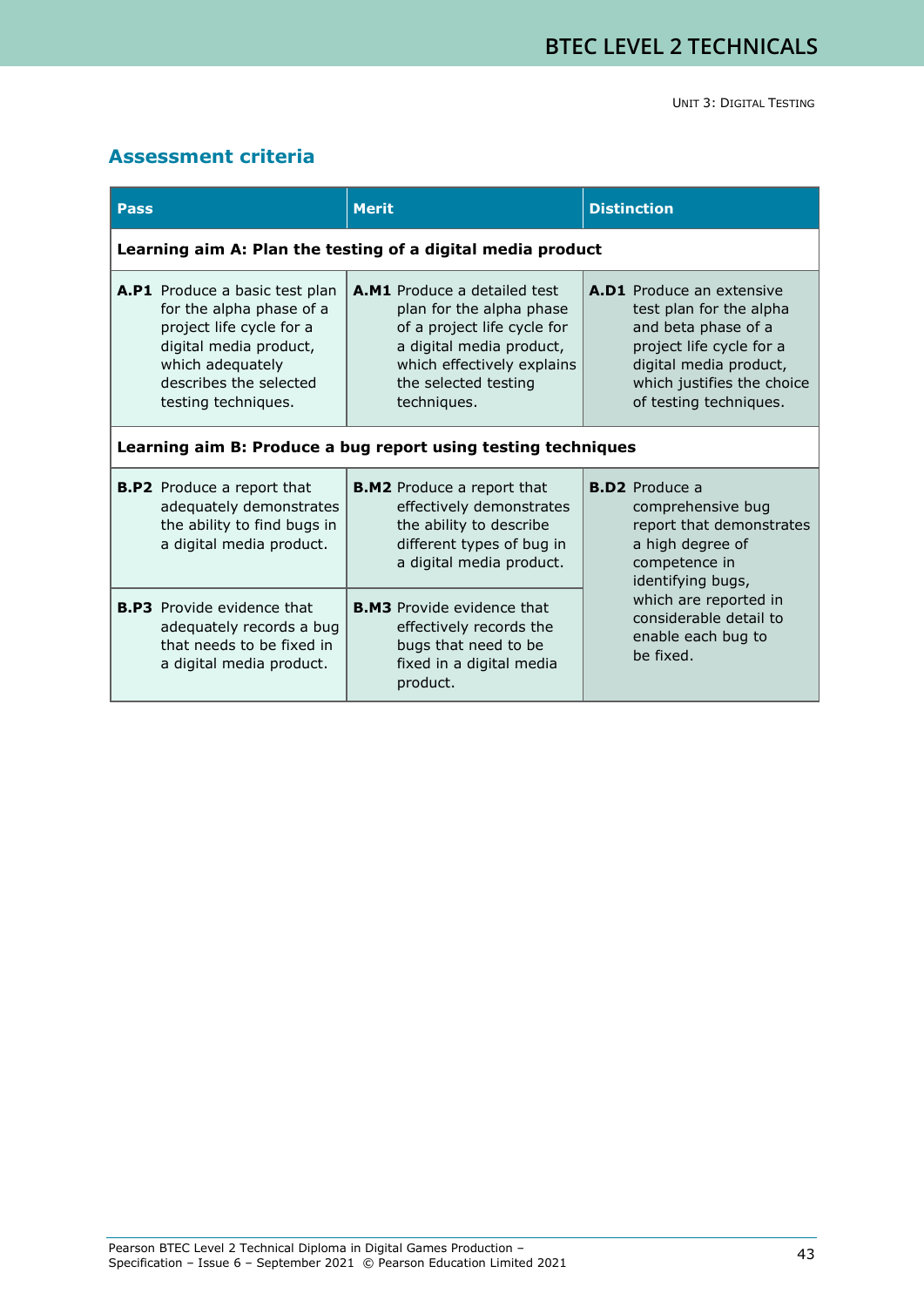## Assessment criteria

| Pass | Merit | Distinction |
|---|---|---|
| **Learning aim A: Plan the testing of a digital media product** | | |
| **A.P1** Produce a basic test plan for the alpha phase of a project life cycle for a digital media product, which adequately describes the selected testing techniques. | **A.M1** Produce a detailed test plan for the alpha phase of a project life cycle for a digital media product, which effectively explains the selected testing techniques. | **A.D1** Produce an extensive test plan for the alpha and beta phase of a project life cycle for a digital media product, which justifies the choice of testing techniques. |
| **Learning aim B: Produce a bug report using testing techniques** | | |
| **B.P2** Produce a report that adequately demonstrates the ability to find bugs in a digital media product. | **B.M2** Produce a report that effectively demonstrates the ability to describe different types of bug in a digital media product. | **B.D2** Produce a comprehensive bug report that demonstrates a high degree of competence in identifying bugs, which are reported in considerable detail to enable each bug to be fixed. |
| **B.P3** Provide evidence that adequately records a bug that needs to be fixed in a digital media product. | **B.M3** Provide evidence that effectively records the bugs that need to be fixed in a digital media product. | |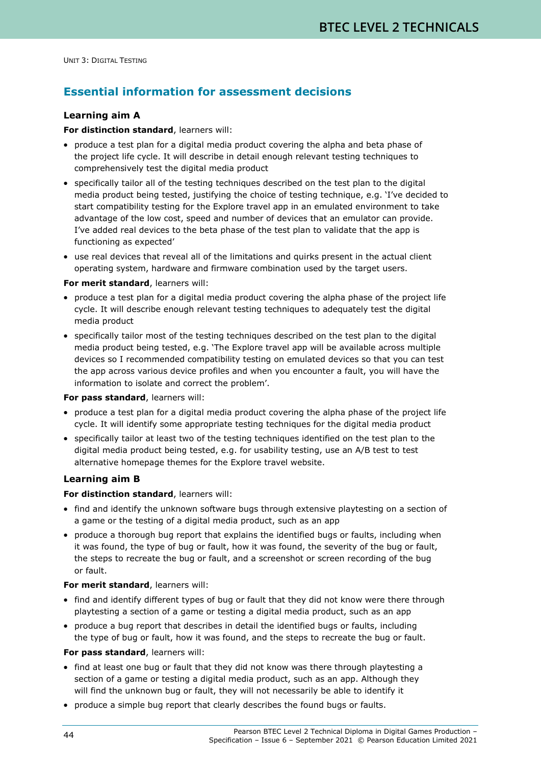## Essential information for assessment decisions

### Learning aim A

**For distinction standard**, learners will:

- produce a test plan for a digital media product covering the alpha and beta phase of the project life cycle. It will describe in detail enough relevant testing techniques to comprehensively test the digital media product
- specifically tailor all of the testing techniques described on the test plan to the digital media product being tested, justifying the choice of testing technique, e.g. 'I've decided to start compatibility testing for the Explore travel app in an emulated environment to take advantage of the low cost, speed and number of devices that an emulator can provide. I've added real devices to the beta phase of the test plan to validate that the app is functioning as expected'
- use real devices that reveal all of the limitations and quirks present in the actual client operating system, hardware and firmware combination used by the target users.

**For merit standard**, learners will:

- produce a test plan for a digital media product covering the alpha phase of the project life cycle. It will describe enough relevant testing techniques to adequately test the digital media product
- specifically tailor most of the testing techniques described on the test plan to the digital media product being tested, e.g. 'The Explore travel app will be available across multiple devices so I recommended compatibility testing on emulated devices so that you can test the app across various device profiles and when you encounter a fault, you will have the information to isolate and correct the problem'.

**For pass standard**, learners will:

- produce a test plan for a digital media product covering the alpha phase of the project life cycle. It will identify some appropriate testing techniques for the digital media product
- specifically tailor at least two of the testing techniques identified on the test plan to the digital media product being tested, e.g. for usability testing, use an A/B test to test alternative homepage themes for the Explore travel website.

### Learning aim B

**For distinction standard**, learners will:

- find and identify the unknown software bugs through extensive playtesting on a section of a game or the testing of a digital media product, such as an app
- produce a thorough bug report that explains the identified bugs or faults, including when it was found, the type of bug or fault, how it was found, the severity of the bug or fault, the steps to recreate the bug or fault, and a screenshot or screen recording of the bug or fault.

**For merit standard**, learners will:

- find and identify different types of bug or fault that they did not know were there through playtesting a section of a game or testing a digital media product, such as an app
- produce a bug report that describes in detail the identified bugs or faults, including the type of bug or fault, how it was found, and the steps to recreate the bug or fault.

**For pass standard**, learners will:

- find at least one bug or fault that they did not know was there through playtesting a section of a game or testing a digital media product, such as an app. Although they will find the unknown bug or fault, they will not necessarily be able to identify it
- produce a simple bug report that clearly describes the found bugs or faults.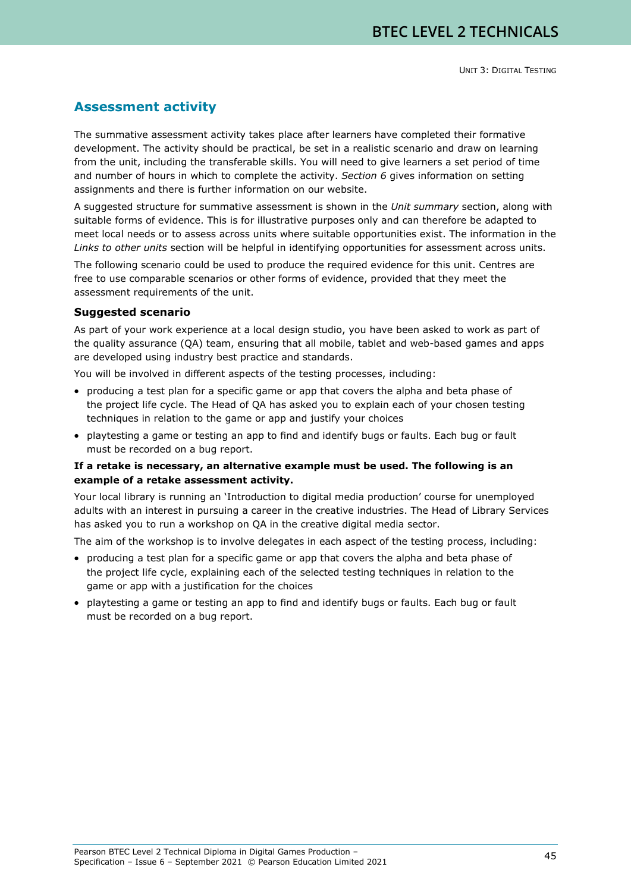## Assessment activity

The summative assessment activity takes place after learners have completed their formative development. The activity should be practical, be set in a realistic scenario and draw on learning from the unit, including the transferable skills. You will need to give learners a set period of time and number of hours in which to complete the activity. *Section 6* gives information on setting assignments and there is further information on our website.

A suggested structure for summative assessment is shown in the *Unit summary* section, along with suitable forms of evidence. This is for illustrative purposes only and can therefore be adapted to meet local needs or to assess across units where suitable opportunities exist. The information in the *Links to other units* section will be helpful in identifying opportunities for assessment across units.

The following scenario could be used to produce the required evidence for this unit. Centres are free to use comparable scenarios or other forms of evidence, provided that they meet the assessment requirements of the unit.

### Suggested scenario

As part of your work experience at a local design studio, you have been asked to work as part of the quality assurance (QA) team, ensuring that all mobile, tablet and web-based games and apps are developed using industry best practice and standards.

You will be involved in different aspects of the testing processes, including:

- producing a test plan for a specific game or app that covers the alpha and beta phase of the project life cycle. The Head of QA has asked you to explain each of your chosen testing techniques in relation to the game or app and justify your choices
- playtesting a game or testing an app to find and identify bugs or faults. Each bug or fault must be recorded on a bug report.

**If a retake is necessary, an alternative example must be used. The following is an example of a retake assessment activity.**

Your local library is running an 'Introduction to digital media production' course for unemployed adults with an interest in pursuing a career in the creative industries. The Head of Library Services has asked you to run a workshop on QA in the creative digital media sector.

The aim of the workshop is to involve delegates in each aspect of the testing process, including:

- producing a test plan for a specific game or app that covers the alpha and beta phase of the project life cycle, explaining each of the selected testing techniques in relation to the game or app with a justification for the choices
- playtesting a game or testing an app to find and identify bugs or faults. Each bug or fault must be recorded on a bug report.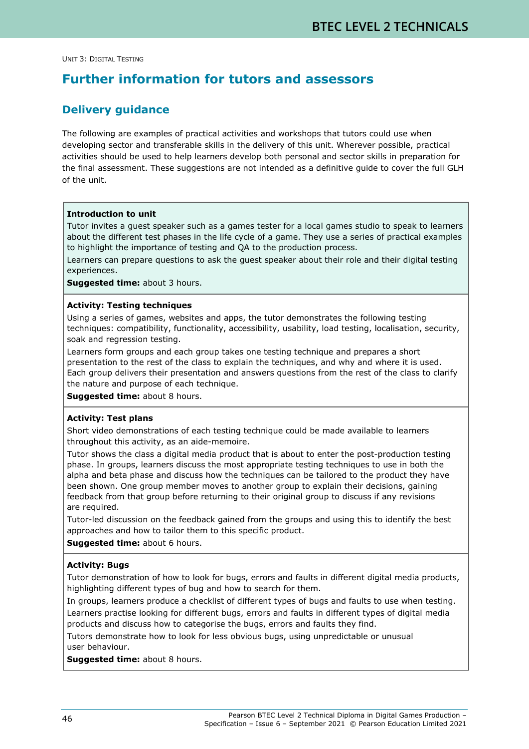# Further information for tutors and assessors

## Delivery guidance

The following are examples of practical activities and workshops that tutors could use when developing sector and transferable skills in the delivery of this unit. Wherever possible, practical activities should be used to help learners develop both personal and sector skills in preparation for the final assessment. These suggestions are not intended as a definitive guide to cover the full GLH of the unit.

**Introduction to unit**

Tutor invites a guest speaker such as a games tester for a local games studio to speak to learners about the different test phases in the life cycle of a game. They use a series of practical examples to highlight the importance of testing and QA to the production process.

Learners can prepare questions to ask the guest speaker about their role and their digital testing experiences.

**Suggested time:** about 3 hours.

**Activity: Testing techniques**

Using a series of games, websites and apps, the tutor demonstrates the following testing techniques: compatibility, functionality, accessibility, usability, load testing, localisation, security, soak and regression testing.

Learners form groups and each group takes one testing technique and prepares a short presentation to the rest of the class to explain the techniques, and why and where it is used. Each group delivers their presentation and answers questions from the rest of the class to clarify the nature and purpose of each technique.

**Suggested time:** about 8 hours.

**Activity: Test plans**

Short video demonstrations of each testing technique could be made available to learners throughout this activity, as an aide-memoire.

Tutor shows the class a digital media product that is about to enter the post-production testing phase. In groups, learners discuss the most appropriate testing techniques to use in both the alpha and beta phase and discuss how the techniques can be tailored to the product they have been shown. One group member moves to another group to explain their decisions, gaining feedback from that group before returning to their original group to discuss if any revisions are required.

Tutor-led discussion on the feedback gained from the groups and using this to identify the best approaches and how to tailor them to this specific product.

**Suggested time:** about 6 hours.

**Activity: Bugs**

Tutor demonstration of how to look for bugs, errors and faults in different digital media products, highlighting different types of bug and how to search for them.

In groups, learners produce a checklist of different types of bugs and faults to use when testing.

Learners practise looking for different bugs, errors and faults in different types of digital media products and discuss how to categorise the bugs, errors and faults they find.

Tutors demonstrate how to look for less obvious bugs, using unpredictable or unusual user behaviour.

**Suggested time:** about 8 hours.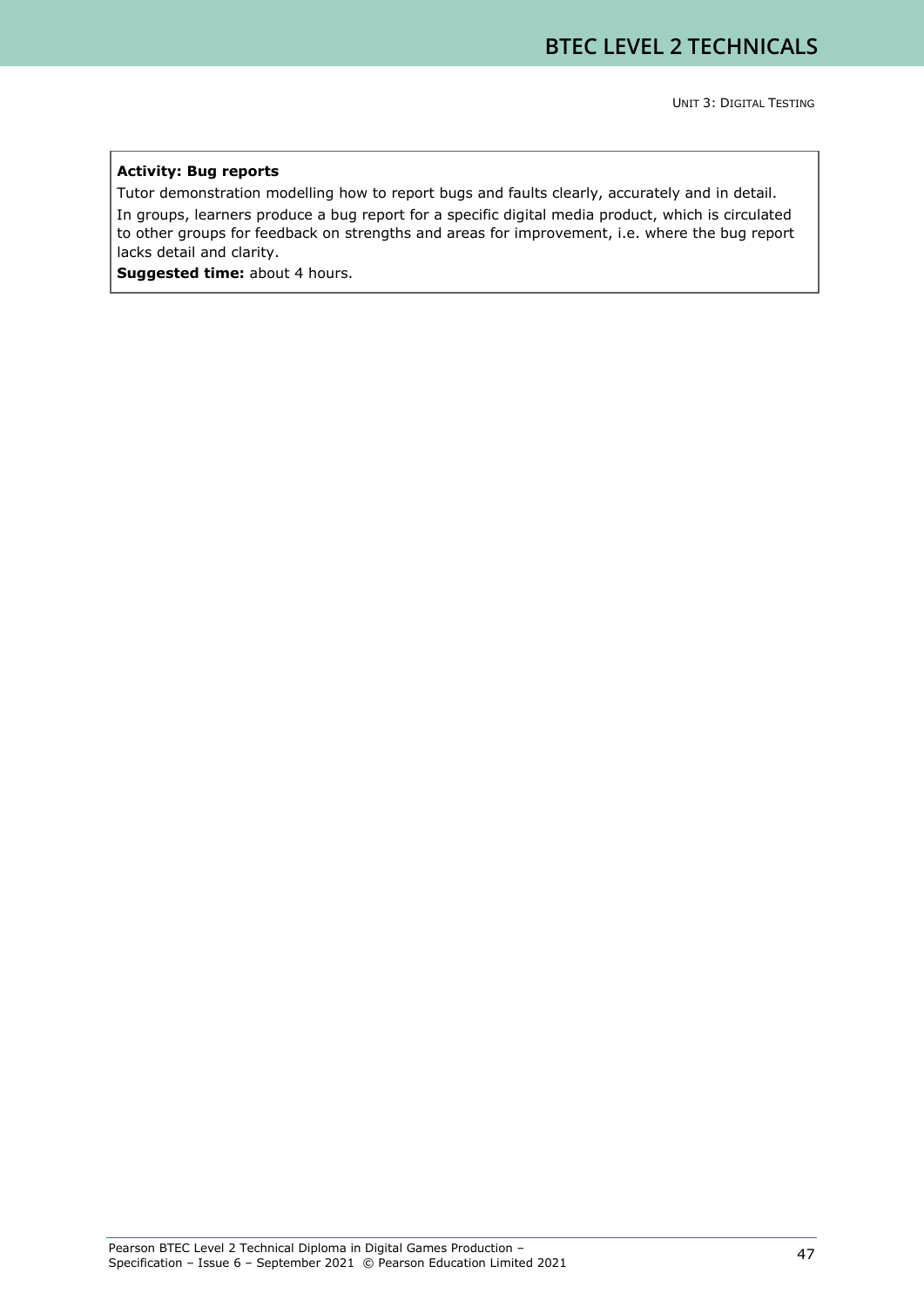**Activity: Bug reports**

Tutor demonstration modelling how to report bugs and faults clearly, accurately and in detail.

In groups, learners produce a bug report for a specific digital media product, which is circulated to other groups for feedback on strengths and areas for improvement, i.e. where the bug report lacks detail and clarity.

**Suggested time:** about 4 hours.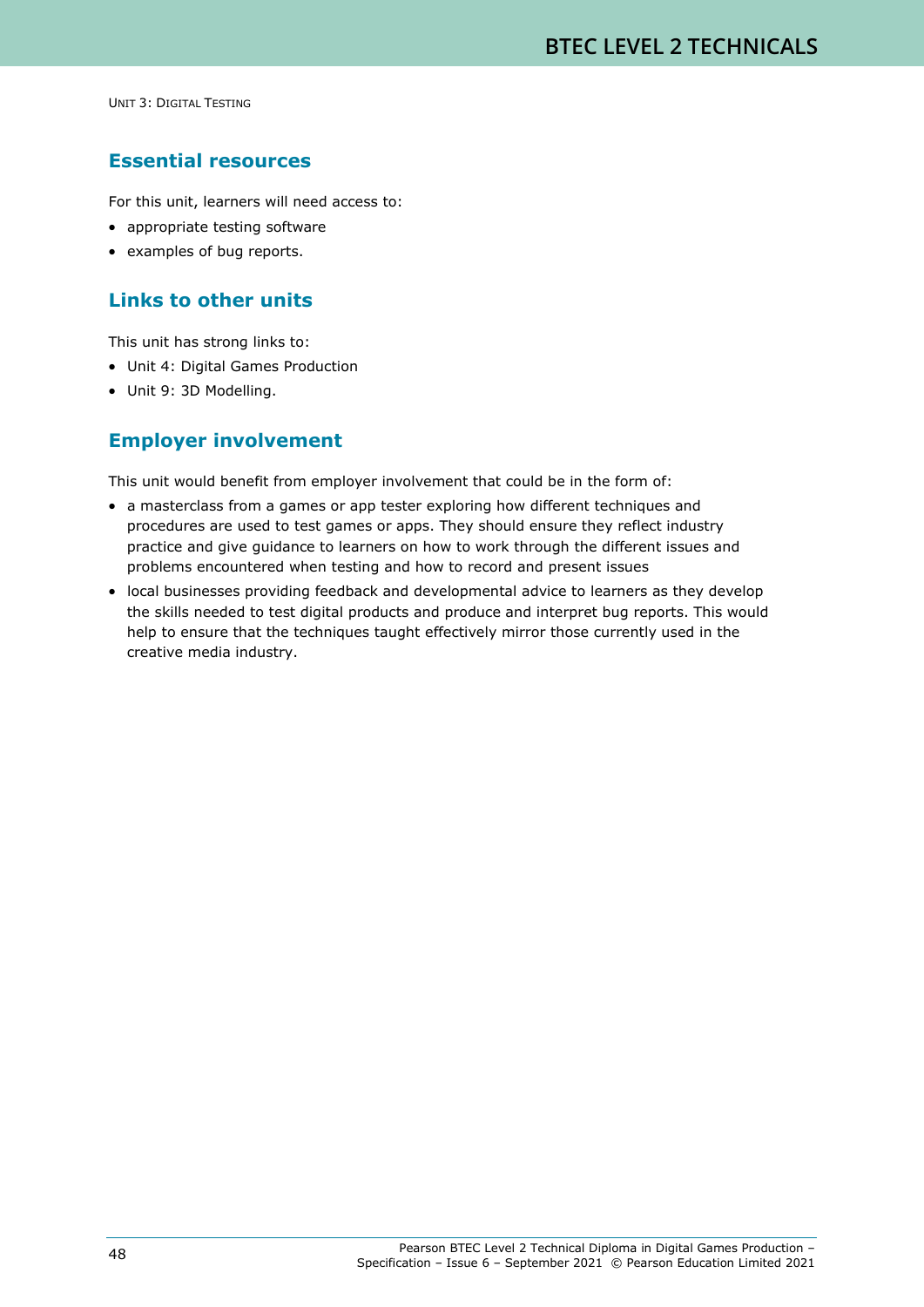## Essential resources

For this unit, learners will need access to:

- appropriate testing software
- examples of bug reports.

## Links to other units

This unit has strong links to:

- Unit 4: Digital Games Production
- Unit 9: 3D Modelling.

## Employer involvement

This unit would benefit from employer involvement that could be in the form of:

- a masterclass from a games or app tester exploring how different techniques and procedures are used to test games or apps. They should ensure they reflect industry practice and give guidance to learners on how to work through the different issues and problems encountered when testing and how to record and present issues
- local businesses providing feedback and developmental advice to learners as they develop the skills needed to test digital products and produce and interpret bug reports. This would help to ensure that the techniques taught effectively mirror those currently used in the creative media industry.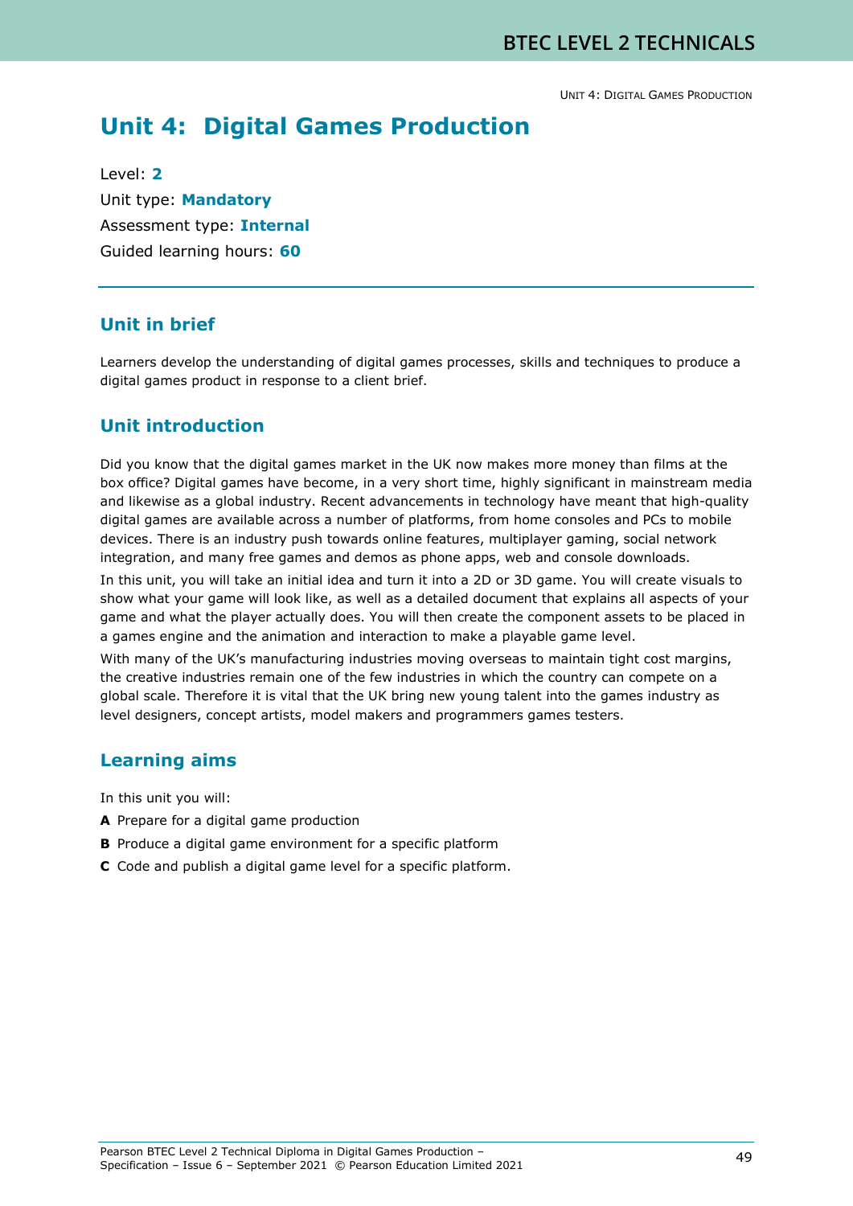# Unit 4: Digital Games Production

Level: **2**

Unit type: **Mandatory**

Assessment type: **Internal**

Guided learning hours: **60**

## Unit in brief

Learners develop the understanding of digital games processes, skills and techniques to produce a digital games product in response to a client brief.

## Unit introduction

Did you know that the digital games market in the UK now makes more money than films at the box office? Digital games have become, in a very short time, highly significant in mainstream media and likewise as a global industry. Recent advancements in technology have meant that high-quality digital games are available across a number of platforms, from home consoles and PCs to mobile devices. There is an industry push towards online features, multiplayer gaming, social network integration, and many free games and demos as phone apps, web and console downloads.

In this unit, you will take an initial idea and turn it into a 2D or 3D game. You will create visuals to show what your game will look like, as well as a detailed document that explains all aspects of your game and what the player actually does. You will then create the component assets to be placed in a games engine and the animation and interaction to make a playable game level.

With many of the UK's manufacturing industries moving overseas to maintain tight cost margins, the creative industries remain one of the few industries in which the country can compete on a global scale. Therefore it is vital that the UK bring new young talent into the games industry as level designers, concept artists, model makers and programmers games testers.

## Learning aims

In this unit you will:

**A** Prepare for a digital game production

**B** Produce a digital game environment for a specific platform

**C** Code and publish a digital game level for a specific platform.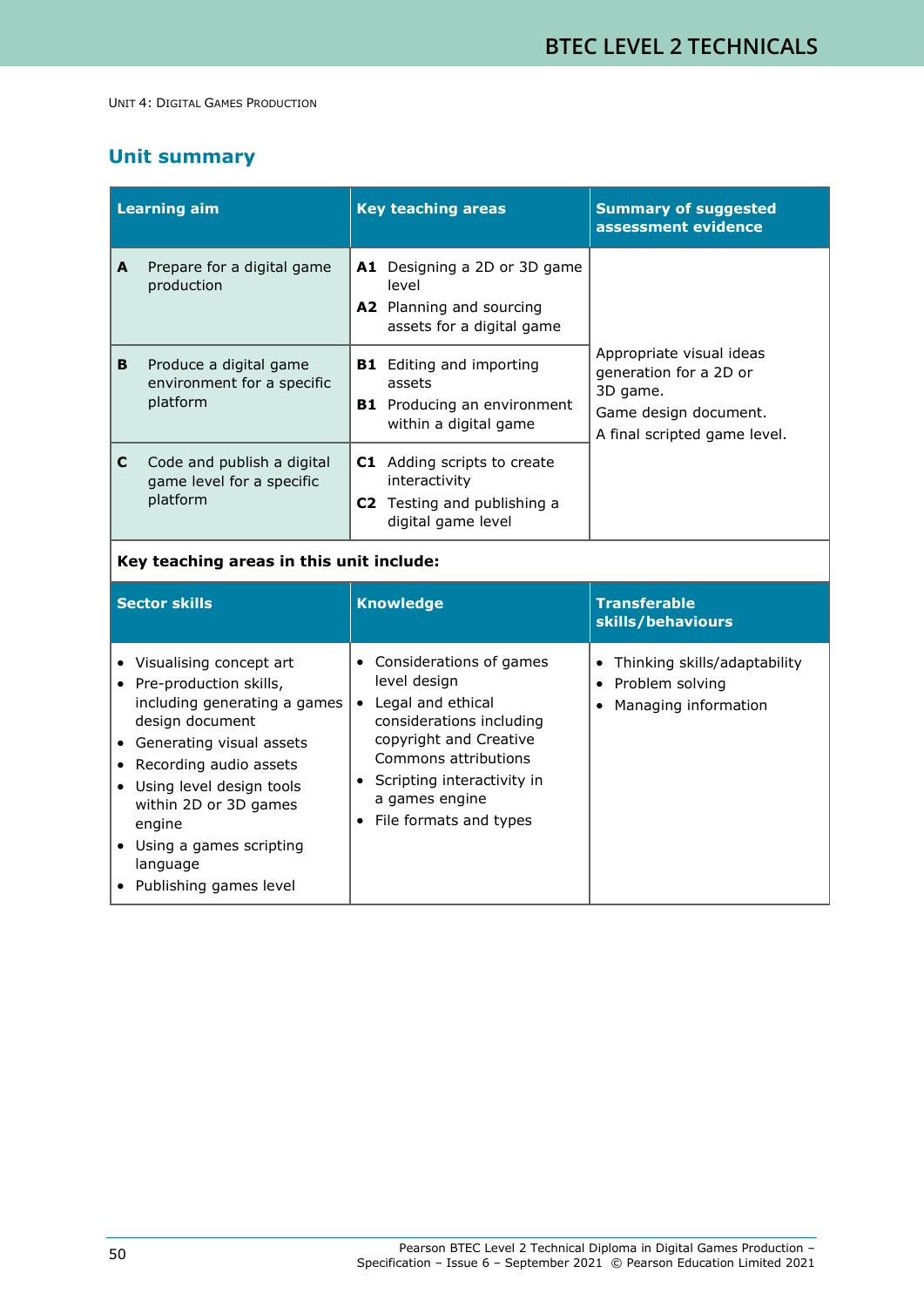Unit 4: Digital Games Production

## Unit summary

| Learning aim | Key teaching areas | Summary of suggested assessment evidence |
|---|---|---|
| **A** Prepare for a digital game production | **A1** Designing a 2D or 3D game level<br>**A2** Planning and sourcing assets for a digital game | Appropriate visual ideas generation for a 2D or 3D game.<br>Game design document.<br>A final scripted game level. |
| **B** Produce a digital game environment for a specific platform | **B1** Editing and importing assets<br>**B1** Producing an environment within a digital game | |
| **C** Code and publish a digital game level for a specific platform | **C1** Adding scripts to create interactivity<br>**C2** Testing and publishing a digital game level | |
| **Key teaching areas in this unit include:** | | |
| **Sector skills** | **Knowledge** | **Transferable skills/behaviours** |
| • Visualising concept art<br>• Pre-production skills, including generating a games design document<br>• Generating visual assets<br>• Recording audio assets<br>• Using level design tools within 2D or 3D games engine<br>• Using a games scripting language<br>• Publishing games level | • Considerations of games level design<br>• Legal and ethical considerations including copyright and Creative Commons attributions<br>• Scripting interactivity in a games engine<br>• File formats and types | • Thinking skills/adaptability<br>• Problem solving<br>• Managing information |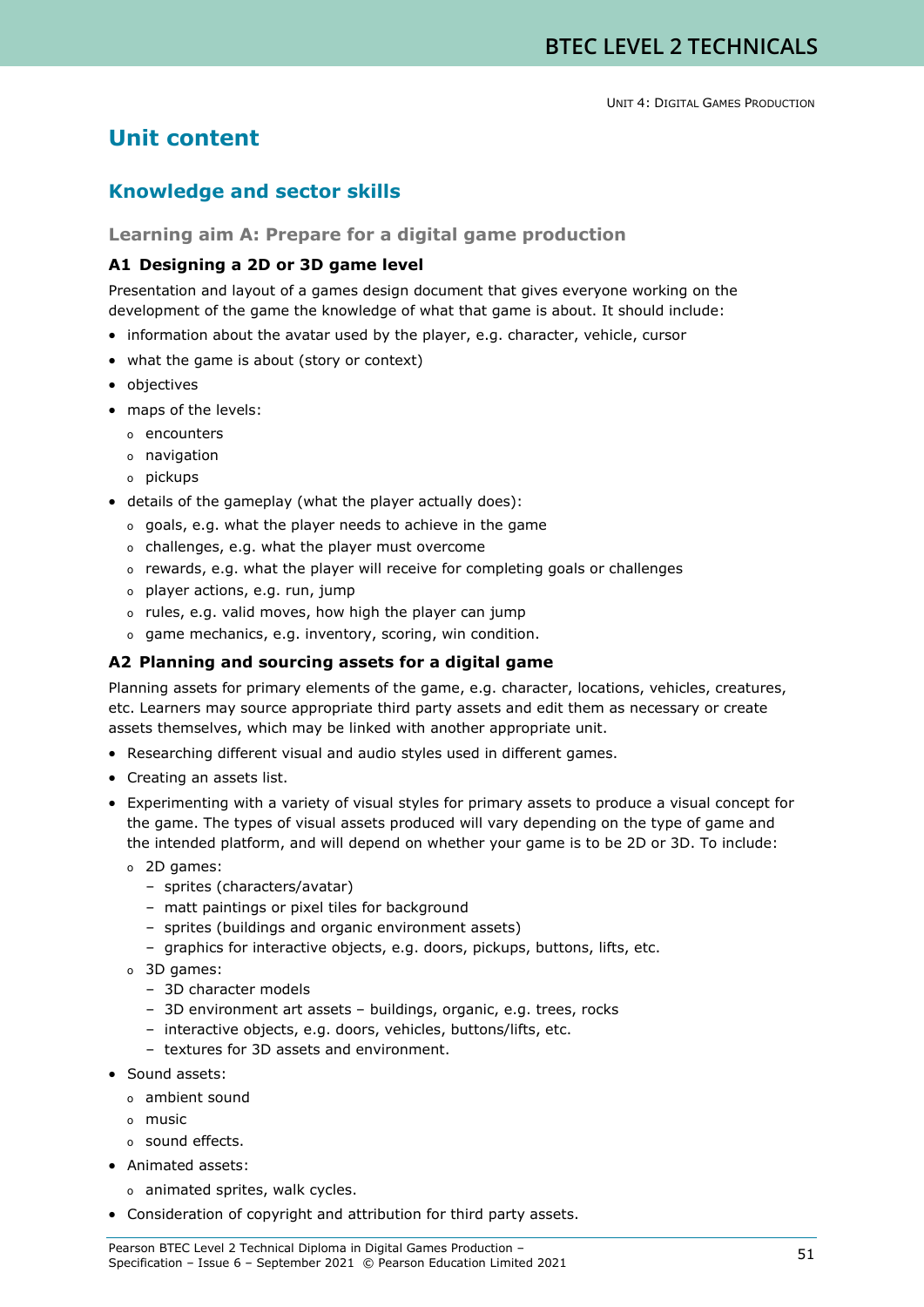# Unit content

## Knowledge and sector skills

### Learning aim A: Prepare for a digital game production

#### A1 Designing a 2D or 3D game level

Presentation and layout of a games design document that gives everyone working on the development of the game the knowledge of what that game is about. It should include:

- information about the avatar used by the player, e.g. character, vehicle, cursor
- what the game is about (story or context)
- objectives
- maps of the levels:
  - encounters
  - navigation
  - pickups
- details of the gameplay (what the player actually does):
  - goals, e.g. what the player needs to achieve in the game
  - challenges, e.g. what the player must overcome
  - rewards, e.g. what the player will receive for completing goals or challenges
  - player actions, e.g. run, jump
  - rules, e.g. valid moves, how high the player can jump
  - game mechanics, e.g. inventory, scoring, win condition.

#### A2 Planning and sourcing assets for a digital game

Planning assets for primary elements of the game, e.g. character, locations, vehicles, creatures, etc. Learners may source appropriate third party assets and edit them as necessary or create assets themselves, which may be linked with another appropriate unit.

- Researching different visual and audio styles used in different games.
- Creating an assets list.
- Experimenting with a variety of visual styles for primary assets to produce a visual concept for the game. The types of visual assets produced will vary depending on the type of game and the intended platform, and will depend on whether your game is to be 2D or 3D. To include:
  - 2D games:
    - sprites (characters/avatar)
    - matt paintings or pixel tiles for background
    - sprites (buildings and organic environment assets)
    - graphics for interactive objects, e.g. doors, pickups, buttons, lifts, etc.
  - 3D games:
    - 3D character models
    - 3D environment art assets – buildings, organic, e.g. trees, rocks
    - interactive objects, e.g. doors, vehicles, buttons/lifts, etc.
    - textures for 3D assets and environment.
- Sound assets:
  - ambient sound
  - music
  - sound effects.
- Animated assets:
  - animated sprites, walk cycles.
- Consideration of copyright and attribution for third party assets.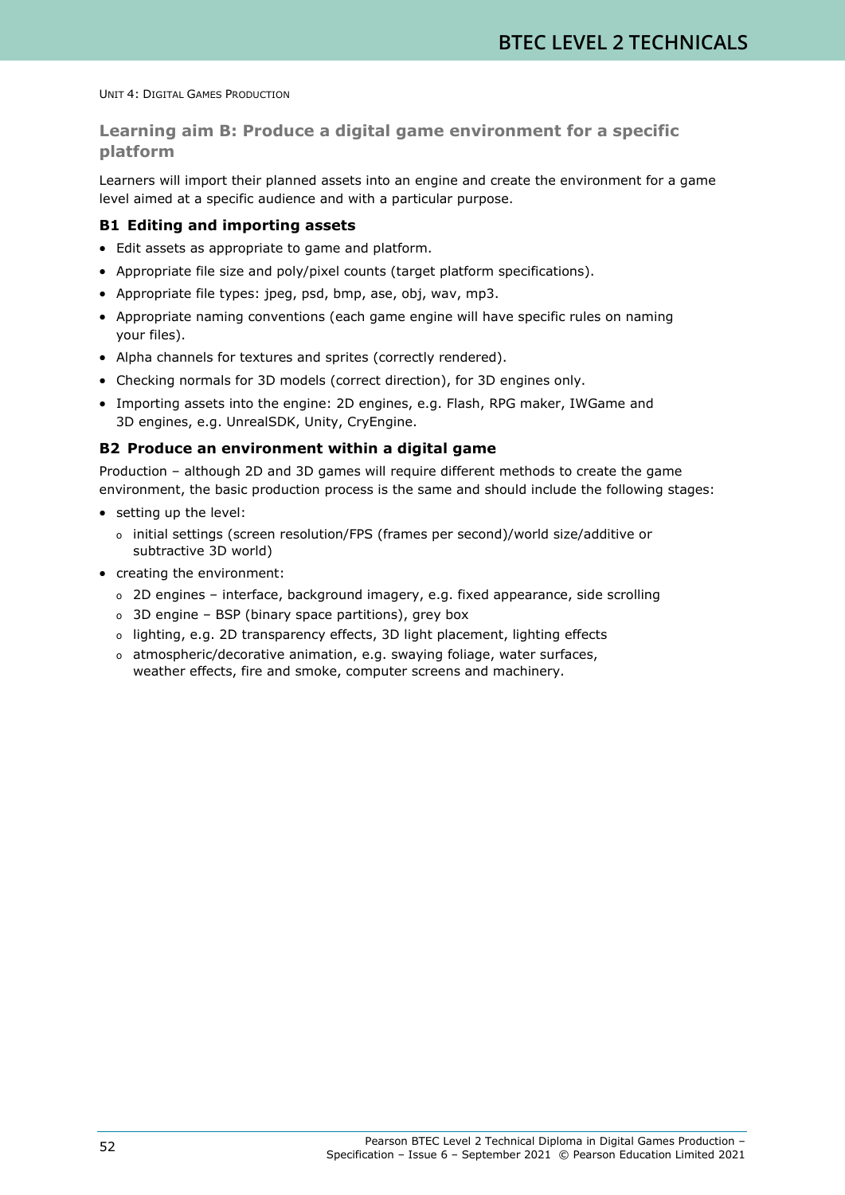## Learning aim B: Produce a digital game environment for a specific platform

Learners will import their planned assets into an engine and create the environment for a game level aimed at a specific audience and with a particular purpose.

### B1 Editing and importing assets

- Edit assets as appropriate to game and platform.
- Appropriate file size and poly/pixel counts (target platform specifications).
- Appropriate file types: jpeg, psd, bmp, ase, obj, wav, mp3.
- Appropriate naming conventions (each game engine will have specific rules on naming your files).
- Alpha channels for textures and sprites (correctly rendered).
- Checking normals for 3D models (correct direction), for 3D engines only.
- Importing assets into the engine: 2D engines, e.g. Flash, RPG maker, IWGame and 3D engines, e.g. UnrealSDK, Unity, CryEngine.

### B2 Produce an environment within a digital game

Production – although 2D and 3D games will require different methods to create the game environment, the basic production process is the same and should include the following stages:

- setting up the level:
  - initial settings (screen resolution/FPS (frames per second)/world size/additive or subtractive 3D world)
- creating the environment:
  - 2D engines – interface, background imagery, e.g. fixed appearance, side scrolling
  - 3D engine – BSP (binary space partitions), grey box
  - lighting, e.g. 2D transparency effects, 3D light placement, lighting effects
  - atmospheric/decorative animation, e.g. swaying foliage, water surfaces, weather effects, fire and smoke, computer screens and machinery.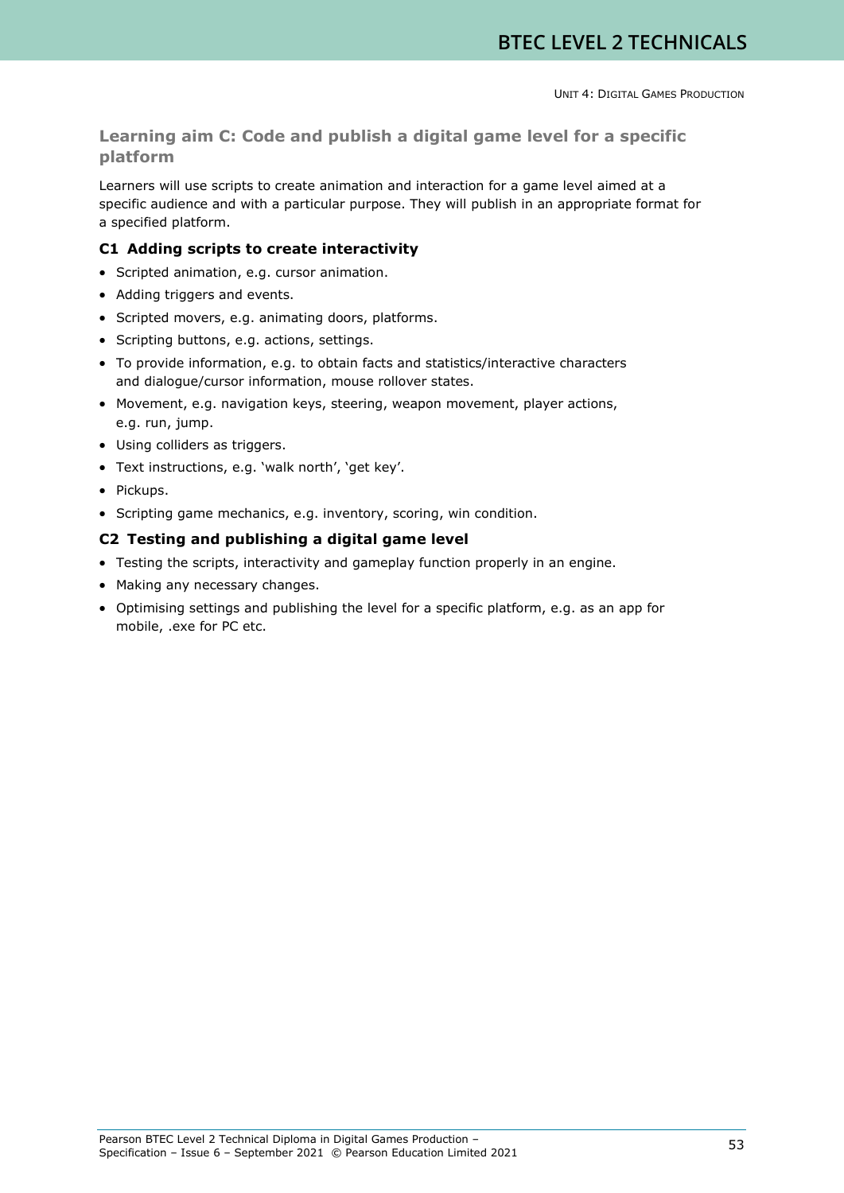## Learning aim C: Code and publish a digital game level for a specific platform

Learners will use scripts to create animation and interaction for a game level aimed at a specific audience and with a particular purpose. They will publish in an appropriate format for a specified platform.

### C1 Adding scripts to create interactivity

- Scripted animation, e.g. cursor animation.
- Adding triggers and events.
- Scripted movers, e.g. animating doors, platforms.
- Scripting buttons, e.g. actions, settings.
- To provide information, e.g. to obtain facts and statistics/interactive characters and dialogue/cursor information, mouse rollover states.
- Movement, e.g. navigation keys, steering, weapon movement, player actions, e.g. run, jump.
- Using colliders as triggers.
- Text instructions, e.g. 'walk north', 'get key'.
- Pickups.
- Scripting game mechanics, e.g. inventory, scoring, win condition.

### C2 Testing and publishing a digital game level

- Testing the scripts, interactivity and gameplay function properly in an engine.
- Making any necessary changes.
- Optimising settings and publishing the level for a specific platform, e.g. as an app for mobile, .exe for PC etc.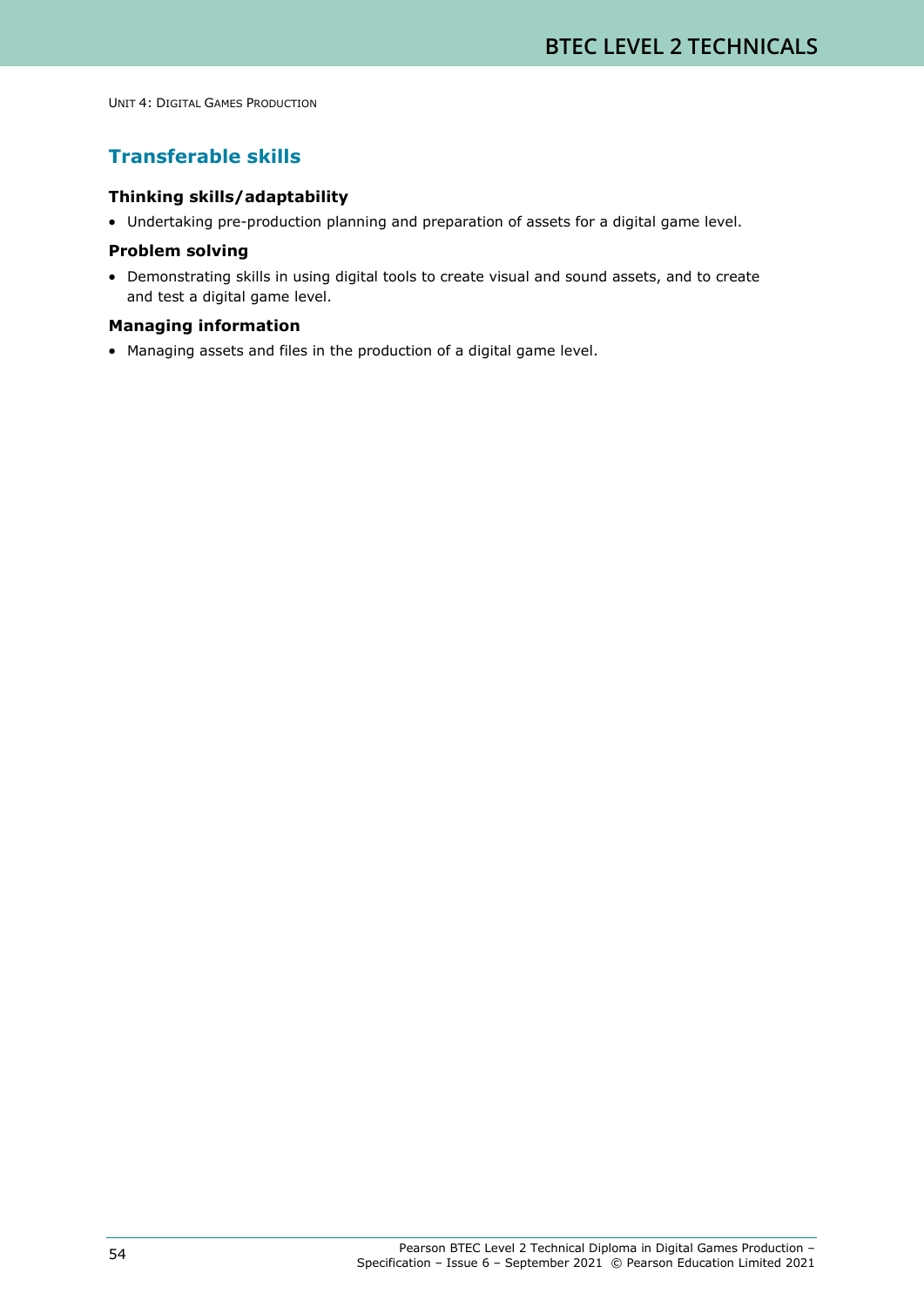## Transferable skills

**Thinking skills/adaptability**

- Undertaking pre-production planning and preparation of assets for a digital game level.

**Problem solving**

- Demonstrating skills in using digital tools to create visual and sound assets, and to create and test a digital game level.

**Managing information**

- Managing assets and files in the production of a digital game level.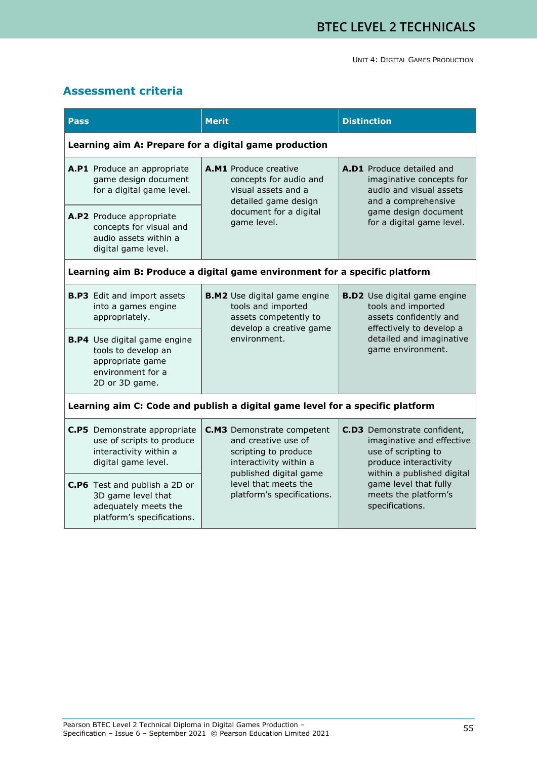## Assessment criteria

| Pass | Merit | Distinction |
|---|---|---|
| **Learning aim A: Prepare for a digital game production** | | |
| **A.P1** Produce an appropriate game design document for a digital game level. | **A.M1** Produce creative concepts for audio and visual assets and a detailed game design document for a digital game level. | **A.D1** Produce detailed and imaginative concepts for audio and visual assets and a comprehensive game design document for a digital game level. |
| **A.P2** Produce appropriate concepts for visual and audio assets within a digital game level. | | |
| **Learning aim B: Produce a digital game environment for a specific platform** | | |
| **B.P3** Edit and import assets into a games engine appropriately. | **B.M2** Use digital game engine tools and imported assets competently to develop a creative game environment. | **B.D2** Use digital game engine tools and imported assets confidently and effectively to develop a detailed and imaginative game environment. |
| **B.P4** Use digital game engine tools to develop an appropriate game environment for a 2D or 3D game. | | |
| **Learning aim C: Code and publish a digital game level for a specific platform** | | |
| **C.P5** Demonstrate appropriate use of scripts to produce interactivity within a digital game level. | **C.M3** Demonstrate competent and creative use of scripting to produce interactivity within a published digital game level that meets the platform's specifications. | **C.D3** Demonstrate confident, imaginative and effective use of scripting to produce interactivity within a published digital game level that fully meets the platform's specifications. |
| **C.P6** Test and publish a 2D or 3D game level that adequately meets the platform's specifications. | | |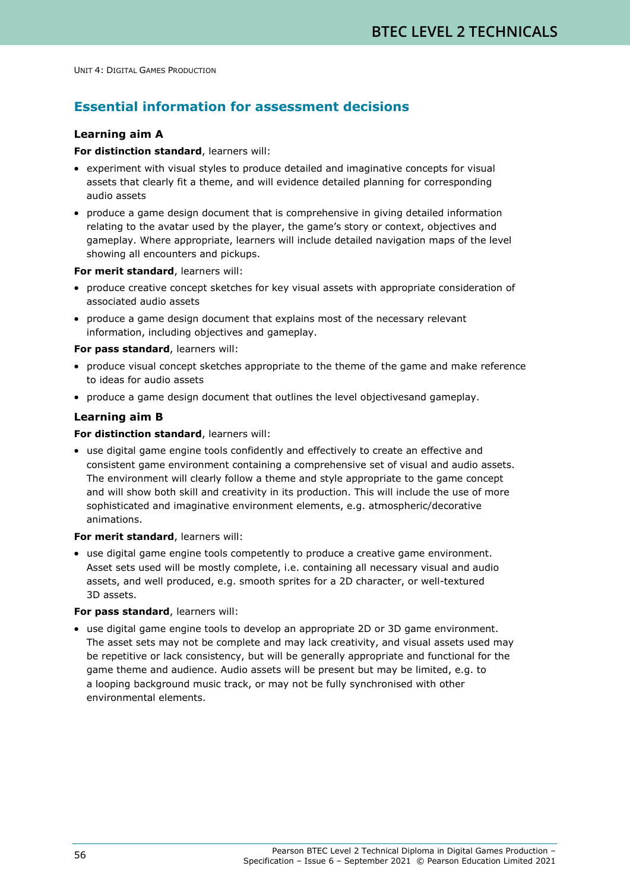## Essential information for assessment decisions

### Learning aim A

**For distinction standard**, learners will:

- experiment with visual styles to produce detailed and imaginative concepts for visual assets that clearly fit a theme, and will evidence detailed planning for corresponding audio assets
- produce a game design document that is comprehensive in giving detailed information relating to the avatar used by the player, the game's story or context, objectives and gameplay. Where appropriate, learners will include detailed navigation maps of the level showing all encounters and pickups.

**For merit standard**, learners will:

- produce creative concept sketches for key visual assets with appropriate consideration of associated audio assets
- produce a game design document that explains most of the necessary relevant information, including objectives and gameplay.

**For pass standard**, learners will:

- produce visual concept sketches appropriate to the theme of the game and make reference to ideas for audio assets
- produce a game design document that outlines the level objectivesand gameplay.

### Learning aim B

**For distinction standard**, learners will:

- use digital game engine tools confidently and effectively to create an effective and consistent game environment containing a comprehensive set of visual and audio assets. The environment will clearly follow a theme and style appropriate to the game concept and will show both skill and creativity in its production. This will include the use of more sophisticated and imaginative environment elements, e.g. atmospheric/decorative animations.

**For merit standard**, learners will:

- use digital game engine tools competently to produce a creative game environment. Asset sets used will be mostly complete, i.e. containing all necessary visual and audio assets, and well produced, e.g. smooth sprites for a 2D character, or well-textured 3D assets.

**For pass standard**, learners will:

- use digital game engine tools to develop an appropriate 2D or 3D game environment. The asset sets may not be complete and may lack creativity, and visual assets used may be repetitive or lack consistency, but will be generally appropriate and functional for the game theme and audience. Audio assets will be present but may be limited, e.g. to a looping background music track, or may not be fully synchronised with other environmental elements.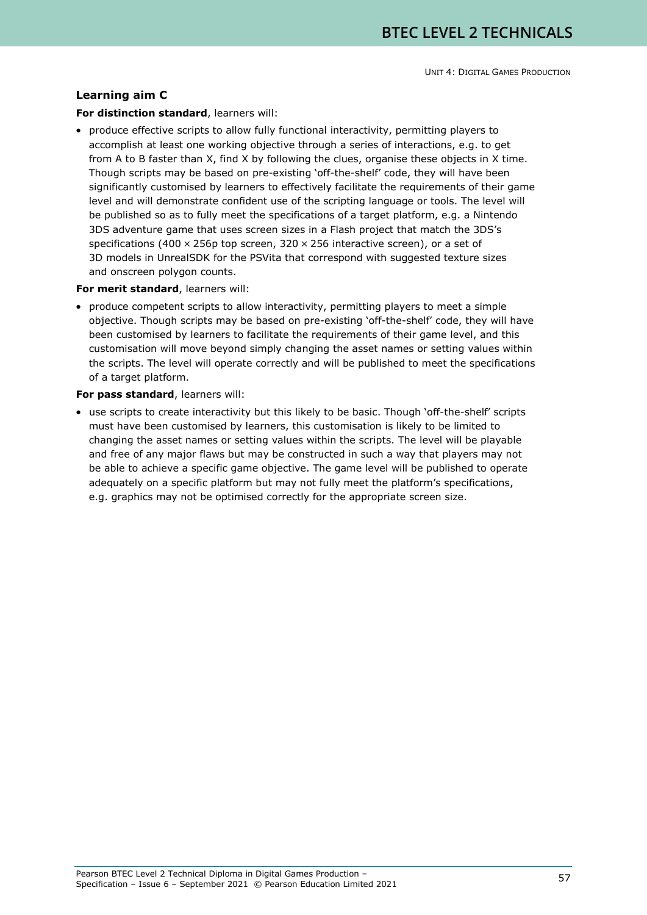### Learning aim C

**For distinction standard**, learners will:

- produce effective scripts to allow fully functional interactivity, permitting players to accomplish at least one working objective through a series of interactions, e.g. to get from A to B faster than X, find X by following the clues, organise these objects in X time. Though scripts may be based on pre-existing 'off-the-shelf' code, they will have been significantly customised by learners to effectively facilitate the requirements of their game level and will demonstrate confident use of the scripting language or tools. The level will be published so as to fully meet the specifications of a target platform, e.g. a Nintendo 3DS adventure game that uses screen sizes in a Flash project that match the 3DS's specifications (400 × 256p top screen, 320 × 256 interactive screen), or a set of 3D models in UnrealSDK for the PSVita that correspond with suggested texture sizes and onscreen polygon counts.

**For merit standard**, learners will:

- produce competent scripts to allow interactivity, permitting players to meet a simple objective. Though scripts may be based on pre-existing 'off-the-shelf' code, they will have been customised by learners to facilitate the requirements of their game level, and this customisation will move beyond simply changing the asset names or setting values within the scripts. The level will operate correctly and will be published to meet the specifications of a target platform.

**For pass standard**, learners will:

- use scripts to create interactivity but this likely to be basic. Though 'off-the-shelf' scripts must have been customised by learners, this customisation is likely to be limited to changing the asset names or setting values within the scripts. The level will be playable and free of any major flaws but may be constructed in such a way that players may not be able to achieve a specific game objective. The game level will be published to operate adequately on a specific platform but may not fully meet the platform's specifications, e.g. graphics may not be optimised correctly for the appropriate screen size.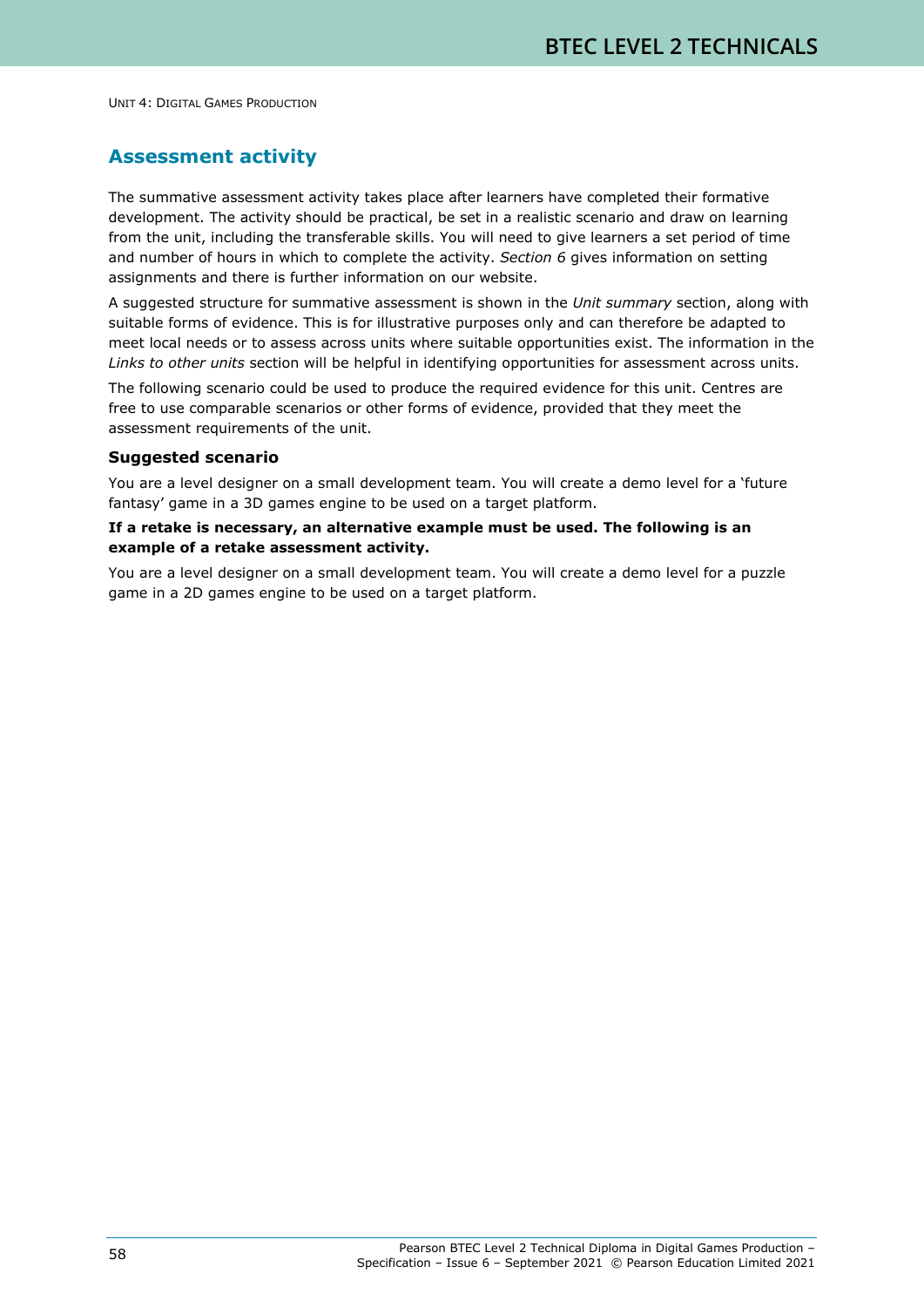## Assessment activity

The summative assessment activity takes place after learners have completed their formative development. The activity should be practical, be set in a realistic scenario and draw on learning from the unit, including the transferable skills. You will need to give learners a set period of time and number of hours in which to complete the activity. *Section 6* gives information on setting assignments and there is further information on our website.

A suggested structure for summative assessment is shown in the *Unit summary* section, along with suitable forms of evidence. This is for illustrative purposes only and can therefore be adapted to meet local needs or to assess across units where suitable opportunities exist. The information in the *Links to other units* section will be helpful in identifying opportunities for assessment across units.

The following scenario could be used to produce the required evidence for this unit. Centres are free to use comparable scenarios or other forms of evidence, provided that they meet the assessment requirements of the unit.

### Suggested scenario

You are a level designer on a small development team. You will create a demo level for a 'future fantasy' game in a 3D games engine to be used on a target platform.

**If a retake is necessary, an alternative example must be used. The following is an example of a retake assessment activity.**

You are a level designer on a small development team. You will create a demo level for a puzzle game in a 2D games engine to be used on a target platform.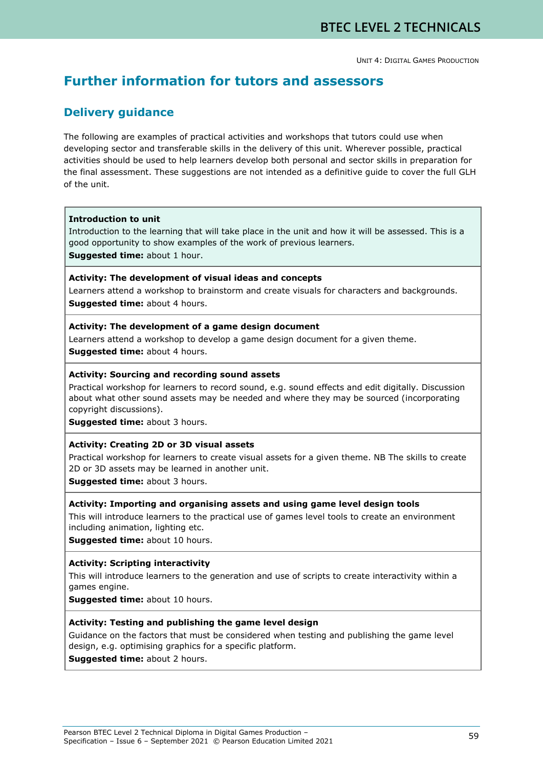## Further information for tutors and assessors

### Delivery guidance

The following are examples of practical activities and workshops that tutors could use when developing sector and transferable skills in the delivery of this unit. Wherever possible, practical activities should be used to help learners develop both personal and sector skills in preparation for the final assessment. These suggestions are not intended as a definitive guide to cover the full GLH of the unit.

**Introduction to unit**
Introduction to the learning that will take place in the unit and how it will be assessed. This is a good opportunity to show examples of the work of previous learners.
**Suggested time:** about 1 hour.

**Activity: The development of visual ideas and concepts**
Learners attend a workshop to brainstorm and create visuals for characters and backgrounds.
**Suggested time:** about 4 hours.

**Activity: The development of a game design document**
Learners attend a workshop to develop a game design document for a given theme.
**Suggested time:** about 4 hours.

**Activity: Sourcing and recording sound assets**
Practical workshop for learners to record sound, e.g. sound effects and edit digitally. Discussion about what other sound assets may be needed and where they may be sourced (incorporating copyright discussions).
**Suggested time:** about 3 hours.

**Activity: Creating 2D or 3D visual assets**
Practical workshop for learners to create visual assets for a given theme. NB The skills to create 2D or 3D assets may be learned in another unit.
**Suggested time:** about 3 hours.

**Activity: Importing and organising assets and using game level design tools**
This will introduce learners to the practical use of games level tools to create an environment including animation, lighting etc.
**Suggested time:** about 10 hours.

**Activity: Scripting interactivity**
This will introduce learners to the generation and use of scripts to create interactivity within a games engine.
**Suggested time:** about 10 hours.

**Activity: Testing and publishing the game level design**
Guidance on the factors that must be considered when testing and publishing the game level design, e.g. optimising graphics for a specific platform.
**Suggested time:** about 2 hours.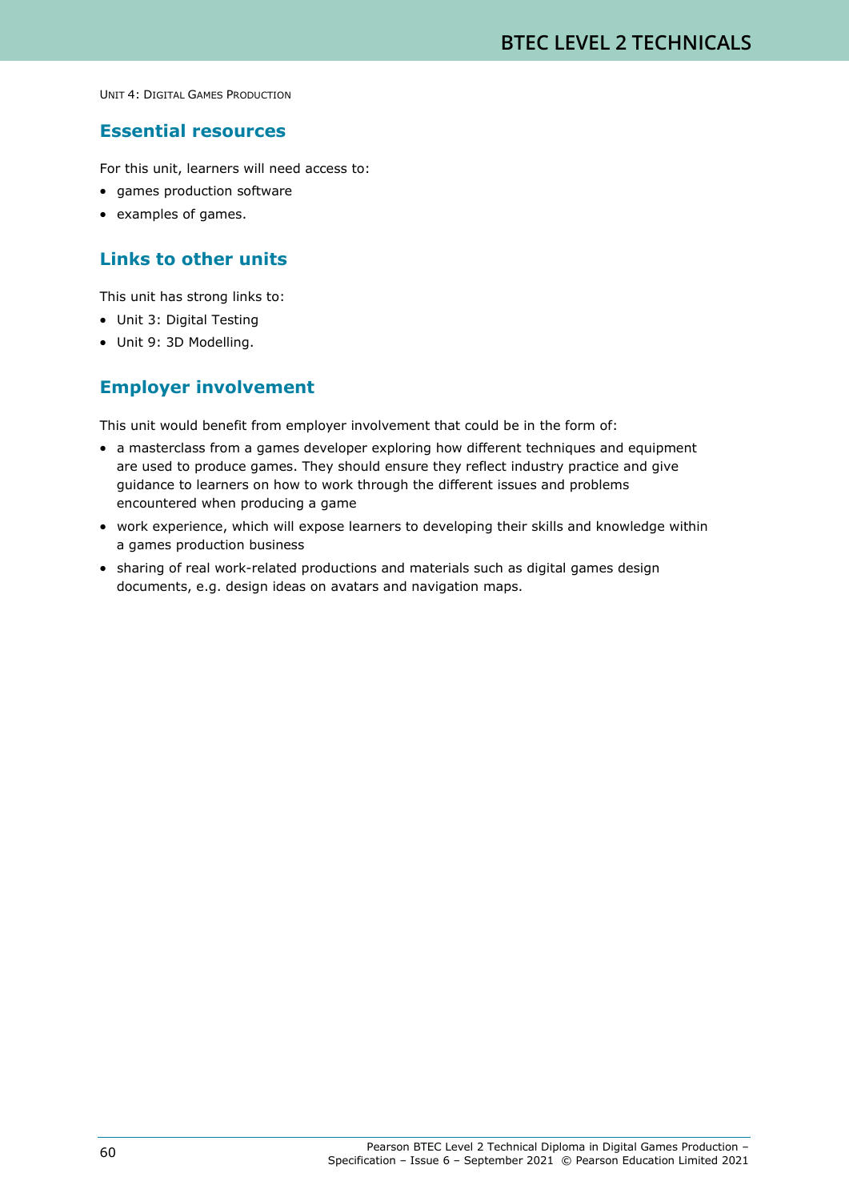## Essential resources

For this unit, learners will need access to:

- games production software
- examples of games.

## Links to other units

This unit has strong links to:

- Unit 3: Digital Testing
- Unit 9: 3D Modelling.

## Employer involvement

This unit would benefit from employer involvement that could be in the form of:

- a masterclass from a games developer exploring how different techniques and equipment are used to produce games. They should ensure they reflect industry practice and give guidance to learners on how to work through the different issues and problems encountered when producing a game
- work experience, which will expose learners to developing their skills and knowledge within a games production business
- sharing of real work-related productions and materials such as digital games design documents, e.g. design ideas on avatars and navigation maps.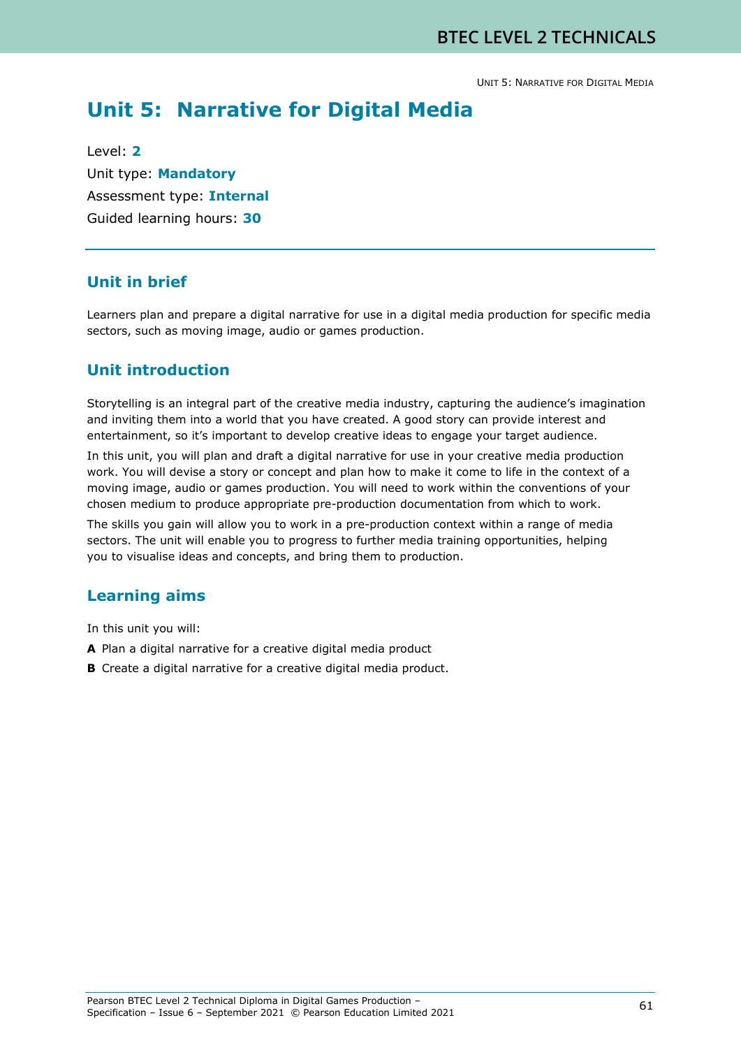# Unit 5: Narrative for Digital Media

Level: **2**

Unit type: **Mandatory**

Assessment type: **Internal**

Guided learning hours: **30**

## Unit in brief

Learners plan and prepare a digital narrative for use in a digital media production for specific media sectors, such as moving image, audio or games production.

## Unit introduction

Storytelling is an integral part of the creative media industry, capturing the audience's imagination and inviting them into a world that you have created. A good story can provide interest and entertainment, so it's important to develop creative ideas to engage your target audience.

In this unit, you will plan and draft a digital narrative for use in your creative media production work. You will devise a story or concept and plan how to make it come to life in the context of a moving image, audio or games production. You will need to work within the conventions of your chosen medium to produce appropriate pre-production documentation from which to work.

The skills you gain will allow you to work in a pre-production context within a range of media sectors. The unit will enable you to progress to further media training opportunities, helping you to visualise ideas and concepts, and bring them to production.

## Learning aims

In this unit you will:

**A** Plan a digital narrative for a creative digital media product

**B** Create a digital narrative for a creative digital media product.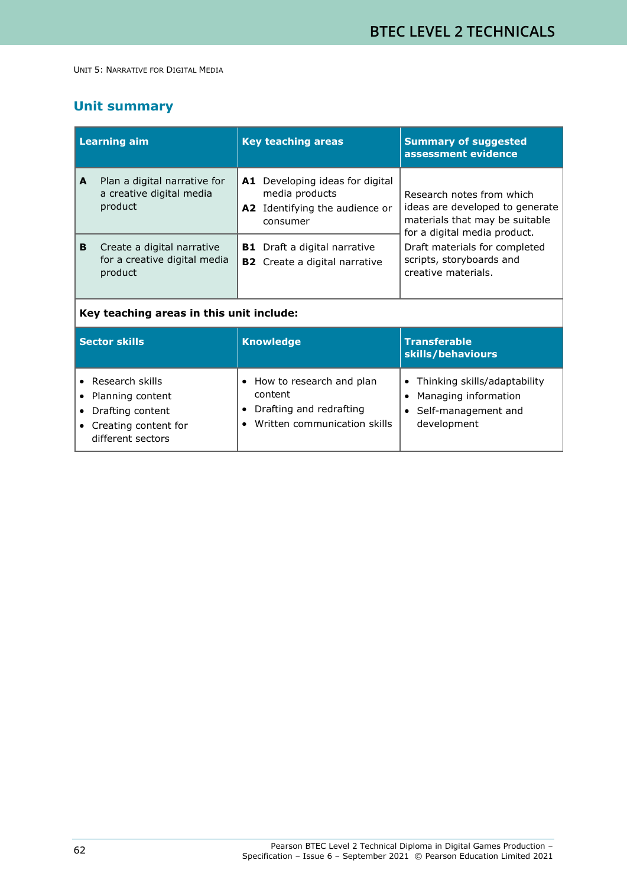## Unit summary

| Learning aim | Key teaching areas | Summary of suggested assessment evidence |
|---|---|---|
| **A** Plan a digital narrative for a creative digital media product | **A1** Developing ideas for digital media products<br>**A2** Identifying the audience or consumer | Research notes from which ideas are developed to generate materials that may be suitable for a digital media product.<br>Draft materials for completed scripts, storyboards and creative materials. |
| **B** Create a digital narrative for a creative digital media product | **B1** Draft a digital narrative<br>**B2** Create a digital narrative | |

**Key teaching areas in this unit include:**

| Sector skills | Knowledge | Transferable skills/behaviours |
|---|---|---|
| • Research skills<br>• Planning content<br>• Drafting content<br>• Creating content for different sectors | • How to research and plan content<br>• Drafting and redrafting<br>• Written communication skills | • Thinking skills/adaptability<br>• Managing information<br>• Self-management and development |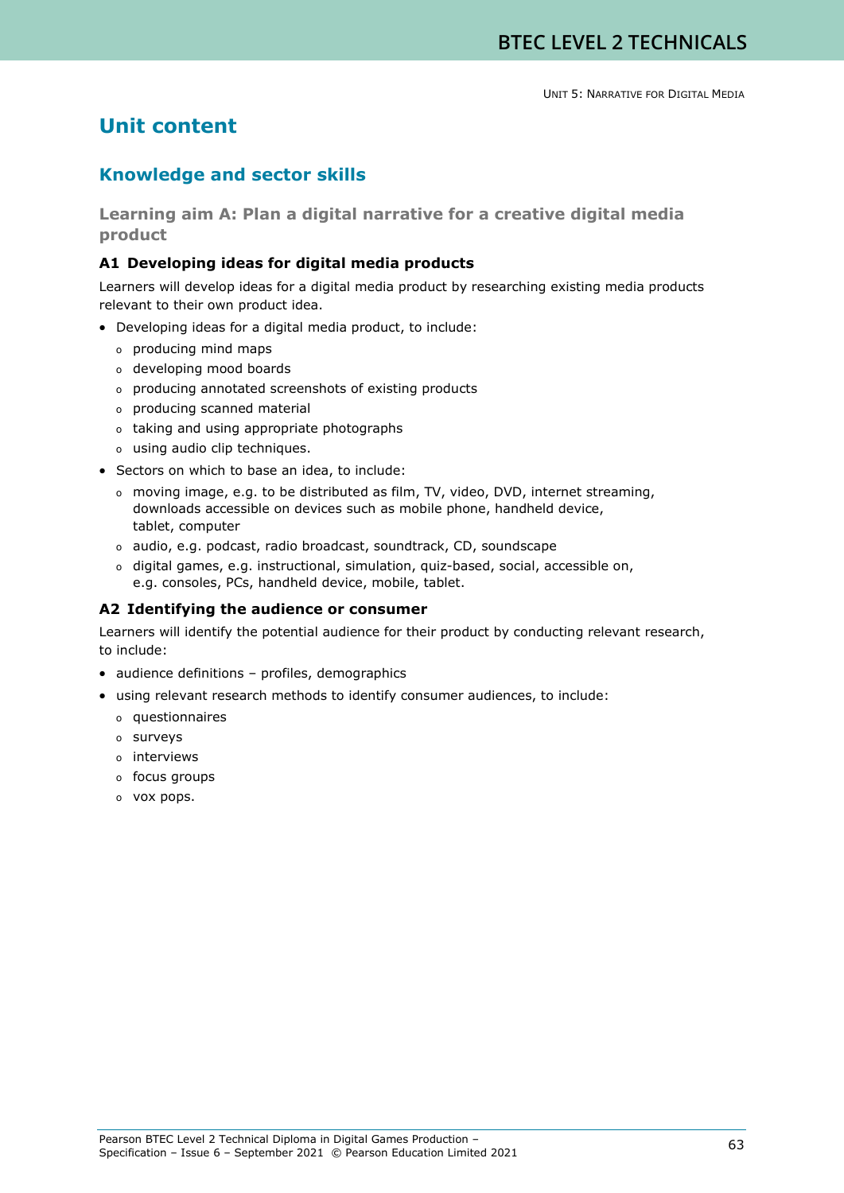# Unit content

## Knowledge and sector skills

### Learning aim A: Plan a digital narrative for a creative digital media product

#### A1 Developing ideas for digital media products

Learners will develop ideas for a digital media product by researching existing media products relevant to their own product idea.

- Developing ideas for a digital media product, to include:
  - producing mind maps
  - developing mood boards
  - producing annotated screenshots of existing products
  - producing scanned material
  - taking and using appropriate photographs
  - using audio clip techniques.
- Sectors on which to base an idea, to include:
  - moving image, e.g. to be distributed as film, TV, video, DVD, internet streaming, downloads accessible on devices such as mobile phone, handheld device, tablet, computer
  - audio, e.g. podcast, radio broadcast, soundtrack, CD, soundscape
  - digital games, e.g. instructional, simulation, quiz-based, social, accessible on, e.g. consoles, PCs, handheld device, mobile, tablet.

#### A2 Identifying the audience or consumer

Learners will identify the potential audience for their product by conducting relevant research, to include:

- audience definitions – profiles, demographics
- using relevant research methods to identify consumer audiences, to include:
  - questionnaires
  - surveys
  - interviews
  - focus groups
  - vox pops.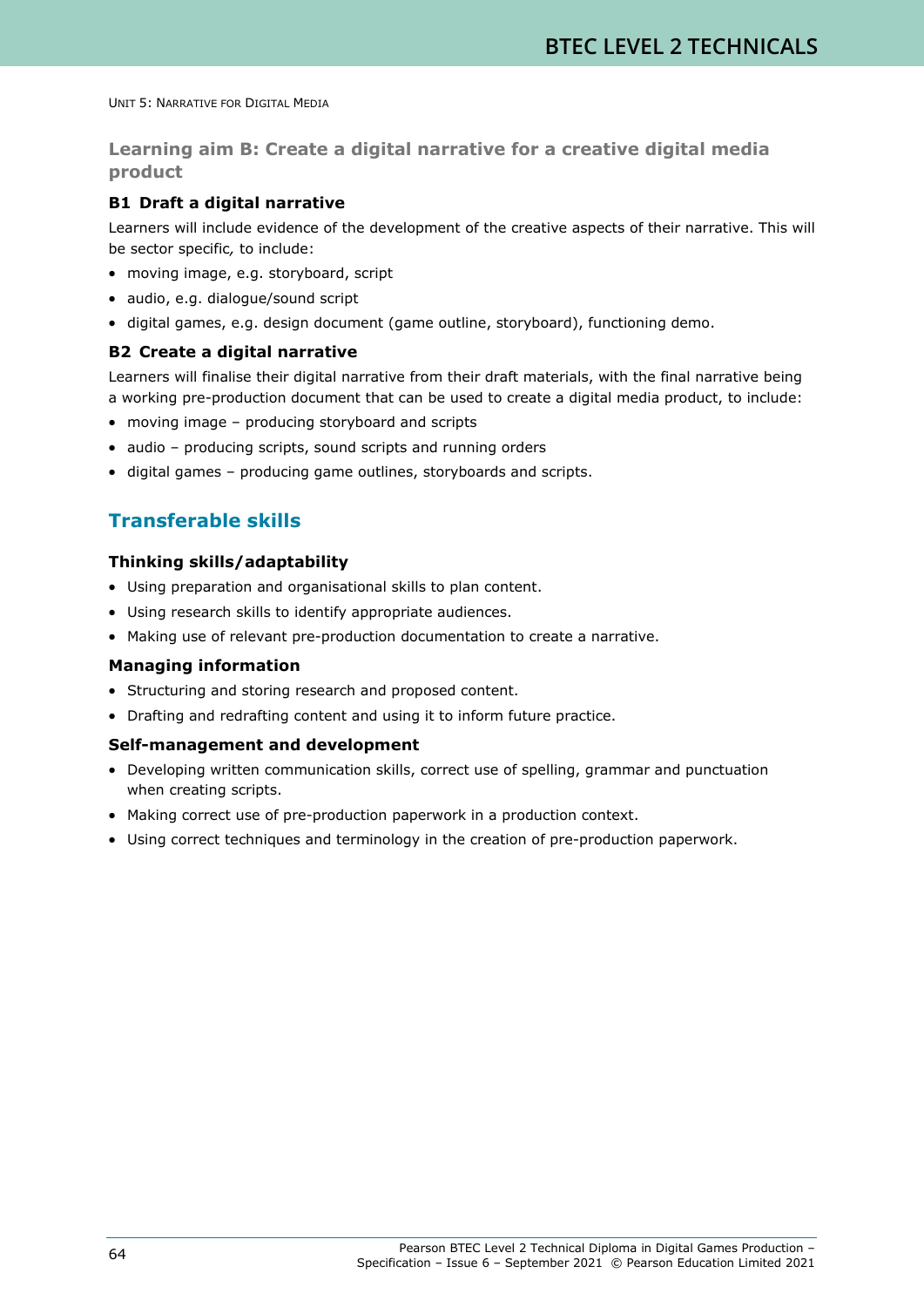UNIT 5: NARRATIVE FOR DIGITAL MEDIA

### Learning aim B: Create a digital narrative for a creative digital media product

**B1 Draft a digital narrative**

Learners will include evidence of the development of the creative aspects of their narrative. This will be sector specific, to include:

- moving image, e.g. storyboard, script
- audio, e.g. dialogue/sound script
- digital games, e.g. design document (game outline, storyboard), functioning demo.

**B2 Create a digital narrative**

Learners will finalise their digital narrative from their draft materials, with the final narrative being a working pre-production document that can be used to create a digital media product, to include:

- moving image – producing storyboard and scripts
- audio – producing scripts, sound scripts and running orders
- digital games – producing game outlines, storyboards and scripts.

## Transferable skills

**Thinking skills/adaptability**

- Using preparation and organisational skills to plan content.
- Using research skills to identify appropriate audiences.
- Making use of relevant pre-production documentation to create a narrative.

**Managing information**

- Structuring and storing research and proposed content.
- Drafting and redrafting content and using it to inform future practice.

**Self-management and development**

- Developing written communication skills, correct use of spelling, grammar and punctuation when creating scripts.
- Making correct use of pre-production paperwork in a production context.
- Using correct techniques and terminology in the creation of pre-production paperwork.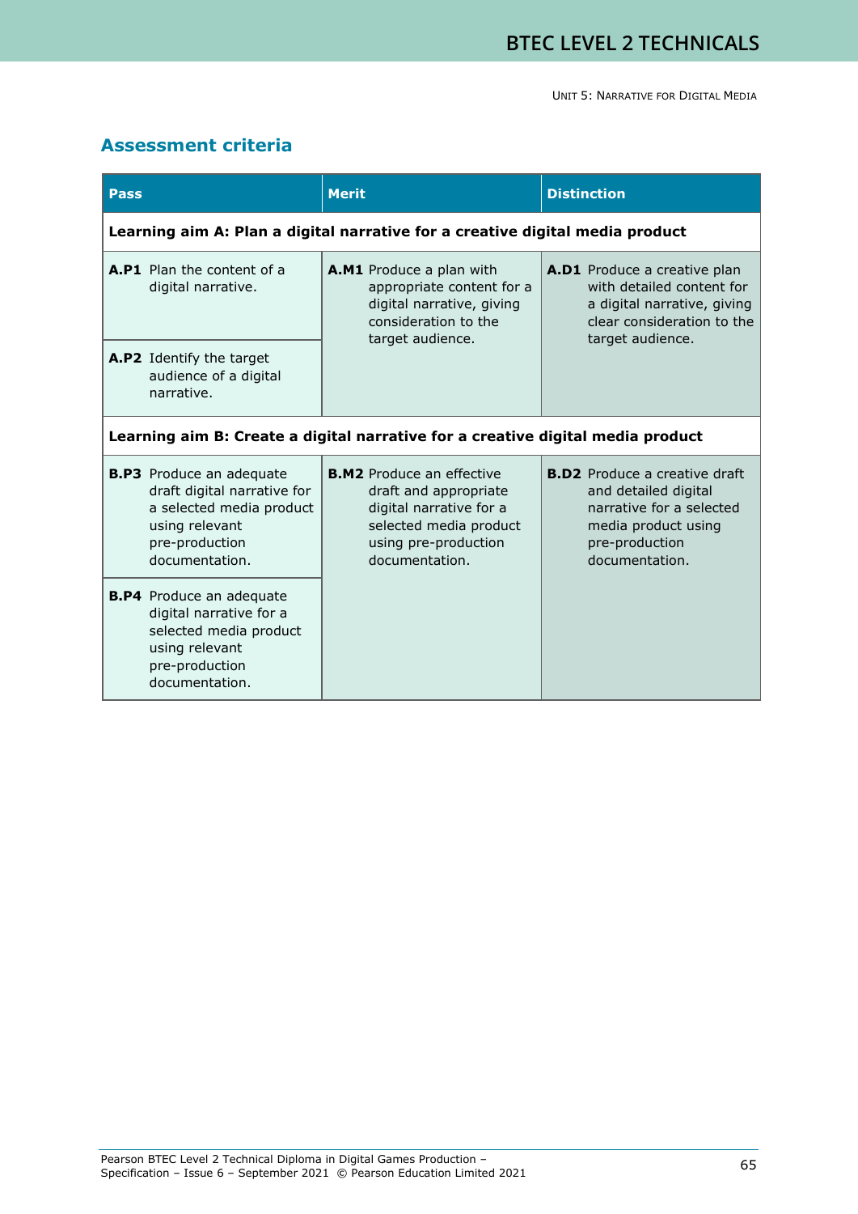## Assessment criteria

| Pass | Merit | Distinction |
|---|---|---|
| **Learning aim A: Plan a digital narrative for a creative digital media product** | | |
| **A.P1** Plan the content of a digital narrative. | **A.M1** Produce a plan with appropriate content for a digital narrative, giving consideration to the target audience. | **A.D1** Produce a creative plan with detailed content for a digital narrative, giving clear consideration to the target audience. |
| **A.P2** Identify the target audience of a digital narrative. | | |
| **Learning aim B: Create a digital narrative for a creative digital media product** | | |
| **B.P3** Produce an adequate draft digital narrative for a selected media product using relevant pre-production documentation. | **B.M2** Produce an effective draft and appropriate digital narrative for a selected media product using pre-production documentation. | **B.D2** Produce a creative draft and detailed digital narrative for a selected media product using pre-production documentation. |
| **B.P4** Produce an adequate digital narrative for a selected media product using relevant pre-production documentation. | | |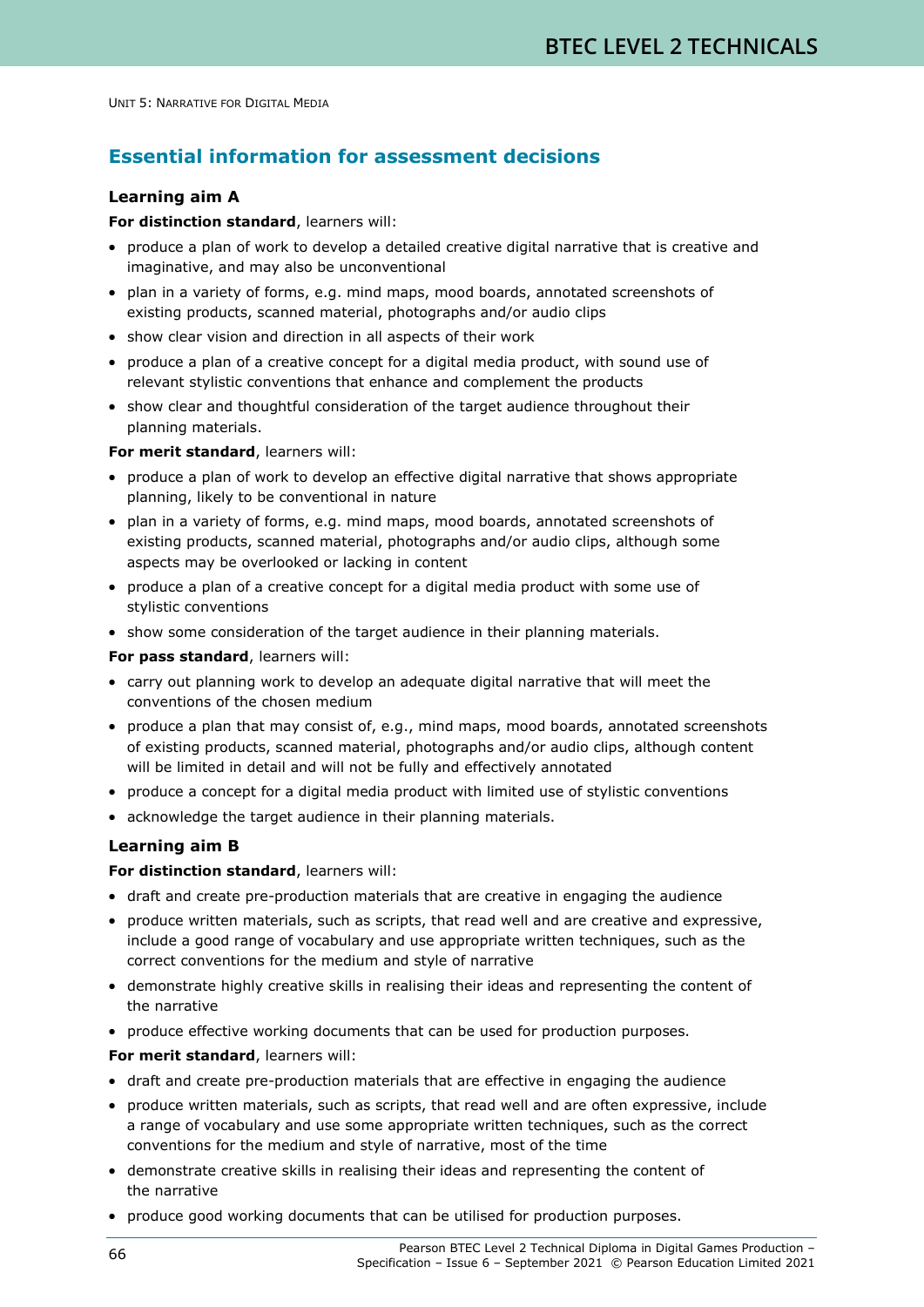## Essential information for assessment decisions

### Learning aim A

**For distinction standard**, learners will:

- produce a plan of work to develop a detailed creative digital narrative that is creative and imaginative, and may also be unconventional
- plan in a variety of forms, e.g. mind maps, mood boards, annotated screenshots of existing products, scanned material, photographs and/or audio clips
- show clear vision and direction in all aspects of their work
- produce a plan of a creative concept for a digital media product, with sound use of relevant stylistic conventions that enhance and complement the products
- show clear and thoughtful consideration of the target audience throughout their planning materials.

**For merit standard**, learners will:

- produce a plan of work to develop an effective digital narrative that shows appropriate planning, likely to be conventional in nature
- plan in a variety of forms, e.g. mind maps, mood boards, annotated screenshots of existing products, scanned material, photographs and/or audio clips, although some aspects may be overlooked or lacking in content
- produce a plan of a creative concept for a digital media product with some use of stylistic conventions
- show some consideration of the target audience in their planning materials.

**For pass standard**, learners will:

- carry out planning work to develop an adequate digital narrative that will meet the conventions of the chosen medium
- produce a plan that may consist of, e.g., mind maps, mood boards, annotated screenshots of existing products, scanned material, photographs and/or audio clips, although content will be limited in detail and will not be fully and effectively annotated
- produce a concept for a digital media product with limited use of stylistic conventions
- acknowledge the target audience in their planning materials.

### Learning aim B

**For distinction standard**, learners will:

- draft and create pre-production materials that are creative in engaging the audience
- produce written materials, such as scripts, that read well and are creative and expressive, include a good range of vocabulary and use appropriate written techniques, such as the correct conventions for the medium and style of narrative
- demonstrate highly creative skills in realising their ideas and representing the content of the narrative
- produce effective working documents that can be used for production purposes.

**For merit standard**, learners will:

- draft and create pre-production materials that are effective in engaging the audience
- produce written materials, such as scripts, that read well and are often expressive, include a range of vocabulary and use some appropriate written techniques, such as the correct conventions for the medium and style of narrative, most of the time
- demonstrate creative skills in realising their ideas and representing the content of the narrative
- produce good working documents that can be utilised for production purposes.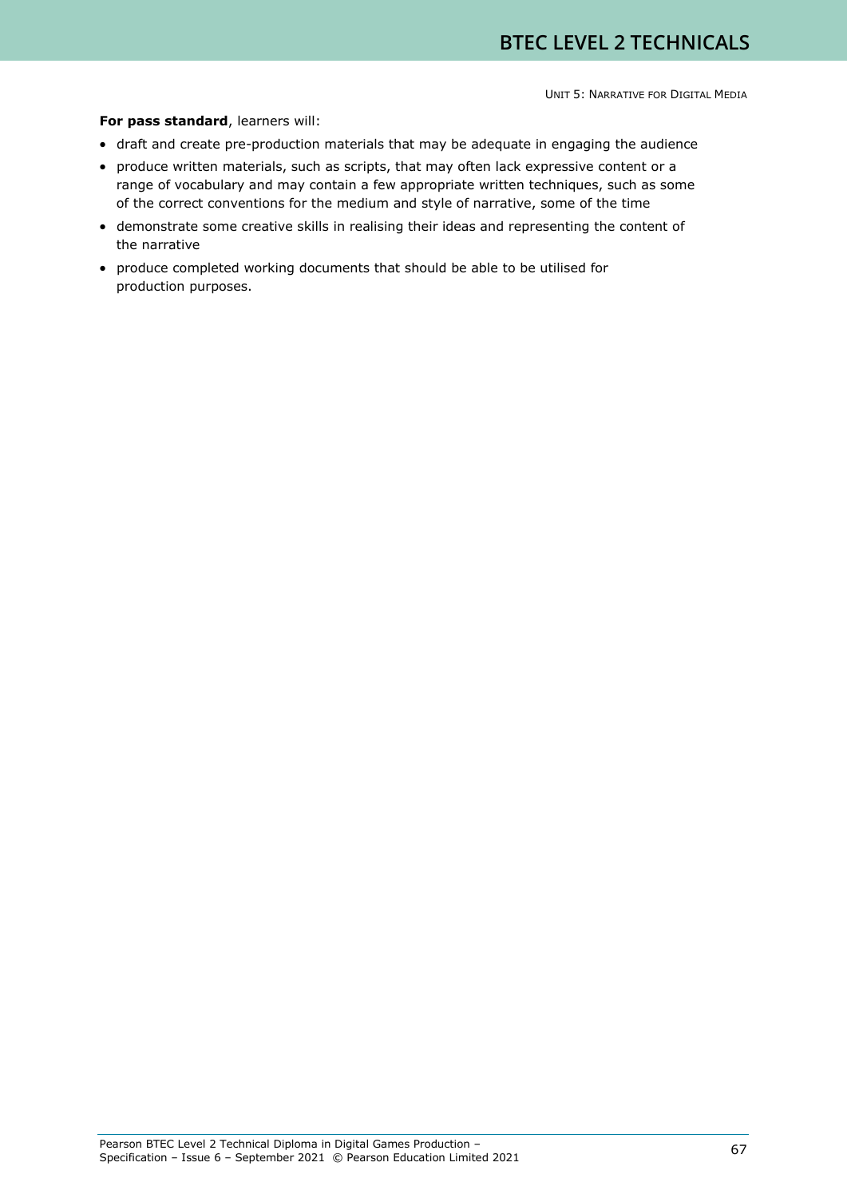**For pass standard**, learners will:

- draft and create pre-production materials that may be adequate in engaging the audience
- produce written materials, such as scripts, that may often lack expressive content or a range of vocabulary and may contain a few appropriate written techniques, such as some of the correct conventions for the medium and style of narrative, some of the time
- demonstrate some creative skills in realising their ideas and representing the content of the narrative
- produce completed working documents that should be able to be utilised for production purposes.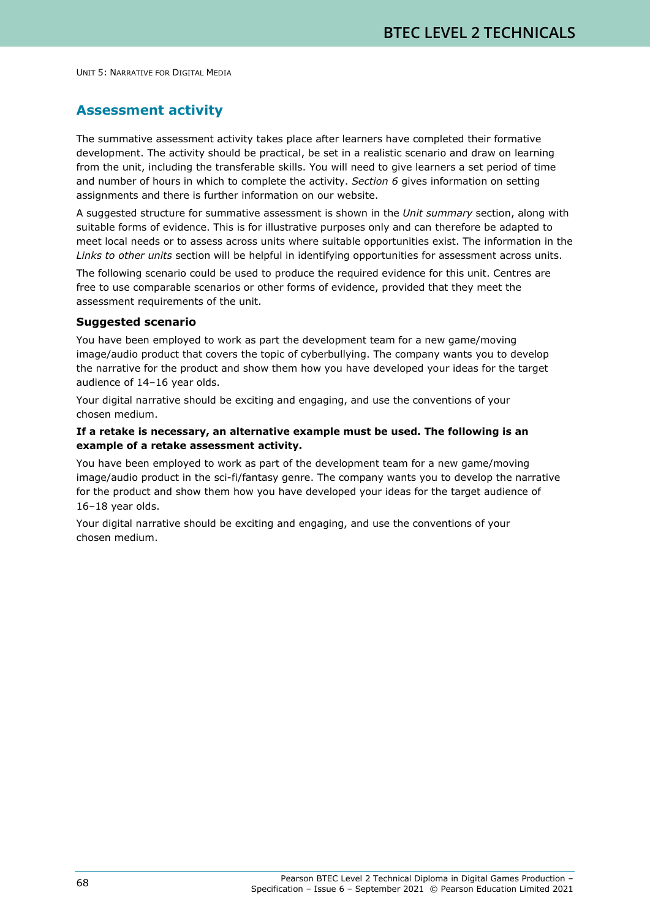## Assessment activity

The summative assessment activity takes place after learners have completed their formative development. The activity should be practical, be set in a realistic scenario and draw on learning from the unit, including the transferable skills. You will need to give learners a set period of time and number of hours in which to complete the activity. *Section 6* gives information on setting assignments and there is further information on our website.

A suggested structure for summative assessment is shown in the *Unit summary* section, along with suitable forms of evidence. This is for illustrative purposes only and can therefore be adapted to meet local needs or to assess across units where suitable opportunities exist. The information in the *Links to other units* section will be helpful in identifying opportunities for assessment across units.

The following scenario could be used to produce the required evidence for this unit. Centres are free to use comparable scenarios or other forms of evidence, provided that they meet the assessment requirements of the unit.

### Suggested scenario

You have been employed to work as part the development team for a new game/moving image/audio product that covers the topic of cyberbullying. The company wants you to develop the narrative for the product and show them how you have developed your ideas for the target audience of 14–16 year olds.

Your digital narrative should be exciting and engaging, and use the conventions of your chosen medium.

**If a retake is necessary, an alternative example must be used. The following is an example of a retake assessment activity.**

You have been employed to work as part of the development team for a new game/moving image/audio product in the sci-fi/fantasy genre. The company wants you to develop the narrative for the product and show them how you have developed your ideas for the target audience of 16–18 year olds.

Your digital narrative should be exciting and engaging, and use the conventions of your chosen medium.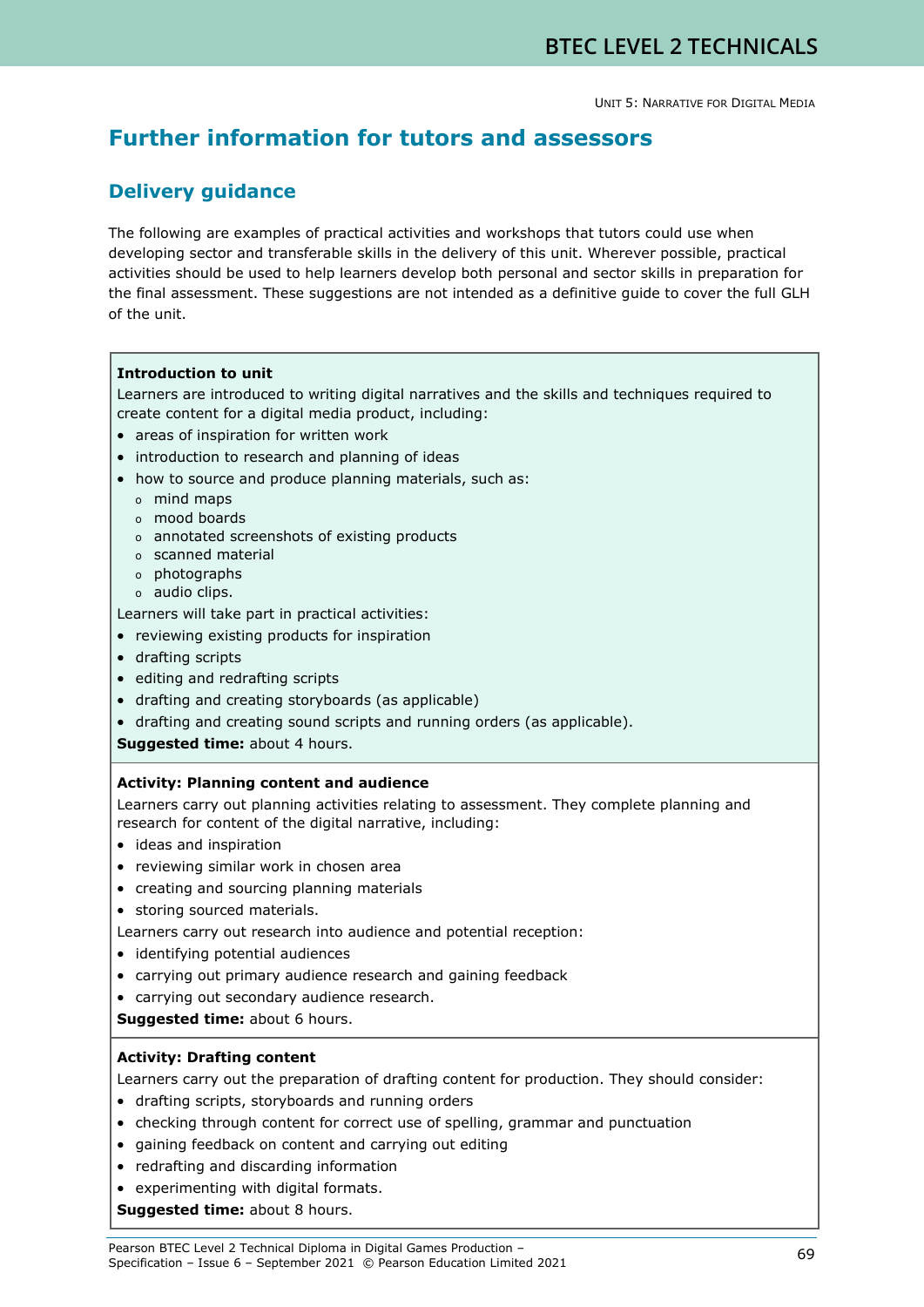## Further information for tutors and assessors

### Delivery guidance

The following are examples of practical activities and workshops that tutors could use when developing sector and transferable skills in the delivery of this unit. Wherever possible, practical activities should be used to help learners develop both personal and sector skills in preparation for the final assessment. These suggestions are not intended as a definitive guide to cover the full GLH of the unit.

**Introduction to unit**

Learners are introduced to writing digital narratives and the skills and techniques required to create content for a digital media product, including:

- areas of inspiration for written work
- introduction to research and planning of ideas
- how to source and produce planning materials, such as:
  - mind maps
  - mood boards
  - annotated screenshots of existing products
  - scanned material
  - photographs
  - audio clips.

Learners will take part in practical activities:

- reviewing existing products for inspiration
- drafting scripts
- editing and redrafting scripts
- drafting and creating storyboards (as applicable)
- drafting and creating sound scripts and running orders (as applicable).

**Suggested time:** about 4 hours.

**Activity: Planning content and audience**

Learners carry out planning activities relating to assessment. They complete planning and research for content of the digital narrative, including:

- ideas and inspiration
- reviewing similar work in chosen area
- creating and sourcing planning materials
- storing sourced materials.

Learners carry out research into audience and potential reception:

- identifying potential audiences
- carrying out primary audience research and gaining feedback
- carrying out secondary audience research.

**Suggested time:** about 6 hours.

**Activity: Drafting content**

Learners carry out the preparation of drafting content for production. They should consider:

- drafting scripts, storyboards and running orders
- checking through content for correct use of spelling, grammar and punctuation
- gaining feedback on content and carrying out editing
- redrafting and discarding information
- experimenting with digital formats.

**Suggested time:** about 8 hours.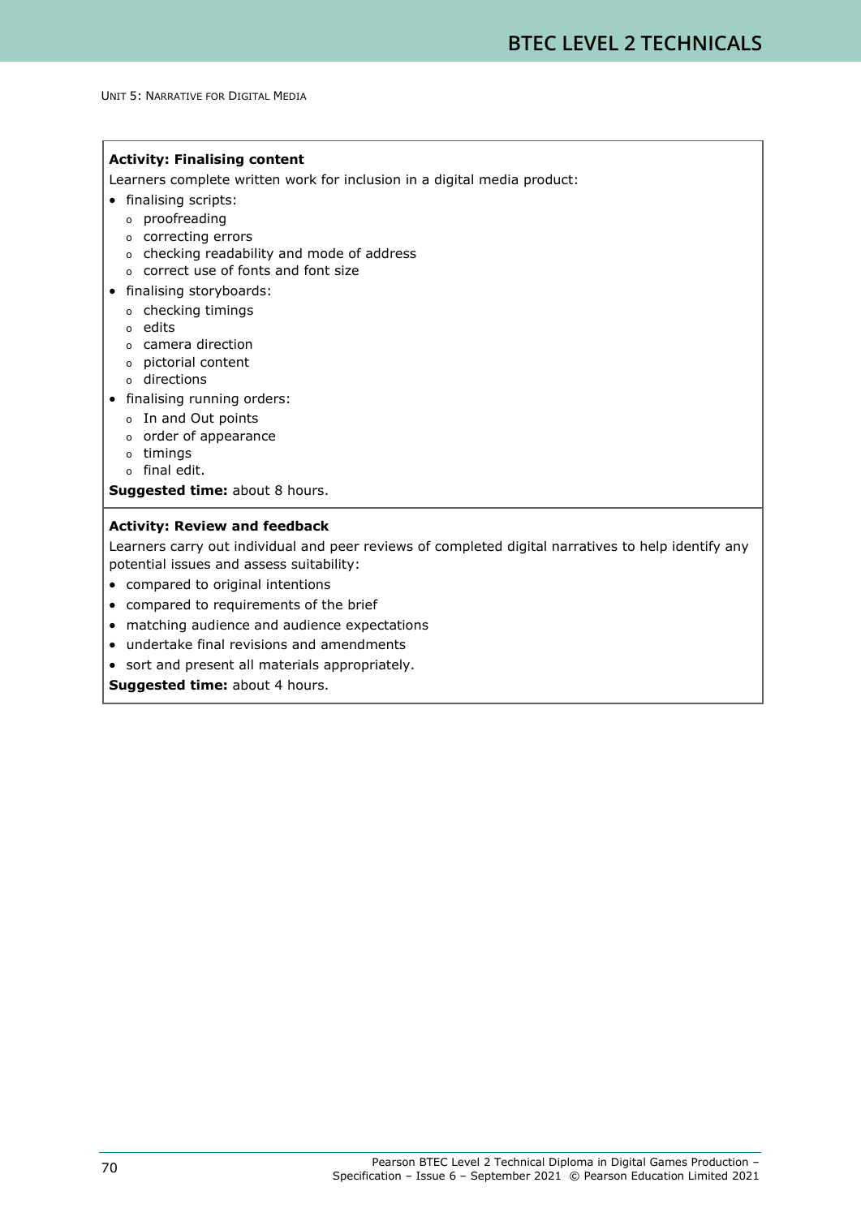UNIT 5: NARRATIVE FOR DIGITAL MEDIA

**Activity: Finalising content**

Learners complete written work for inclusion in a digital media product:

- finalising scripts:
  - proofreading
  - correcting errors
  - checking readability and mode of address
  - correct use of fonts and font size
- finalising storyboards:
  - checking timings
  - edits
  - camera direction
  - pictorial content
  - directions
- finalising running orders:
  - In and Out points
  - order of appearance
  - timings
  - final edit.

**Suggested time:** about 8 hours.

**Activity: Review and feedback**

Learners carry out individual and peer reviews of completed digital narratives to help identify any potential issues and assess suitability:

- compared to original intentions
- compared to requirements of the brief
- matching audience and audience expectations
- undertake final revisions and amendments
- sort and present all materials appropriately.

**Suggested time:** about 4 hours.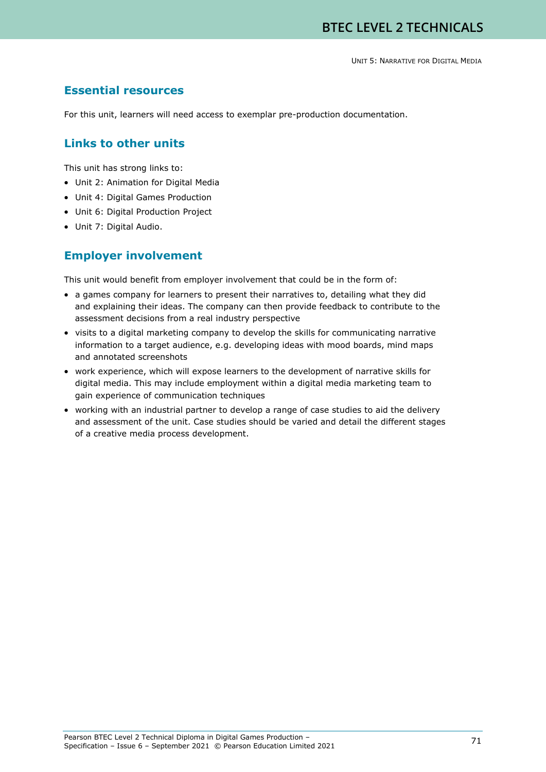## Essential resources

For this unit, learners will need access to exemplar pre-production documentation.

## Links to other units

This unit has strong links to:

- Unit 2: Animation for Digital Media
- Unit 4: Digital Games Production
- Unit 6: Digital Production Project
- Unit 7: Digital Audio.

## Employer involvement

This unit would benefit from employer involvement that could be in the form of:

- a games company for learners to present their narratives to, detailing what they did and explaining their ideas. The company can then provide feedback to contribute to the assessment decisions from a real industry perspective
- visits to a digital marketing company to develop the skills for communicating narrative information to a target audience, e.g. developing ideas with mood boards, mind maps and annotated screenshots
- work experience, which will expose learners to the development of narrative skills for digital media. This may include employment within a digital media marketing team to gain experience of communication techniques
- working with an industrial partner to develop a range of case studies to aid the delivery and assessment of the unit. Case studies should be varied and detail the different stages of a creative media process development.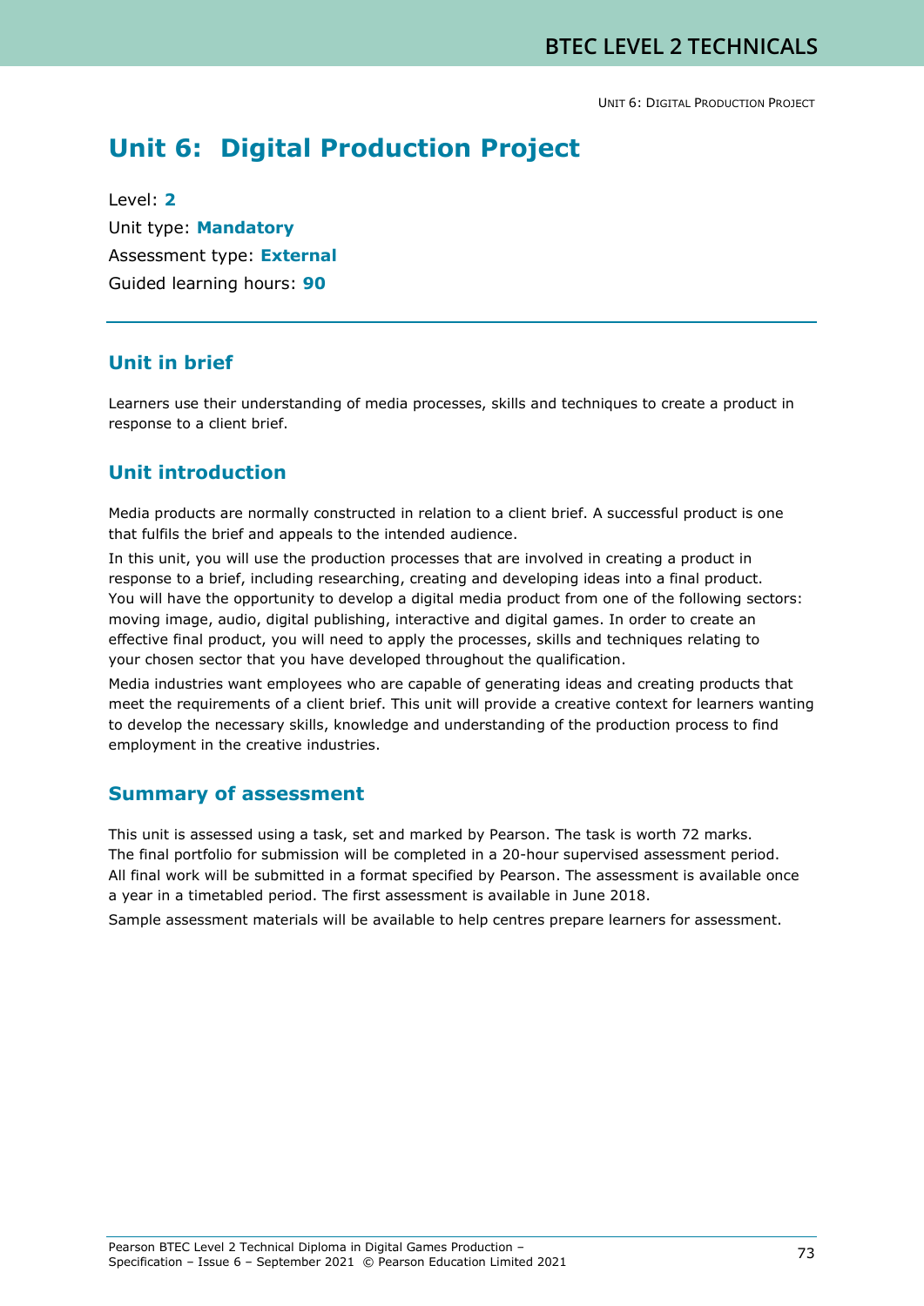# Unit 6: Digital Production Project

Level: **2**

Unit type: **Mandatory**

Assessment type: **External**

Guided learning hours: **90**

## Unit in brief

Learners use their understanding of media processes, skills and techniques to create a product in response to a client brief.

## Unit introduction

Media products are normally constructed in relation to a client brief. A successful product is one that fulfils the brief and appeals to the intended audience.

In this unit, you will use the production processes that are involved in creating a product in response to a brief, including researching, creating and developing ideas into a final product. You will have the opportunity to develop a digital media product from one of the following sectors: moving image, audio, digital publishing, interactive and digital games. In order to create an effective final product, you will need to apply the processes, skills and techniques relating to your chosen sector that you have developed throughout the qualification.

Media industries want employees who are capable of generating ideas and creating products that meet the requirements of a client brief. This unit will provide a creative context for learners wanting to develop the necessary skills, knowledge and understanding of the production process to find employment in the creative industries.

## Summary of assessment

This unit is assessed using a task, set and marked by Pearson. The task is worth 72 marks. The final portfolio for submission will be completed in a 20-hour supervised assessment period. All final work will be submitted in a format specified by Pearson. The assessment is available once a year in a timetabled period. The first assessment is available in June 2018.

Sample assessment materials will be available to help centres prepare learners for assessment.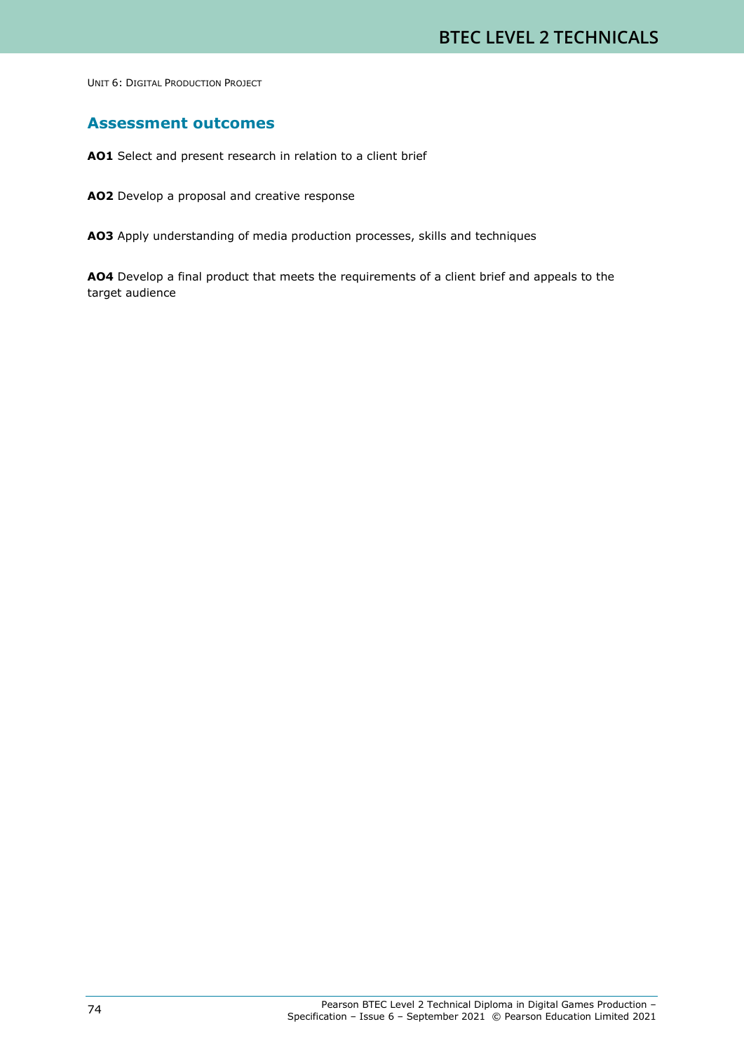## Assessment outcomes

**AO1** Select and present research in relation to a client brief

**AO2** Develop a proposal and creative response

**AO3** Apply understanding of media production processes, skills and techniques

**AO4** Develop a final product that meets the requirements of a client brief and appeals to the target audience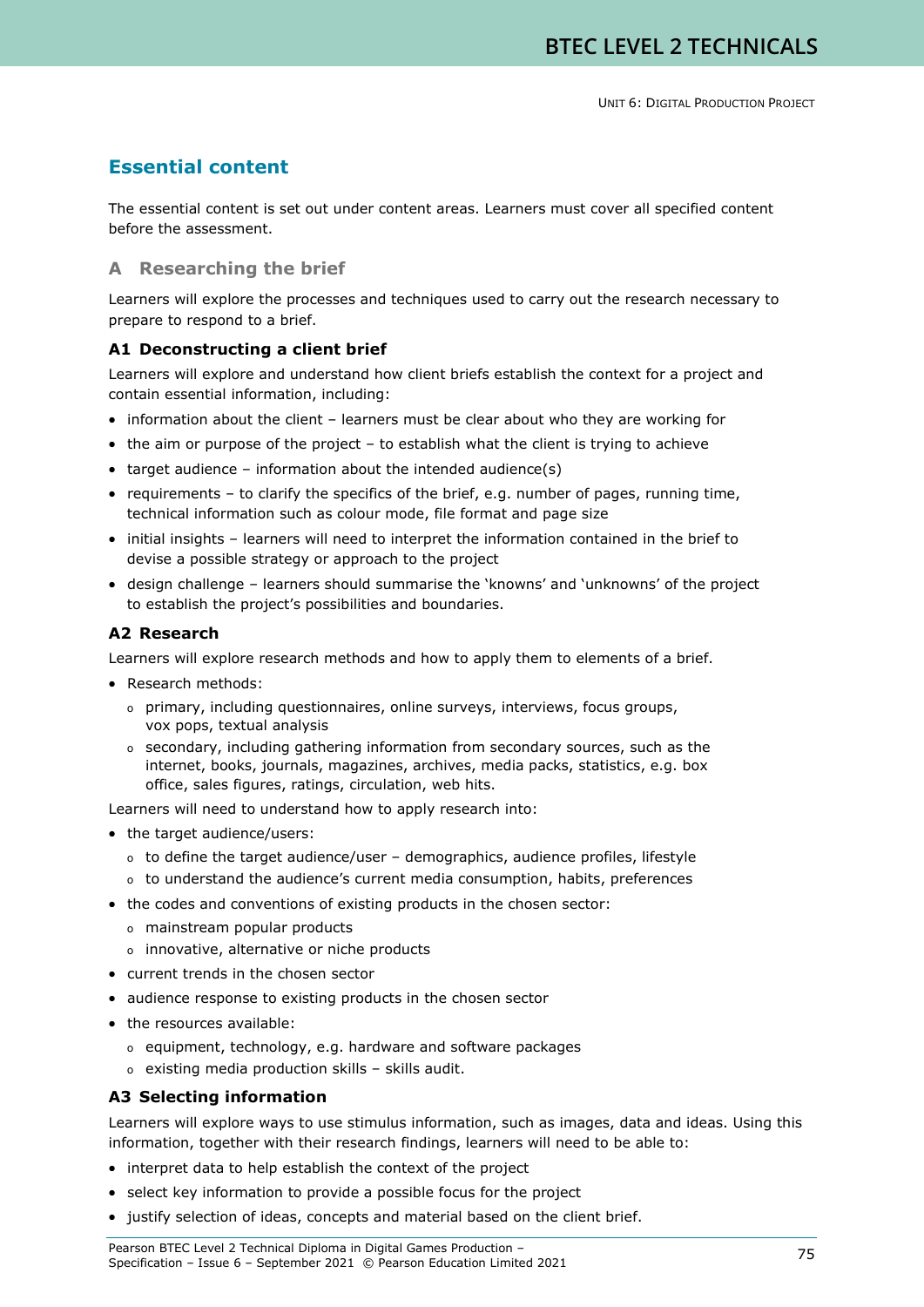## Essential content

The essential content is set out under content areas. Learners must cover all specified content before the assessment.

### A Researching the brief

Learners will explore the processes and techniques used to carry out the research necessary to prepare to respond to a brief.

#### A1 Deconstructing a client brief

Learners will explore and understand how client briefs establish the context for a project and contain essential information, including:

- information about the client – learners must be clear about who they are working for
- the aim or purpose of the project – to establish what the client is trying to achieve
- target audience – information about the intended audience(s)
- requirements – to clarify the specifics of the brief, e.g. number of pages, running time, technical information such as colour mode, file format and page size
- initial insights – learners will need to interpret the information contained in the brief to devise a possible strategy or approach to the project
- design challenge – learners should summarise the 'knowns' and 'unknowns' of the project to establish the project's possibilities and boundaries.

#### A2 Research

Learners will explore research methods and how to apply them to elements of a brief.

- Research methods:
  - primary, including questionnaires, online surveys, interviews, focus groups, vox pops, textual analysis
  - secondary, including gathering information from secondary sources, such as the internet, books, journals, magazines, archives, media packs, statistics, e.g. box office, sales figures, ratings, circulation, web hits.

Learners will need to understand how to apply research into:

- the target audience/users:
  - to define the target audience/user – demographics, audience profiles, lifestyle
  - to understand the audience's current media consumption, habits, preferences
- the codes and conventions of existing products in the chosen sector:
  - mainstream popular products
  - innovative, alternative or niche products
- current trends in the chosen sector
- audience response to existing products in the chosen sector
- the resources available:
  - equipment, technology, e.g. hardware and software packages
  - existing media production skills – skills audit.

#### A3 Selecting information

Learners will explore ways to use stimulus information, such as images, data and ideas. Using this information, together with their research findings, learners will need to be able to:

- interpret data to help establish the context of the project
- select key information to provide a possible focus for the project
- justify selection of ideas, concepts and material based on the client brief.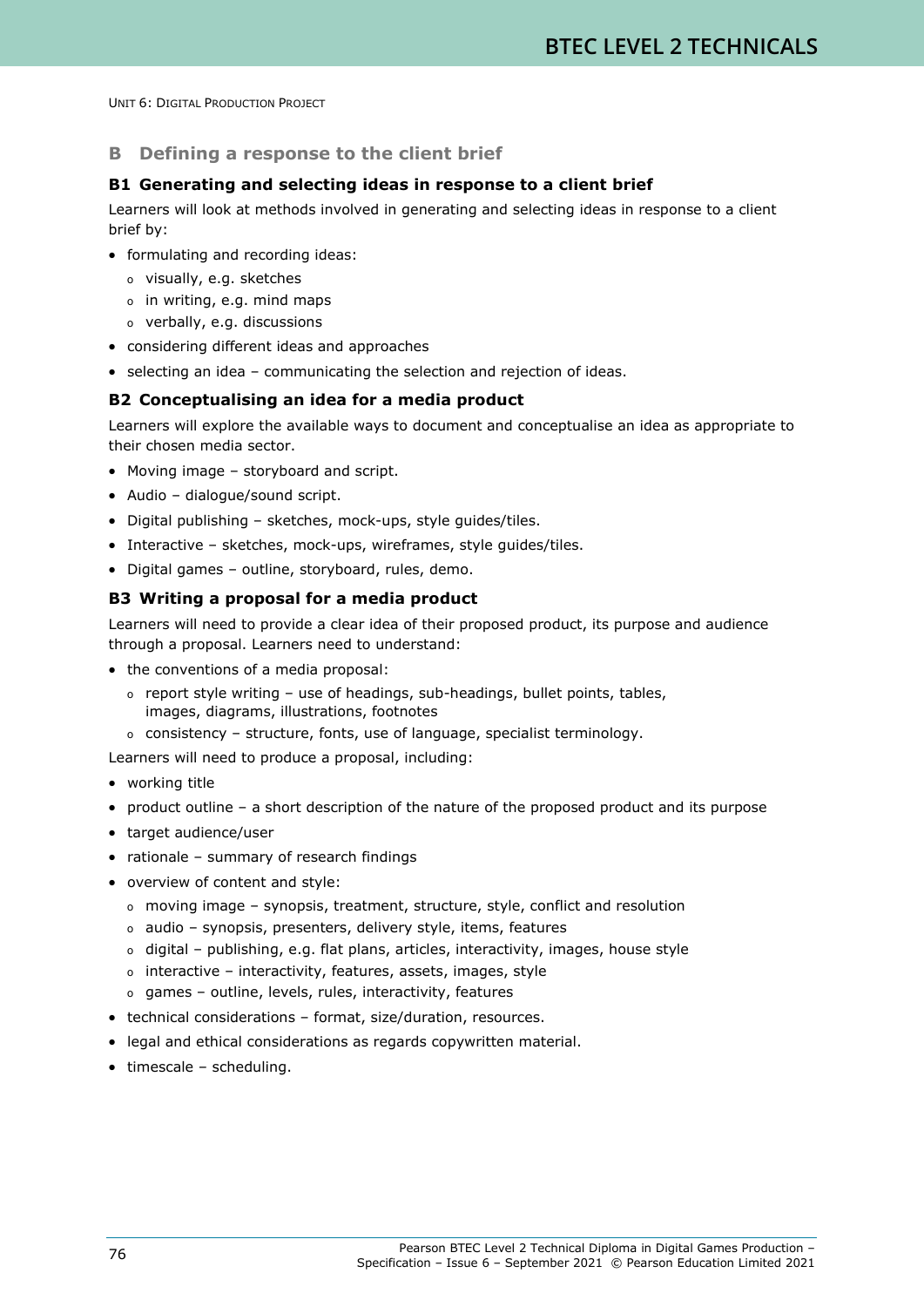## B Defining a response to the client brief

### B1 Generating and selecting ideas in response to a client brief

Learners will look at methods involved in generating and selecting ideas in response to a client brief by:

- formulating and recording ideas:
  - visually, e.g. sketches
  - in writing, e.g. mind maps
  - verbally, e.g. discussions
- considering different ideas and approaches
- selecting an idea – communicating the selection and rejection of ideas.

### B2 Conceptualising an idea for a media product

Learners will explore the available ways to document and conceptualise an idea as appropriate to their chosen media sector.

- Moving image – storyboard and script.
- Audio – dialogue/sound script.
- Digital publishing – sketches, mock-ups, style guides/tiles.
- Interactive – sketches, mock-ups, wireframes, style guides/tiles.
- Digital games – outline, storyboard, rules, demo.

### B3 Writing a proposal for a media product

Learners will need to provide a clear idea of their proposed product, its purpose and audience through a proposal. Learners need to understand:

- the conventions of a media proposal:
  - report style writing – use of headings, sub-headings, bullet points, tables, images, diagrams, illustrations, footnotes
  - consistency – structure, fonts, use of language, specialist terminology.

Learners will need to produce a proposal, including:

- working title
- product outline – a short description of the nature of the proposed product and its purpose
- target audience/user
- rationale – summary of research findings
- overview of content and style:
  - moving image – synopsis, treatment, structure, style, conflict and resolution
  - audio – synopsis, presenters, delivery style, items, features
  - digital – publishing, e.g. flat plans, articles, interactivity, images, house style
  - interactive – interactivity, features, assets, images, style
  - games – outline, levels, rules, interactivity, features
- technical considerations – format, size/duration, resources.
- legal and ethical considerations as regards copywritten material.
- timescale – scheduling.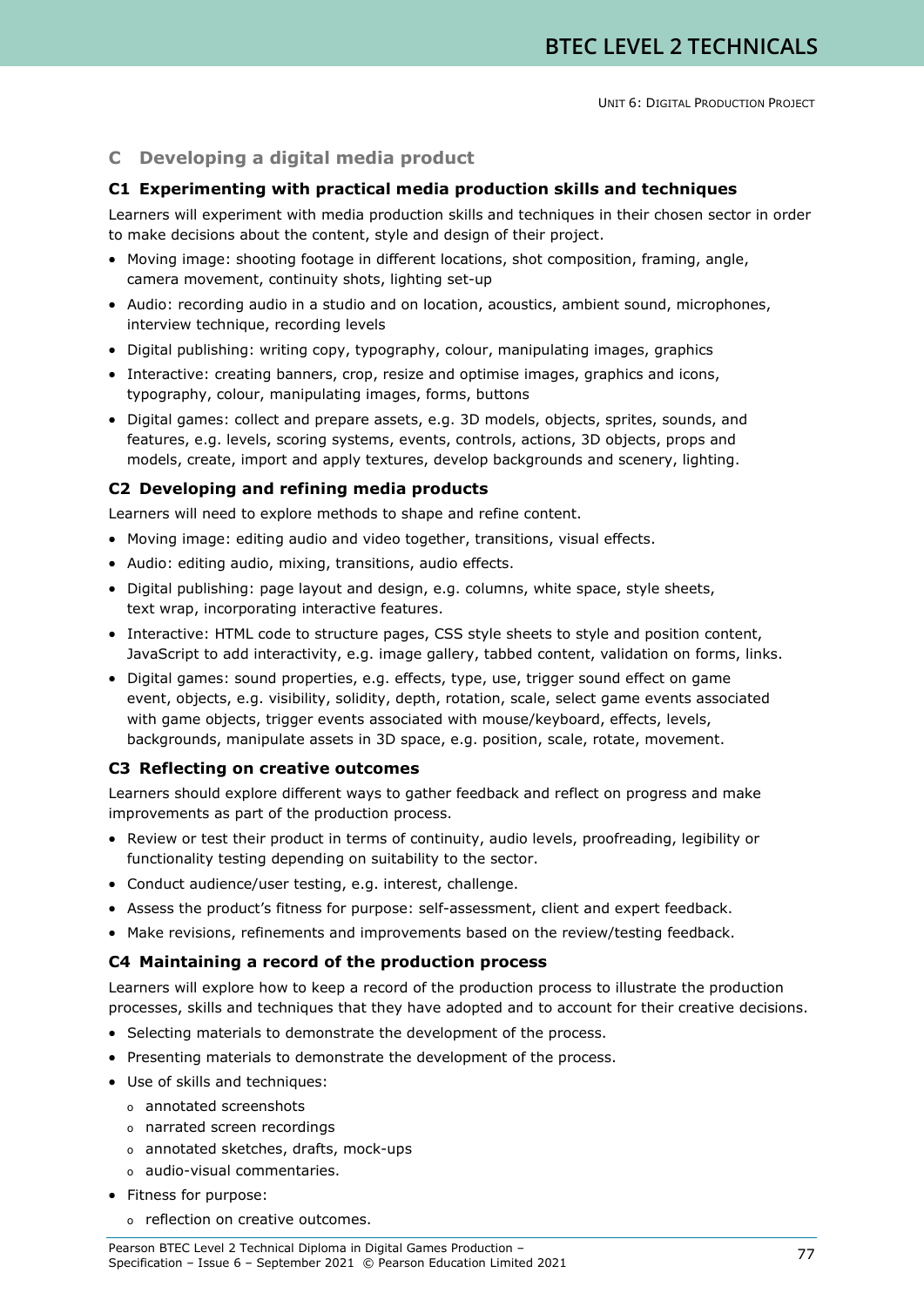## C Developing a digital media product

### C1 Experimenting with practical media production skills and techniques

Learners will experiment with media production skills and techniques in their chosen sector in order to make decisions about the content, style and design of their project.

- Moving image: shooting footage in different locations, shot composition, framing, angle, camera movement, continuity shots, lighting set-up
- Audio: recording audio in a studio and on location, acoustics, ambient sound, microphones, interview technique, recording levels
- Digital publishing: writing copy, typography, colour, manipulating images, graphics
- Interactive: creating banners, crop, resize and optimise images, graphics and icons, typography, colour, manipulating images, forms, buttons
- Digital games: collect and prepare assets, e.g. 3D models, objects, sprites, sounds, and features, e.g. levels, scoring systems, events, controls, actions, 3D objects, props and models, create, import and apply textures, develop backgrounds and scenery, lighting.

### C2 Developing and refining media products

Learners will need to explore methods to shape and refine content.

- Moving image: editing audio and video together, transitions, visual effects.
- Audio: editing audio, mixing, transitions, audio effects.
- Digital publishing: page layout and design, e.g. columns, white space, style sheets, text wrap, incorporating interactive features.
- Interactive: HTML code to structure pages, CSS style sheets to style and position content, JavaScript to add interactivity, e.g. image gallery, tabbed content, validation on forms, links.
- Digital games: sound properties, e.g. effects, type, use, trigger sound effect on game event, objects, e.g. visibility, solidity, depth, rotation, scale, select game events associated with game objects, trigger events associated with mouse/keyboard, effects, levels, backgrounds, manipulate assets in 3D space, e.g. position, scale, rotate, movement.

### C3 Reflecting on creative outcomes

Learners should explore different ways to gather feedback and reflect on progress and make improvements as part of the production process.

- Review or test their product in terms of continuity, audio levels, proofreading, legibility or functionality testing depending on suitability to the sector.
- Conduct audience/user testing, e.g. interest, challenge.
- Assess the product's fitness for purpose: self-assessment, client and expert feedback.
- Make revisions, refinements and improvements based on the review/testing feedback.

### C4 Maintaining a record of the production process

Learners will explore how to keep a record of the production process to illustrate the production processes, skills and techniques that they have adopted and to account for their creative decisions.

- Selecting materials to demonstrate the development of the process.
- Presenting materials to demonstrate the development of the process.
- Use of skills and techniques:
  - annotated screenshots
  - narrated screen recordings
  - annotated sketches, drafts, mock-ups
  - audio-visual commentaries.
- Fitness for purpose:
  - reflection on creative outcomes.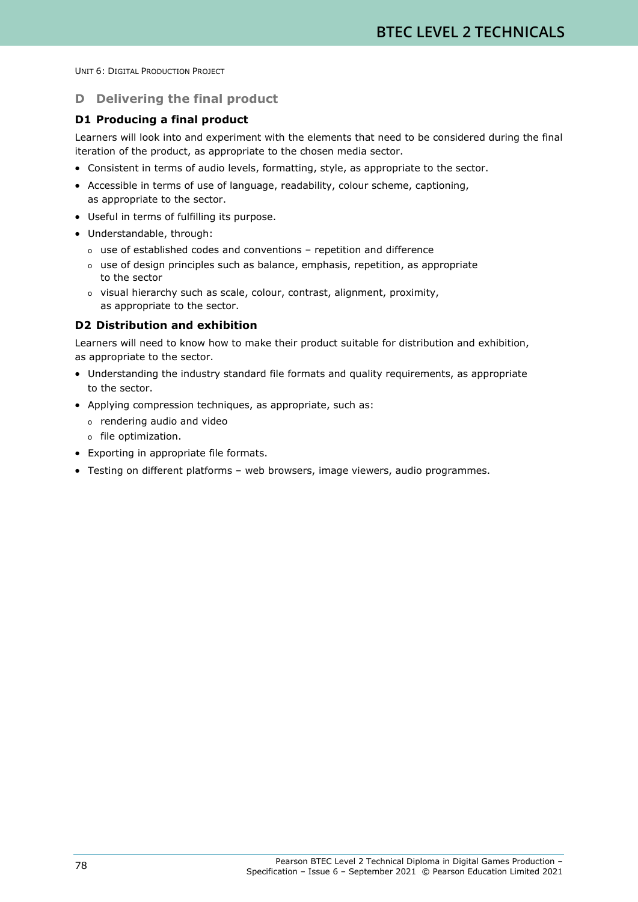## D Delivering the final product

### D1 Producing a final product

Learners will look into and experiment with the elements that need to be considered during the final iteration of the product, as appropriate to the chosen media sector.

- Consistent in terms of audio levels, formatting, style, as appropriate to the sector.
- Accessible in terms of use of language, readability, colour scheme, captioning, as appropriate to the sector.
- Useful in terms of fulfilling its purpose.
- Understandable, through:
  - use of established codes and conventions – repetition and difference
  - use of design principles such as balance, emphasis, repetition, as appropriate to the sector
  - visual hierarchy such as scale, colour, contrast, alignment, proximity, as appropriate to the sector.

### D2 Distribution and exhibition

Learners will need to know how to make their product suitable for distribution and exhibition, as appropriate to the sector.

- Understanding the industry standard file formats and quality requirements, as appropriate to the sector.
- Applying compression techniques, as appropriate, such as:
  - rendering audio and video
  - file optimization.
- Exporting in appropriate file formats.
- Testing on different platforms – web browsers, image viewers, audio programmes.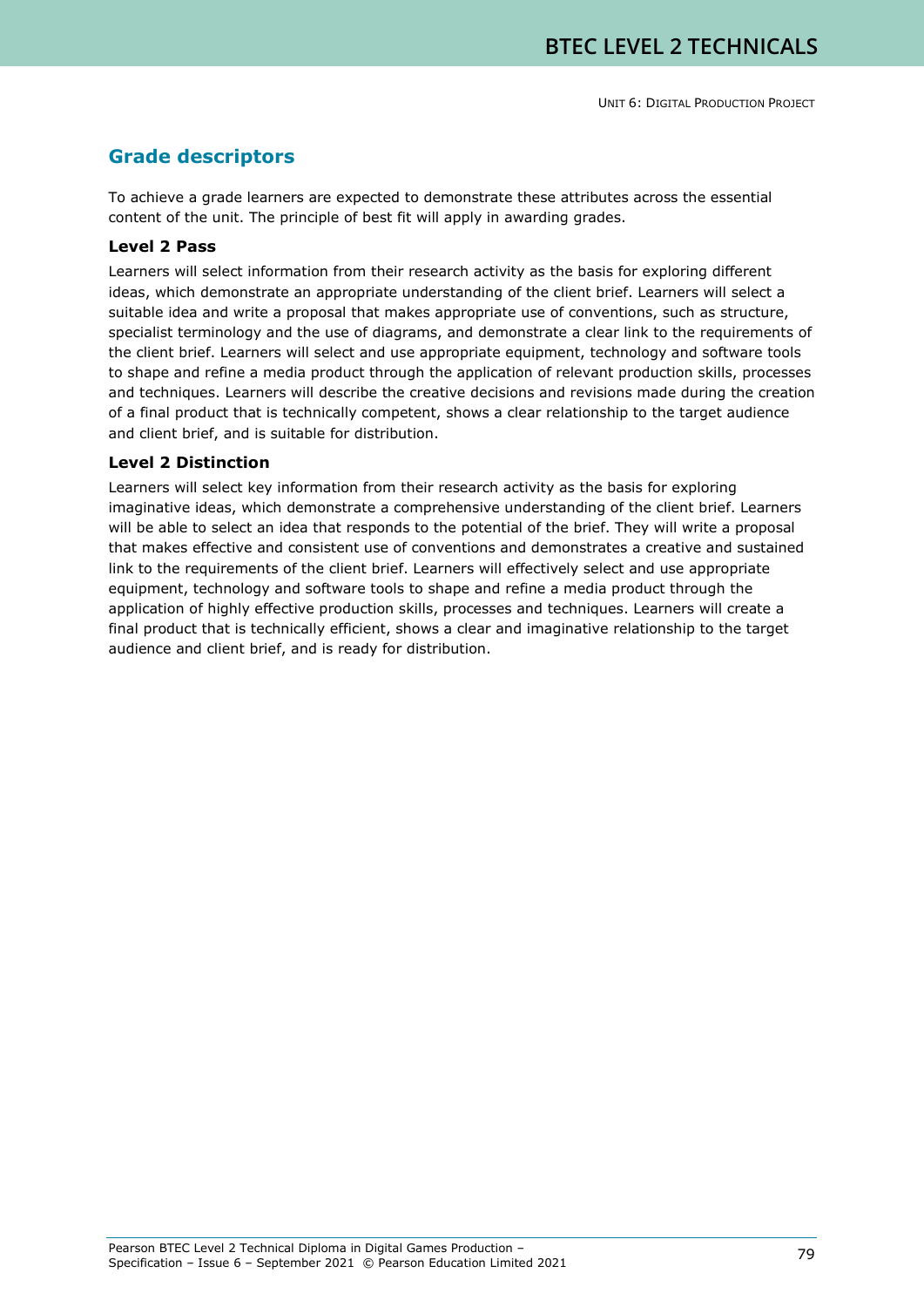## Grade descriptors

To achieve a grade learners are expected to demonstrate these attributes across the essential content of the unit. The principle of best fit will apply in awarding grades.

### Level 2 Pass

Learners will select information from their research activity as the basis for exploring different ideas, which demonstrate an appropriate understanding of the client brief. Learners will select a suitable idea and write a proposal that makes appropriate use of conventions, such as structure, specialist terminology and the use of diagrams, and demonstrate a clear link to the requirements of the client brief. Learners will select and use appropriate equipment, technology and software tools to shape and refine a media product through the application of relevant production skills, processes and techniques. Learners will describe the creative decisions and revisions made during the creation of a final product that is technically competent, shows a clear relationship to the target audience and client brief, and is suitable for distribution.

### Level 2 Distinction

Learners will select key information from their research activity as the basis for exploring imaginative ideas, which demonstrate a comprehensive understanding of the client brief. Learners will be able to select an idea that responds to the potential of the brief. They will write a proposal that makes effective and consistent use of conventions and demonstrates a creative and sustained link to the requirements of the client brief. Learners will effectively select and use appropriate equipment, technology and software tools to shape and refine a media product through the application of highly effective production skills, processes and techniques. Learners will create a final product that is technically efficient, shows a clear and imaginative relationship to the target audience and client brief, and is ready for distribution.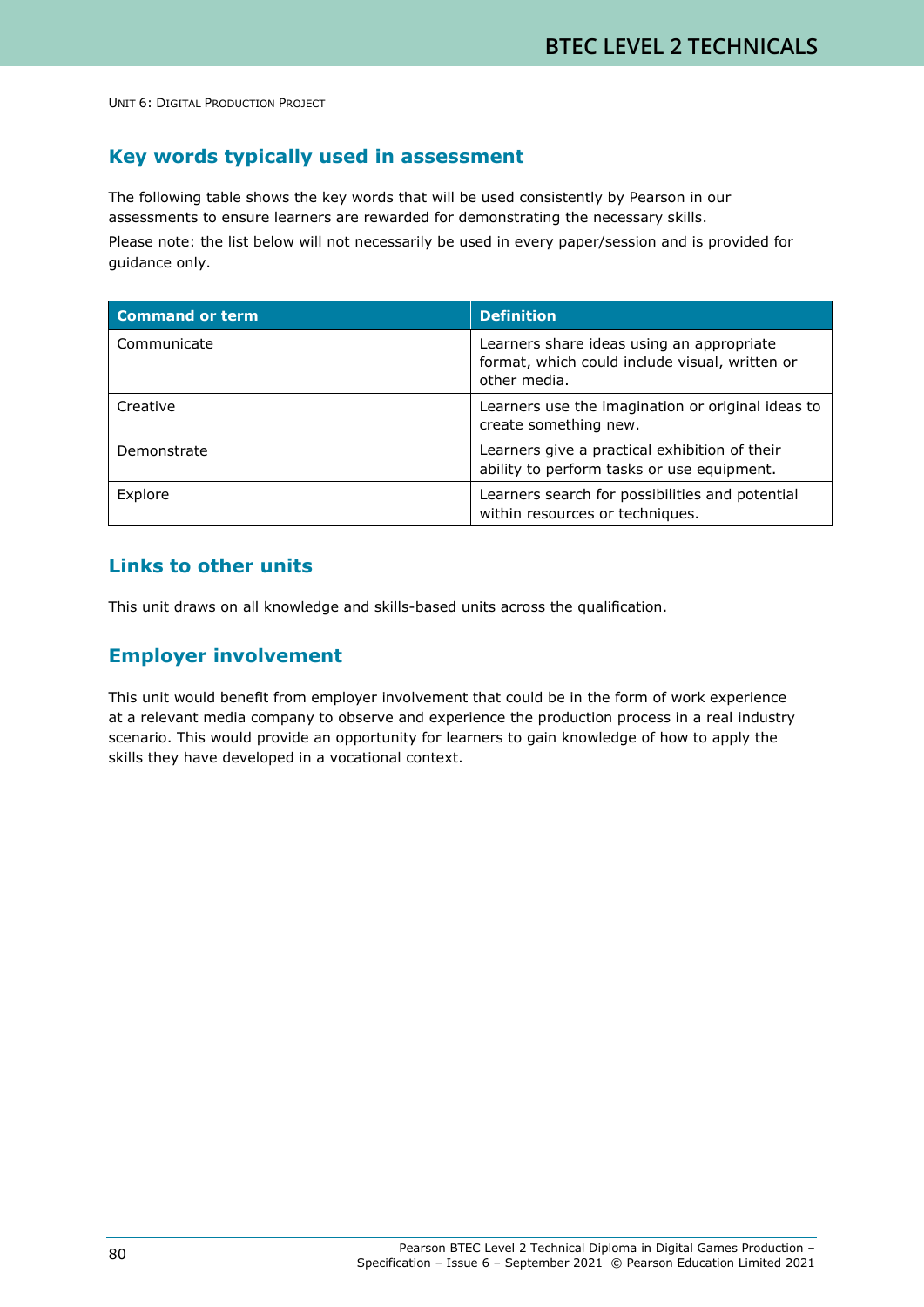## Key words typically used in assessment

The following table shows the key words that will be used consistently by Pearson in our assessments to ensure learners are rewarded for demonstrating the necessary skills.

Please note: the list below will not necessarily be used in every paper/session and is provided for guidance only.

| Command or term | Definition |
| --- | --- |
| Communicate | Learners share ideas using an appropriate format, which could include visual, written or other media. |
| Creative | Learners use the imagination or original ideas to create something new. |
| Demonstrate | Learners give a practical exhibition of their ability to perform tasks or use equipment. |
| Explore | Learners search for possibilities and potential within resources or techniques. |

## Links to other units

This unit draws on all knowledge and skills-based units across the qualification.

## Employer involvement

This unit would benefit from employer involvement that could be in the form of work experience at a relevant media company to observe and experience the production process in a real industry scenario. This would provide an opportunity for learners to gain knowledge of how to apply the skills they have developed in a vocational context.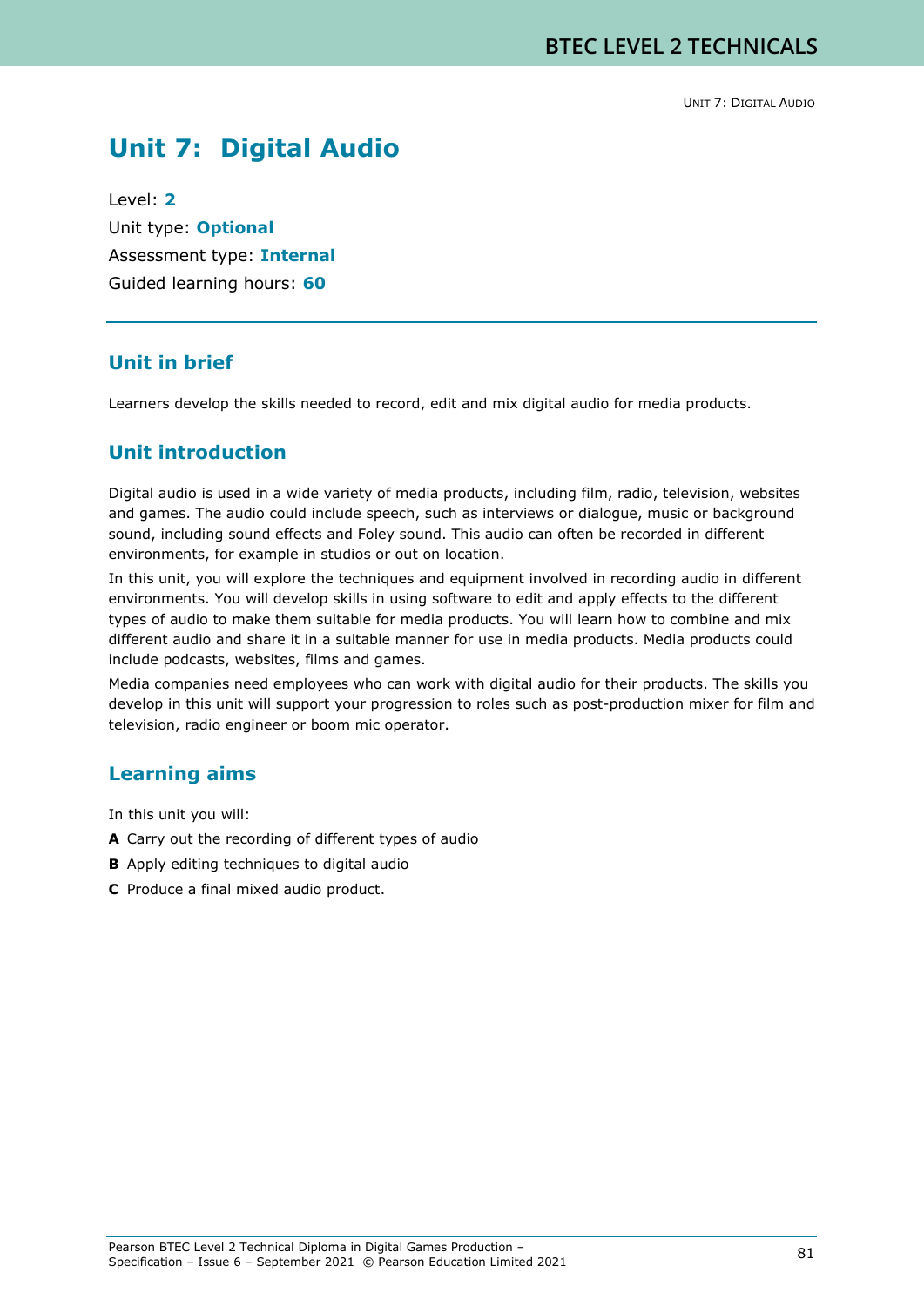# Unit 7: Digital Audio

Level: **2**
Unit type: **Optional**
Assessment type: **Internal**
Guided learning hours: **60**

## Unit in brief

Learners develop the skills needed to record, edit and mix digital audio for media products.

## Unit introduction

Digital audio is used in a wide variety of media products, including film, radio, television, websites and games. The audio could include speech, such as interviews or dialogue, music or background sound, including sound effects and Foley sound. This audio can often be recorded in different environments, for example in studios or out on location.

In this unit, you will explore the techniques and equipment involved in recording audio in different environments. You will develop skills in using software to edit and apply effects to the different types of audio to make them suitable for media products. You will learn how to combine and mix different audio and share it in a suitable manner for use in media products. Media products could include podcasts, websites, films and games.

Media companies need employees who can work with digital audio for their products. The skills you develop in this unit will support your progression to roles such as post-production mixer for film and television, radio engineer or boom mic operator.

## Learning aims

In this unit you will:

**A** Carry out the recording of different types of audio

**B** Apply editing techniques to digital audio

**C** Produce a final mixed audio product.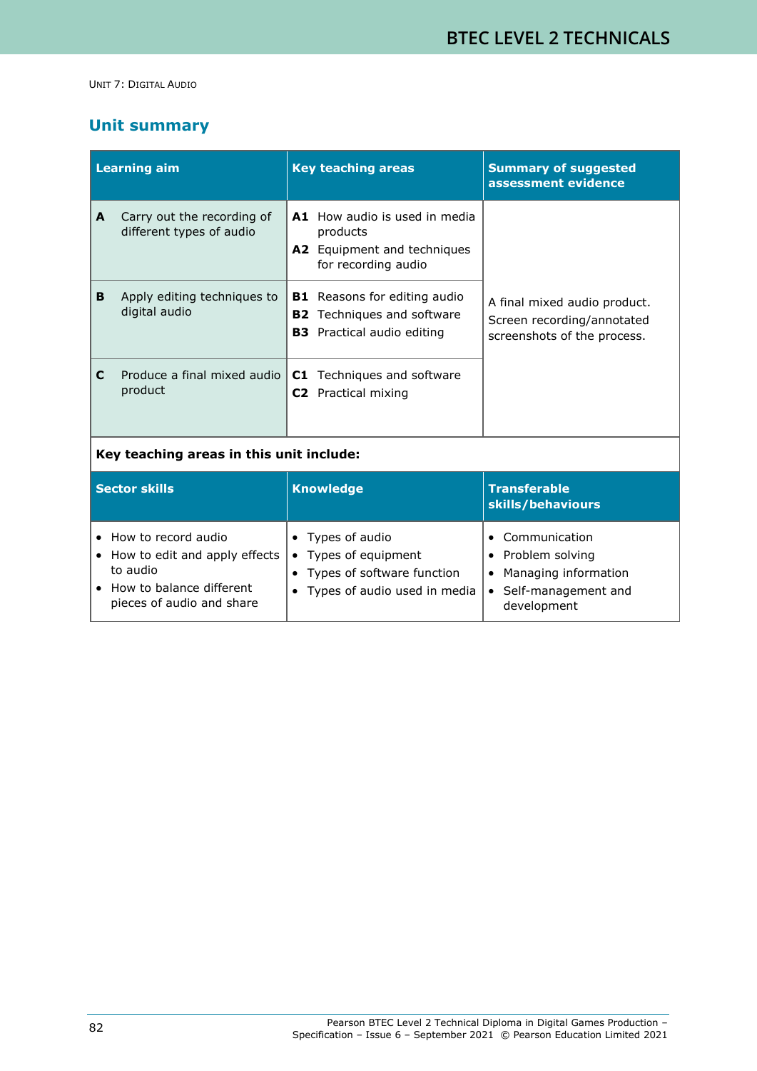## Unit summary

| Learning aim | Key teaching areas | Summary of suggested assessment evidence |
|---|---|---|
| **A** Carry out the recording of different types of audio | **A1** How audio is used in media products<br>**A2** Equipment and techniques for recording audio | A final mixed audio product.<br>Screen recording/annotated screenshots of the process. |
| **B** Apply editing techniques to digital audio | **B1** Reasons for editing audio<br>**B2** Techniques and software<br>**B3** Practical audio editing | |
| **C** Produce a final mixed audio product | **C1** Techniques and software<br>**C2** Practical mixing | |

**Key teaching areas in this unit include:**

| Sector skills | Knowledge | Transferable skills/behaviours |
|---|---|---|
| • How to record audio<br>• How to edit and apply effects to audio<br>• How to balance different pieces of audio and share | • Types of audio<br>• Types of equipment<br>• Types of software function<br>• Types of audio used in media | • Communication<br>• Problem solving<br>• Managing information<br>• Self-management and development |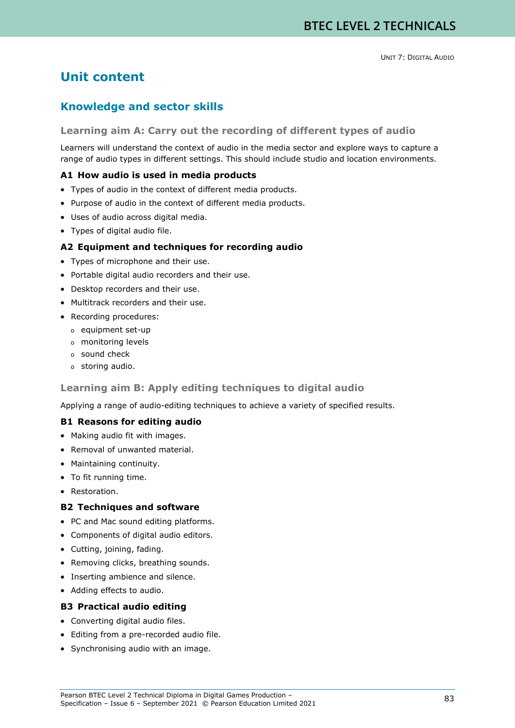## Unit content

### Knowledge and sector skills

#### Learning aim A: Carry out the recording of different types of audio

Learners will understand the context of audio in the media sector and explore ways to capture a range of audio types in different settings. This should include studio and location environments.

**A1 How audio is used in media products**

- Types of audio in the context of different media products.
- Purpose of audio in the context of different media products.
- Uses of audio across digital media.
- Types of digital audio file.

**A2 Equipment and techniques for recording audio**

- Types of microphone and their use.
- Portable digital audio recorders and their use.
- Desktop recorders and their use.
- Multitrack recorders and their use.
- Recording procedures:
  - equipment set-up
  - monitoring levels
  - sound check
  - storing audio.

#### Learning aim B: Apply editing techniques to digital audio

Applying a range of audio-editing techniques to achieve a variety of specified results.

**B1 Reasons for editing audio**

- Making audio fit with images.
- Removal of unwanted material.
- Maintaining continuity.
- To fit running time.
- Restoration.

**B2 Techniques and software**

- PC and Mac sound editing platforms.
- Components of digital audio editors.
- Cutting, joining, fading.
- Removing clicks, breathing sounds.
- Inserting ambience and silence.
- Adding effects to audio.

**B3 Practical audio editing**

- Converting digital audio files.
- Editing from a pre-recorded audio file.
- Synchronising audio with an image.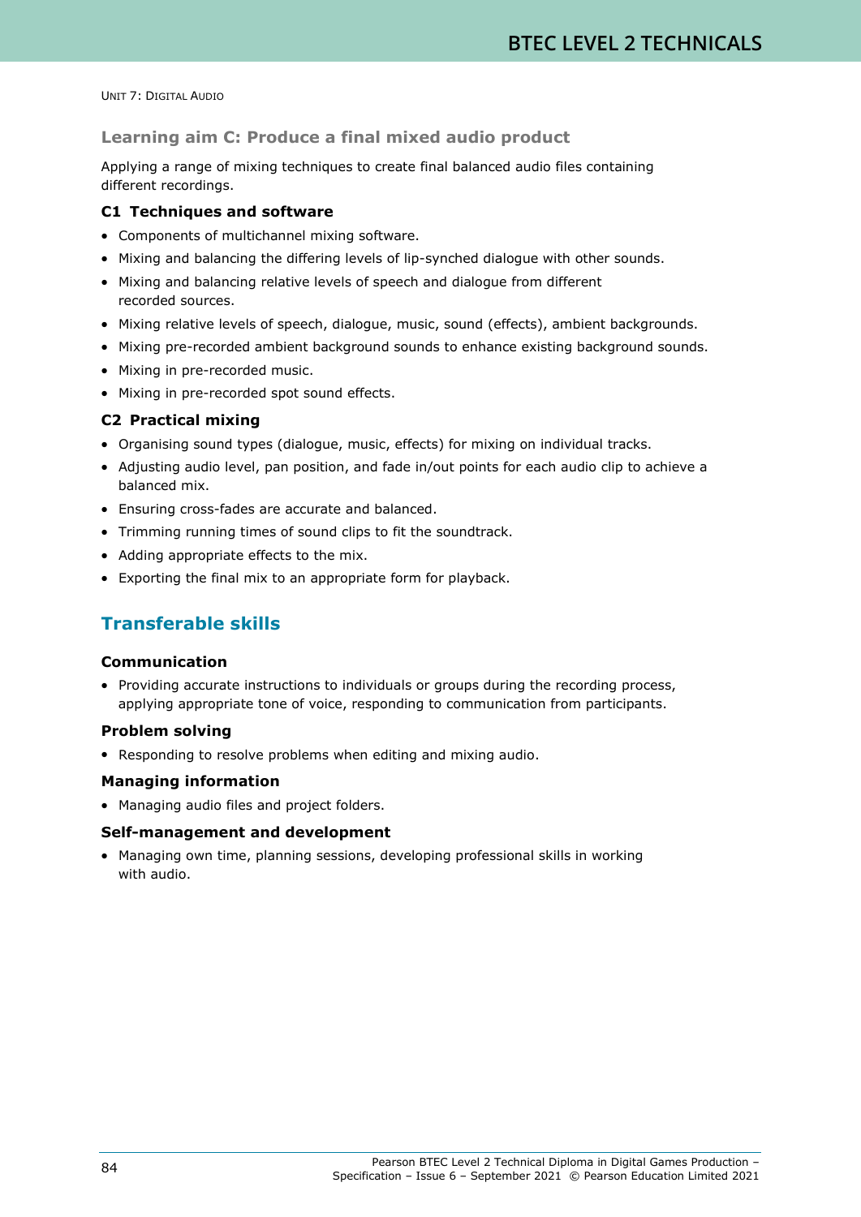## Learning aim C: Produce a final mixed audio product

Applying a range of mixing techniques to create final balanced audio files containing different recordings.

### C1 Techniques and software

- Components of multichannel mixing software.
- Mixing and balancing the differing levels of lip-synched dialogue with other sounds.
- Mixing and balancing relative levels of speech and dialogue from different recorded sources.
- Mixing relative levels of speech, dialogue, music, sound (effects), ambient backgrounds.
- Mixing pre-recorded ambient background sounds to enhance existing background sounds.
- Mixing in pre-recorded music.
- Mixing in pre-recorded spot sound effects.

### C2 Practical mixing

- Organising sound types (dialogue, music, effects) for mixing on individual tracks.
- Adjusting audio level, pan position, and fade in/out points for each audio clip to achieve a balanced mix.
- Ensuring cross-fades are accurate and balanced.
- Trimming running times of sound clips to fit the soundtrack.
- Adding appropriate effects to the mix.
- Exporting the final mix to an appropriate form for playback.

## Transferable skills

### Communication

- Providing accurate instructions to individuals or groups during the recording process, applying appropriate tone of voice, responding to communication from participants.

### Problem solving

- Responding to resolve problems when editing and mixing audio.

### Managing information

- Managing audio files and project folders.

### Self-management and development

- Managing own time, planning sessions, developing professional skills in working with audio.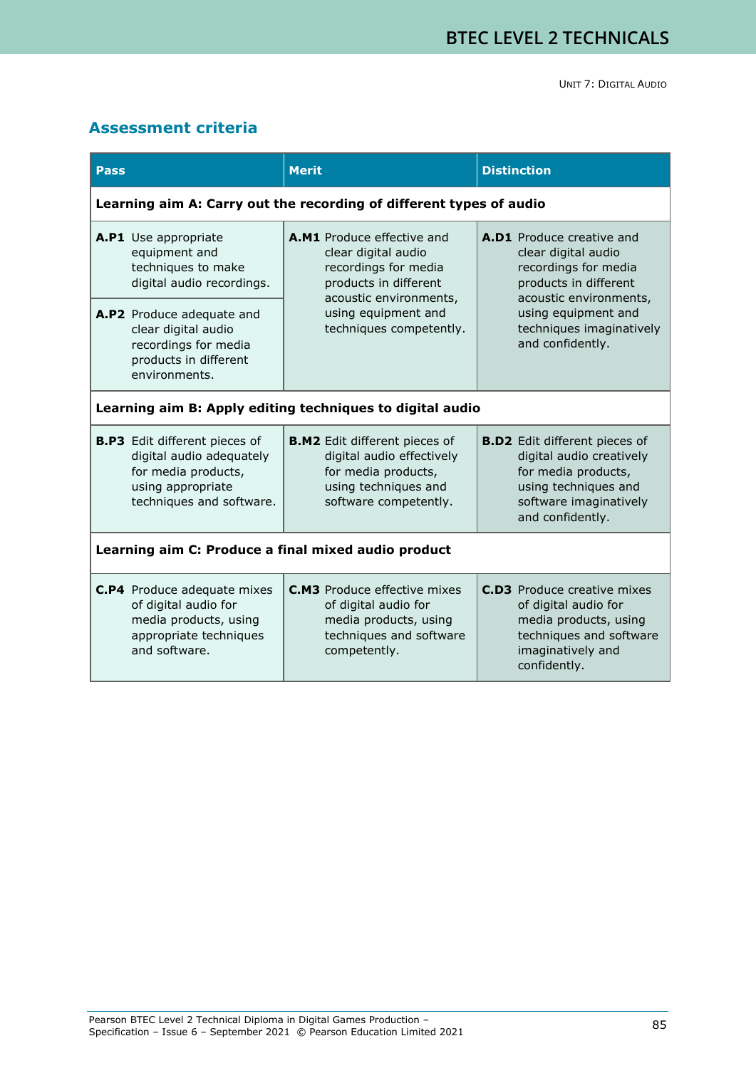## Assessment criteria

| Pass | Merit | Distinction |
|---|---|---|
| **Learning aim A: Carry out the recording of different types of audio** | | |
| **A.P1** Use appropriate equipment and techniques to make digital audio recordings. | **A.M1** Produce effective and clear digital audio recordings for media products in different acoustic environments, using equipment and techniques competently. | **A.D1** Produce creative and clear digital audio recordings for media products in different acoustic environments, using equipment and techniques imaginatively and confidently. |
| **A.P2** Produce adequate and clear digital audio recordings for media products in different environments. | | |
| **Learning aim B: Apply editing techniques to digital audio** | | |
| **B.P3** Edit different pieces of digital audio adequately for media products, using appropriate techniques and software. | **B.M2** Edit different pieces of digital audio effectively for media products, using techniques and software competently. | **B.D2** Edit different pieces of digital audio creatively for media products, using techniques and software imaginatively and confidently. |
| **Learning aim C: Produce a final mixed audio product** | | |
| **C.P4** Produce adequate mixes of digital audio for media products, using appropriate techniques and software. | **C.M3** Produce effective mixes of digital audio for media products, using techniques and software competently. | **C.D3** Produce creative mixes of digital audio for media products, using techniques and software imaginatively and confidently. |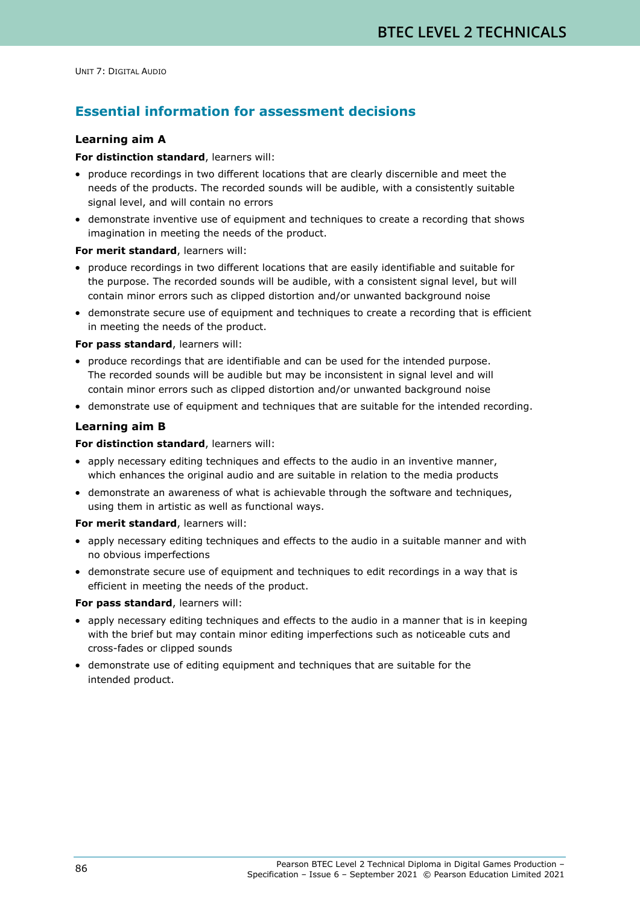## Essential information for assessment decisions

### Learning aim A

**For distinction standard**, learners will:

- produce recordings in two different locations that are clearly discernible and meet the needs of the products. The recorded sounds will be audible, with a consistently suitable signal level, and will contain no errors
- demonstrate inventive use of equipment and techniques to create a recording that shows imagination in meeting the needs of the product.

**For merit standard**, learners will:

- produce recordings in two different locations that are easily identifiable and suitable for the purpose. The recorded sounds will be audible, with a consistent signal level, but will contain minor errors such as clipped distortion and/or unwanted background noise
- demonstrate secure use of equipment and techniques to create a recording that is efficient in meeting the needs of the product.

**For pass standard**, learners will:

- produce recordings that are identifiable and can be used for the intended purpose. The recorded sounds will be audible but may be inconsistent in signal level and will contain minor errors such as clipped distortion and/or unwanted background noise
- demonstrate use of equipment and techniques that are suitable for the intended recording.

### Learning aim B

**For distinction standard**, learners will:

- apply necessary editing techniques and effects to the audio in an inventive manner, which enhances the original audio and are suitable in relation to the media products
- demonstrate an awareness of what is achievable through the software and techniques, using them in artistic as well as functional ways.

**For merit standard**, learners will:

- apply necessary editing techniques and effects to the audio in a suitable manner and with no obvious imperfections
- demonstrate secure use of equipment and techniques to edit recordings in a way that is efficient in meeting the needs of the product.

**For pass standard**, learners will:

- apply necessary editing techniques and effects to the audio in a manner that is in keeping with the brief but may contain minor editing imperfections such as noticeable cuts and cross-fades or clipped sounds
- demonstrate use of editing equipment and techniques that are suitable for the intended product.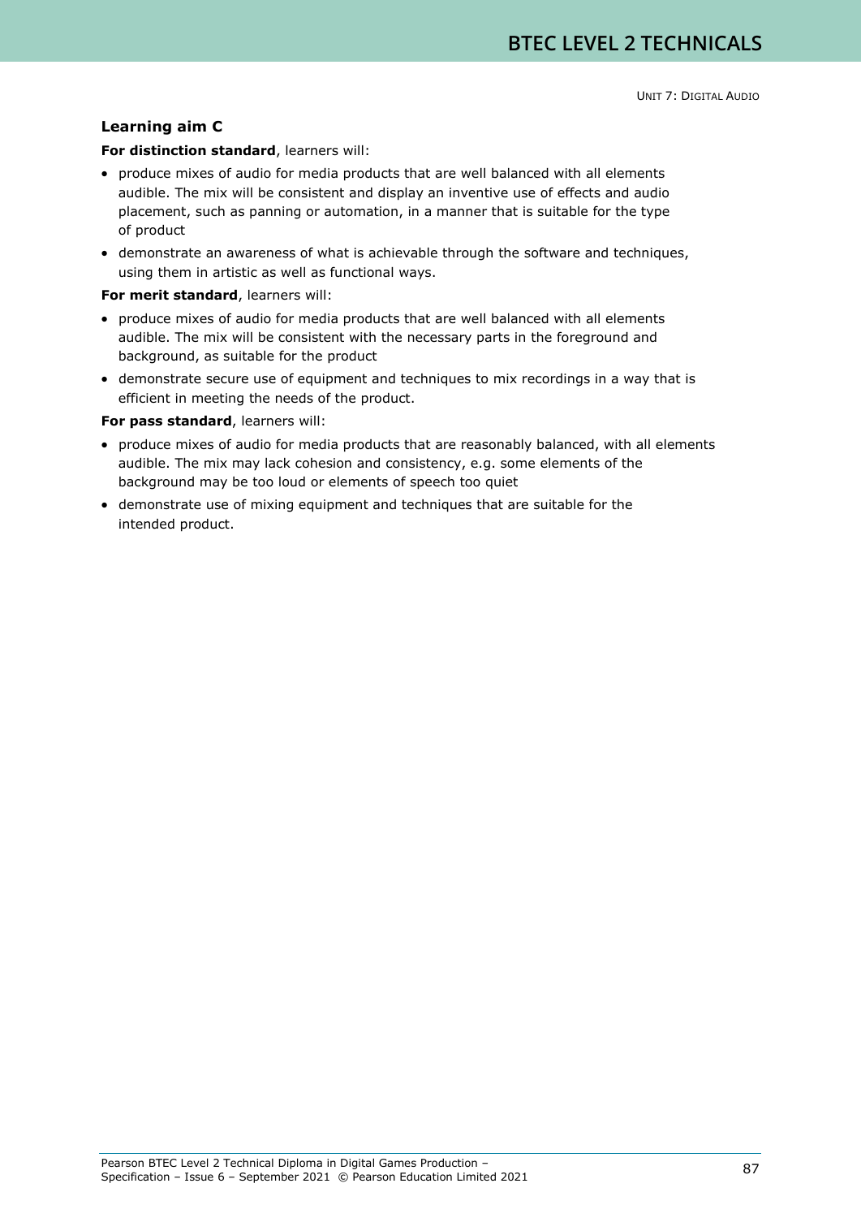### Learning aim C

**For distinction standard**, learners will:

- produce mixes of audio for media products that are well balanced with all elements audible. The mix will be consistent and display an inventive use of effects and audio placement, such as panning or automation, in a manner that is suitable for the type of product
- demonstrate an awareness of what is achievable through the software and techniques, using them in artistic as well as functional ways.

**For merit standard**, learners will:

- produce mixes of audio for media products that are well balanced with all elements audible. The mix will be consistent with the necessary parts in the foreground and background, as suitable for the product
- demonstrate secure use of equipment and techniques to mix recordings in a way that is efficient in meeting the needs of the product.

**For pass standard**, learners will:

- produce mixes of audio for media products that are reasonably balanced, with all elements audible. The mix may lack cohesion and consistency, e.g. some elements of the background may be too loud or elements of speech too quiet
- demonstrate use of mixing equipment and techniques that are suitable for the intended product.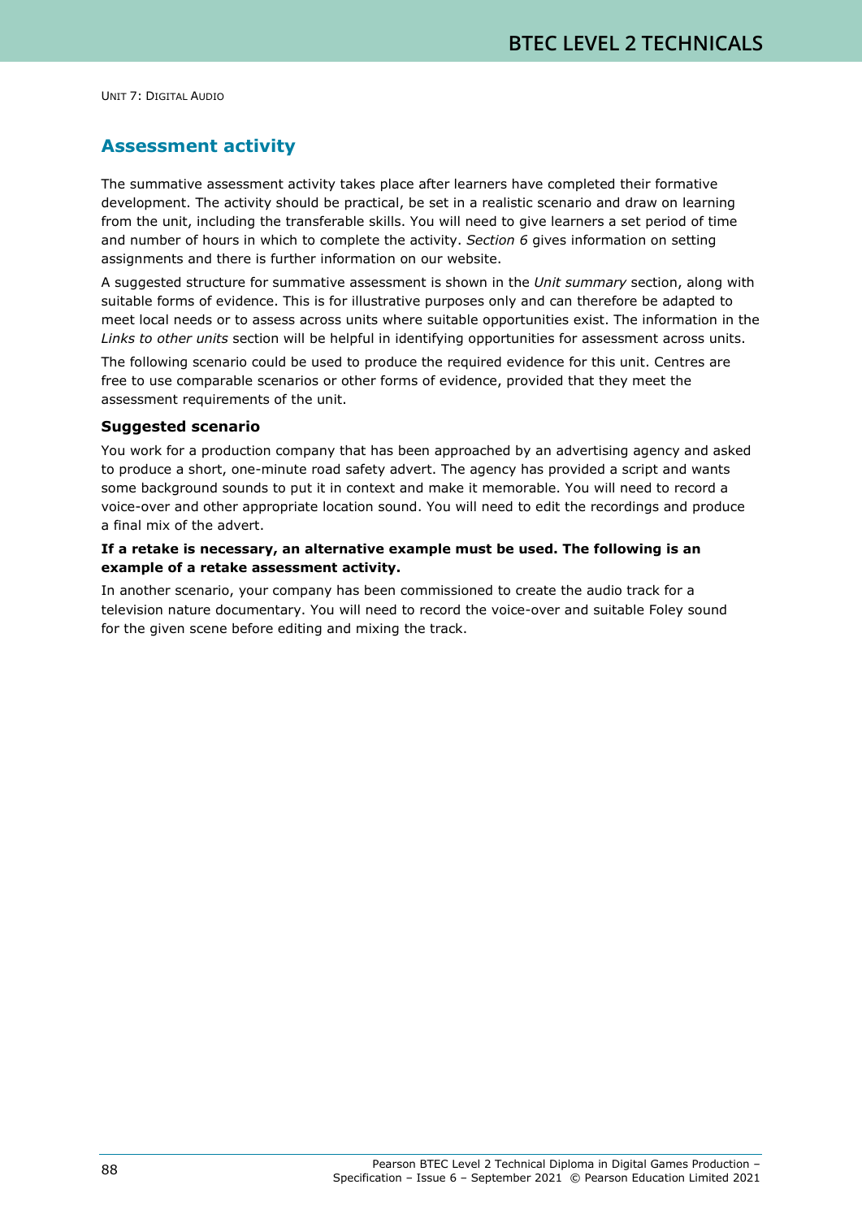## Assessment activity

The summative assessment activity takes place after learners have completed their formative development. The activity should be practical, be set in a realistic scenario and draw on learning from the unit, including the transferable skills. You will need to give learners a set period of time and number of hours in which to complete the activity. *Section 6* gives information on setting assignments and there is further information on our website.

A suggested structure for summative assessment is shown in the *Unit summary* section, along with suitable forms of evidence. This is for illustrative purposes only and can therefore be adapted to meet local needs or to assess across units where suitable opportunities exist. The information in the *Links to other units* section will be helpful in identifying opportunities for assessment across units.

The following scenario could be used to produce the required evidence for this unit. Centres are free to use comparable scenarios or other forms of evidence, provided that they meet the assessment requirements of the unit.

### Suggested scenario

You work for a production company that has been approached by an advertising agency and asked to produce a short, one-minute road safety advert. The agency has provided a script and wants some background sounds to put it in context and make it memorable. You will need to record a voice-over and other appropriate location sound. You will need to edit the recordings and produce a final mix of the advert.

**If a retake is necessary, an alternative example must be used. The following is an example of a retake assessment activity.**

In another scenario, your company has been commissioned to create the audio track for a television nature documentary. You will need to record the voice-over and suitable Foley sound for the given scene before editing and mixing the track.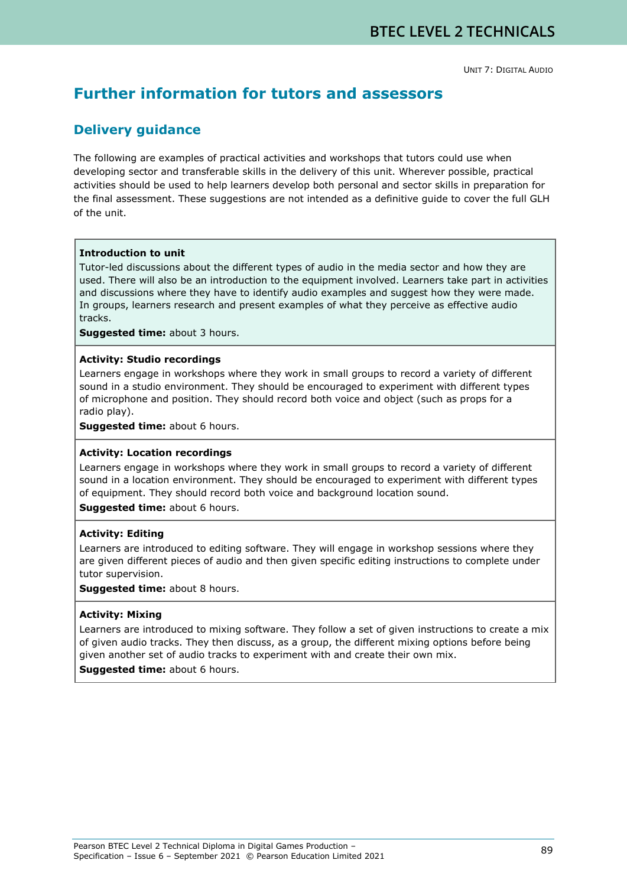## Further information for tutors and assessors

### Delivery guidance

The following are examples of practical activities and workshops that tutors could use when developing sector and transferable skills in the delivery of this unit. Wherever possible, practical activities should be used to help learners develop both personal and sector skills in preparation for the final assessment. These suggestions are not intended as a definitive guide to cover the full GLH of the unit.

**Introduction to unit**
Tutor-led discussions about the different types of audio in the media sector and how they are used. There will also be an introduction to the equipment involved. Learners take part in activities and discussions where they have to identify audio examples and suggest how they were made. In groups, learners research and present examples of what they perceive as effective audio tracks.
**Suggested time:** about 3 hours.

**Activity: Studio recordings**
Learners engage in workshops where they work in small groups to record a variety of different sound in a studio environment. They should be encouraged to experiment with different types of microphone and position. They should record both voice and object (such as props for a radio play).
**Suggested time:** about 6 hours.

**Activity: Location recordings**
Learners engage in workshops where they work in small groups to record a variety of different sound in a location environment. They should be encouraged to experiment with different types of equipment. They should record both voice and background location sound.
**Suggested time:** about 6 hours.

**Activity: Editing**
Learners are introduced to editing software. They will engage in workshop sessions where they are given different pieces of audio and then given specific editing instructions to complete under tutor supervision.
**Suggested time:** about 8 hours.

**Activity: Mixing**
Learners are introduced to mixing software. They follow a set of given instructions to create a mix of given audio tracks. They then discuss, as a group, the different mixing options before being given another set of audio tracks to experiment with and create their own mix.
**Suggested time:** about 6 hours.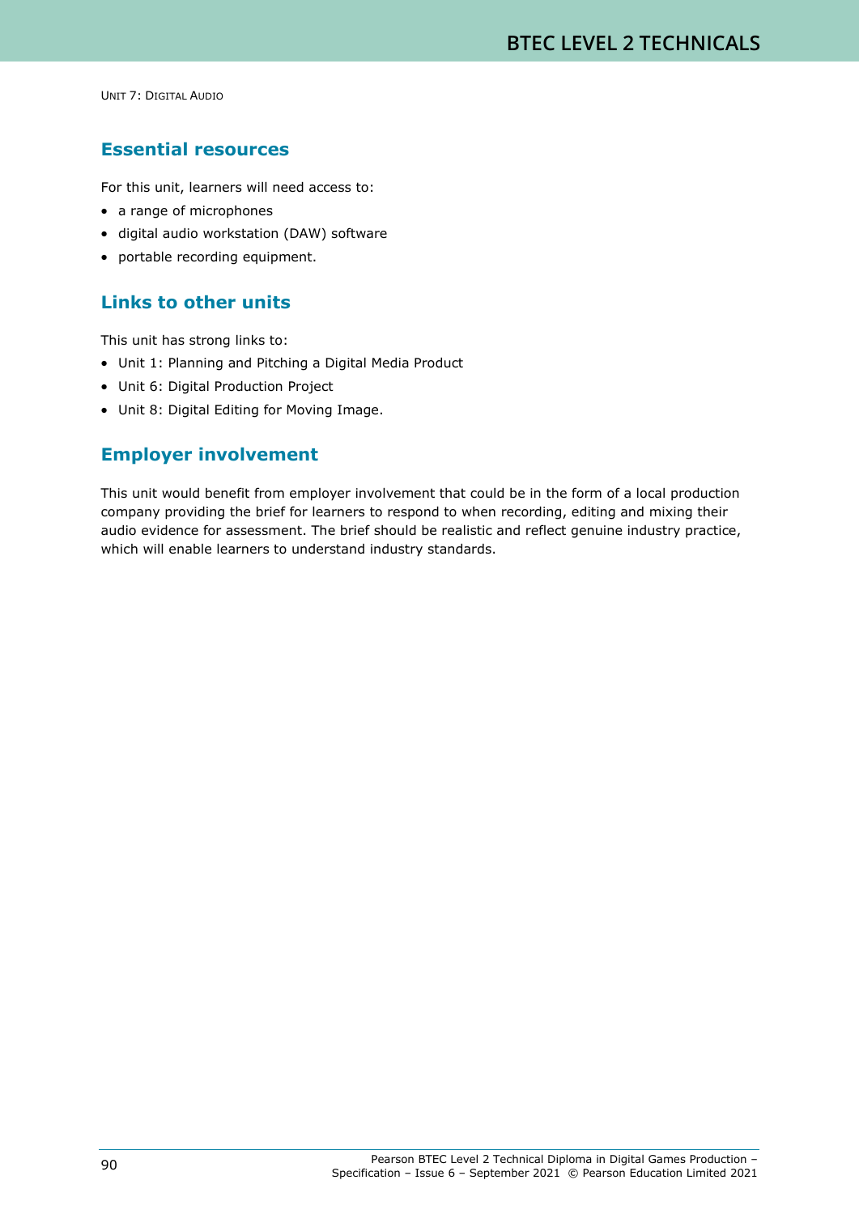## Essential resources

For this unit, learners will need access to:

- a range of microphones
- digital audio workstation (DAW) software
- portable recording equipment.

## Links to other units

This unit has strong links to:

- Unit 1: Planning and Pitching a Digital Media Product
- Unit 6: Digital Production Project
- Unit 8: Digital Editing for Moving Image.

## Employer involvement

This unit would benefit from employer involvement that could be in the form of a local production company providing the brief for learners to respond to when recording, editing and mixing their audio evidence for assessment. The brief should be realistic and reflect genuine industry practice, which will enable learners to understand industry standards.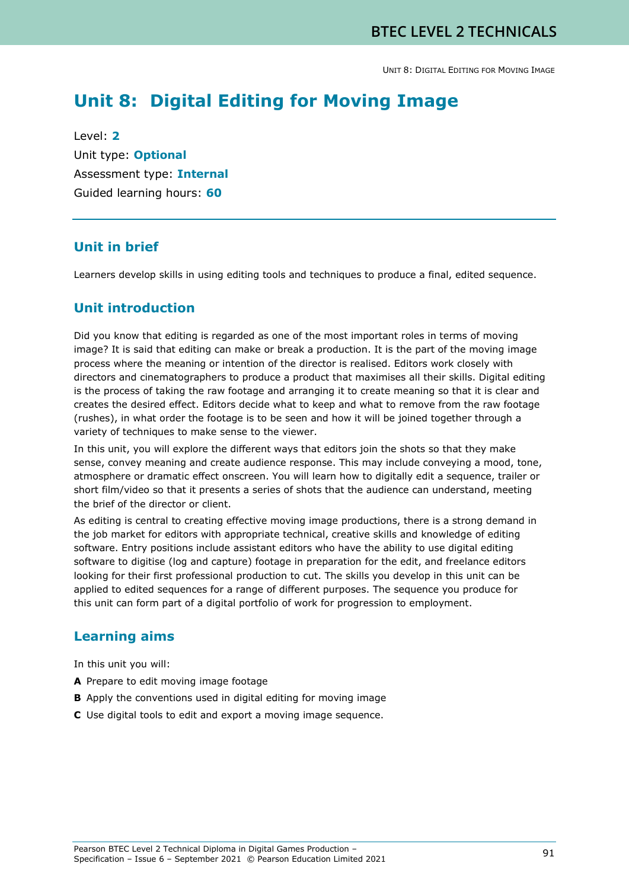# Unit 8: Digital Editing for Moving Image

Level: **2**

Unit type: **Optional**

Assessment type: **Internal**

Guided learning hours: **60**

## Unit in brief

Learners develop skills in using editing tools and techniques to produce a final, edited sequence.

## Unit introduction

Did you know that editing is regarded as one of the most important roles in terms of moving image? It is said that editing can make or break a production. It is the part of the moving image process where the meaning or intention of the director is realised. Editors work closely with directors and cinematographers to produce a product that maximises all their skills. Digital editing is the process of taking the raw footage and arranging it to create meaning so that it is clear and creates the desired effect. Editors decide what to keep and what to remove from the raw footage (rushes), in what order the footage is to be seen and how it will be joined together through a variety of techniques to make sense to the viewer.

In this unit, you will explore the different ways that editors join the shots so that they make sense, convey meaning and create audience response. This may include conveying a mood, tone, atmosphere or dramatic effect onscreen. You will learn how to digitally edit a sequence, trailer or short film/video so that it presents a series of shots that the audience can understand, meeting the brief of the director or client.

As editing is central to creating effective moving image productions, there is a strong demand in the job market for editors with appropriate technical, creative skills and knowledge of editing software. Entry positions include assistant editors who have the ability to use digital editing software to digitise (log and capture) footage in preparation for the edit, and freelance editors looking for their first professional production to cut. The skills you develop in this unit can be applied to edited sequences for a range of different purposes. The sequence you produce for this unit can form part of a digital portfolio of work for progression to employment.

## Learning aims

In this unit you will:

**A** Prepare to edit moving image footage

**B** Apply the conventions used in digital editing for moving image

**C** Use digital tools to edit and export a moving image sequence.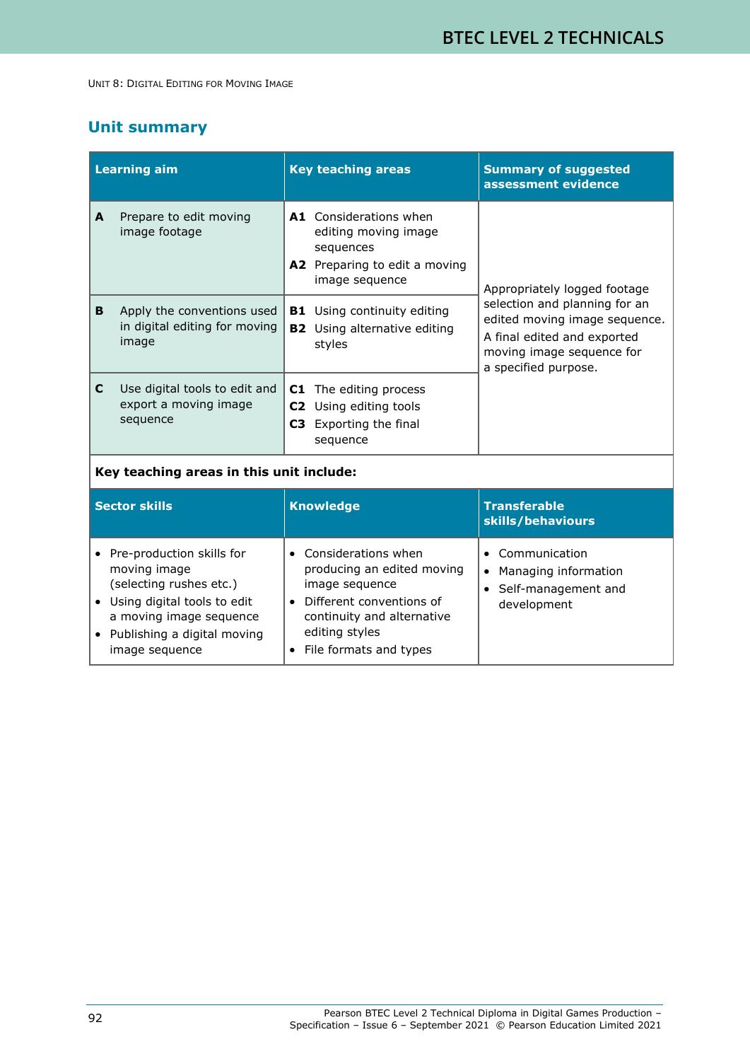UNIT 8: DIGITAL EDITING FOR MOVING IMAGE

## Unit summary

| Learning aim | Key teaching areas | Summary of suggested assessment evidence |
|---|---|---|
| **A** Prepare to edit moving image footage | **A1** Considerations when editing moving image sequences<br>**A2** Preparing to edit a moving image sequence | Appropriately logged footage selection and planning for an edited moving image sequence.<br>A final edited and exported moving image sequence for a specified purpose. |
| **B** Apply the conventions used in digital editing for moving image | **B1** Using continuity editing<br>**B2** Using alternative editing styles | |
| **C** Use digital tools to edit and export a moving image sequence | **C1** The editing process<br>**C2** Using editing tools<br>**C3** Exporting the final sequence | |

**Key teaching areas in this unit include:**

| Sector skills | Knowledge | Transferable skills/behaviours |
|---|---|---|
| • Pre-production skills for moving image (selecting rushes etc.)<br>• Using digital tools to edit a moving image sequence<br>• Publishing a digital moving image sequence | • Considerations when producing an edited moving image sequence<br>• Different conventions of continuity and alternative editing styles<br>• File formats and types | • Communication<br>• Managing information<br>• Self-management and development |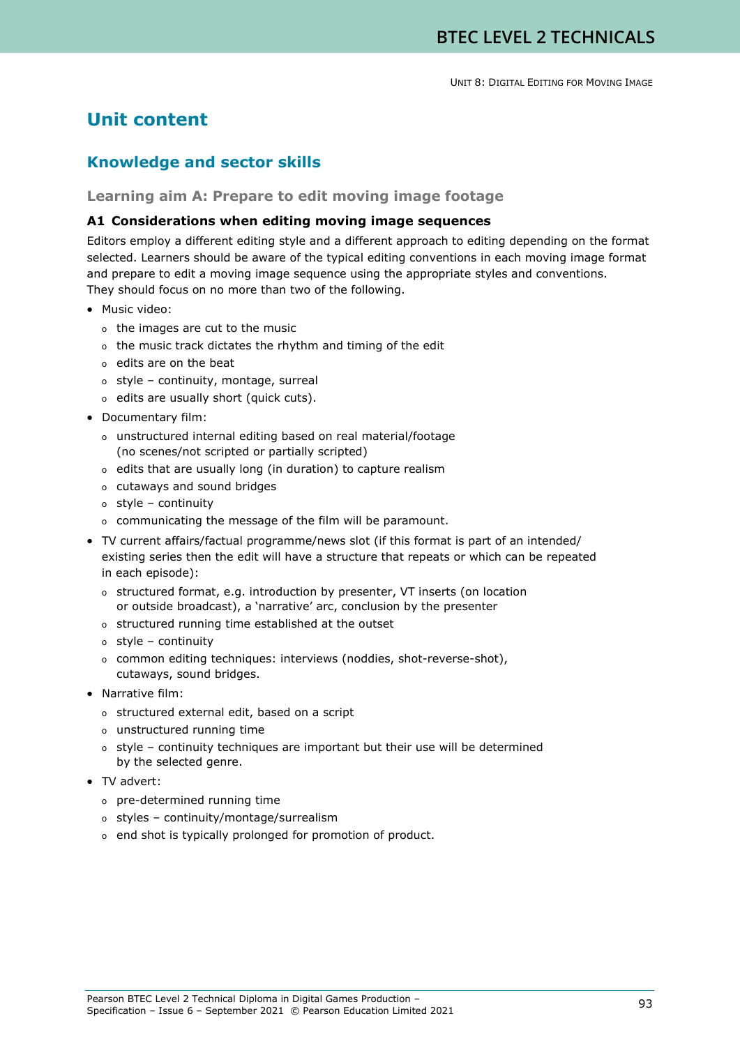# Unit content

## Knowledge and sector skills

### Learning aim A: Prepare to edit moving image footage

#### A1 Considerations when editing moving image sequences

Editors employ a different editing style and a different approach to editing depending on the format selected. Learners should be aware of the typical editing conventions in each moving image format and prepare to edit a moving image sequence using the appropriate styles and conventions. They should focus on no more than two of the following.

- Music video:
  - the images are cut to the music
  - the music track dictates the rhythm and timing of the edit
  - edits are on the beat
  - style – continuity, montage, surreal
  - edits are usually short (quick cuts).
- Documentary film:
  - unstructured internal editing based on real material/footage (no scenes/not scripted or partially scripted)
  - edits that are usually long (in duration) to capture realism
  - cutaways and sound bridges
  - style – continuity
  - communicating the message of the film will be paramount.
- TV current affairs/factual programme/news slot (if this format is part of an intended/existing series then the edit will have a structure that repeats or which can be repeated in each episode):
  - structured format, e.g. introduction by presenter, VT inserts (on location or outside broadcast), a 'narrative' arc, conclusion by the presenter
  - structured running time established at the outset
  - style – continuity
  - common editing techniques: interviews (noddies, shot-reverse-shot), cutaways, sound bridges.
- Narrative film:
  - structured external edit, based on a script
  - unstructured running time
  - style – continuity techniques are important but their use will be determined by the selected genre.
- TV advert:
  - pre-determined running time
  - styles – continuity/montage/surrealism
  - end shot is typically prolonged for promotion of product.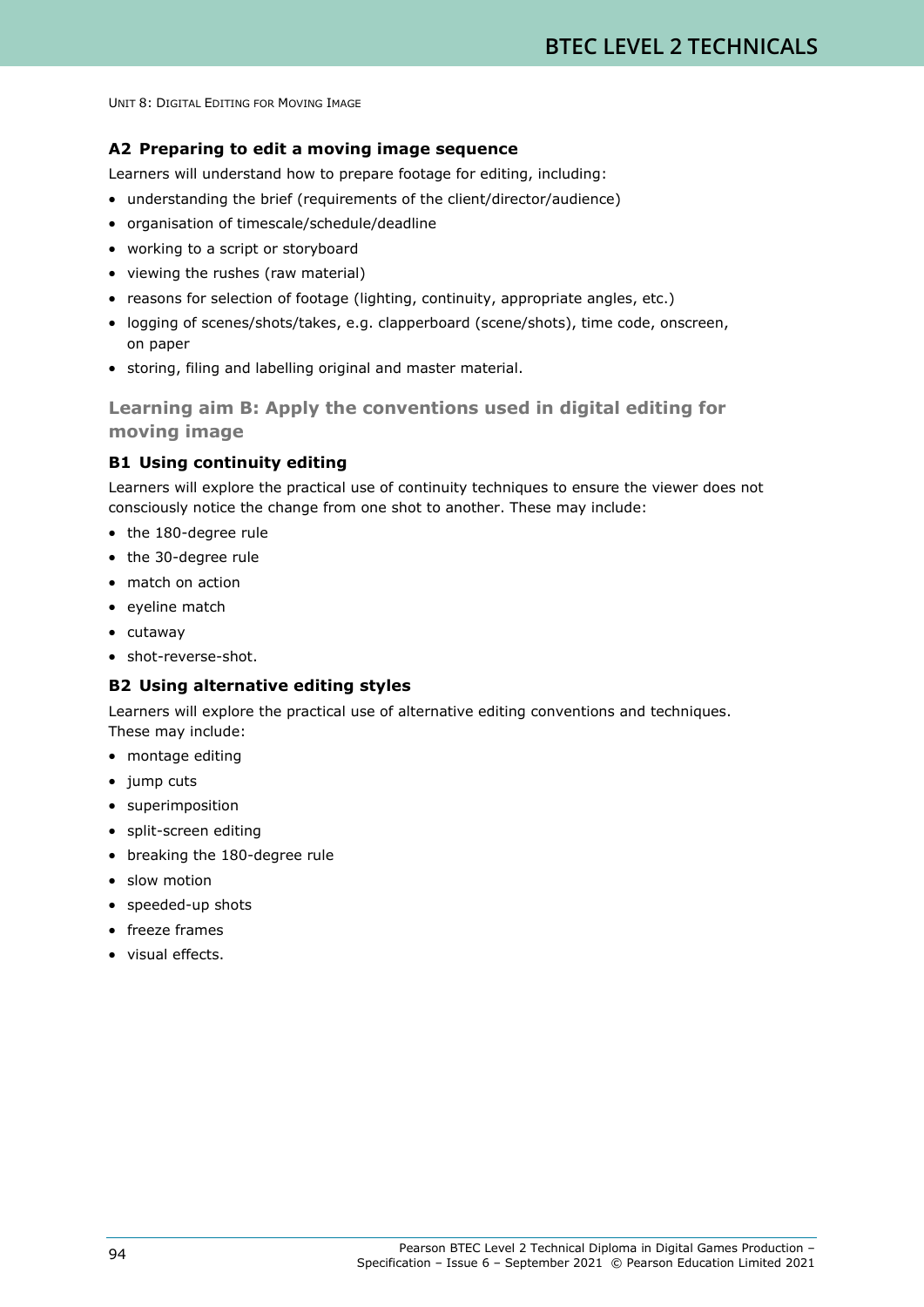### A2 Preparing to edit a moving image sequence

Learners will understand how to prepare footage for editing, including:

- understanding the brief (requirements of the client/director/audience)
- organisation of timescale/schedule/deadline
- working to a script or storyboard
- viewing the rushes (raw material)
- reasons for selection of footage (lighting, continuity, appropriate angles, etc.)
- logging of scenes/shots/takes, e.g. clapperboard (scene/shots), time code, onscreen, on paper
- storing, filing and labelling original and master material.

## Learning aim B: Apply the conventions used in digital editing for moving image

### B1 Using continuity editing

Learners will explore the practical use of continuity techniques to ensure the viewer does not consciously notice the change from one shot to another. These may include:

- the 180-degree rule
- the 30-degree rule
- match on action
- eyeline match
- cutaway
- shot-reverse-shot.

### B2 Using alternative editing styles

Learners will explore the practical use of alternative editing conventions and techniques. These may include:

- montage editing
- jump cuts
- superimposition
- split-screen editing
- breaking the 180-degree rule
- slow motion
- speeded-up shots
- freeze frames
- visual effects.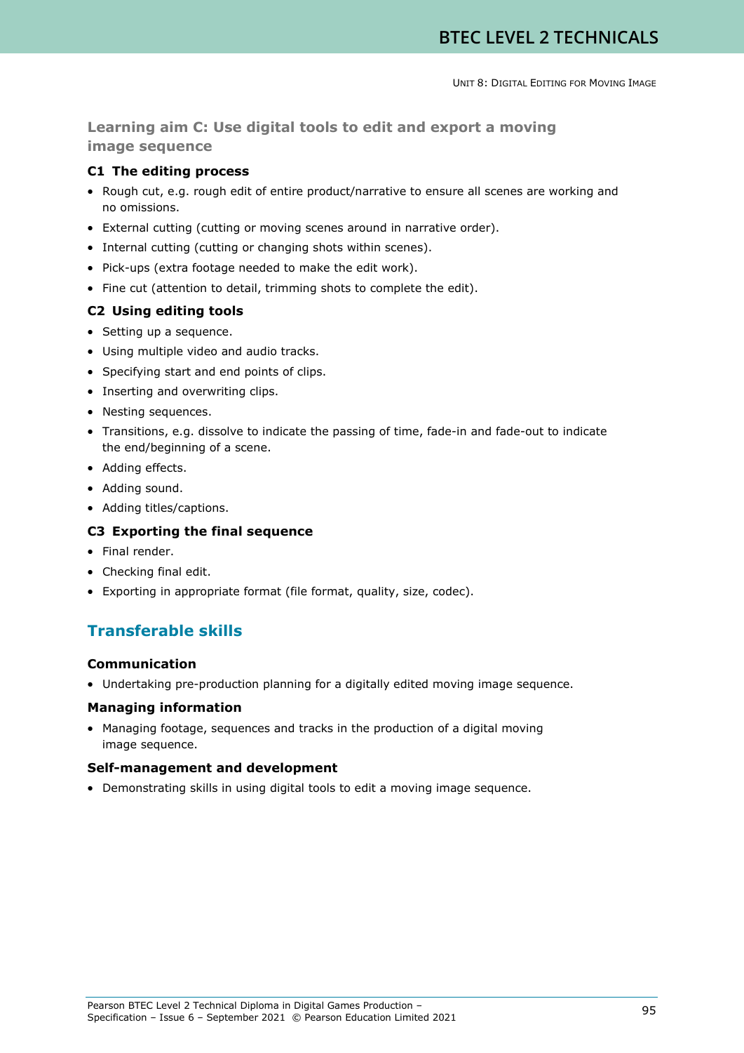## Learning aim C: Use digital tools to edit and export a moving image sequence

### C1 The editing process

- Rough cut, e.g. rough edit of entire product/narrative to ensure all scenes are working and no omissions.
- External cutting (cutting or moving scenes around in narrative order).
- Internal cutting (cutting or changing shots within scenes).
- Pick-ups (extra footage needed to make the edit work).
- Fine cut (attention to detail, trimming shots to complete the edit).

### C2 Using editing tools

- Setting up a sequence.
- Using multiple video and audio tracks.
- Specifying start and end points of clips.
- Inserting and overwriting clips.
- Nesting sequences.
- Transitions, e.g. dissolve to indicate the passing of time, fade-in and fade-out to indicate the end/beginning of a scene.
- Adding effects.
- Adding sound.
- Adding titles/captions.

### C3 Exporting the final sequence

- Final render.
- Checking final edit.
- Exporting in appropriate format (file format, quality, size, codec).

## Transferable skills

### Communication

- Undertaking pre-production planning for a digitally edited moving image sequence.

### Managing information

- Managing footage, sequences and tracks in the production of a digital moving image sequence.

### Self-management and development

- Demonstrating skills in using digital tools to edit a moving image sequence.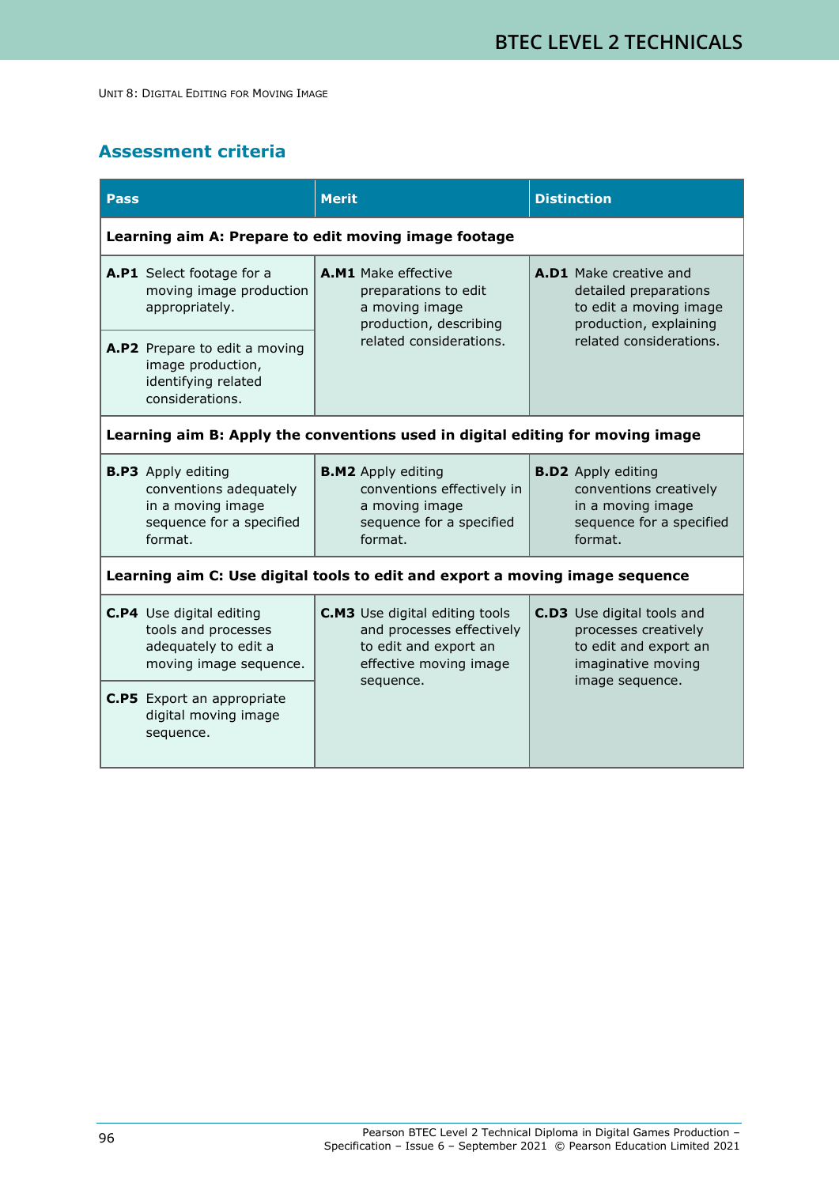## Assessment criteria

| Pass | Merit | Distinction |
|---|---|---|
| **Learning aim A: Prepare to edit moving image footage** | | |
| **A.P1** Select footage for a moving image production appropriately. | **A.M1** Make effective preparations to edit a moving image production, describing related considerations. | **A.D1** Make creative and detailed preparations to edit a moving image production, explaining related considerations. |
| **A.P2** Prepare to edit a moving image production, identifying related considerations. | | |
| **Learning aim B: Apply the conventions used in digital editing for moving image** | | |
| **B.P3** Apply editing conventions adequately in a moving image sequence for a specified format. | **B.M2** Apply editing conventions effectively in a moving image sequence for a specified format. | **B.D2** Apply editing conventions creatively in a moving image sequence for a specified format. |
| **Learning aim C: Use digital tools to edit and export a moving image sequence** | | |
| **C.P4** Use digital editing tools and processes adequately to edit a moving image sequence. | **C.M3** Use digital editing tools and processes effectively to edit and export an effective moving image sequence. | **C.D3** Use digital tools and processes creatively to edit and export an imaginative moving image sequence. |
| **C.P5** Export an appropriate digital moving image sequence. | | |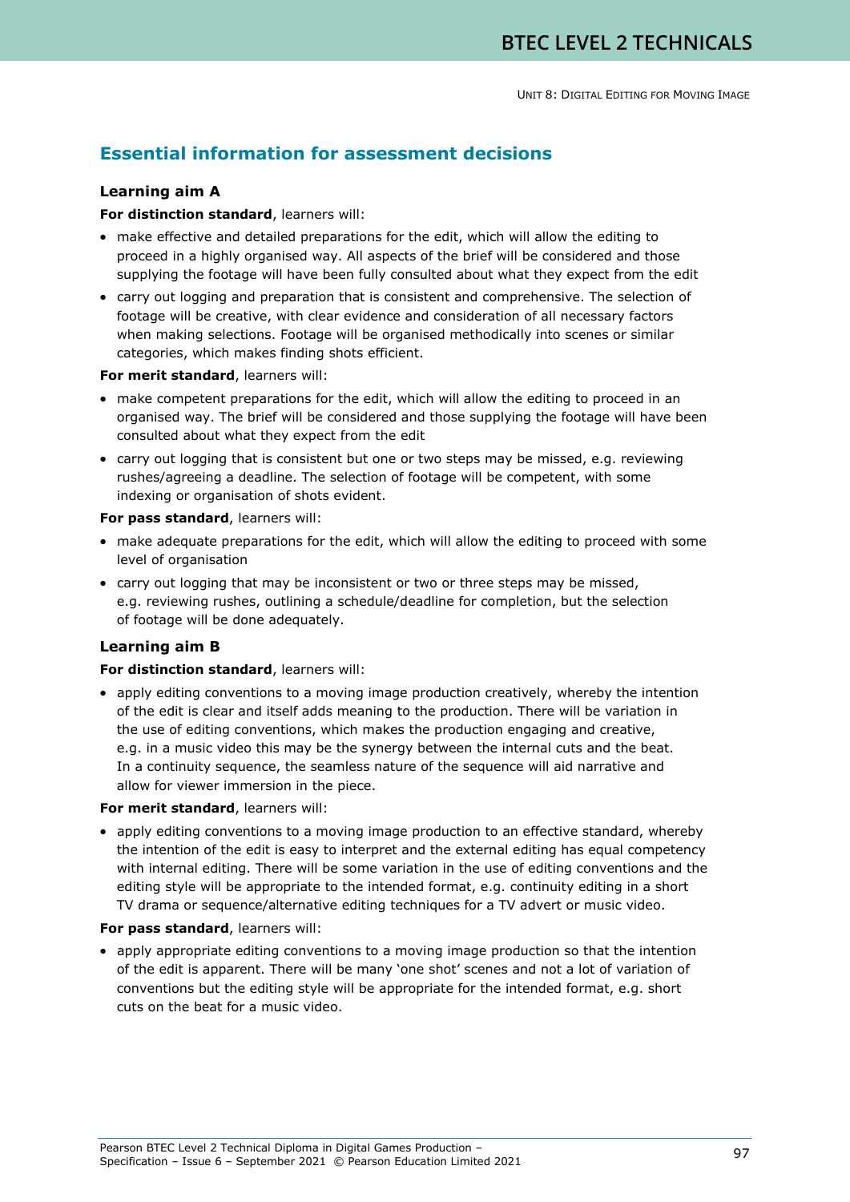## Essential information for assessment decisions

### Learning aim A

**For distinction standard**, learners will:

- make effective and detailed preparations for the edit, which will allow the editing to proceed in a highly organised way. All aspects of the brief will be considered and those supplying the footage will have been fully consulted about what they expect from the edit
- carry out logging and preparation that is consistent and comprehensive. The selection of footage will be creative, with clear evidence and consideration of all necessary factors when making selections. Footage will be organised methodically into scenes or similar categories, which makes finding shots efficient.

**For merit standard**, learners will:

- make competent preparations for the edit, which will allow the editing to proceed in an organised way. The brief will be considered and those supplying the footage will have been consulted about what they expect from the edit
- carry out logging that is consistent but one or two steps may be missed, e.g. reviewing rushes/agreeing a deadline. The selection of footage will be competent, with some indexing or organisation of shots evident.

**For pass standard**, learners will:

- make adequate preparations for the edit, which will allow the editing to proceed with some level of organisation
- carry out logging that may be inconsistent or two or three steps may be missed, e.g. reviewing rushes, outlining a schedule/deadline for completion, but the selection of footage will be done adequately.

### Learning aim B

**For distinction standard**, learners will:

- apply editing conventions to a moving image production creatively, whereby the intention of the edit is clear and itself adds meaning to the production. There will be variation in the use of editing conventions, which makes the production engaging and creative, e.g. in a music video this may be the synergy between the internal cuts and the beat. In a continuity sequence, the seamless nature of the sequence will aid narrative and allow for viewer immersion in the piece.

**For merit standard**, learners will:

- apply editing conventions to a moving image production to an effective standard, whereby the intention of the edit is easy to interpret and the external editing has equal competency with internal editing. There will be some variation in the use of editing conventions and the editing style will be appropriate to the intended format, e.g. continuity editing in a short TV drama or sequence/alternative editing techniques for a TV advert or music video.

**For pass standard**, learners will:

- apply appropriate editing conventions to a moving image production so that the intention of the edit is apparent. There will be many 'one shot' scenes and not a lot of variation of conventions but the editing style will be appropriate for the intended format, e.g. short cuts on the beat for a music video.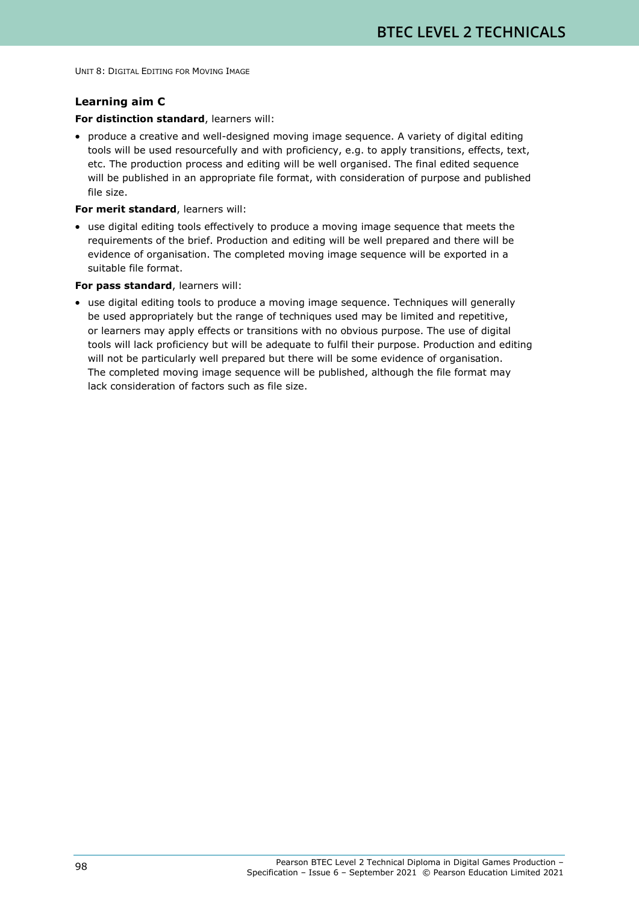### Learning aim C

**For distinction standard**, learners will:

- produce a creative and well-designed moving image sequence. A variety of digital editing tools will be used resourcefully and with proficiency, e.g. to apply transitions, effects, text, etc. The production process and editing will be well organised. The final edited sequence will be published in an appropriate file format, with consideration of purpose and published file size.

**For merit standard**, learners will:

- use digital editing tools effectively to produce a moving image sequence that meets the requirements of the brief. Production and editing will be well prepared and there will be evidence of organisation. The completed moving image sequence will be exported in a suitable file format.

**For pass standard**, learners will:

- use digital editing tools to produce a moving image sequence. Techniques will generally be used appropriately but the range of techniques used may be limited and repetitive, or learners may apply effects or transitions with no obvious purpose. The use of digital tools will lack proficiency but will be adequate to fulfil their purpose. Production and editing will not be particularly well prepared but there will be some evidence of organisation. The completed moving image sequence will be published, although the file format may lack consideration of factors such as file size.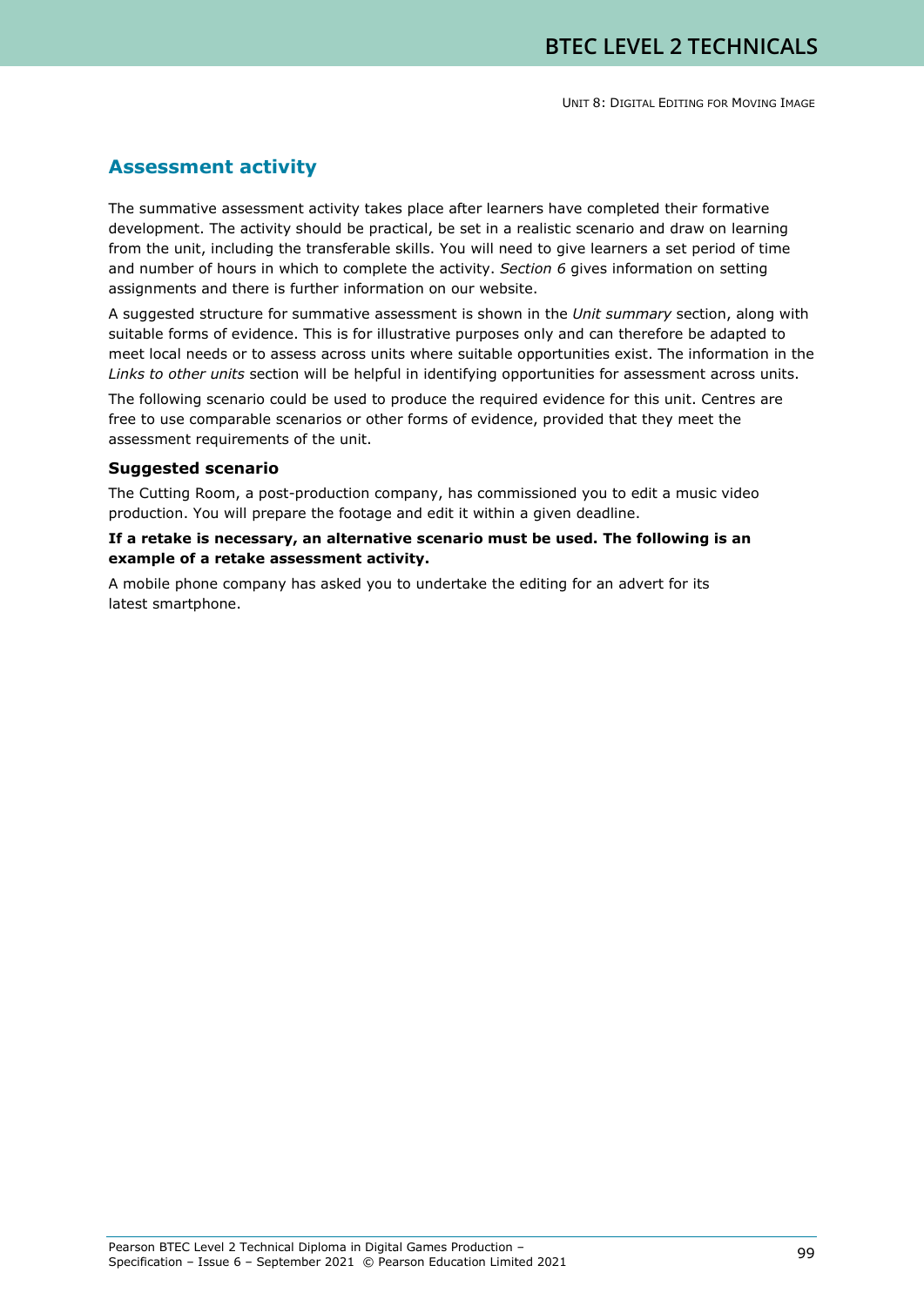## Assessment activity

The summative assessment activity takes place after learners have completed their formative development. The activity should be practical, be set in a realistic scenario and draw on learning from the unit, including the transferable skills. You will need to give learners a set period of time and number of hours in which to complete the activity. *Section 6* gives information on setting assignments and there is further information on our website.

A suggested structure for summative assessment is shown in the *Unit summary* section, along with suitable forms of evidence. This is for illustrative purposes only and can therefore be adapted to meet local needs or to assess across units where suitable opportunities exist. The information in the *Links to other units* section will be helpful in identifying opportunities for assessment across units.

The following scenario could be used to produce the required evidence for this unit. Centres are free to use comparable scenarios or other forms of evidence, provided that they meet the assessment requirements of the unit.

### Suggested scenario

The Cutting Room, a post-production company, has commissioned you to edit a music video production. You will prepare the footage and edit it within a given deadline.

**If a retake is necessary, an alternative scenario must be used. The following is an example of a retake assessment activity.**

A mobile phone company has asked you to undertake the editing for an advert for its latest smartphone.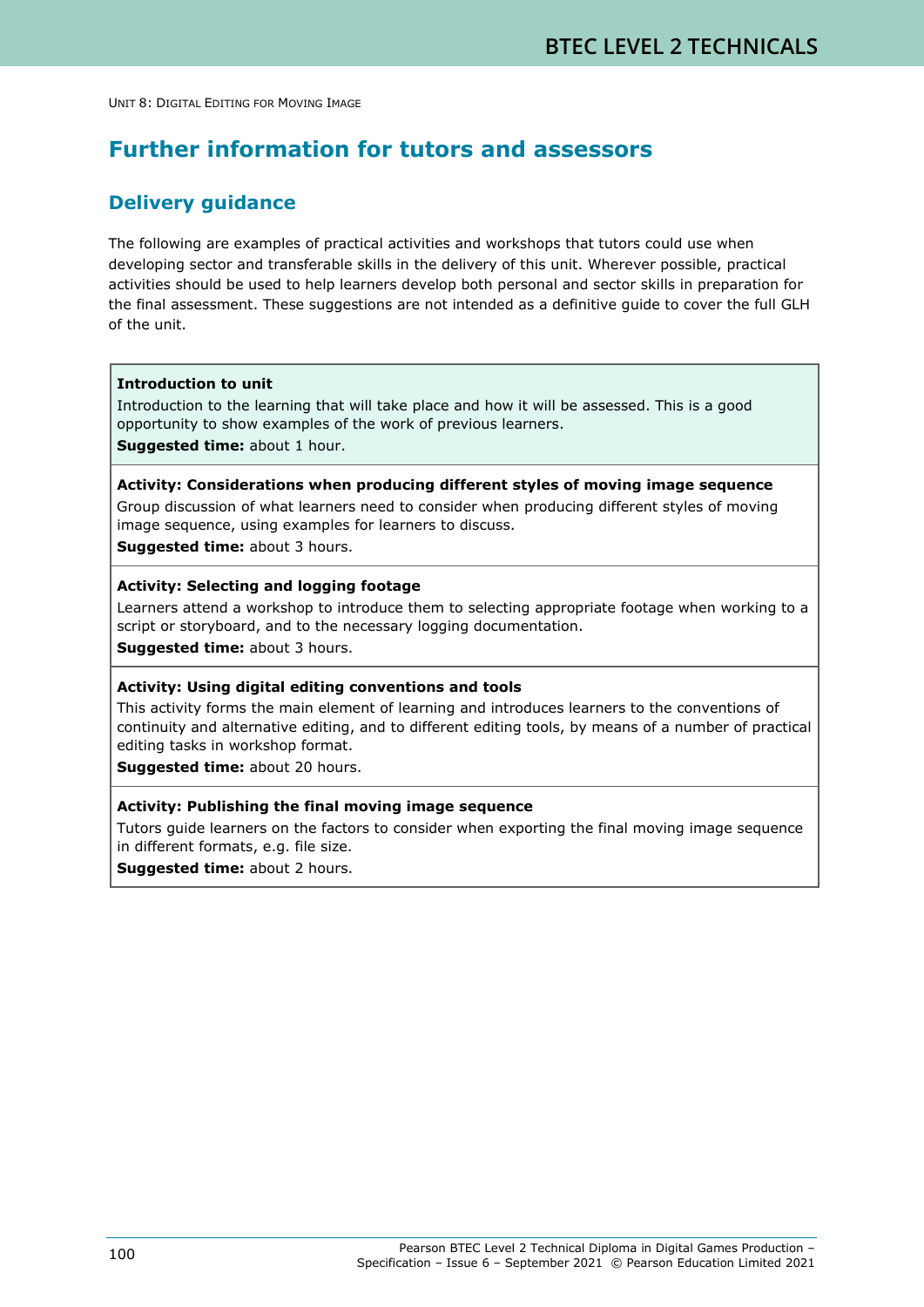## Further information for tutors and assessors

### Delivery guidance

The following are examples of practical activities and workshops that tutors could use when developing sector and transferable skills in the delivery of this unit. Wherever possible, practical activities should be used to help learners develop both personal and sector skills in preparation for the final assessment. These suggestions are not intended as a definitive guide to cover the full GLH of the unit.

**Introduction to unit**

Introduction to the learning that will take place and how it will be assessed. This is a good opportunity to show examples of the work of previous learners.

**Suggested time:** about 1 hour.

**Activity: Considerations when producing different styles of moving image sequence**

Group discussion of what learners need to consider when producing different styles of moving image sequence, using examples for learners to discuss.

**Suggested time:** about 3 hours.

**Activity: Selecting and logging footage**

Learners attend a workshop to introduce them to selecting appropriate footage when working to a script or storyboard, and to the necessary logging documentation.

**Suggested time:** about 3 hours.

**Activity: Using digital editing conventions and tools**

This activity forms the main element of learning and introduces learners to the conventions of continuity and alternative editing, and to different editing tools, by means of a number of practical editing tasks in workshop format.

**Suggested time:** about 20 hours.

**Activity: Publishing the final moving image sequence**

Tutors guide learners on the factors to consider when exporting the final moving image sequence in different formats, e.g. file size.

**Suggested time:** about 2 hours.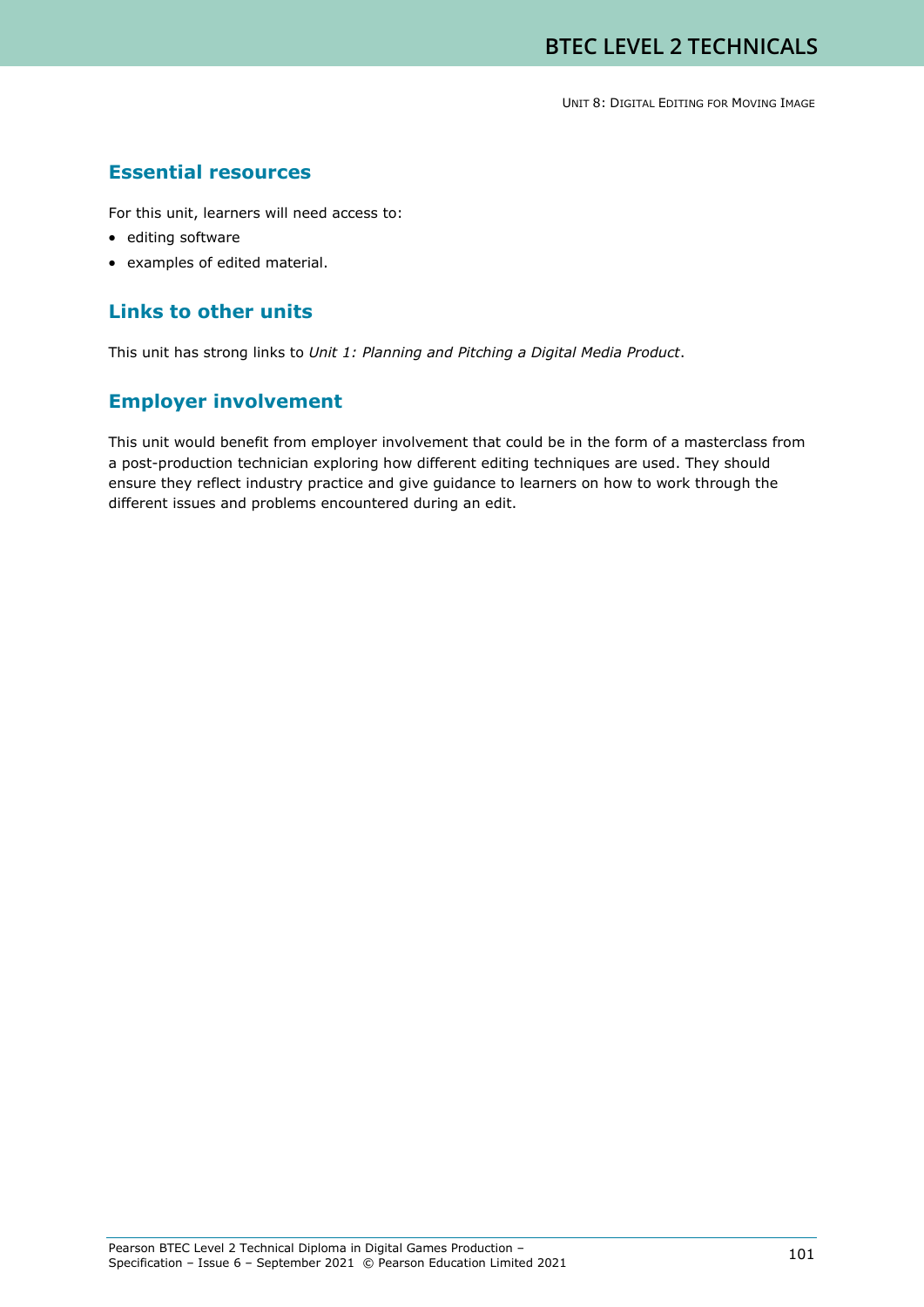## Essential resources

For this unit, learners will need access to:

- editing software
- examples of edited material.

## Links to other units

This unit has strong links to *Unit 1: Planning and Pitching a Digital Media Product*.

## Employer involvement

This unit would benefit from employer involvement that could be in the form of a masterclass from a post-production technician exploring how different editing techniques are used. They should ensure they reflect industry practice and give guidance to learners on how to work through the different issues and problems encountered during an edit.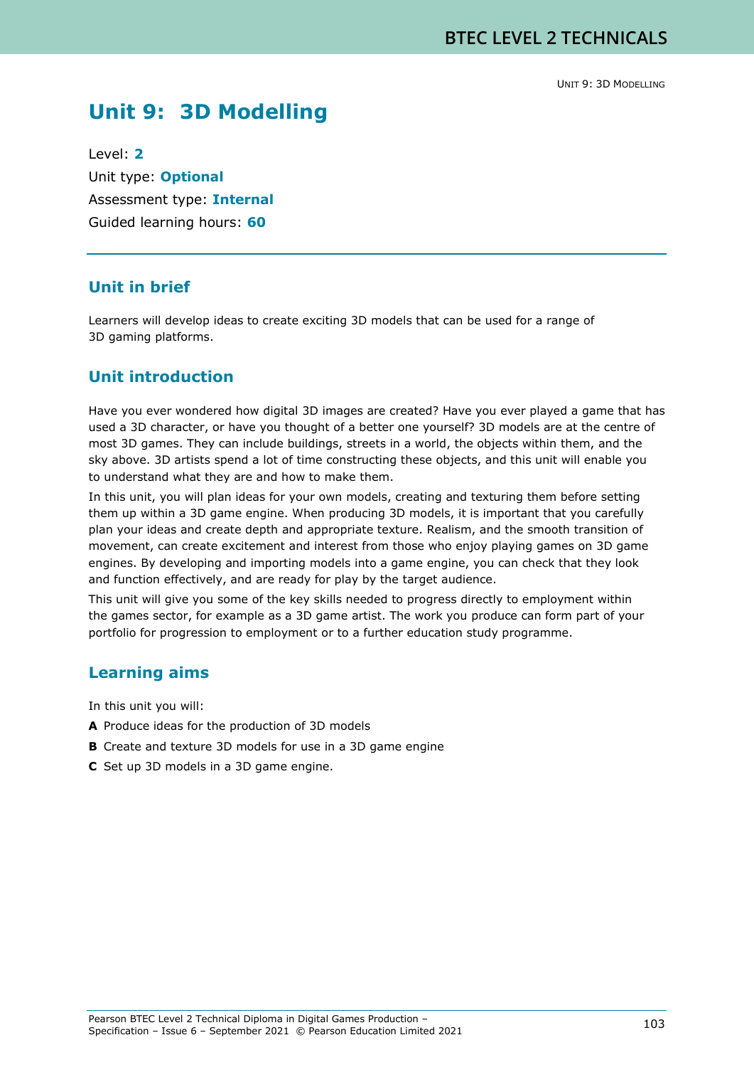# Unit 9: 3D Modelling

Level: **2**

Unit type: **Optional**

Assessment type: **Internal**

Guided learning hours: **60**

## Unit in brief

Learners will develop ideas to create exciting 3D models that can be used for a range of 3D gaming platforms.

## Unit introduction

Have you ever wondered how digital 3D images are created? Have you ever played a game that has used a 3D character, or have you thought of a better one yourself? 3D models are at the centre of most 3D games. They can include buildings, streets in a world, the objects within them, and the sky above. 3D artists spend a lot of time constructing these objects, and this unit will enable you to understand what they are and how to make them.

In this unit, you will plan ideas for your own models, creating and texturing them before setting them up within a 3D game engine. When producing 3D models, it is important that you carefully plan your ideas and create depth and appropriate texture. Realism, and the smooth transition of movement, can create excitement and interest from those who enjoy playing games on 3D game engines. By developing and importing models into a game engine, you can check that they look and function effectively, and are ready for play by the target audience.

This unit will give you some of the key skills needed to progress directly to employment within the games sector, for example as a 3D game artist. The work you produce can form part of your portfolio for progression to employment or to a further education study programme.

## Learning aims

In this unit you will:

**A** Produce ideas for the production of 3D models

**B** Create and texture 3D models for use in a 3D game engine

**C** Set up 3D models in a 3D game engine.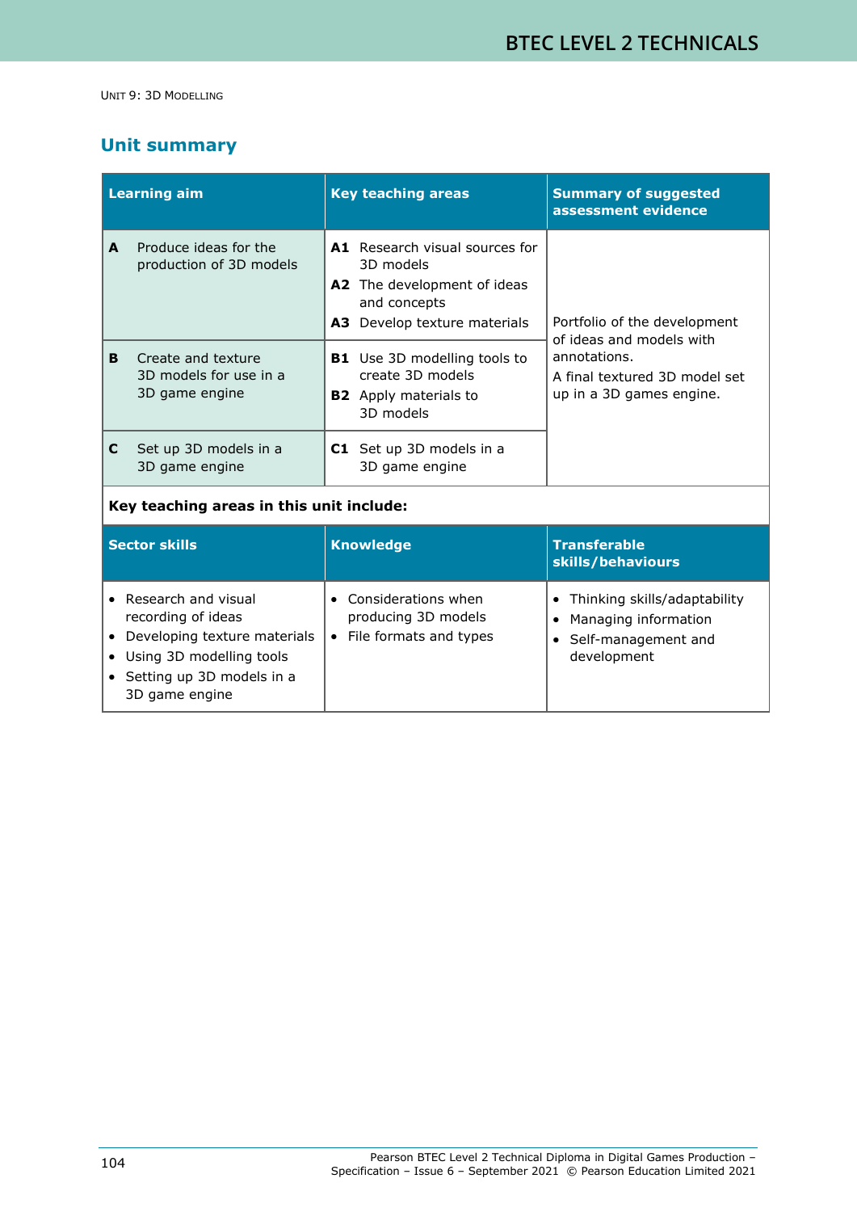UNIT 9: 3D MODELLING

## Unit summary

| Learning aim | Key teaching areas | Summary of suggested assessment evidence |
|---|---|---|
| **A** Produce ideas for the production of 3D models | **A1** Research visual sources for 3D models<br>**A2** The development of ideas and concepts<br>**A3** Develop texture materials | Portfolio of the development of ideas and models with annotations.<br>A final textured 3D model set up in a 3D games engine. |
| **B** Create and texture 3D models for use in a 3D game engine | **B1** Use 3D modelling tools to create 3D models<br>**B2** Apply materials to 3D models | |
| **C** Set up 3D models in a 3D game engine | **C1** Set up 3D models in a 3D game engine | |

**Key teaching areas in this unit include:**

| Sector skills | Knowledge | Transferable skills/behaviours |
|---|---|---|
| • Research and visual recording of ideas<br>• Developing texture materials<br>• Using 3D modelling tools<br>• Setting up 3D models in a 3D game engine | • Considerations when producing 3D models<br>• File formats and types | • Thinking skills/adaptability<br>• Managing information<br>• Self-management and development |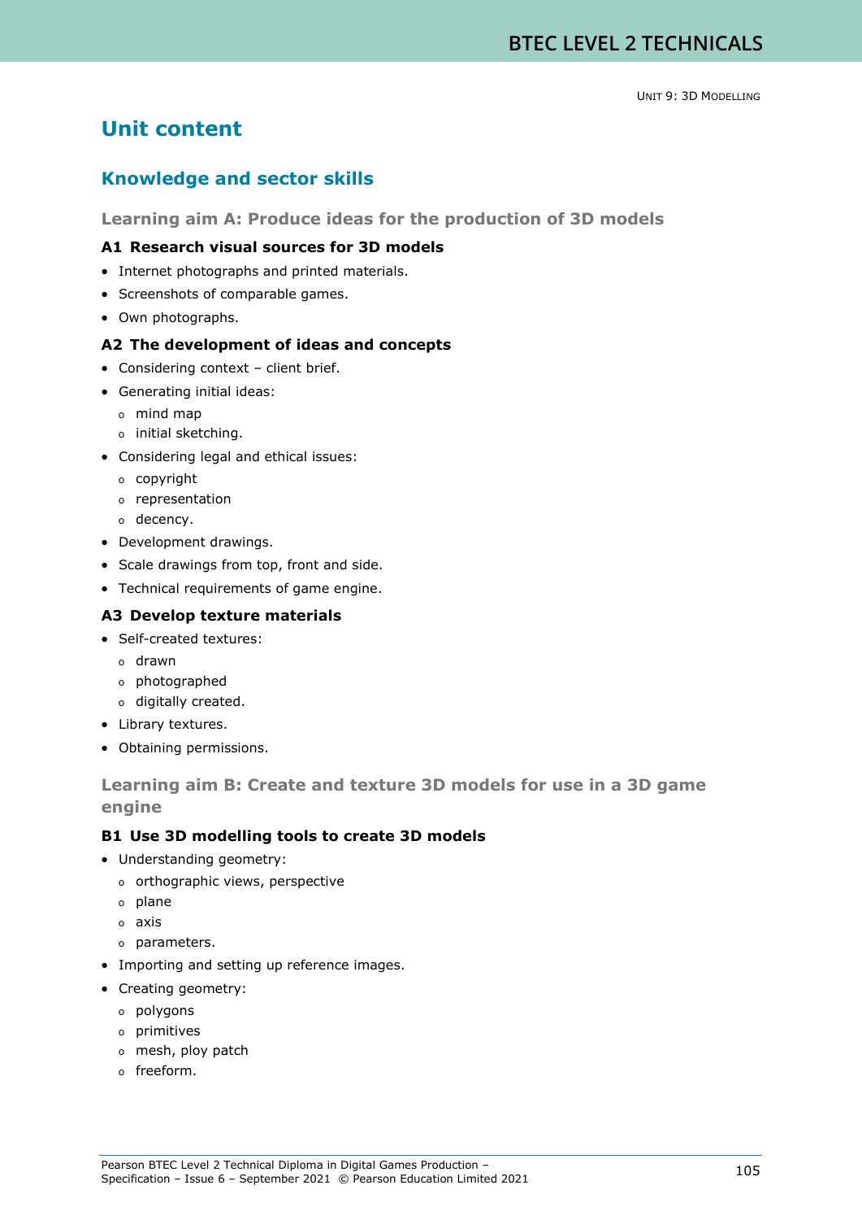# Unit content

## Knowledge and sector skills

### Learning aim A: Produce ideas for the production of 3D models

#### A1 Research visual sources for 3D models

- Internet photographs and printed materials.
- Screenshots of comparable games.
- Own photographs.

#### A2 The development of ideas and concepts

- Considering context – client brief.
- Generating initial ideas:
  - mind map
  - initial sketching.
- Considering legal and ethical issues:
  - copyright
  - representation
  - decency.
- Development drawings.
- Scale drawings from top, front and side.
- Technical requirements of game engine.

#### A3 Develop texture materials

- Self-created textures:
  - drawn
  - photographed
  - digitally created.
- Library textures.
- Obtaining permissions.

### Learning aim B: Create and texture 3D models for use in a 3D game engine

#### B1 Use 3D modelling tools to create 3D models

- Understanding geometry:
  - orthographic views, perspective
  - plane
  - axis
  - parameters.
- Importing and setting up reference images.
- Creating geometry:
  - polygons
  - primitives
  - mesh, ploy patch
  - freeform.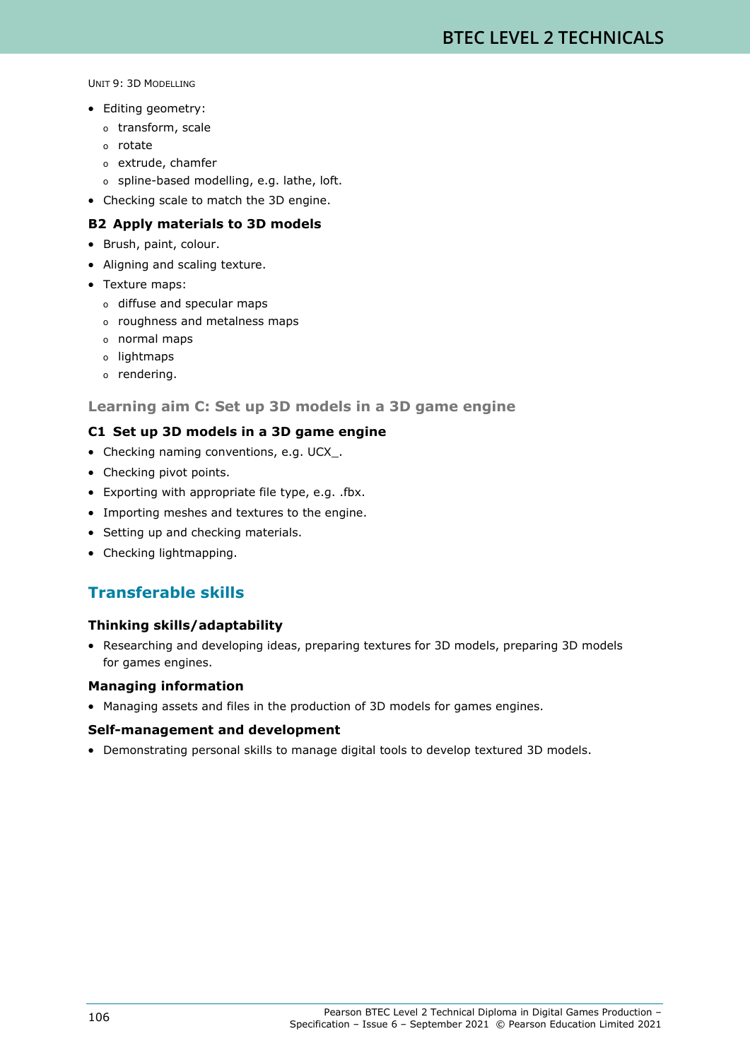- Editing geometry:
  - transform, scale
  - rotate
  - extrude, chamfer
  - spline-based modelling, e.g. lathe, loft.
- Checking scale to match the 3D engine.

### B2 Apply materials to 3D models

- Brush, paint, colour.
- Aligning and scaling texture.
- Texture maps:
  - diffuse and specular maps
  - roughness and metalness maps
  - normal maps
  - lightmaps
  - rendering.

## Learning aim C: Set up 3D models in a 3D game engine

### C1 Set up 3D models in a 3D game engine

- Checking naming conventions, e.g. UCX_.
- Checking pivot points.
- Exporting with appropriate file type, e.g. .fbx.
- Importing meshes and textures to the engine.
- Setting up and checking materials.
- Checking lightmapping.

## Transferable skills

### Thinking skills/adaptability

- Researching and developing ideas, preparing textures for 3D models, preparing 3D models for games engines.

### Managing information

- Managing assets and files in the production of 3D models for games engines.

### Self-management and development

- Demonstrating personal skills to manage digital tools to develop textured 3D models.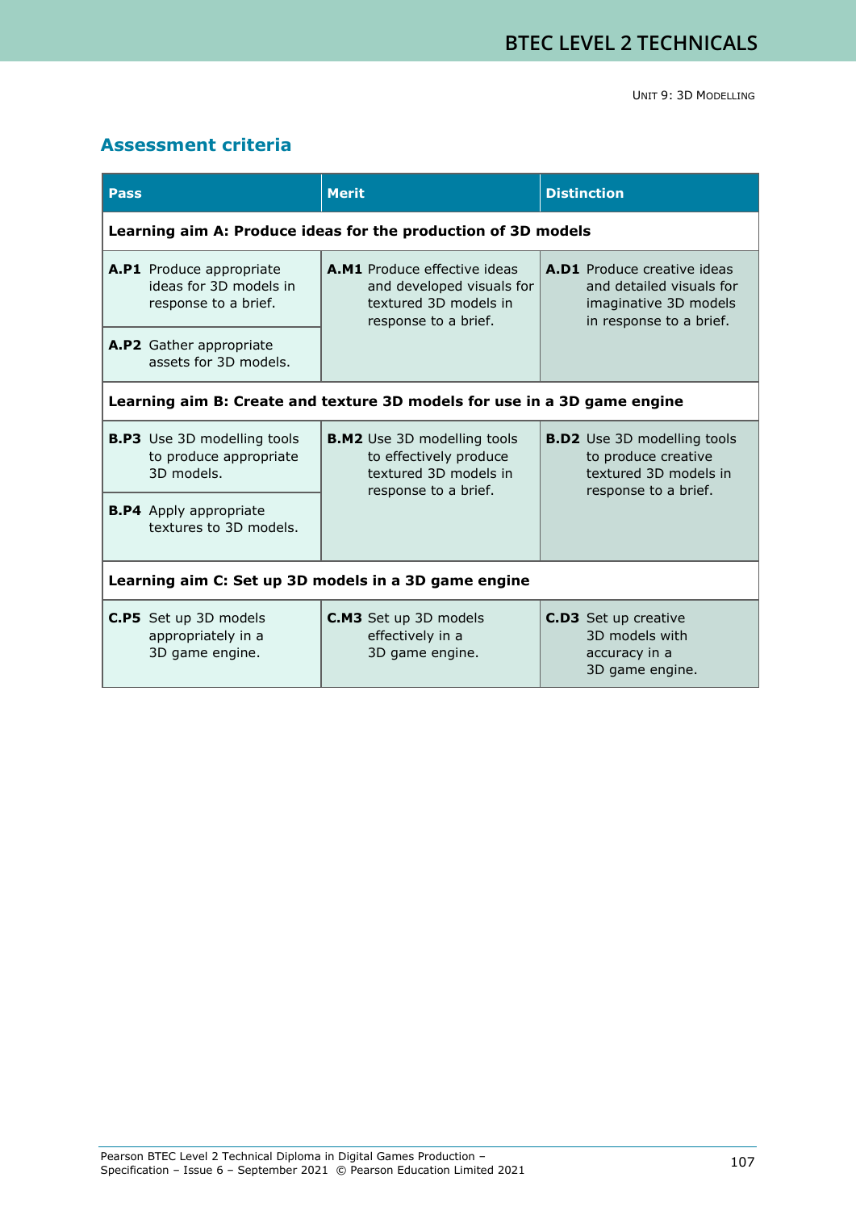## Assessment criteria

| Pass | Merit | Distinction |
|---|---|---|
| **Learning aim A: Produce ideas for the production of 3D models** | | |
| **A.P1** Produce appropriate ideas for 3D models in response to a brief. | **A.M1** Produce effective ideas and developed visuals for textured 3D models in response to a brief. | **A.D1** Produce creative ideas and detailed visuals for imaginative 3D models in response to a brief. |
| **A.P2** Gather appropriate assets for 3D models. | | |
| **Learning aim B: Create and texture 3D models for use in a 3D game engine** | | |
| **B.P3** Use 3D modelling tools to produce appropriate 3D models. | **B.M2** Use 3D modelling tools to effectively produce textured 3D models in response to a brief. | **B.D2** Use 3D modelling tools to produce creative textured 3D models in response to a brief. |
| **B.P4** Apply appropriate textures to 3D models. | | |
| **Learning aim C: Set up 3D models in a 3D game engine** | | |
| **C.P5** Set up 3D models appropriately in a 3D game engine. | **C.M3** Set up 3D models effectively in a 3D game engine. | **C.D3** Set up creative 3D models with accuracy in a 3D game engine. |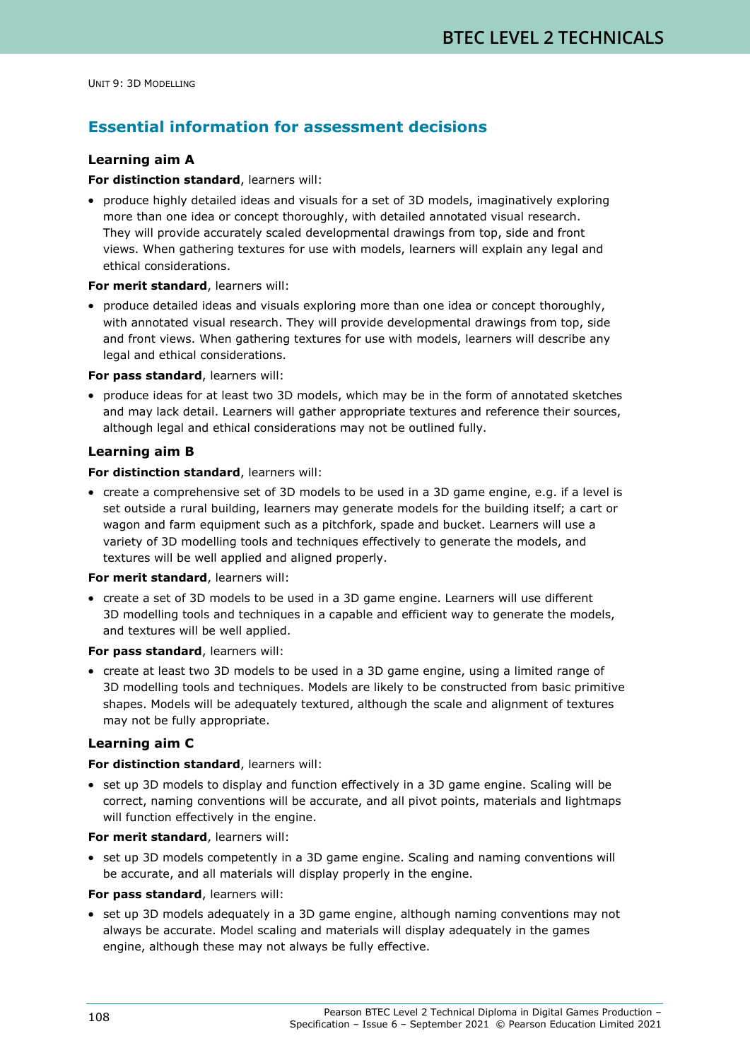## Essential information for assessment decisions

### Learning aim A

**For distinction standard**, learners will:

- produce highly detailed ideas and visuals for a set of 3D models, imaginatively exploring more than one idea or concept thoroughly, with detailed annotated visual research. They will provide accurately scaled developmental drawings from top, side and front views. When gathering textures for use with models, learners will explain any legal and ethical considerations.

**For merit standard**, learners will:

- produce detailed ideas and visuals exploring more than one idea or concept thoroughly, with annotated visual research. They will provide developmental drawings from top, side and front views. When gathering textures for use with models, learners will describe any legal and ethical considerations.

**For pass standard**, learners will:

- produce ideas for at least two 3D models, which may be in the form of annotated sketches and may lack detail. Learners will gather appropriate textures and reference their sources, although legal and ethical considerations may not be outlined fully.

### Learning aim B

**For distinction standard**, learners will:

- create a comprehensive set of 3D models to be used in a 3D game engine, e.g. if a level is set outside a rural building, learners may generate models for the building itself; a cart or wagon and farm equipment such as a pitchfork, spade and bucket. Learners will use a variety of 3D modelling tools and techniques effectively to generate the models, and textures will be well applied and aligned properly.

**For merit standard**, learners will:

- create a set of 3D models to be used in a 3D game engine. Learners will use different 3D modelling tools and techniques in a capable and efficient way to generate the models, and textures will be well applied.

**For pass standard**, learners will:

- create at least two 3D models to be used in a 3D game engine, using a limited range of 3D modelling tools and techniques. Models are likely to be constructed from basic primitive shapes. Models will be adequately textured, although the scale and alignment of textures may not be fully appropriate.

### Learning aim C

**For distinction standard**, learners will:

- set up 3D models to display and function effectively in a 3D game engine. Scaling will be correct, naming conventions will be accurate, and all pivot points, materials and lightmaps will function effectively in the engine.

**For merit standard**, learners will:

- set up 3D models competently in a 3D game engine. Scaling and naming conventions will be accurate, and all materials will display properly in the engine.

**For pass standard**, learners will:

- set up 3D models adequately in a 3D game engine, although naming conventions may not always be accurate. Model scaling and materials will display adequately in the games engine, although these may not always be fully effective.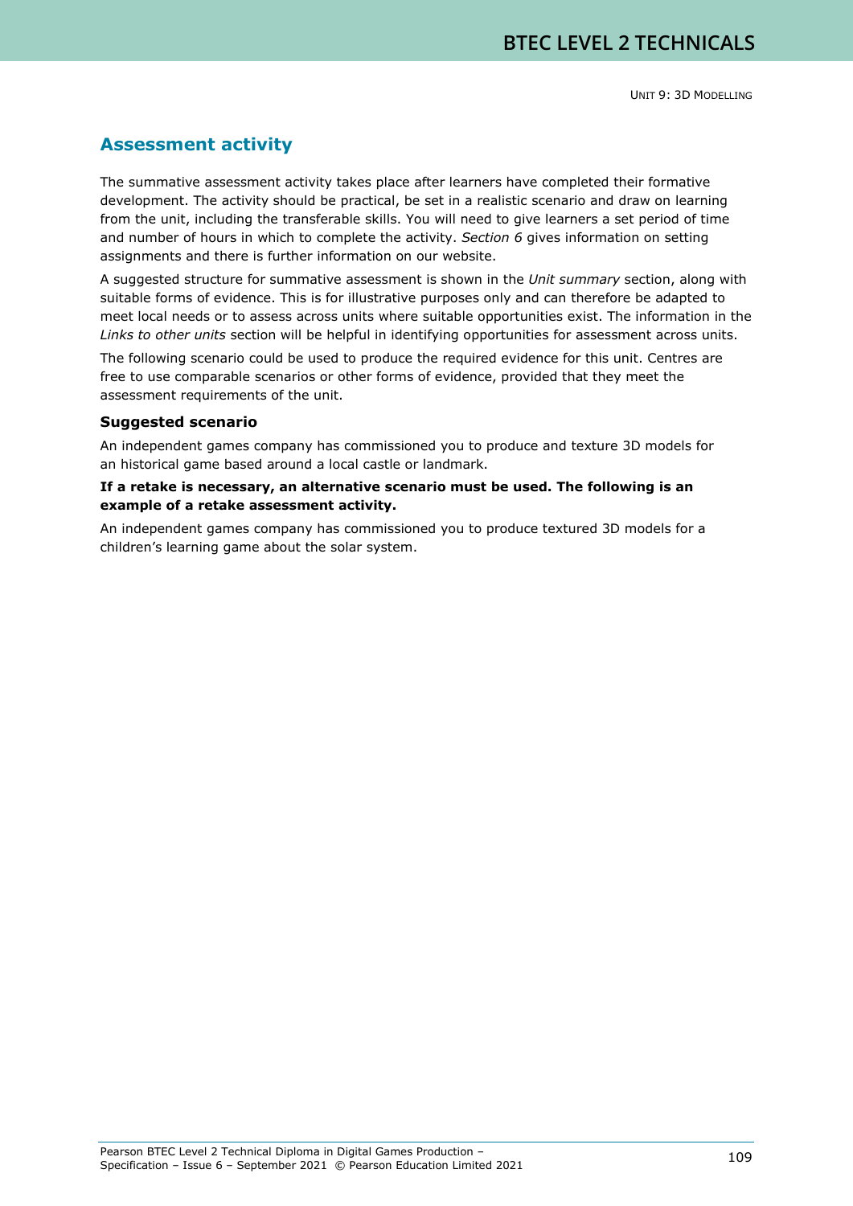## Assessment activity

The summative assessment activity takes place after learners have completed their formative development. The activity should be practical, be set in a realistic scenario and draw on learning from the unit, including the transferable skills. You will need to give learners a set period of time and number of hours in which to complete the activity. *Section 6* gives information on setting assignments and there is further information on our website.

A suggested structure for summative assessment is shown in the *Unit summary* section, along with suitable forms of evidence. This is for illustrative purposes only and can therefore be adapted to meet local needs or to assess across units where suitable opportunities exist. The information in the *Links to other units* section will be helpful in identifying opportunities for assessment across units.

The following scenario could be used to produce the required evidence for this unit. Centres are free to use comparable scenarios or other forms of evidence, provided that they meet the assessment requirements of the unit.

### Suggested scenario

An independent games company has commissioned you to produce and texture 3D models for an historical game based around a local castle or landmark.

**If a retake is necessary, an alternative scenario must be used. The following is an example of a retake assessment activity.**

An independent games company has commissioned you to produce textured 3D models for a children's learning game about the solar system.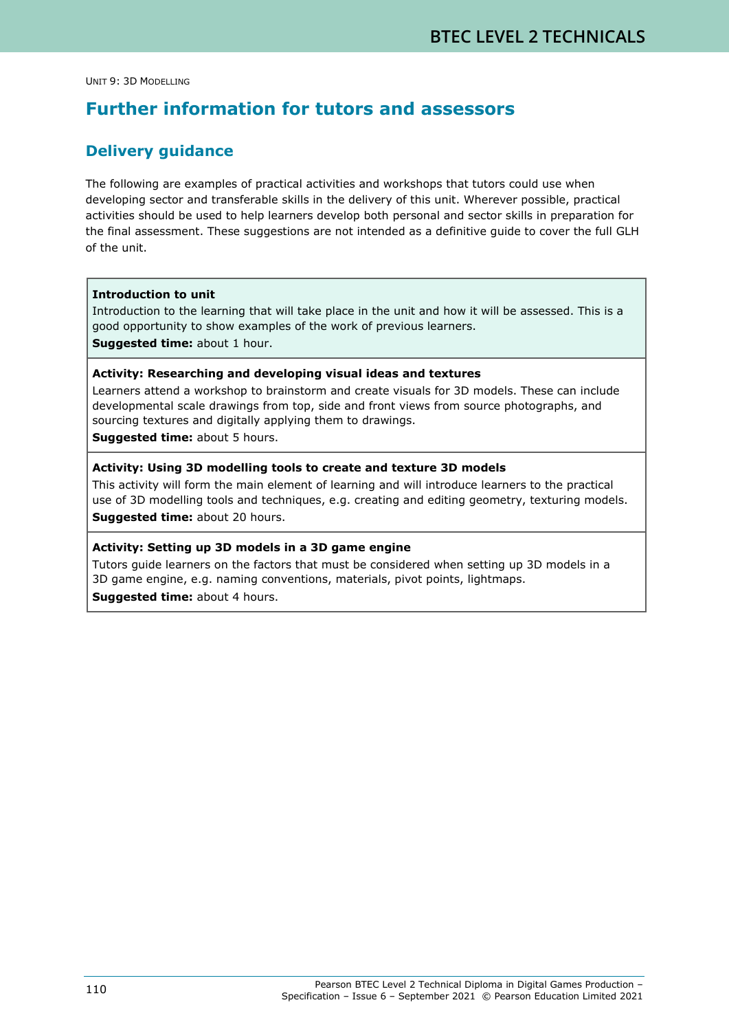UNIT 9: 3D MODELLING

# Further information for tutors and assessors

## Delivery guidance

The following are examples of practical activities and workshops that tutors could use when developing sector and transferable skills in the delivery of this unit. Wherever possible, practical activities should be used to help learners develop both personal and sector skills in preparation for the final assessment. These suggestions are not intended as a definitive guide to cover the full GLH of the unit.

**Introduction to unit**
Introduction to the learning that will take place in the unit and how it will be assessed. This is a good opportunity to show examples of the work of previous learners.
**Suggested time:** about 1 hour.

**Activity: Researching and developing visual ideas and textures**
Learners attend a workshop to brainstorm and create visuals for 3D models. These can include developmental scale drawings from top, side and front views from source photographs, and sourcing textures and digitally applying them to drawings.
**Suggested time:** about 5 hours.

**Activity: Using 3D modelling tools to create and texture 3D models**
This activity will form the main element of learning and will introduce learners to the practical use of 3D modelling tools and techniques, e.g. creating and editing geometry, texturing models.
**Suggested time:** about 20 hours.

**Activity: Setting up 3D models in a 3D game engine**
Tutors guide learners on the factors that must be considered when setting up 3D models in a 3D game engine, e.g. naming conventions, materials, pivot points, lightmaps.
**Suggested time:** about 4 hours.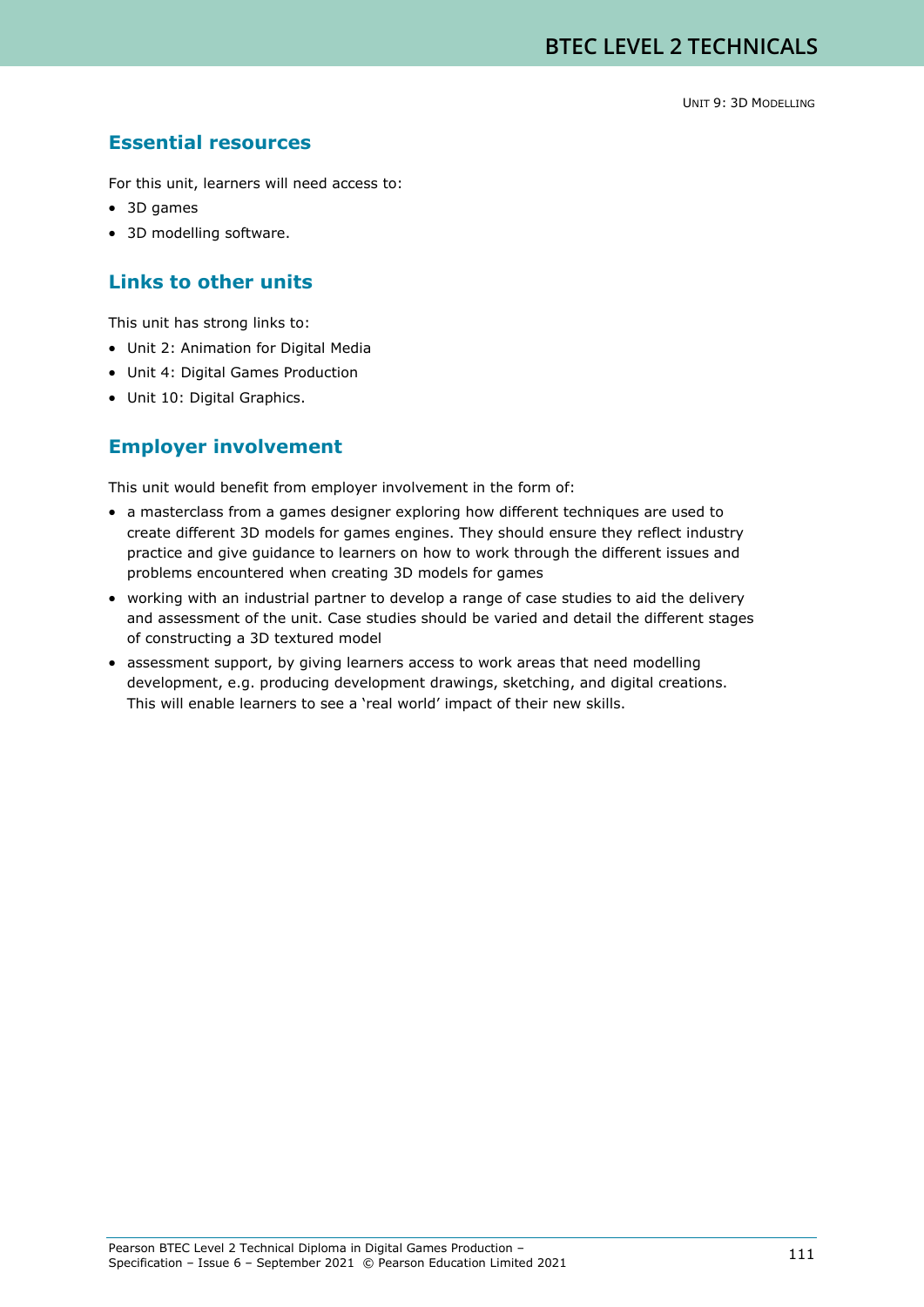## Essential resources

For this unit, learners will need access to:

- 3D games
- 3D modelling software.

## Links to other units

This unit has strong links to:

- Unit 2: Animation for Digital Media
- Unit 4: Digital Games Production
- Unit 10: Digital Graphics.

## Employer involvement

This unit would benefit from employer involvement in the form of:

- a masterclass from a games designer exploring how different techniques are used to create different 3D models for games engines. They should ensure they reflect industry practice and give guidance to learners on how to work through the different issues and problems encountered when creating 3D models for games
- working with an industrial partner to develop a range of case studies to aid the delivery and assessment of the unit. Case studies should be varied and detail the different stages of constructing a 3D textured model
- assessment support, by giving learners access to work areas that need modelling development, e.g. producing development drawings, sketching, and digital creations. This will enable learners to see a 'real world' impact of their new skills.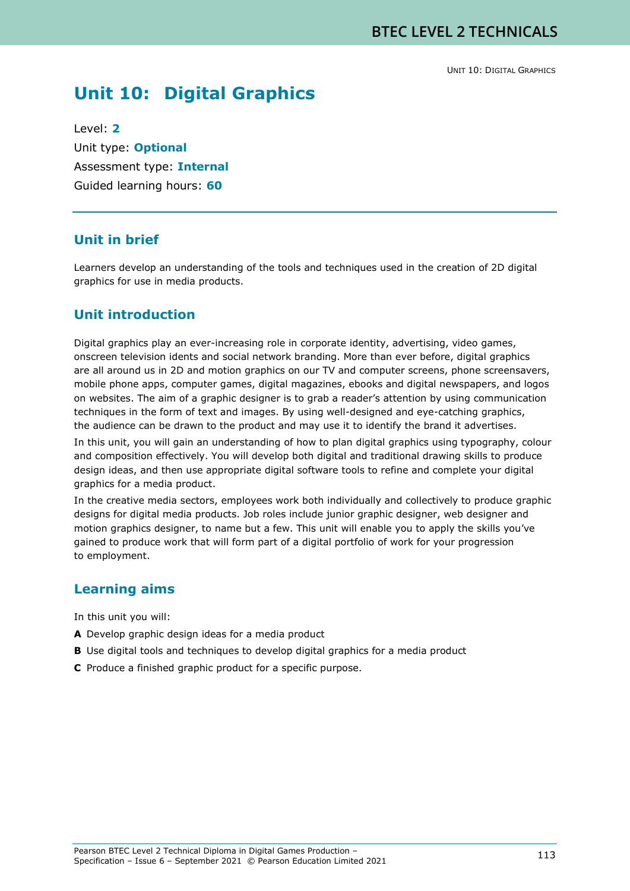# Unit 10: Digital Graphics

Level: **2**

Unit type: **Optional**

Assessment type: **Internal**

Guided learning hours: **60**

## Unit in brief

Learners develop an understanding of the tools and techniques used in the creation of 2D digital graphics for use in media products.

## Unit introduction

Digital graphics play an ever-increasing role in corporate identity, advertising, video games, onscreen television idents and social network branding. More than ever before, digital graphics are all around us in 2D and motion graphics on our TV and computer screens, phone screensavers, mobile phone apps, computer games, digital magazines, ebooks and digital newspapers, and logos on websites. The aim of a graphic designer is to grab a reader's attention by using communication techniques in the form of text and images. By using well-designed and eye-catching graphics, the audience can be drawn to the product and may use it to identify the brand it advertises.

In this unit, you will gain an understanding of how to plan digital graphics using typography, colour and composition effectively. You will develop both digital and traditional drawing skills to produce design ideas, and then use appropriate digital software tools to refine and complete your digital graphics for a media product.

In the creative media sectors, employees work both individually and collectively to produce graphic designs for digital media products. Job roles include junior graphic designer, web designer and motion graphics designer, to name but a few. This unit will enable you to apply the skills you've gained to produce work that will form part of a digital portfolio of work for your progression to employment.

## Learning aims

In this unit you will:

**A** Develop graphic design ideas for a media product

**B** Use digital tools and techniques to develop digital graphics for a media product

**C** Produce a finished graphic product for a specific purpose.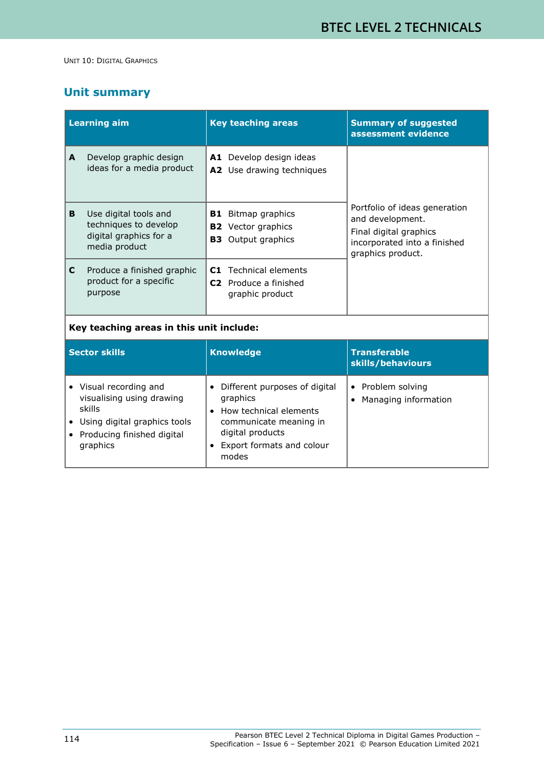UNIT 10: DIGITAL GRAPHICS

## Unit summary

| Learning aim | Key teaching areas | Summary of suggested assessment evidence |
|---|---|---|
| **A** Develop graphic design ideas for a media product | **A1** Develop design ideas<br>**A2** Use drawing techniques | Portfolio of ideas generation and development.<br>Final digital graphics incorporated into a finished graphics product. |
| **B** Use digital tools and techniques to develop digital graphics for a media product | **B1** Bitmap graphics<br>**B2** Vector graphics<br>**B3** Output graphics | |
| **C** Produce a finished graphic product for a specific purpose | **C1** Technical elements<br>**C2** Produce a finished graphic product | |

**Key teaching areas in this unit include:**

| Sector skills | Knowledge | Transferable skills/behaviours |
|---|---|---|
| • Visual recording and visualising using drawing skills<br>• Using digital graphics tools<br>• Producing finished digital graphics | • Different purposes of digital graphics<br>• How technical elements communicate meaning in digital products<br>• Export formats and colour modes | • Problem solving<br>• Managing information |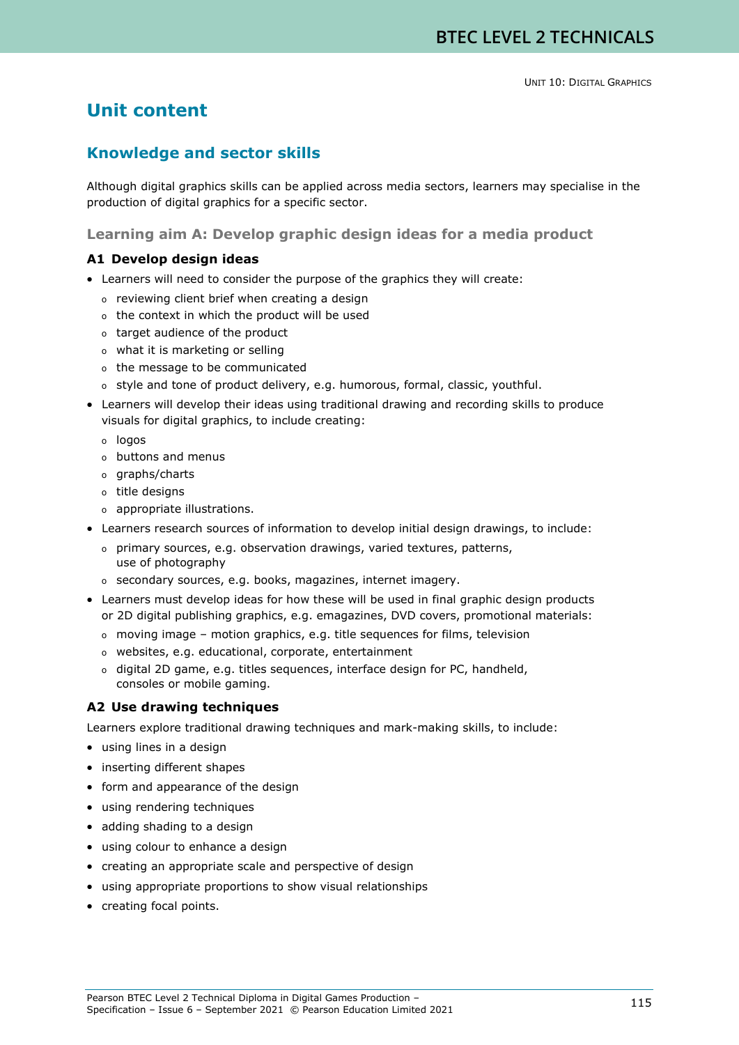# Unit content

## Knowledge and sector skills

Although digital graphics skills can be applied across media sectors, learners may specialise in the production of digital graphics for a specific sector.

### Learning aim A: Develop graphic design ideas for a media product

#### A1 Develop design ideas

- Learners will need to consider the purpose of the graphics they will create:
  - reviewing client brief when creating a design
  - the context in which the product will be used
  - target audience of the product
  - what it is marketing or selling
  - the message to be communicated
  - style and tone of product delivery, e.g. humorous, formal, classic, youthful.
- Learners will develop their ideas using traditional drawing and recording skills to produce visuals for digital graphics, to include creating:
  - logos
  - buttons and menus
  - graphs/charts
  - title designs
  - appropriate illustrations.
- Learners research sources of information to develop initial design drawings, to include:
  - primary sources, e.g. observation drawings, varied textures, patterns, use of photography
  - secondary sources, e.g. books, magazines, internet imagery.
- Learners must develop ideas for how these will be used in final graphic design products or 2D digital publishing graphics, e.g. emagazines, DVD covers, promotional materials:
  - moving image – motion graphics, e.g. title sequences for films, television
  - websites, e.g. educational, corporate, entertainment
  - digital 2D game, e.g. titles sequences, interface design for PC, handheld, consoles or mobile gaming.

#### A2 Use drawing techniques

Learners explore traditional drawing techniques and mark-making skills, to include:

- using lines in a design
- inserting different shapes
- form and appearance of the design
- using rendering techniques
- adding shading to a design
- using colour to enhance a design
- creating an appropriate scale and perspective of design
- using appropriate proportions to show visual relationships
- creating focal points.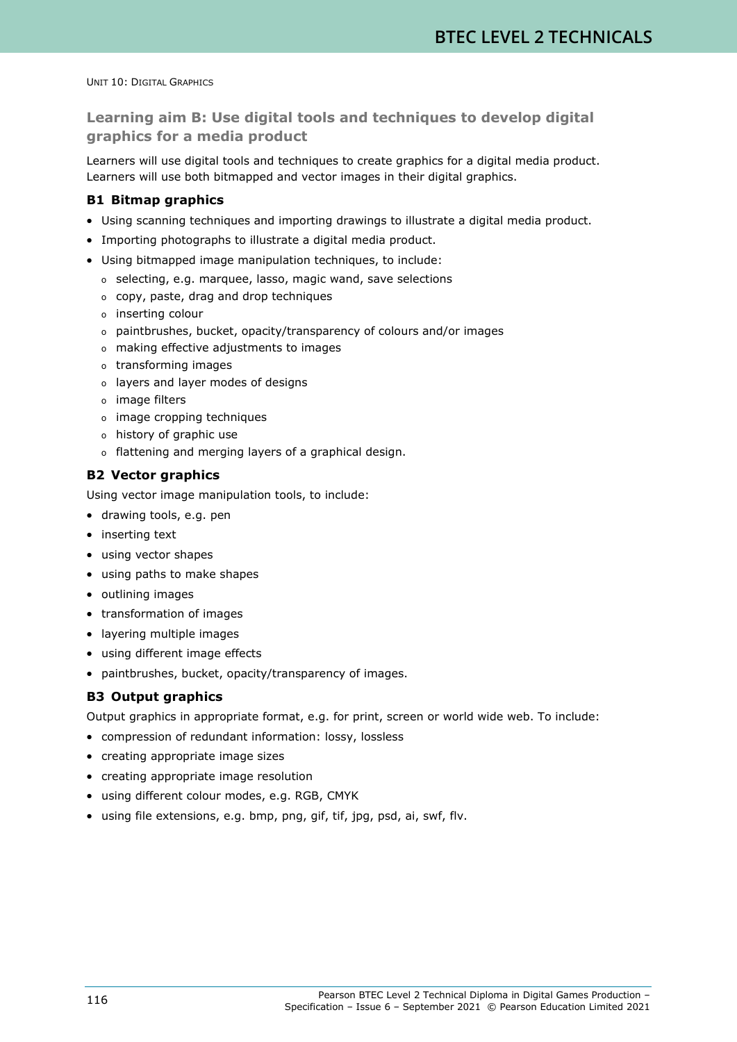## Learning aim B: Use digital tools and techniques to develop digital graphics for a media product

Learners will use digital tools and techniques to create graphics for a digital media product. Learners will use both bitmapped and vector images in their digital graphics.

### B1 Bitmap graphics

- Using scanning techniques and importing drawings to illustrate a digital media product.
- Importing photographs to illustrate a digital media product.
- Using bitmapped image manipulation techniques, to include:
  - selecting, e.g. marquee, lasso, magic wand, save selections
  - copy, paste, drag and drop techniques
  - inserting colour
  - paintbrushes, bucket, opacity/transparency of colours and/or images
  - making effective adjustments to images
  - transforming images
  - layers and layer modes of designs
  - image filters
  - image cropping techniques
  - history of graphic use
  - flattening and merging layers of a graphical design.

### B2 Vector graphics

Using vector image manipulation tools, to include:

- drawing tools, e.g. pen
- inserting text
- using vector shapes
- using paths to make shapes
- outlining images
- transformation of images
- layering multiple images
- using different image effects
- paintbrushes, bucket, opacity/transparency of images.

### B3 Output graphics

Output graphics in appropriate format, e.g. for print, screen or world wide web. To include:

- compression of redundant information: lossy, lossless
- creating appropriate image sizes
- creating appropriate image resolution
- using different colour modes, e.g. RGB, CMYK
- using file extensions, e.g. bmp, png, gif, tif, jpg, psd, ai, swf, flv.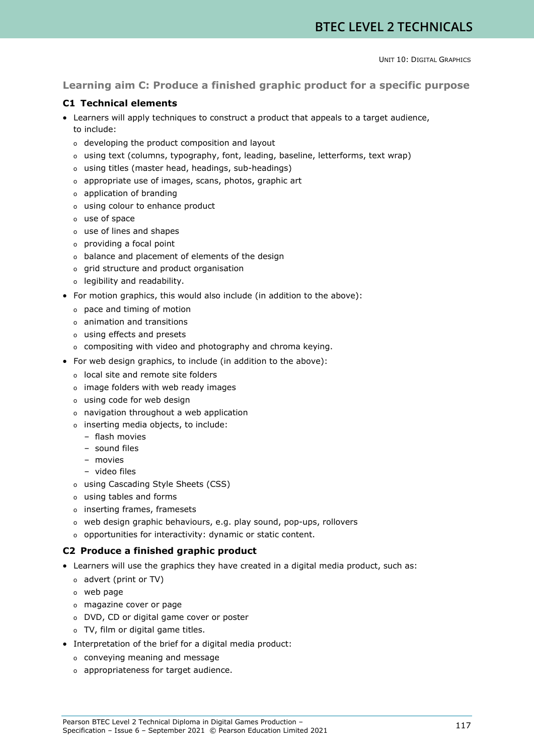## Learning aim C: Produce a finished graphic product for a specific purpose

### C1 Technical elements

- Learners will apply techniques to construct a product that appeals to a target audience, to include:
  - developing the product composition and layout
  - using text (columns, typography, font, leading, baseline, letterforms, text wrap)
  - using titles (master head, headings, sub-headings)
  - appropriate use of images, scans, photos, graphic art
  - application of branding
  - using colour to enhance product
  - use of space
  - use of lines and shapes
  - providing a focal point
  - balance and placement of elements of the design
  - grid structure and product organisation
  - legibility and readability.
- For motion graphics, this would also include (in addition to the above):
  - pace and timing of motion
  - animation and transitions
  - using effects and presets
  - compositing with video and photography and chroma keying.
- For web design graphics, to include (in addition to the above):
  - local site and remote site folders
  - image folders with web ready images
  - using code for web design
  - navigation throughout a web application
  - inserting media objects, to include:
    - flash movies
    - sound files
    - movies
    - video files
  - using Cascading Style Sheets (CSS)
  - using tables and forms
  - inserting frames, framesets
  - web design graphic behaviours, e.g. play sound, pop-ups, rollovers
  - opportunities for interactivity: dynamic or static content.

### C2 Produce a finished graphic product

- Learners will use the graphics they have created in a digital media product, such as:
  - advert (print or TV)
  - web page
  - magazine cover or page
  - DVD, CD or digital game cover or poster
  - TV, film or digital game titles.
- Interpretation of the brief for a digital media product:
  - conveying meaning and message
  - appropriateness for target audience.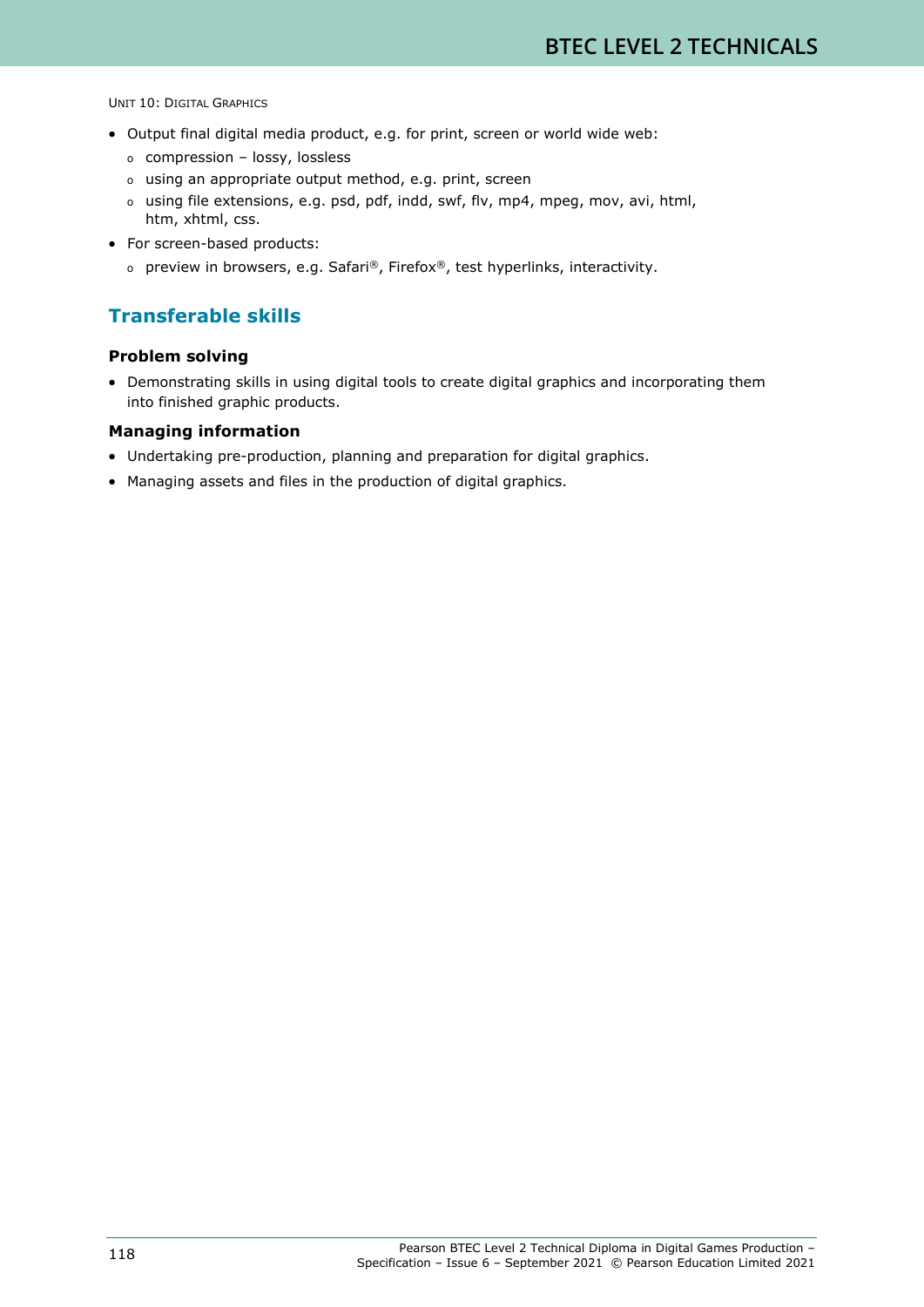- Output final digital media product, e.g. for print, screen or world wide web:
  - compression – lossy, lossless
  - using an appropriate output method, e.g. print, screen
  - using file extensions, e.g. psd, pdf, indd, swf, flv, mp4, mpeg, mov, avi, html, htm, xhtml, css.
- For screen-based products:
  - preview in browsers, e.g. Safari®, Firefox®, test hyperlinks, interactivity.

## Transferable skills

### Problem solving

- Demonstrating skills in using digital tools to create digital graphics and incorporating them into finished graphic products.

### Managing information

- Undertaking pre-production, planning and preparation for digital graphics.
- Managing assets and files in the production of digital graphics.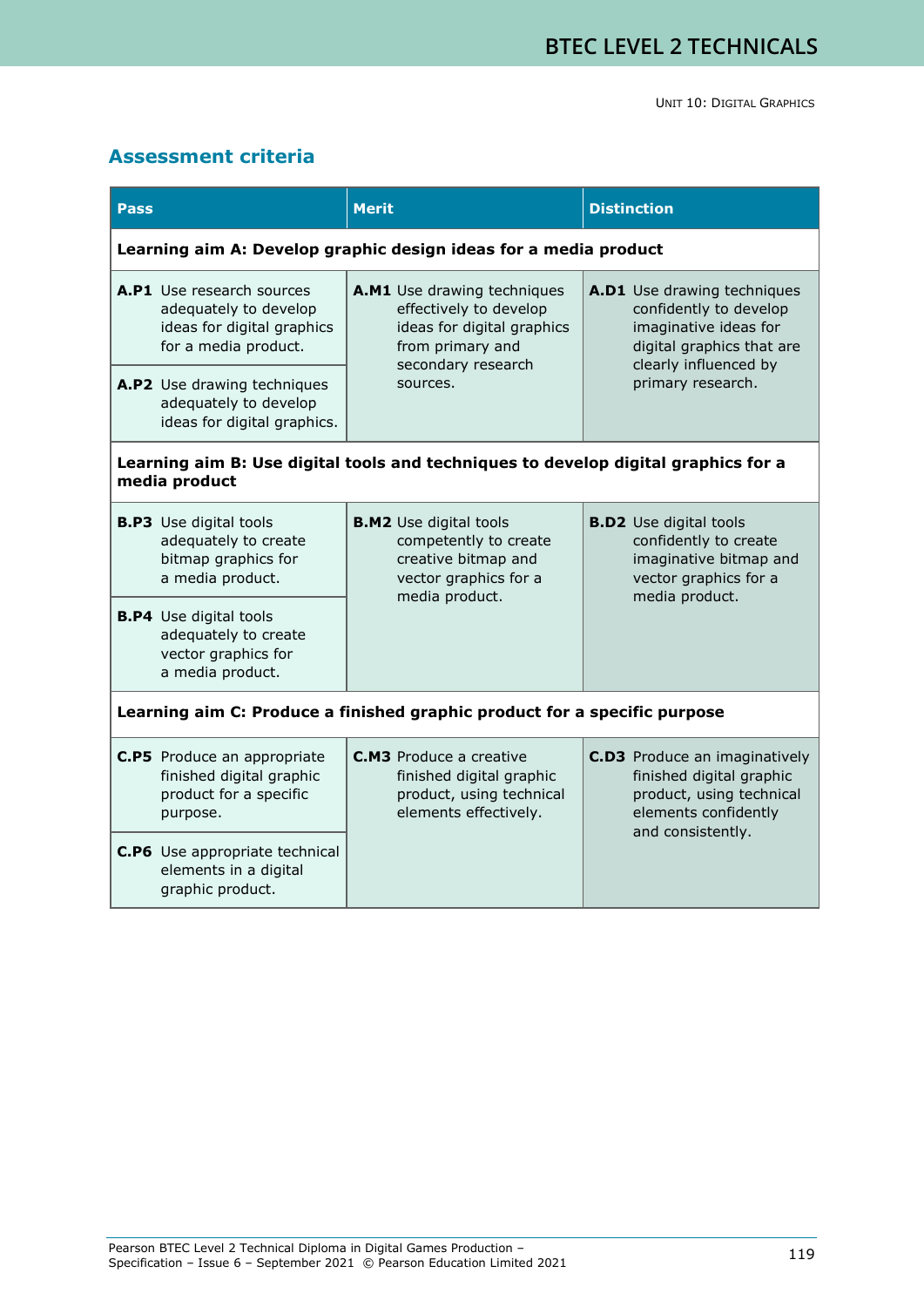## Assessment criteria

| Pass | Merit | Distinction |
|---|---|---|
| **Learning aim A: Develop graphic design ideas for a media product** | | |
| **A.P1** Use research sources adequately to develop ideas for digital graphics for a media product. | **A.M1** Use drawing techniques effectively to develop ideas for digital graphics from primary and secondary research sources. | **A.D1** Use drawing techniques confidently to develop imaginative ideas for digital graphics that are clearly influenced by primary research. |
| **A.P2** Use drawing techniques adequately to develop ideas for digital graphics. | | |
| **Learning aim B: Use digital tools and techniques to develop digital graphics for a media product** | | |
| **B.P3** Use digital tools adequately to create bitmap graphics for a media product. | **B.M2** Use digital tools competently to create creative bitmap and vector graphics for a media product. | **B.D2** Use digital tools confidently to create imaginative bitmap and vector graphics for a media product. |
| **B.P4** Use digital tools adequately to create vector graphics for a media product. | | |
| **Learning aim C: Produce a finished graphic product for a specific purpose** | | |
| **C.P5** Produce an appropriate finished digital graphic product for a specific purpose. | **C.M3** Produce a creative finished digital graphic product, using technical elements effectively. | **C.D3** Produce an imaginatively finished digital graphic product, using technical elements confidently and consistently. |
| **C.P6** Use appropriate technical elements in a digital graphic product. | | |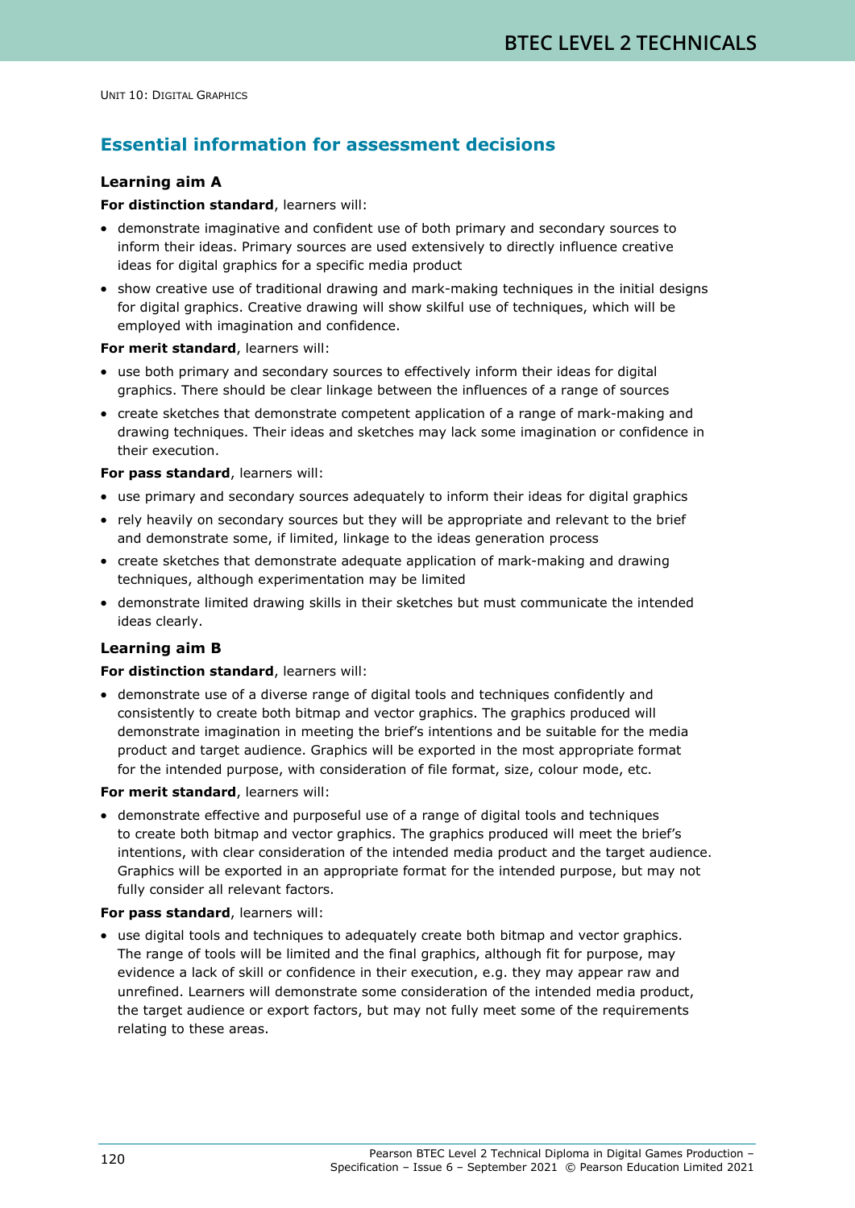## Essential information for assessment decisions

### Learning aim A

**For distinction standard**, learners will:

- demonstrate imaginative and confident use of both primary and secondary sources to inform their ideas. Primary sources are used extensively to directly influence creative ideas for digital graphics for a specific media product
- show creative use of traditional drawing and mark-making techniques in the initial designs for digital graphics. Creative drawing will show skilful use of techniques, which will be employed with imagination and confidence.

**For merit standard**, learners will:

- use both primary and secondary sources to effectively inform their ideas for digital graphics. There should be clear linkage between the influences of a range of sources
- create sketches that demonstrate competent application of a range of mark-making and drawing techniques. Their ideas and sketches may lack some imagination or confidence in their execution.

**For pass standard**, learners will:

- use primary and secondary sources adequately to inform their ideas for digital graphics
- rely heavily on secondary sources but they will be appropriate and relevant to the brief and demonstrate some, if limited, linkage to the ideas generation process
- create sketches that demonstrate adequate application of mark-making and drawing techniques, although experimentation may be limited
- demonstrate limited drawing skills in their sketches but must communicate the intended ideas clearly.

### Learning aim B

**For distinction standard**, learners will:

- demonstrate use of a diverse range of digital tools and techniques confidently and consistently to create both bitmap and vector graphics. The graphics produced will demonstrate imagination in meeting the brief's intentions and be suitable for the media product and target audience. Graphics will be exported in the most appropriate format for the intended purpose, with consideration of file format, size, colour mode, etc.

**For merit standard**, learners will:

- demonstrate effective and purposeful use of a range of digital tools and techniques to create both bitmap and vector graphics. The graphics produced will meet the brief's intentions, with clear consideration of the intended media product and the target audience. Graphics will be exported in an appropriate format for the intended purpose, but may not fully consider all relevant factors.

**For pass standard**, learners will:

- use digital tools and techniques to adequately create both bitmap and vector graphics. The range of tools will be limited and the final graphics, although fit for purpose, may evidence a lack of skill or confidence in their execution, e.g. they may appear raw and unrefined. Learners will demonstrate some consideration of the intended media product, the target audience or export factors, but may not fully meet some of the requirements relating to these areas.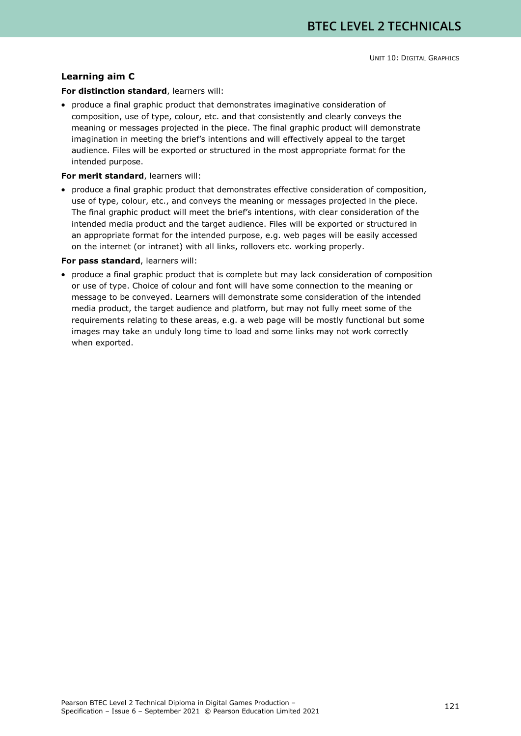### Learning aim C

**For distinction standard**, learners will:

- produce a final graphic product that demonstrates imaginative consideration of composition, use of type, colour, etc. and that consistently and clearly conveys the meaning or messages projected in the piece. The final graphic product will demonstrate imagination in meeting the brief's intentions and will effectively appeal to the target audience. Files will be exported or structured in the most appropriate format for the intended purpose.

**For merit standard**, learners will:

- produce a final graphic product that demonstrates effective consideration of composition, use of type, colour, etc., and conveys the meaning or messages projected in the piece. The final graphic product will meet the brief's intentions, with clear consideration of the intended media product and the target audience. Files will be exported or structured in an appropriate format for the intended purpose, e.g. web pages will be easily accessed on the internet (or intranet) with all links, rollovers etc. working properly.

**For pass standard**, learners will:

- produce a final graphic product that is complete but may lack consideration of composition or use of type. Choice of colour and font will have some connection to the meaning or message to be conveyed. Learners will demonstrate some consideration of the intended media product, the target audience and platform, but may not fully meet some of the requirements relating to these areas, e.g. a web page will be mostly functional but some images may take an unduly long time to load and some links may not work correctly when exported.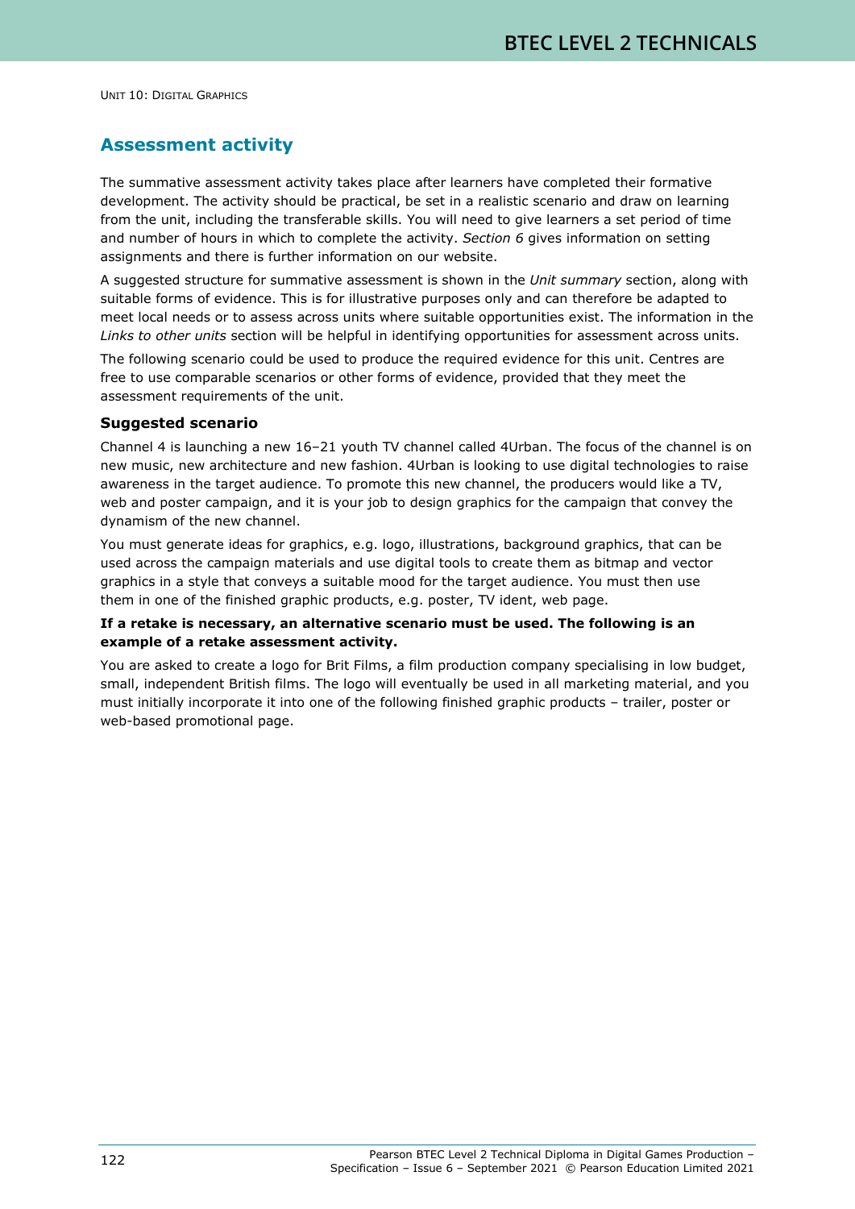## Assessment activity

The summative assessment activity takes place after learners have completed their formative development. The activity should be practical, be set in a realistic scenario and draw on learning from the unit, including the transferable skills. You will need to give learners a set period of time and number of hours in which to complete the activity. *Section 6* gives information on setting assignments and there is further information on our website.

A suggested structure for summative assessment is shown in the *Unit summary* section, along with suitable forms of evidence. This is for illustrative purposes only and can therefore be adapted to meet local needs or to assess across units where suitable opportunities exist. The information in the *Links to other units* section will be helpful in identifying opportunities for assessment across units.

The following scenario could be used to produce the required evidence for this unit. Centres are free to use comparable scenarios or other forms of evidence, provided that they meet the assessment requirements of the unit.

### Suggested scenario

Channel 4 is launching a new 16–21 youth TV channel called 4Urban. The focus of the channel is on new music, new architecture and new fashion. 4Urban is looking to use digital technologies to raise awareness in the target audience. To promote this new channel, the producers would like a TV, web and poster campaign, and it is your job to design graphics for the campaign that convey the dynamism of the new channel.

You must generate ideas for graphics, e.g. logo, illustrations, background graphics, that can be used across the campaign materials and use digital tools to create them as bitmap and vector graphics in a style that conveys a suitable mood for the target audience. You must then use them in one of the finished graphic products, e.g. poster, TV ident, web page.

**If a retake is necessary, an alternative scenario must be used. The following is an example of a retake assessment activity.**

You are asked to create a logo for Brit Films, a film production company specialising in low budget, small, independent British films. The logo will eventually be used in all marketing material, and you must initially incorporate it into one of the following finished graphic products – trailer, poster or web-based promotional page.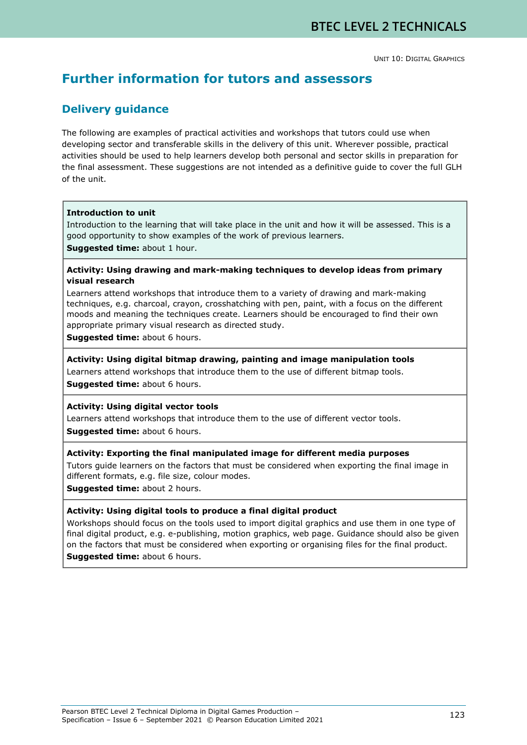# Further information for tutors and assessors

## Delivery guidance

The following are examples of practical activities and workshops that tutors could use when developing sector and transferable skills in the delivery of this unit. Wherever possible, practical activities should be used to help learners develop both personal and sector skills in preparation for the final assessment. These suggestions are not intended as a definitive guide to cover the full GLH of the unit.

| **Introduction to unit**<br>Introduction to the learning that will take place in the unit and how it will be assessed. This is a good opportunity to show examples of the work of previous learners.<br>**Suggested time:** about 1 hour. |
|---|
| **Activity: Using drawing and mark-making techniques to develop ideas from primary visual research**<br>Learners attend workshops that introduce them to a variety of drawing and mark-making techniques, e.g. charcoal, crayon, crosshatching with pen, paint, with a focus on the different moods and meaning the techniques create. Learners should be encouraged to find their own appropriate primary visual research as directed study.<br>**Suggested time:** about 6 hours. |
| **Activity: Using digital bitmap drawing, painting and image manipulation tools**<br>Learners attend workshops that introduce them to the use of different bitmap tools.<br>**Suggested time:** about 6 hours. |
| **Activity: Using digital vector tools**<br>Learners attend workshops that introduce them to the use of different vector tools.<br>**Suggested time:** about 6 hours. |
| **Activity: Exporting the final manipulated image for different media purposes**<br>Tutors guide learners on the factors that must be considered when exporting the final image in different formats, e.g. file size, colour modes.<br>**Suggested time:** about 2 hours. |
| **Activity: Using digital tools to produce a final digital product**<br>Workshops should focus on the tools used to import digital graphics and use them in one type of final digital product, e.g. e-publishing, motion graphics, web page. Guidance should also be given on the factors that must be considered when exporting or organising files for the final product.<br>**Suggested time:** about 6 hours. |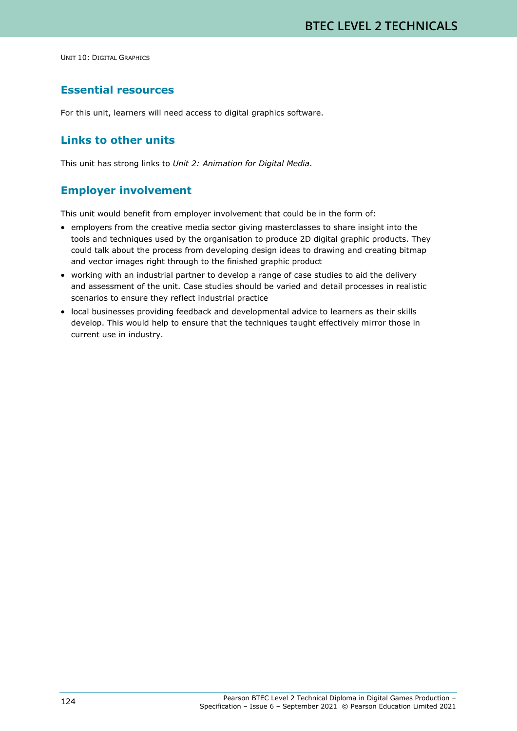## Essential resources

For this unit, learners will need access to digital graphics software.

## Links to other units

This unit has strong links to *Unit 2: Animation for Digital Media*.

## Employer involvement

This unit would benefit from employer involvement that could be in the form of:

- employers from the creative media sector giving masterclasses to share insight into the tools and techniques used by the organisation to produce 2D digital graphic products. They could talk about the process from developing design ideas to drawing and creating bitmap and vector images right through to the finished graphic product
- working with an industrial partner to develop a range of case studies to aid the delivery and assessment of the unit. Case studies should be varied and detail processes in realistic scenarios to ensure they reflect industrial practice
- local businesses providing feedback and developmental advice to learners as their skills develop. This would help to ensure that the techniques taught effectively mirror those in current use in industry.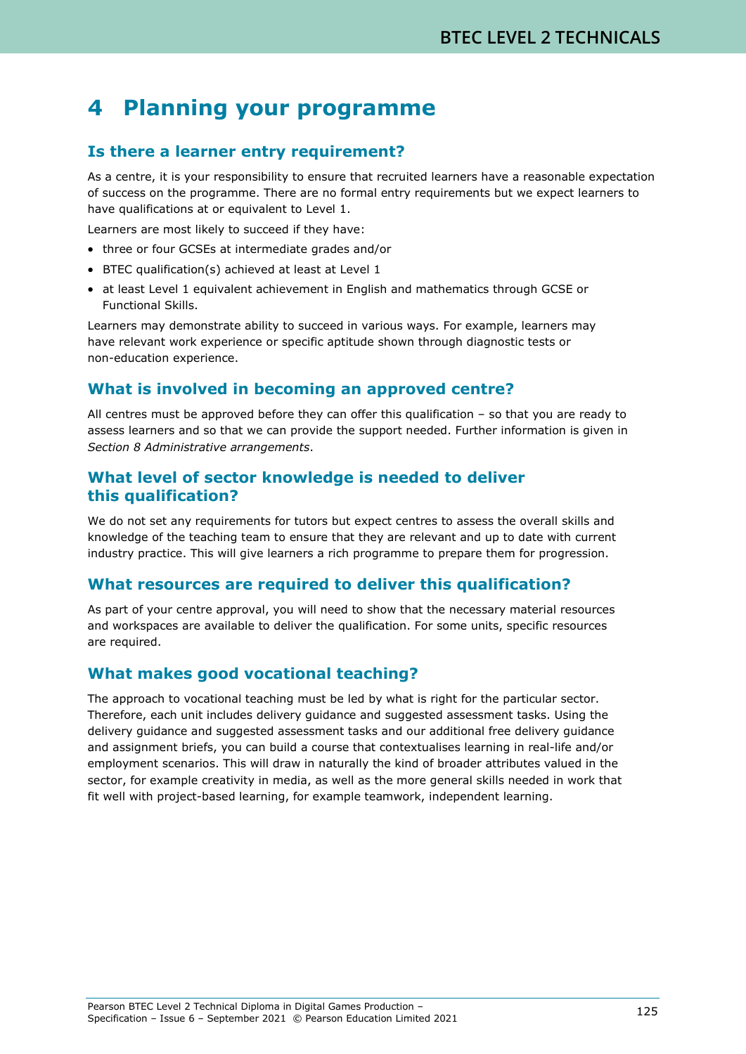# 4 Planning your programme

## Is there a learner entry requirement?

As a centre, it is your responsibility to ensure that recruited learners have a reasonable expectation of success on the programme. There are no formal entry requirements but we expect learners to have qualifications at or equivalent to Level 1.

Learners are most likely to succeed if they have:

- three or four GCSEs at intermediate grades and/or
- BTEC qualification(s) achieved at least at Level 1
- at least Level 1 equivalent achievement in English and mathematics through GCSE or Functional Skills.

Learners may demonstrate ability to succeed in various ways. For example, learners may have relevant work experience or specific aptitude shown through diagnostic tests or non-education experience.

## What is involved in becoming an approved centre?

All centres must be approved before they can offer this qualification – so that you are ready to assess learners and so that we can provide the support needed. Further information is given in *Section 8 Administrative arrangements*.

## What level of sector knowledge is needed to deliver this qualification?

We do not set any requirements for tutors but expect centres to assess the overall skills and knowledge of the teaching team to ensure that they are relevant and up to date with current industry practice. This will give learners a rich programme to prepare them for progression.

## What resources are required to deliver this qualification?

As part of your centre approval, you will need to show that the necessary material resources and workspaces are available to deliver the qualification. For some units, specific resources are required.

## What makes good vocational teaching?

The approach to vocational teaching must be led by what is right for the particular sector. Therefore, each unit includes delivery guidance and suggested assessment tasks. Using the delivery guidance and suggested assessment tasks and our additional free delivery guidance and assignment briefs, you can build a course that contextualises learning in real-life and/or employment scenarios. This will draw in naturally the kind of broader attributes valued in the sector, for example creativity in media, as well as the more general skills needed in work that fit well with project-based learning, for example teamwork, independent learning.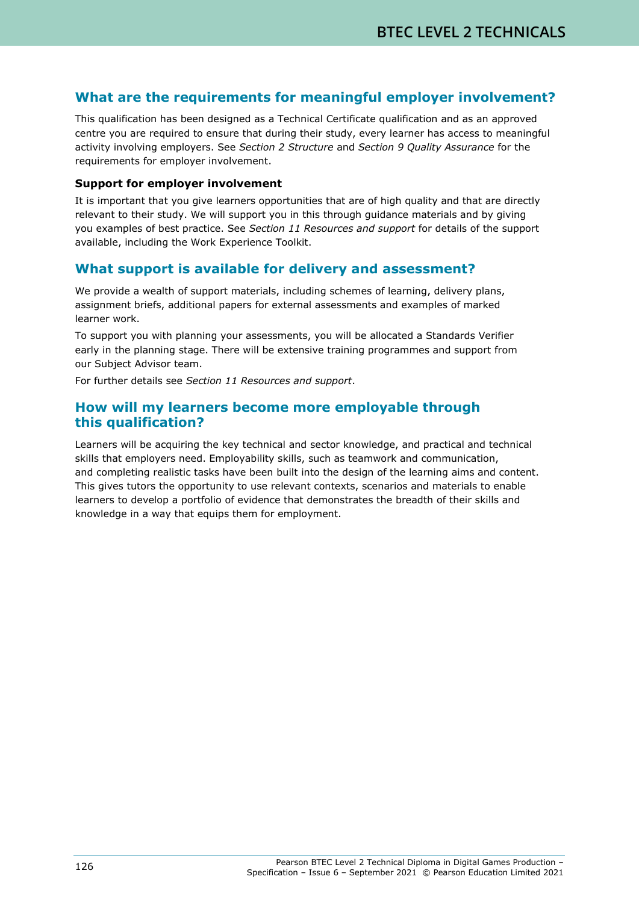## What are the requirements for meaningful employer involvement?

This qualification has been designed as a Technical Certificate qualification and as an approved centre you are required to ensure that during their study, every learner has access to meaningful activity involving employers. See *Section 2 Structure* and *Section 9 Quality Assurance* for the requirements for employer involvement.

### Support for employer involvement

It is important that you give learners opportunities that are of high quality and that are directly relevant to their study. We will support you in this through guidance materials and by giving you examples of best practice. See *Section 11 Resources and support* for details of the support available, including the Work Experience Toolkit.

## What support is available for delivery and assessment?

We provide a wealth of support materials, including schemes of learning, delivery plans, assignment briefs, additional papers for external assessments and examples of marked learner work.

To support you with planning your assessments, you will be allocated a Standards Verifier early in the planning stage. There will be extensive training programmes and support from our Subject Advisor team.

For further details see *Section 11 Resources and support*.

## How will my learners become more employable through this qualification?

Learners will be acquiring the key technical and sector knowledge, and practical and technical skills that employers need. Employability skills, such as teamwork and communication, and completing realistic tasks have been built into the design of the learning aims and content. This gives tutors the opportunity to use relevant contexts, scenarios and materials to enable learners to develop a portfolio of evidence that demonstrates the breadth of their skills and knowledge in a way that equips them for employment.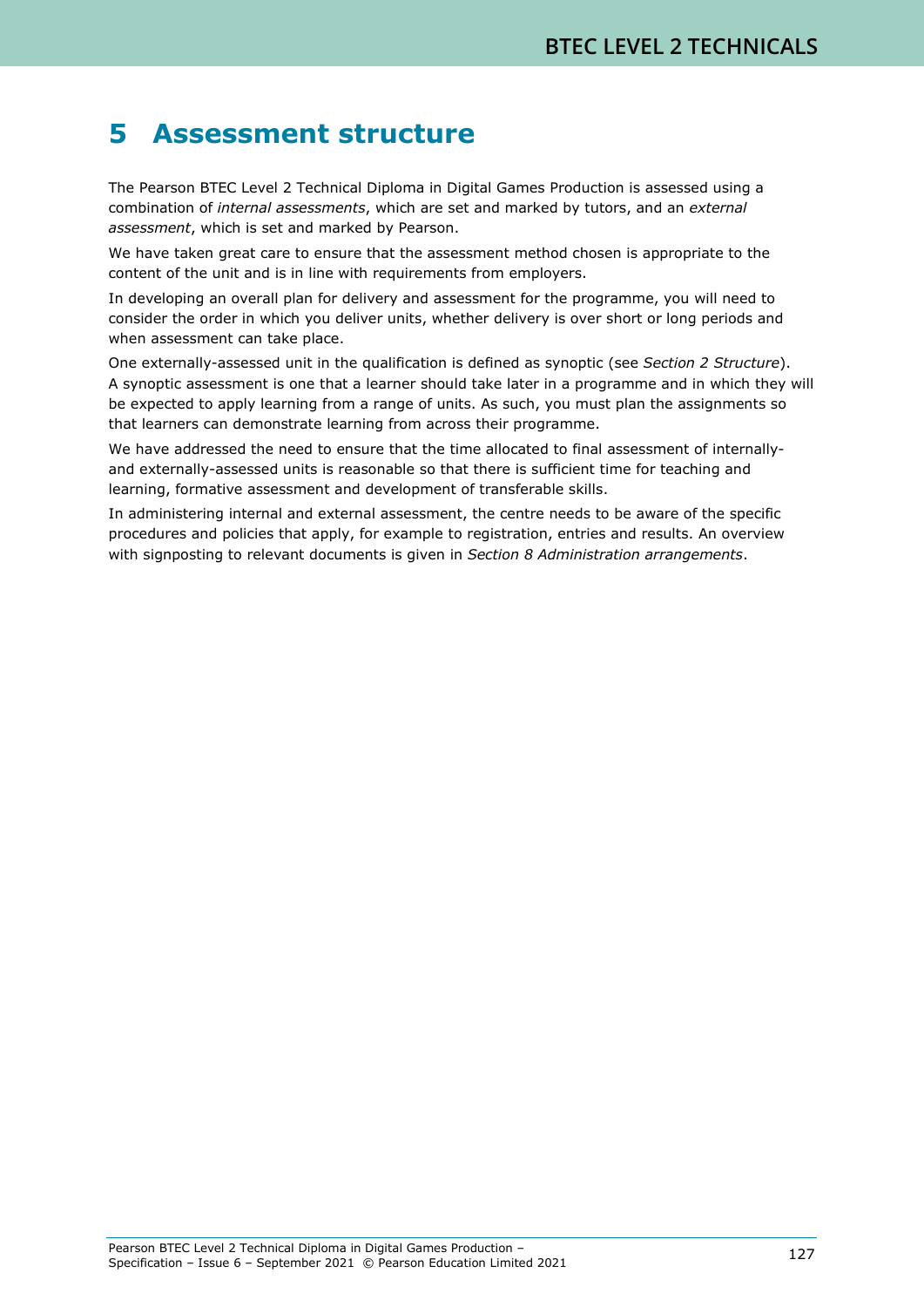# 5 Assessment structure

The Pearson BTEC Level 2 Technical Diploma in Digital Games Production is assessed using a combination of *internal assessments*, which are set and marked by tutors, and an *external assessment*, which is set and marked by Pearson.

We have taken great care to ensure that the assessment method chosen is appropriate to the content of the unit and is in line with requirements from employers.

In developing an overall plan for delivery and assessment for the programme, you will need to consider the order in which you deliver units, whether delivery is over short or long periods and when assessment can take place.

One externally-assessed unit in the qualification is defined as synoptic (see *Section 2 Structure*). A synoptic assessment is one that a learner should take later in a programme and in which they will be expected to apply learning from a range of units. As such, you must plan the assignments so that learners can demonstrate learning from across their programme.

We have addressed the need to ensure that the time allocated to final assessment of internally- and externally-assessed units is reasonable so that there is sufficient time for teaching and learning, formative assessment and development of transferable skills.

In administering internal and external assessment, the centre needs to be aware of the specific procedures and policies that apply, for example to registration, entries and results. An overview with signposting to relevant documents is given in *Section 8 Administration arrangements*.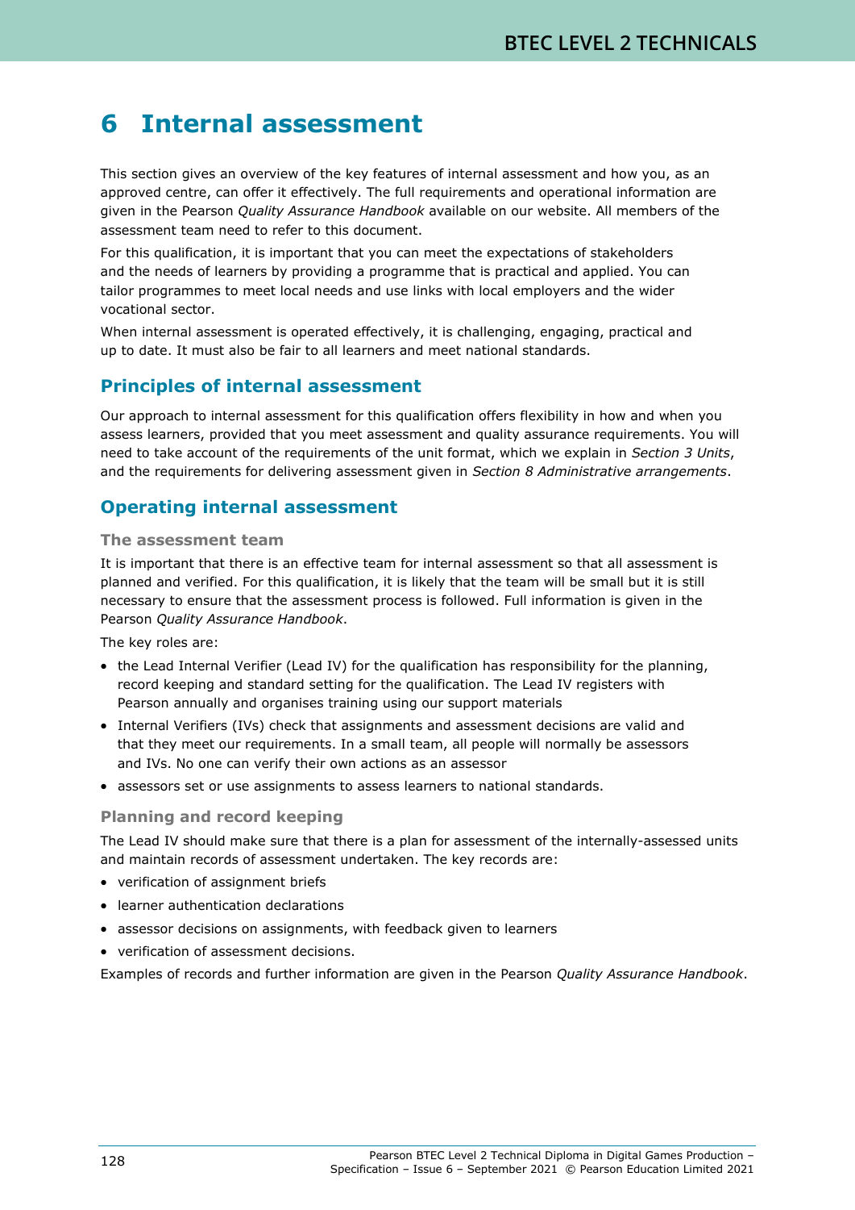# 6 Internal assessment

This section gives an overview of the key features of internal assessment and how you, as an approved centre, can offer it effectively. The full requirements and operational information are given in the Pearson *Quality Assurance Handbook* available on our website. All members of the assessment team need to refer to this document.

For this qualification, it is important that you can meet the expectations of stakeholders and the needs of learners by providing a programme that is practical and applied. You can tailor programmes to meet local needs and use links with local employers and the wider vocational sector.

When internal assessment is operated effectively, it is challenging, engaging, practical and up to date. It must also be fair to all learners and meet national standards.

## Principles of internal assessment

Our approach to internal assessment for this qualification offers flexibility in how and when you assess learners, provided that you meet assessment and quality assurance requirements. You will need to take account of the requirements of the unit format, which we explain in *Section 3 Units*, and the requirements for delivering assessment given in *Section 8 Administrative arrangements*.

## Operating internal assessment

### The assessment team

It is important that there is an effective team for internal assessment so that all assessment is planned and verified. For this qualification, it is likely that the team will be small but it is still necessary to ensure that the assessment process is followed. Full information is given in the Pearson *Quality Assurance Handbook*.

The key roles are:

- the Lead Internal Verifier (Lead IV) for the qualification has responsibility for the planning, record keeping and standard setting for the qualification. The Lead IV registers with Pearson annually and organises training using our support materials
- Internal Verifiers (IVs) check that assignments and assessment decisions are valid and that they meet our requirements. In a small team, all people will normally be assessors and IVs. No one can verify their own actions as an assessor
- assessors set or use assignments to assess learners to national standards.

### Planning and record keeping

The Lead IV should make sure that there is a plan for assessment of the internally-assessed units and maintain records of assessment undertaken. The key records are:

- verification of assignment briefs
- learner authentication declarations
- assessor decisions on assignments, with feedback given to learners
- verification of assessment decisions.

Examples of records and further information are given in the Pearson *Quality Assurance Handbook*.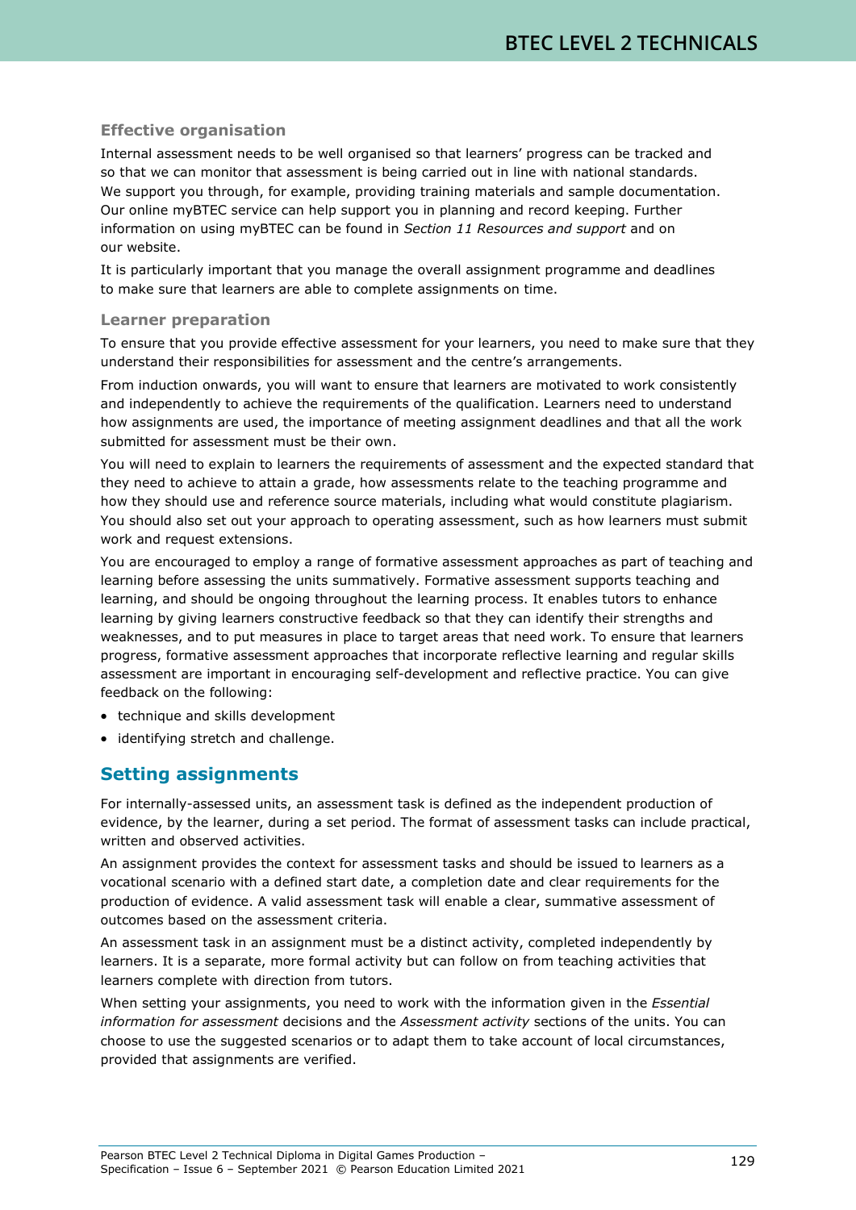### Effective organisation

Internal assessment needs to be well organised so that learners' progress can be tracked and so that we can monitor that assessment is being carried out in line with national standards. We support you through, for example, providing training materials and sample documentation. Our online myBTEC service can help support you in planning and record keeping. Further information on using myBTEC can be found in *Section 11 Resources and support* and on our website.

It is particularly important that you manage the overall assignment programme and deadlines to make sure that learners are able to complete assignments on time.

### Learner preparation

To ensure that you provide effective assessment for your learners, you need to make sure that they understand their responsibilities for assessment and the centre's arrangements.

From induction onwards, you will want to ensure that learners are motivated to work consistently and independently to achieve the requirements of the qualification. Learners need to understand how assignments are used, the importance of meeting assignment deadlines and that all the work submitted for assessment must be their own.

You will need to explain to learners the requirements of assessment and the expected standard that they need to achieve to attain a grade, how assessments relate to the teaching programme and how they should use and reference source materials, including what would constitute plagiarism. You should also set out your approach to operating assessment, such as how learners must submit work and request extensions.

You are encouraged to employ a range of formative assessment approaches as part of teaching and learning before assessing the units summatively. Formative assessment supports teaching and learning, and should be ongoing throughout the learning process. It enables tutors to enhance learning by giving learners constructive feedback so that they can identify their strengths and weaknesses, and to put measures in place to target areas that need work. To ensure that learners progress, formative assessment approaches that incorporate reflective learning and regular skills assessment are important in encouraging self-development and reflective practice. You can give feedback on the following:

- technique and skills development
- identifying stretch and challenge.

## Setting assignments

For internally-assessed units, an assessment task is defined as the independent production of evidence, by the learner, during a set period. The format of assessment tasks can include practical, written and observed activities.

An assignment provides the context for assessment tasks and should be issued to learners as a vocational scenario with a defined start date, a completion date and clear requirements for the production of evidence. A valid assessment task will enable a clear, summative assessment of outcomes based on the assessment criteria.

An assessment task in an assignment must be a distinct activity, completed independently by learners. It is a separate, more formal activity but can follow on from teaching activities that learners complete with direction from tutors.

When setting your assignments, you need to work with the information given in the *Essential information for assessment* decisions and the *Assessment activity* sections of the units. You can choose to use the suggested scenarios or to adapt them to take account of local circumstances, provided that assignments are verified.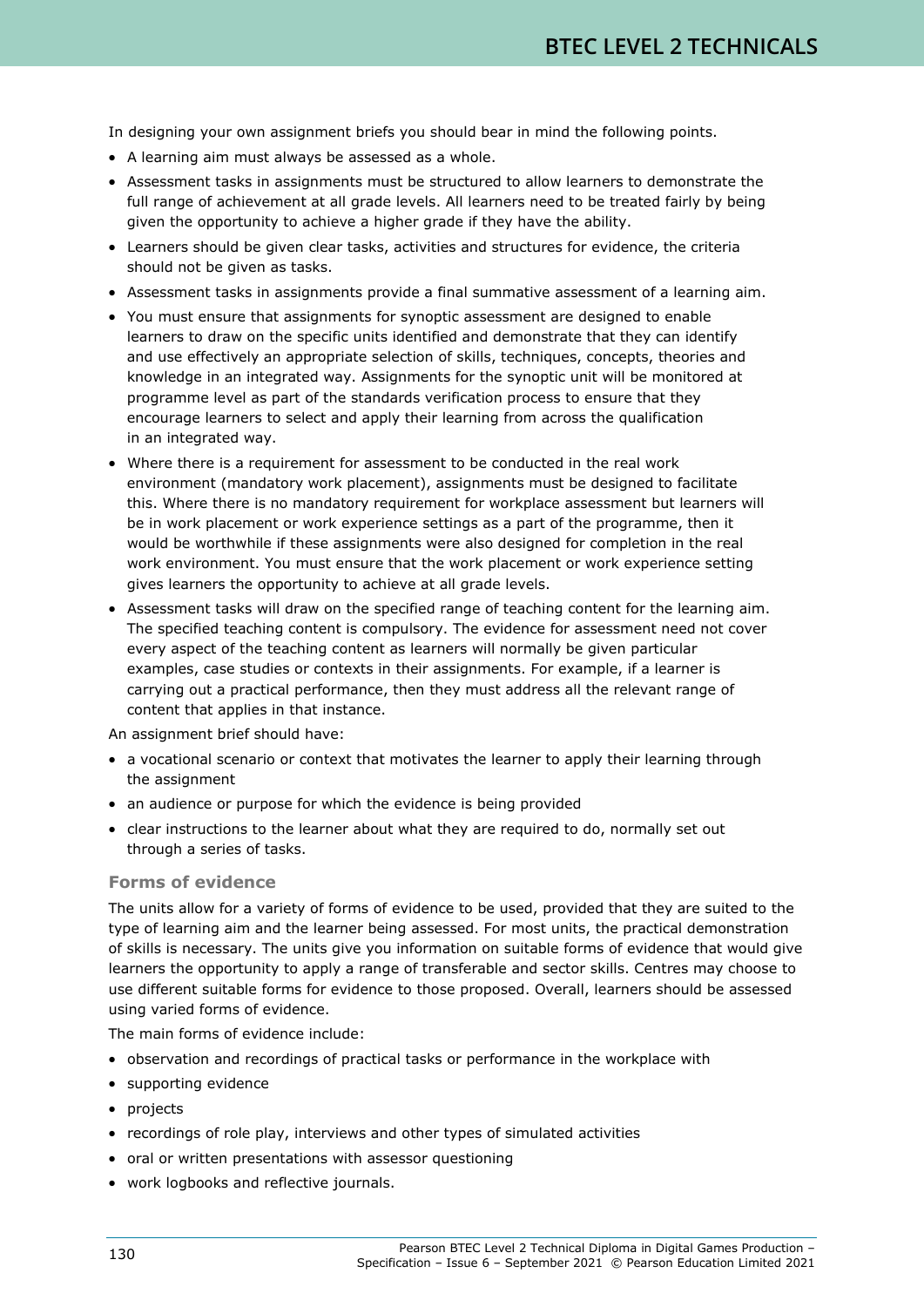In designing your own assignment briefs you should bear in mind the following points.

- A learning aim must always be assessed as a whole.
- Assessment tasks in assignments must be structured to allow learners to demonstrate the full range of achievement at all grade levels. All learners need to be treated fairly by being given the opportunity to achieve a higher grade if they have the ability.
- Learners should be given clear tasks, activities and structures for evidence, the criteria should not be given as tasks.
- Assessment tasks in assignments provide a final summative assessment of a learning aim.
- You must ensure that assignments for synoptic assessment are designed to enable learners to draw on the specific units identified and demonstrate that they can identify and use effectively an appropriate selection of skills, techniques, concepts, theories and knowledge in an integrated way. Assignments for the synoptic unit will be monitored at programme level as part of the standards verification process to ensure that they encourage learners to select and apply their learning from across the qualification in an integrated way.
- Where there is a requirement for assessment to be conducted in the real work environment (mandatory work placement), assignments must be designed to facilitate this. Where there is no mandatory requirement for workplace assessment but learners will be in work placement or work experience settings as a part of the programme, then it would be worthwhile if these assignments were also designed for completion in the real work environment. You must ensure that the work placement or work experience setting gives learners the opportunity to achieve at all grade levels.
- Assessment tasks will draw on the specified range of teaching content for the learning aim. The specified teaching content is compulsory. The evidence for assessment need not cover every aspect of the teaching content as learners will normally be given particular examples, case studies or contexts in their assignments. For example, if a learner is carrying out a practical performance, then they must address all the relevant range of content that applies in that instance.

An assignment brief should have:

- a vocational scenario or context that motivates the learner to apply their learning through the assignment
- an audience or purpose for which the evidence is being provided
- clear instructions to the learner about what they are required to do, normally set out through a series of tasks.

### Forms of evidence

The units allow for a variety of forms of evidence to be used, provided that they are suited to the type of learning aim and the learner being assessed. For most units, the practical demonstration of skills is necessary. The units give you information on suitable forms of evidence that would give learners the opportunity to apply a range of transferable and sector skills. Centres may choose to use different suitable forms for evidence to those proposed. Overall, learners should be assessed using varied forms of evidence.

The main forms of evidence include:

- observation and recordings of practical tasks or performance in the workplace with
- supporting evidence
- projects
- recordings of role play, interviews and other types of simulated activities
- oral or written presentations with assessor questioning
- work logbooks and reflective journals.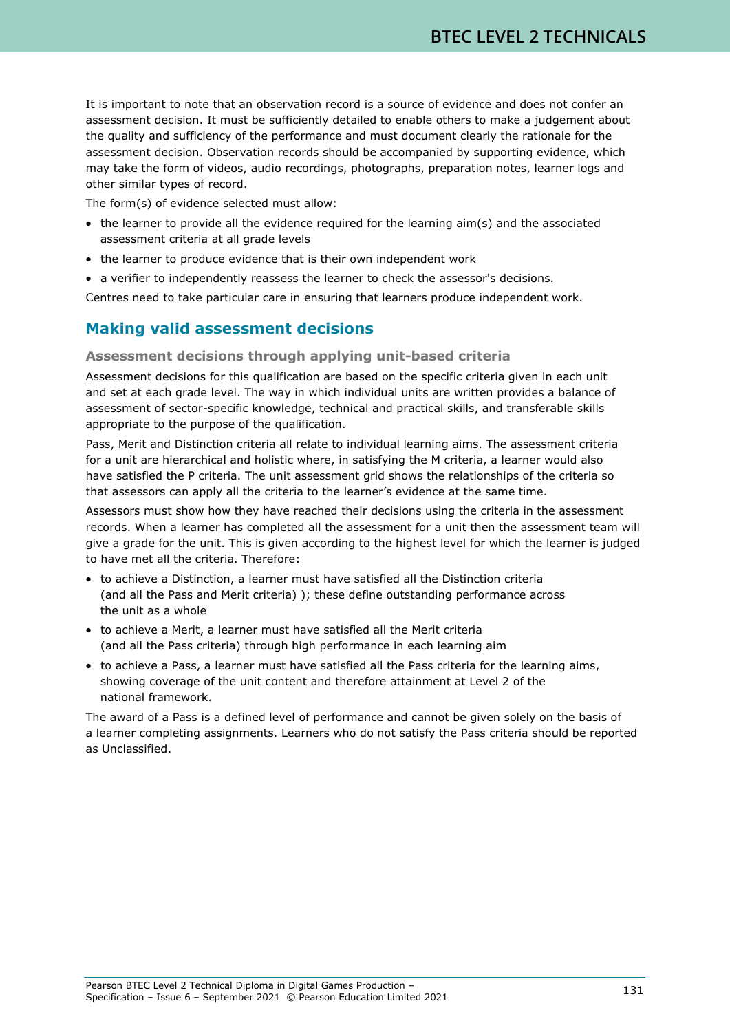It is important to note that an observation record is a source of evidence and does not confer an assessment decision. It must be sufficiently detailed to enable others to make a judgement about the quality and sufficiency of the performance and must document clearly the rationale for the assessment decision. Observation records should be accompanied by supporting evidence, which may take the form of videos, audio recordings, photographs, preparation notes, learner logs and other similar types of record.

The form(s) of evidence selected must allow:

- the learner to provide all the evidence required for the learning aim(s) and the associated assessment criteria at all grade levels
- the learner to produce evidence that is their own independent work
- a verifier to independently reassess the learner to check the assessor's decisions.

Centres need to take particular care in ensuring that learners produce independent work.

## Making valid assessment decisions

### Assessment decisions through applying unit-based criteria

Assessment decisions for this qualification are based on the specific criteria given in each unit and set at each grade level. The way in which individual units are written provides a balance of assessment of sector-specific knowledge, technical and practical skills, and transferable skills appropriate to the purpose of the qualification.

Pass, Merit and Distinction criteria all relate to individual learning aims. The assessment criteria for a unit are hierarchical and holistic where, in satisfying the M criteria, a learner would also have satisfied the P criteria. The unit assessment grid shows the relationships of the criteria so that assessors can apply all the criteria to the learner's evidence at the same time.

Assessors must show how they have reached their decisions using the criteria in the assessment records. When a learner has completed all the assessment for a unit then the assessment team will give a grade for the unit. This is given according to the highest level for which the learner is judged to have met all the criteria. Therefore:

- to achieve a Distinction, a learner must have satisfied all the Distinction criteria (and all the Pass and Merit criteria) ); these define outstanding performance across the unit as a whole
- to achieve a Merit, a learner must have satisfied all the Merit criteria (and all the Pass criteria) through high performance in each learning aim
- to achieve a Pass, a learner must have satisfied all the Pass criteria for the learning aims, showing coverage of the unit content and therefore attainment at Level 2 of the national framework.

The award of a Pass is a defined level of performance and cannot be given solely on the basis of a learner completing assignments. Learners who do not satisfy the Pass criteria should be reported as Unclassified.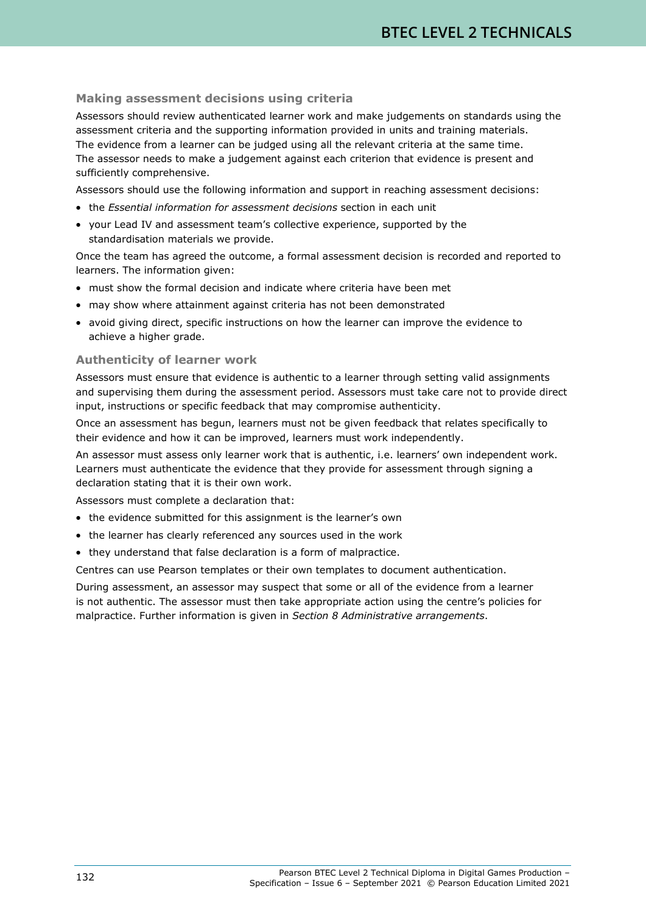### Making assessment decisions using criteria

Assessors should review authenticated learner work and make judgements on standards using the assessment criteria and the supporting information provided in units and training materials. The evidence from a learner can be judged using all the relevant criteria at the same time. The assessor needs to make a judgement against each criterion that evidence is present and sufficiently comprehensive.

Assessors should use the following information and support in reaching assessment decisions:

- the *Essential information for assessment decisions* section in each unit
- your Lead IV and assessment team's collective experience, supported by the standardisation materials we provide.

Once the team has agreed the outcome, a formal assessment decision is recorded and reported to learners. The information given:

- must show the formal decision and indicate where criteria have been met
- may show where attainment against criteria has not been demonstrated
- avoid giving direct, specific instructions on how the learner can improve the evidence to achieve a higher grade.

### Authenticity of learner work

Assessors must ensure that evidence is authentic to a learner through setting valid assignments and supervising them during the assessment period. Assessors must take care not to provide direct input, instructions or specific feedback that may compromise authenticity.

Once an assessment has begun, learners must not be given feedback that relates specifically to their evidence and how it can be improved, learners must work independently.

An assessor must assess only learner work that is authentic, i.e. learners' own independent work. Learners must authenticate the evidence that they provide for assessment through signing a declaration stating that it is their own work.

Assessors must complete a declaration that:

- the evidence submitted for this assignment is the learner's own
- the learner has clearly referenced any sources used in the work
- they understand that false declaration is a form of malpractice.

Centres can use Pearson templates or their own templates to document authentication.

During assessment, an assessor may suspect that some or all of the evidence from a learner is not authentic. The assessor must then take appropriate action using the centre's policies for malpractice. Further information is given in *Section 8 Administrative arrangements*.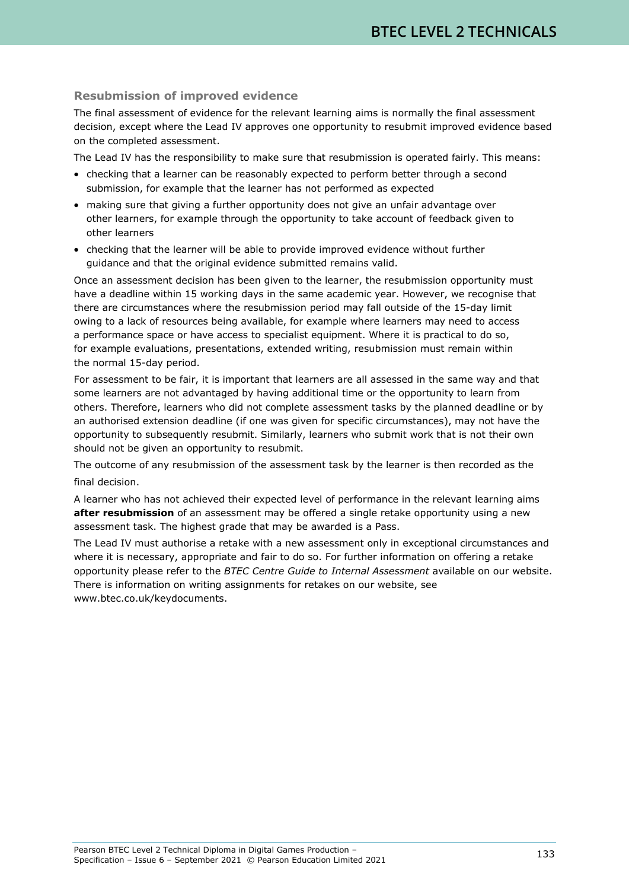### Resubmission of improved evidence

The final assessment of evidence for the relevant learning aims is normally the final assessment decision, except where the Lead IV approves one opportunity to resubmit improved evidence based on the completed assessment.

The Lead IV has the responsibility to make sure that resubmission is operated fairly. This means:

- checking that a learner can be reasonably expected to perform better through a second submission, for example that the learner has not performed as expected
- making sure that giving a further opportunity does not give an unfair advantage over other learners, for example through the opportunity to take account of feedback given to other learners
- checking that the learner will be able to provide improved evidence without further guidance and that the original evidence submitted remains valid.

Once an assessment decision has been given to the learner, the resubmission opportunity must have a deadline within 15 working days in the same academic year. However, we recognise that there are circumstances where the resubmission period may fall outside of the 15-day limit owing to a lack of resources being available, for example where learners may need to access a performance space or have access to specialist equipment. Where it is practical to do so, for example evaluations, presentations, extended writing, resubmission must remain within the normal 15-day period.

For assessment to be fair, it is important that learners are all assessed in the same way and that some learners are not advantaged by having additional time or the opportunity to learn from others. Therefore, learners who did not complete assessment tasks by the planned deadline or by an authorised extension deadline (if one was given for specific circumstances), may not have the opportunity to subsequently resubmit. Similarly, learners who submit work that is not their own should not be given an opportunity to resubmit.

The outcome of any resubmission of the assessment task by the learner is then recorded as the final decision.

A learner who has not achieved their expected level of performance in the relevant learning aims **after resubmission** of an assessment may be offered a single retake opportunity using a new assessment task. The highest grade that may be awarded is a Pass.

The Lead IV must authorise a retake with a new assessment only in exceptional circumstances and where it is necessary, appropriate and fair to do so. For further information on offering a retake opportunity please refer to the *BTEC Centre Guide to Internal Assessment* available on our website. There is information on writing assignments for retakes on our website, see www.btec.co.uk/keydocuments.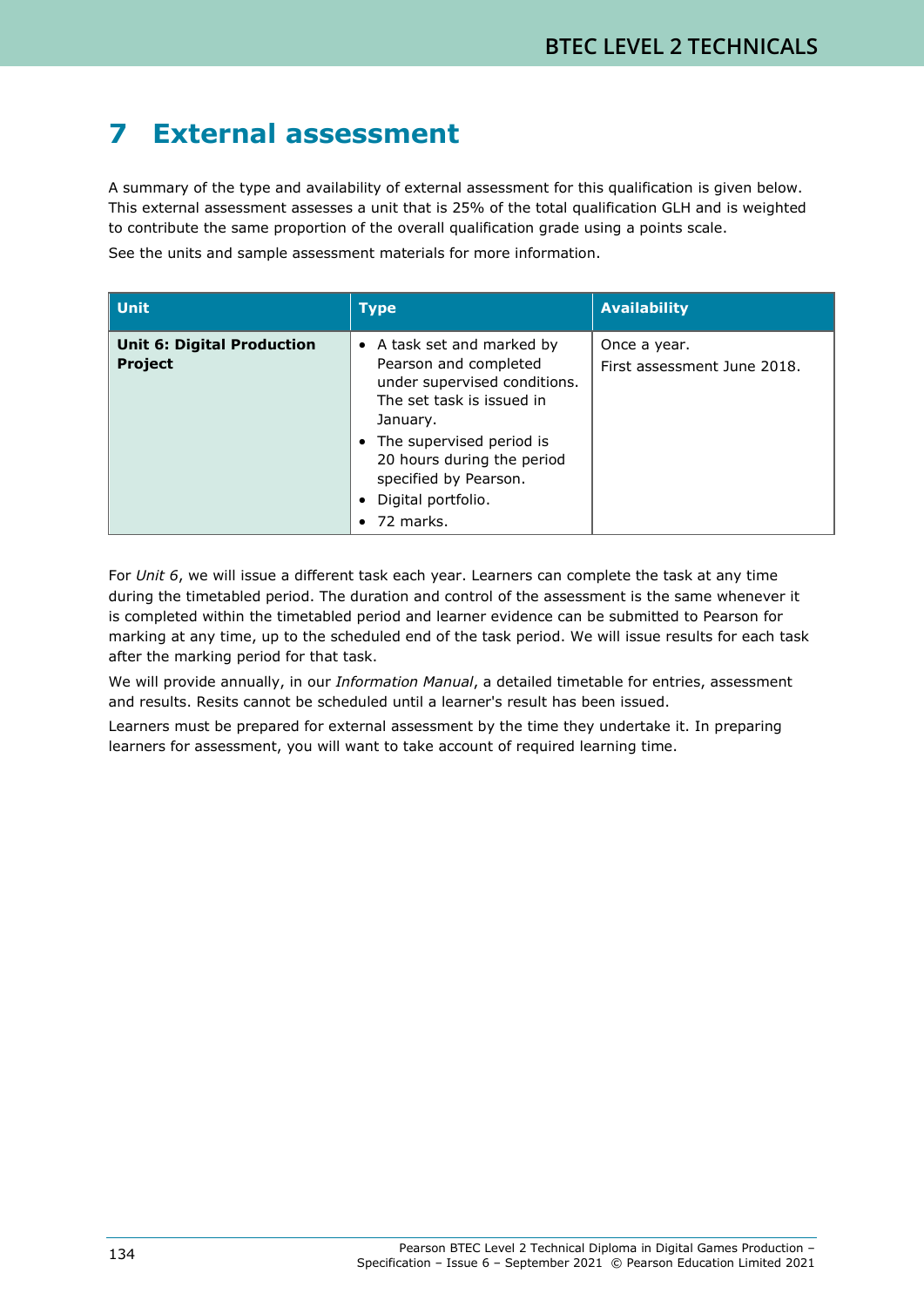# 7 External assessment

A summary of the type and availability of external assessment for this qualification is given below. This external assessment assesses a unit that is 25% of the total qualification GLH and is weighted to contribute the same proportion of the overall qualification grade using a points scale.

See the units and sample assessment materials for more information.

| Unit | Type | Availability |
|---|---|---|
| **Unit 6: Digital Production Project** | • A task set and marked by Pearson and completed under supervised conditions. The set task is issued in January.<br>• The supervised period is 20 hours during the period specified by Pearson.<br>• Digital portfolio.<br>• 72 marks. | Once a year.<br>First assessment June 2018. |

For *Unit 6*, we will issue a different task each year. Learners can complete the task at any time during the timetabled period. The duration and control of the assessment is the same whenever it is completed within the timetabled period and learner evidence can be submitted to Pearson for marking at any time, up to the scheduled end of the task period. We will issue results for each task after the marking period for that task.

We will provide annually, in our *Information Manual*, a detailed timetable for entries, assessment and results. Resits cannot be scheduled until a learner's result has been issued.

Learners must be prepared for external assessment by the time they undertake it. In preparing learners for assessment, you will want to take account of required learning time.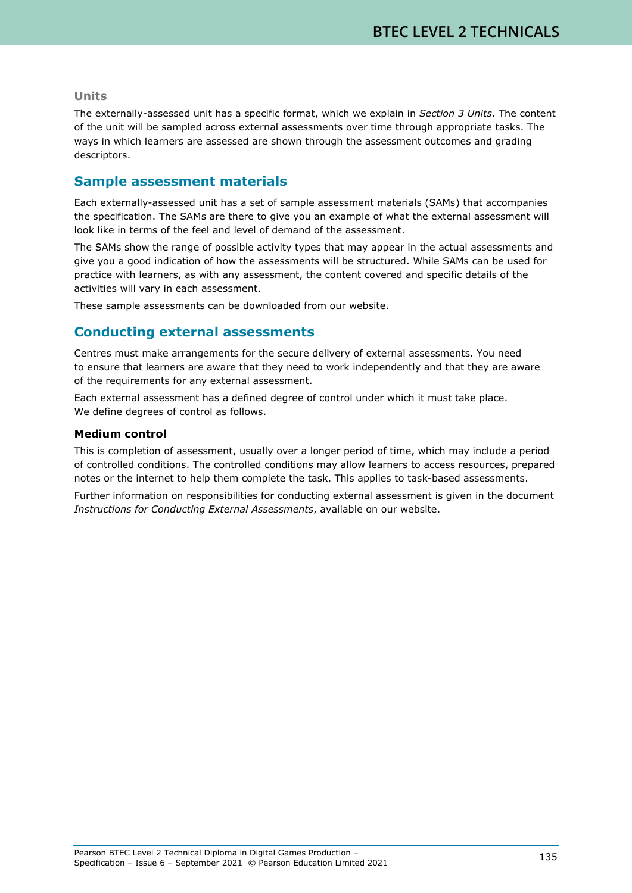### Units

The externally-assessed unit has a specific format, which we explain in *Section 3 Units*. The content of the unit will be sampled across external assessments over time through appropriate tasks. The ways in which learners are assessed are shown through the assessment outcomes and grading descriptors.

## Sample assessment materials

Each externally-assessed unit has a set of sample assessment materials (SAMs) that accompanies the specification. The SAMs are there to give you an example of what the external assessment will look like in terms of the feel and level of demand of the assessment.

The SAMs show the range of possible activity types that may appear in the actual assessments and give you a good indication of how the assessments will be structured. While SAMs can be used for practice with learners, as with any assessment, the content covered and specific details of the activities will vary in each assessment.

These sample assessments can be downloaded from our website.

## Conducting external assessments

Centres must make arrangements for the secure delivery of external assessments. You need to ensure that learners are aware that they need to work independently and that they are aware of the requirements for any external assessment.

Each external assessment has a defined degree of control under which it must take place. We define degrees of control as follows.

**Medium control**

This is completion of assessment, usually over a longer period of time, which may include a period of controlled conditions. The controlled conditions may allow learners to access resources, prepared notes or the internet to help them complete the task. This applies to task-based assessments.

Further information on responsibilities for conducting external assessment is given in the document *Instructions for Conducting External Assessments*, available on our website.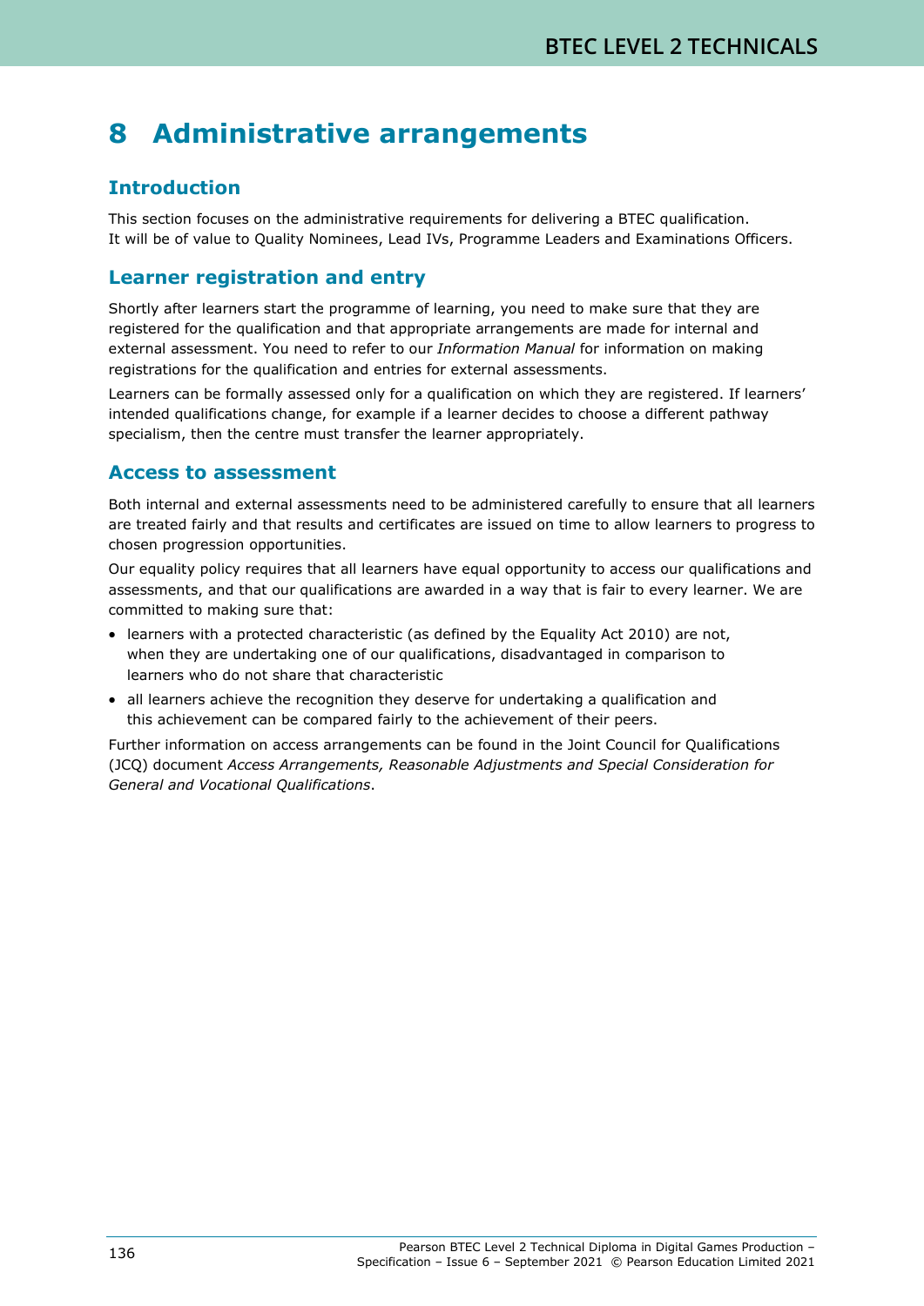# 8 Administrative arrangements

## Introduction

This section focuses on the administrative requirements for delivering a BTEC qualification. It will be of value to Quality Nominees, Lead IVs, Programme Leaders and Examinations Officers.

## Learner registration and entry

Shortly after learners start the programme of learning, you need to make sure that they are registered for the qualification and that appropriate arrangements are made for internal and external assessment. You need to refer to our *Information Manual* for information on making registrations for the qualification and entries for external assessments.

Learners can be formally assessed only for a qualification on which they are registered. If learners' intended qualifications change, for example if a learner decides to choose a different pathway specialism, then the centre must transfer the learner appropriately.

## Access to assessment

Both internal and external assessments need to be administered carefully to ensure that all learners are treated fairly and that results and certificates are issued on time to allow learners to progress to chosen progression opportunities.

Our equality policy requires that all learners have equal opportunity to access our qualifications and assessments, and that our qualifications are awarded in a way that is fair to every learner. We are committed to making sure that:

- learners with a protected characteristic (as defined by the Equality Act 2010) are not, when they are undertaking one of our qualifications, disadvantaged in comparison to learners who do not share that characteristic
- all learners achieve the recognition they deserve for undertaking a qualification and this achievement can be compared fairly to the achievement of their peers.

Further information on access arrangements can be found in the Joint Council for Qualifications (JCQ) document *Access Arrangements, Reasonable Adjustments and Special Consideration for General and Vocational Qualifications*.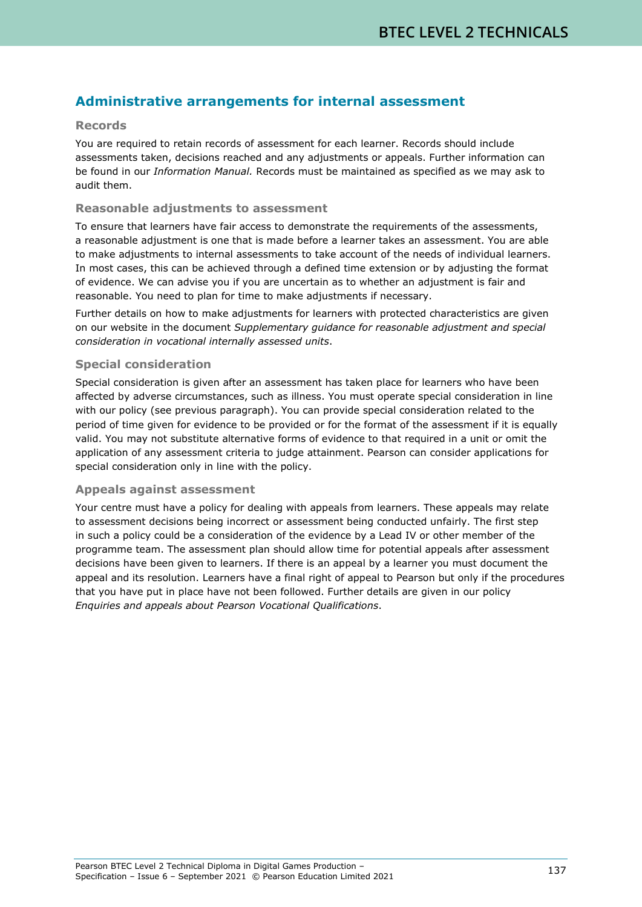## Administrative arrangements for internal assessment

### Records

You are required to retain records of assessment for each learner. Records should include assessments taken, decisions reached and any adjustments or appeals. Further information can be found in our *Information Manual.* Records must be maintained as specified as we may ask to audit them.

### Reasonable adjustments to assessment

To ensure that learners have fair access to demonstrate the requirements of the assessments, a reasonable adjustment is one that is made before a learner takes an assessment. You are able to make adjustments to internal assessments to take account of the needs of individual learners. In most cases, this can be achieved through a defined time extension or by adjusting the format of evidence. We can advise you if you are uncertain as to whether an adjustment is fair and reasonable. You need to plan for time to make adjustments if necessary.

Further details on how to make adjustments for learners with protected characteristics are given on our website in the document *Supplementary guidance for reasonable adjustment and special consideration in vocational internally assessed units*.

### Special consideration

Special consideration is given after an assessment has taken place for learners who have been affected by adverse circumstances, such as illness. You must operate special consideration in line with our policy (see previous paragraph). You can provide special consideration related to the period of time given for evidence to be provided or for the format of the assessment if it is equally valid. You may not substitute alternative forms of evidence to that required in a unit or omit the application of any assessment criteria to judge attainment. Pearson can consider applications for special consideration only in line with the policy.

### Appeals against assessment

Your centre must have a policy for dealing with appeals from learners. These appeals may relate to assessment decisions being incorrect or assessment being conducted unfairly. The first step in such a policy could be a consideration of the evidence by a Lead IV or other member of the programme team. The assessment plan should allow time for potential appeals after assessment decisions have been given to learners. If there is an appeal by a learner you must document the appeal and its resolution. Learners have a final right of appeal to Pearson but only if the procedures that you have put in place have not been followed. Further details are given in our policy *Enquiries and appeals about Pearson Vocational Qualifications*.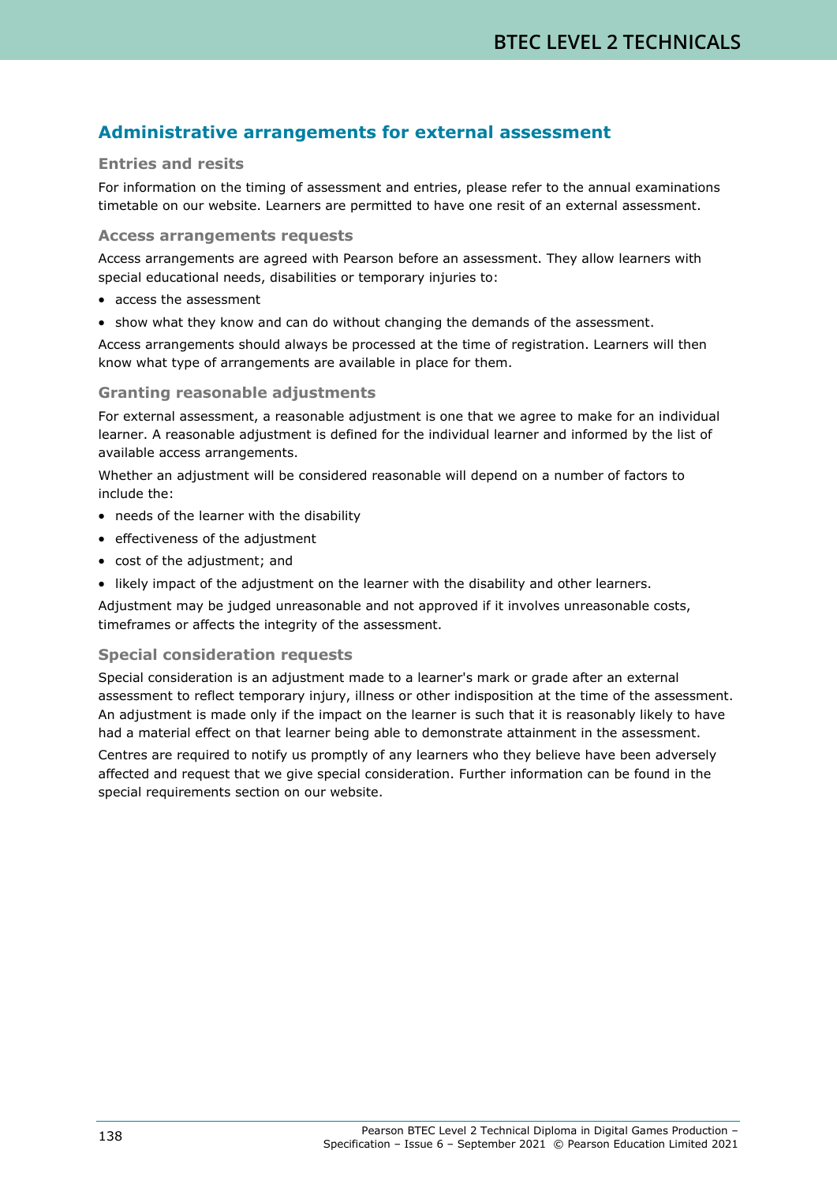## Administrative arrangements for external assessment

### Entries and resits

For information on the timing of assessment and entries, please refer to the annual examinations timetable on our website. Learners are permitted to have one resit of an external assessment.

### Access arrangements requests

Access arrangements are agreed with Pearson before an assessment. They allow learners with special educational needs, disabilities or temporary injuries to:

- access the assessment
- show what they know and can do without changing the demands of the assessment.

Access arrangements should always be processed at the time of registration. Learners will then know what type of arrangements are available in place for them.

### Granting reasonable adjustments

For external assessment, a reasonable adjustment is one that we agree to make for an individual learner. A reasonable adjustment is defined for the individual learner and informed by the list of available access arrangements.

Whether an adjustment will be considered reasonable will depend on a number of factors to include the:

- needs of the learner with the disability
- effectiveness of the adjustment
- cost of the adjustment; and
- likely impact of the adjustment on the learner with the disability and other learners.

Adjustment may be judged unreasonable and not approved if it involves unreasonable costs, timeframes or affects the integrity of the assessment.

### Special consideration requests

Special consideration is an adjustment made to a learner's mark or grade after an external assessment to reflect temporary injury, illness or other indisposition at the time of the assessment. An adjustment is made only if the impact on the learner is such that it is reasonably likely to have had a material effect on that learner being able to demonstrate attainment in the assessment.

Centres are required to notify us promptly of any learners who they believe have been adversely affected and request that we give special consideration. Further information can be found in the special requirements section on our website.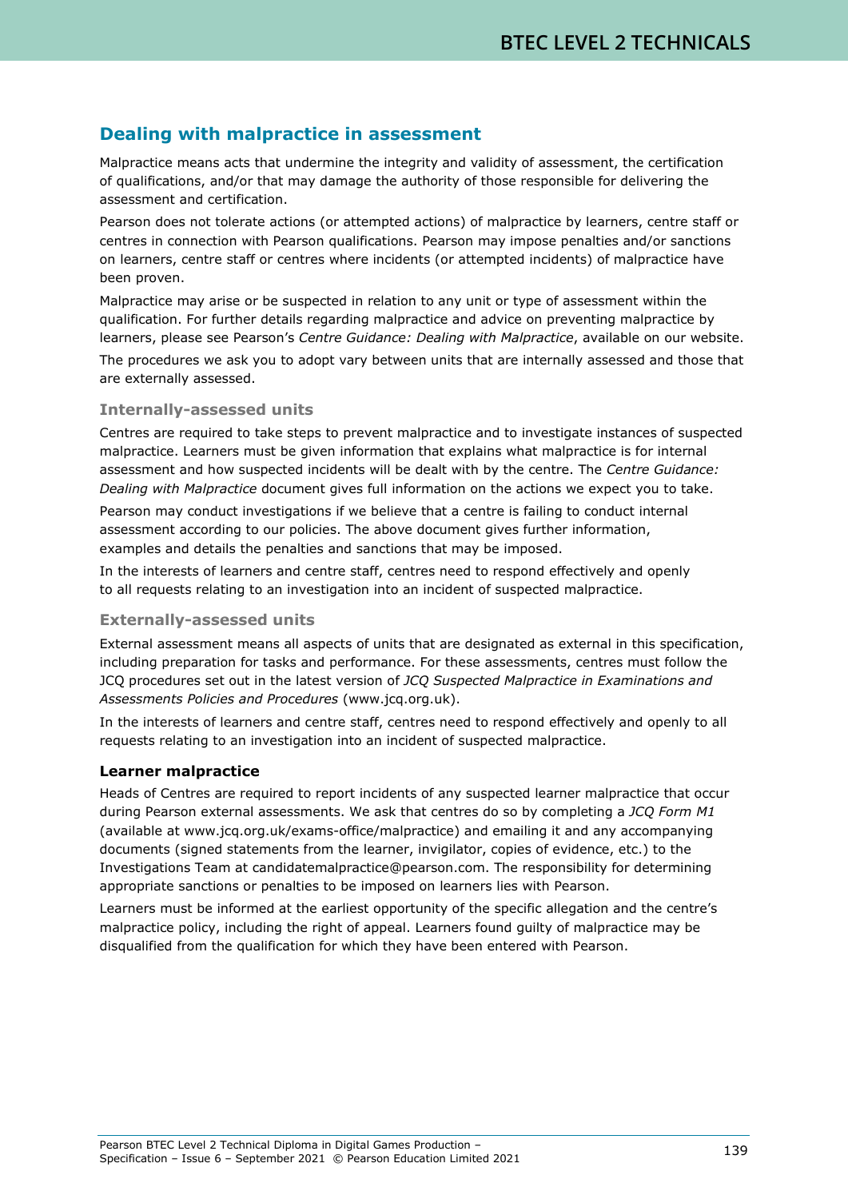## Dealing with malpractice in assessment

Malpractice means acts that undermine the integrity and validity of assessment, the certification of qualifications, and/or that may damage the authority of those responsible for delivering the assessment and certification.

Pearson does not tolerate actions (or attempted actions) of malpractice by learners, centre staff or centres in connection with Pearson qualifications. Pearson may impose penalties and/or sanctions on learners, centre staff or centres where incidents (or attempted incidents) of malpractice have been proven.

Malpractice may arise or be suspected in relation to any unit or type of assessment within the qualification. For further details regarding malpractice and advice on preventing malpractice by learners, please see Pearson's *Centre Guidance: Dealing with Malpractice*, available on our website.

The procedures we ask you to adopt vary between units that are internally assessed and those that are externally assessed.

### Internally-assessed units

Centres are required to take steps to prevent malpractice and to investigate instances of suspected malpractice. Learners must be given information that explains what malpractice is for internal assessment and how suspected incidents will be dealt with by the centre. The *Centre Guidance: Dealing with Malpractice* document gives full information on the actions we expect you to take.

Pearson may conduct investigations if we believe that a centre is failing to conduct internal assessment according to our policies. The above document gives further information, examples and details the penalties and sanctions that may be imposed.

In the interests of learners and centre staff, centres need to respond effectively and openly to all requests relating to an investigation into an incident of suspected malpractice.

### Externally-assessed units

External assessment means all aspects of units that are designated as external in this specification, including preparation for tasks and performance. For these assessments, centres must follow the JCQ procedures set out in the latest version of *JCQ Suspected Malpractice in Examinations and Assessments Policies and Procedures* (www.jcq.org.uk).

In the interests of learners and centre staff, centres need to respond effectively and openly to all requests relating to an investigation into an incident of suspected malpractice.

#### Learner malpractice

Heads of Centres are required to report incidents of any suspected learner malpractice that occur during Pearson external assessments. We ask that centres do so by completing a *JCQ Form M1* (available at www.jcq.org.uk/exams-office/malpractice) and emailing it and any accompanying documents (signed statements from the learner, invigilator, copies of evidence, etc.) to the Investigations Team at candidatemalpractice@pearson.com. The responsibility for determining appropriate sanctions or penalties to be imposed on learners lies with Pearson.

Learners must be informed at the earliest opportunity of the specific allegation and the centre's malpractice policy, including the right of appeal. Learners found guilty of malpractice may be disqualified from the qualification for which they have been entered with Pearson.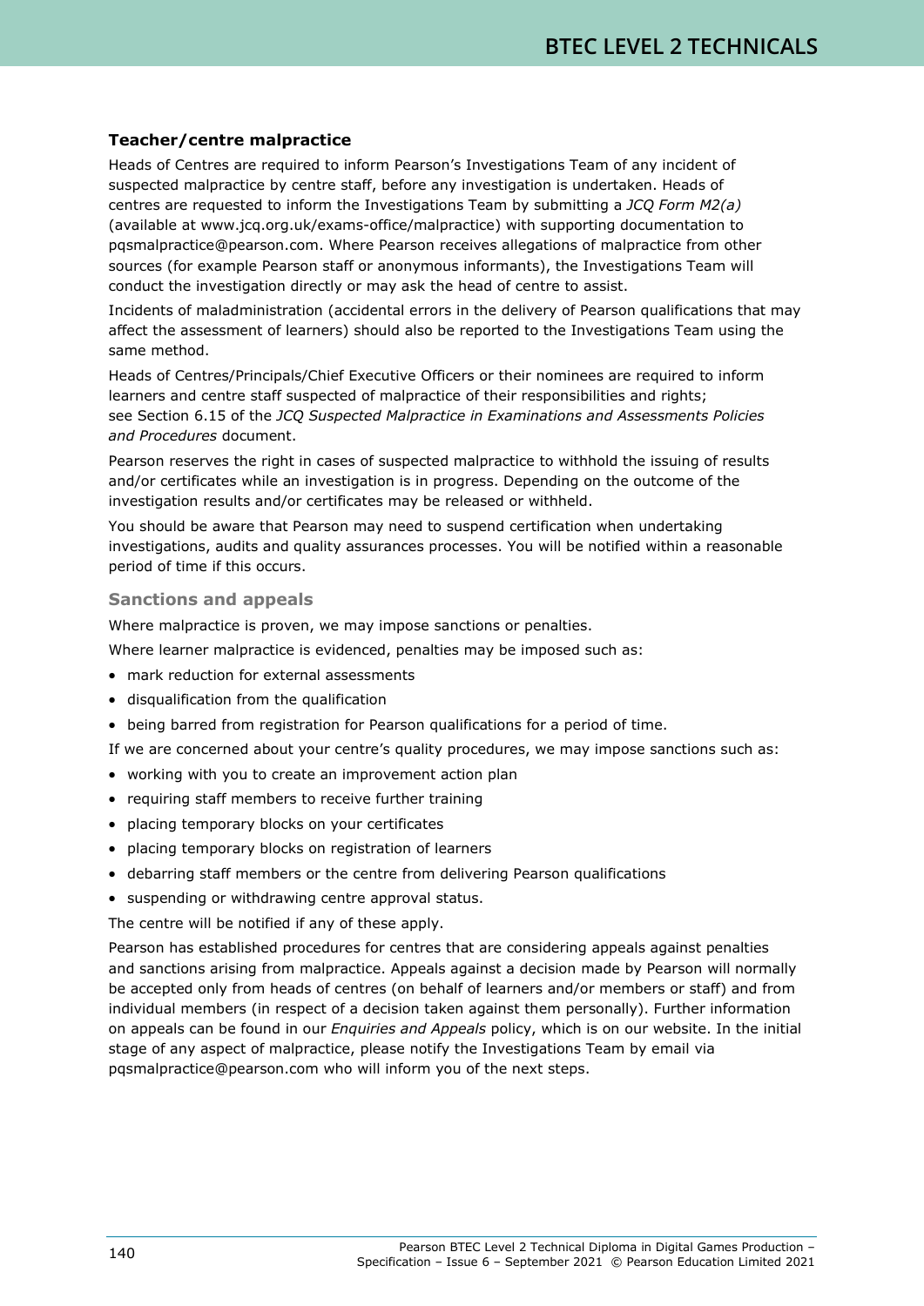### Teacher/centre malpractice

Heads of Centres are required to inform Pearson's Investigations Team of any incident of suspected malpractice by centre staff, before any investigation is undertaken. Heads of centres are requested to inform the Investigations Team by submitting a *JCQ Form M2(a)* (available at www.jcq.org.uk/exams-office/malpractice) with supporting documentation to pqsmalpractice@pearson.com. Where Pearson receives allegations of malpractice from other sources (for example Pearson staff or anonymous informants), the Investigations Team will conduct the investigation directly or may ask the head of centre to assist.

Incidents of maladministration (accidental errors in the delivery of Pearson qualifications that may affect the assessment of learners) should also be reported to the Investigations Team using the same method.

Heads of Centres/Principals/Chief Executive Officers or their nominees are required to inform learners and centre staff suspected of malpractice of their responsibilities and rights; see Section 6.15 of the *JCQ Suspected Malpractice in Examinations and Assessments Policies and Procedures* document.

Pearson reserves the right in cases of suspected malpractice to withhold the issuing of results and/or certificates while an investigation is in progress. Depending on the outcome of the investigation results and/or certificates may be released or withheld.

You should be aware that Pearson may need to suspend certification when undertaking investigations, audits and quality assurances processes. You will be notified within a reasonable period of time if this occurs.

### Sanctions and appeals

Where malpractice is proven, we may impose sanctions or penalties.

Where learner malpractice is evidenced, penalties may be imposed such as:

- mark reduction for external assessments
- disqualification from the qualification
- being barred from registration for Pearson qualifications for a period of time.

If we are concerned about your centre's quality procedures, we may impose sanctions such as:

- working with you to create an improvement action plan
- requiring staff members to receive further training
- placing temporary blocks on your certificates
- placing temporary blocks on registration of learners
- debarring staff members or the centre from delivering Pearson qualifications
- suspending or withdrawing centre approval status.

The centre will be notified if any of these apply.

Pearson has established procedures for centres that are considering appeals against penalties and sanctions arising from malpractice. Appeals against a decision made by Pearson will normally be accepted only from heads of centres (on behalf of learners and/or members or staff) and from individual members (in respect of a decision taken against them personally). Further information on appeals can be found in our *Enquiries and Appeals* policy, which is on our website. In the initial stage of any aspect of malpractice, please notify the Investigations Team by email via pqsmalpractice@pearson.com who will inform you of the next steps.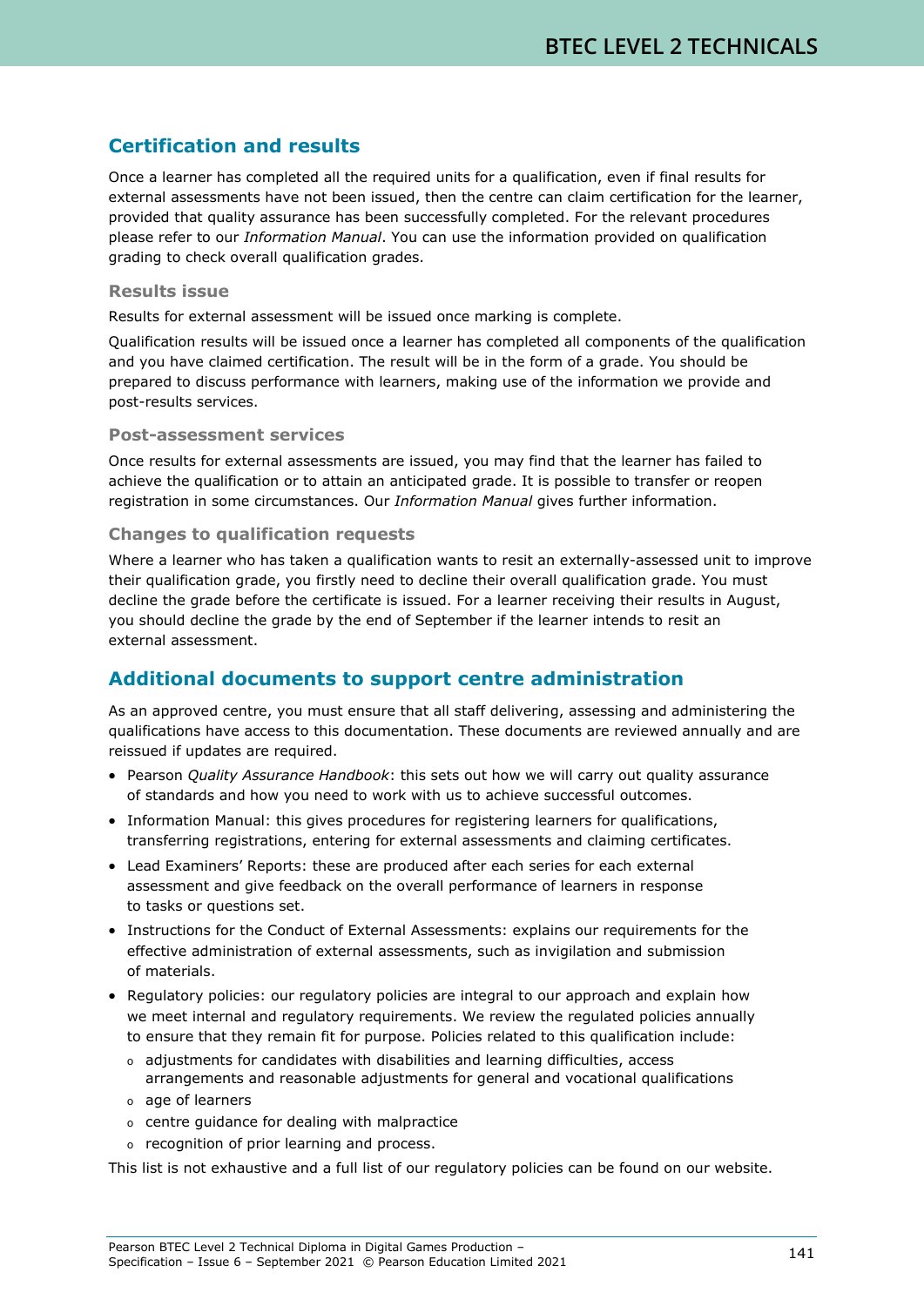## Certification and results

Once a learner has completed all the required units for a qualification, even if final results for external assessments have not been issued, then the centre can claim certification for the learner, provided that quality assurance has been successfully completed. For the relevant procedures please refer to our *Information Manual*. You can use the information provided on qualification grading to check overall qualification grades.

### Results issue

Results for external assessment will be issued once marking is complete.

Qualification results will be issued once a learner has completed all components of the qualification and you have claimed certification. The result will be in the form of a grade. You should be prepared to discuss performance with learners, making use of the information we provide and post-results services.

### Post-assessment services

Once results for external assessments are issued, you may find that the learner has failed to achieve the qualification or to attain an anticipated grade. It is possible to transfer or reopen registration in some circumstances. Our *Information Manual* gives further information.

### Changes to qualification requests

Where a learner who has taken a qualification wants to resit an externally-assessed unit to improve their qualification grade, you firstly need to decline their overall qualification grade. You must decline the grade before the certificate is issued. For a learner receiving their results in August, you should decline the grade by the end of September if the learner intends to resit an external assessment.

## Additional documents to support centre administration

As an approved centre, you must ensure that all staff delivering, assessing and administering the qualifications have access to this documentation. These documents are reviewed annually and are reissued if updates are required.

- Pearson *Quality Assurance Handbook*: this sets out how we will carry out quality assurance of standards and how you need to work with us to achieve successful outcomes.
- Information Manual: this gives procedures for registering learners for qualifications, transferring registrations, entering for external assessments and claiming certificates.
- Lead Examiners' Reports: these are produced after each series for each external assessment and give feedback on the overall performance of learners in response to tasks or questions set.
- Instructions for the Conduct of External Assessments: explains our requirements for the effective administration of external assessments, such as invigilation and submission of materials.
- Regulatory policies: our regulatory policies are integral to our approach and explain how we meet internal and regulatory requirements. We review the regulated policies annually to ensure that they remain fit for purpose. Policies related to this qualification include:
  - adjustments for candidates with disabilities and learning difficulties, access arrangements and reasonable adjustments for general and vocational qualifications
  - age of learners
  - centre guidance for dealing with malpractice
  - recognition of prior learning and process.

This list is not exhaustive and a full list of our regulatory policies can be found on our website.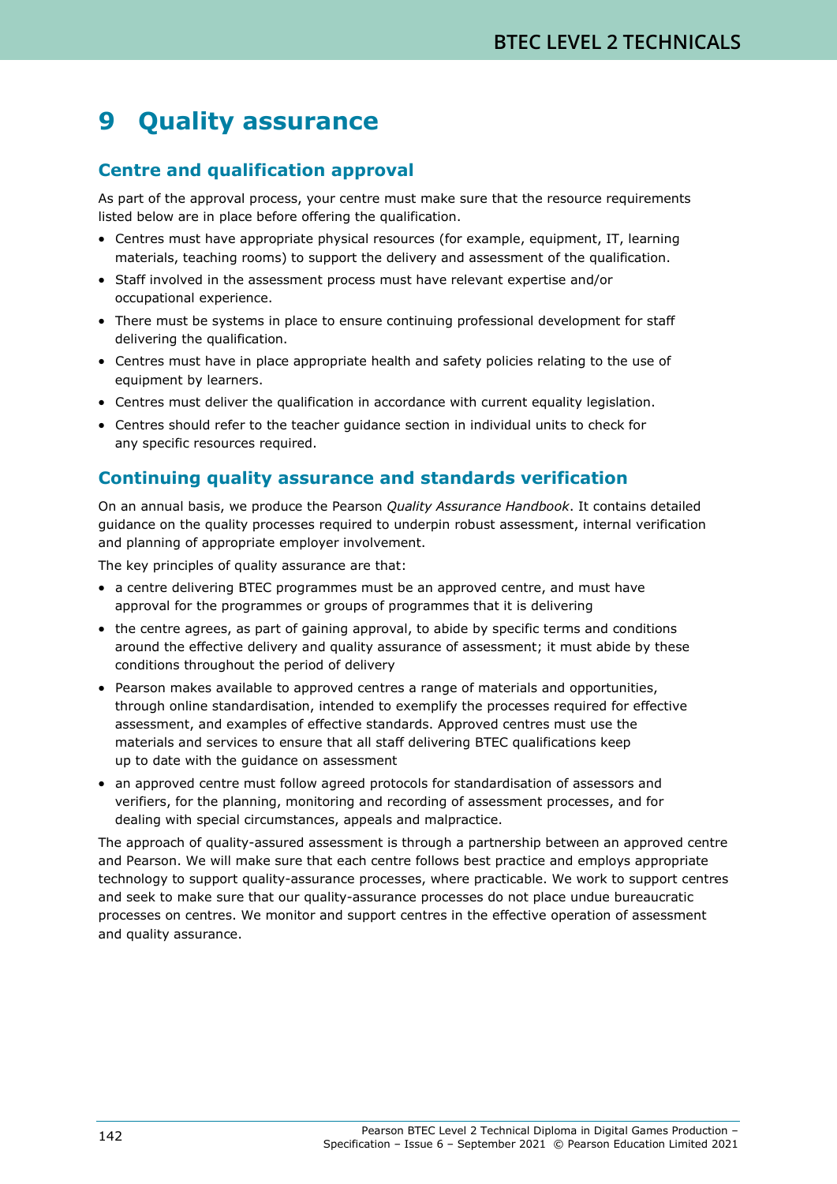# 9 Quality assurance

## Centre and qualification approval

As part of the approval process, your centre must make sure that the resource requirements listed below are in place before offering the qualification.

- Centres must have appropriate physical resources (for example, equipment, IT, learning materials, teaching rooms) to support the delivery and assessment of the qualification.
- Staff involved in the assessment process must have relevant expertise and/or occupational experience.
- There must be systems in place to ensure continuing professional development for staff delivering the qualification.
- Centres must have in place appropriate health and safety policies relating to the use of equipment by learners.
- Centres must deliver the qualification in accordance with current equality legislation.
- Centres should refer to the teacher guidance section in individual units to check for any specific resources required.

## Continuing quality assurance and standards verification

On an annual basis, we produce the Pearson *Quality Assurance Handbook*. It contains detailed guidance on the quality processes required to underpin robust assessment, internal verification and planning of appropriate employer involvement.

The key principles of quality assurance are that:

- a centre delivering BTEC programmes must be an approved centre, and must have approval for the programmes or groups of programmes that it is delivering
- the centre agrees, as part of gaining approval, to abide by specific terms and conditions around the effective delivery and quality assurance of assessment; it must abide by these conditions throughout the period of delivery
- Pearson makes available to approved centres a range of materials and opportunities, through online standardisation, intended to exemplify the processes required for effective assessment, and examples of effective standards. Approved centres must use the materials and services to ensure that all staff delivering BTEC qualifications keep up to date with the guidance on assessment
- an approved centre must follow agreed protocols for standardisation of assessors and verifiers, for the planning, monitoring and recording of assessment processes, and for dealing with special circumstances, appeals and malpractice.

The approach of quality-assured assessment is through a partnership between an approved centre and Pearson. We will make sure that each centre follows best practice and employs appropriate technology to support quality-assurance processes, where practicable. We work to support centres and seek to make sure that our quality-assurance processes do not place undue bureaucratic processes on centres. We monitor and support centres in the effective operation of assessment and quality assurance.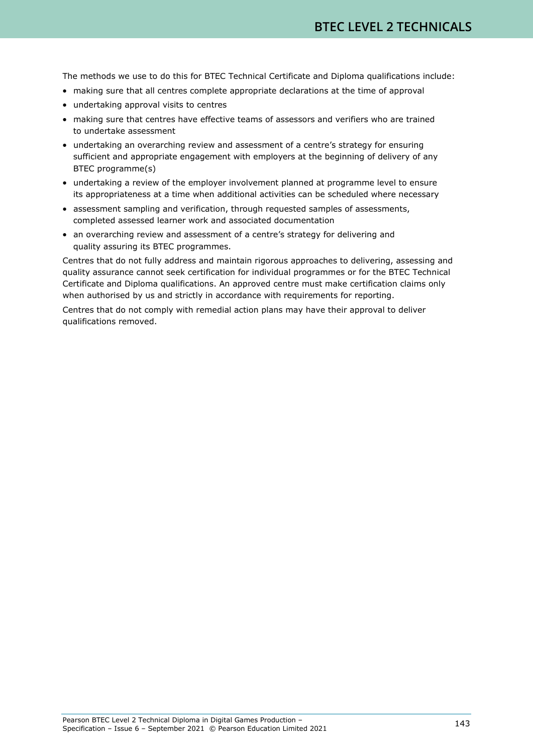The methods we use to do this for BTEC Technical Certificate and Diploma qualifications include:

- making sure that all centres complete appropriate declarations at the time of approval
- undertaking approval visits to centres
- making sure that centres have effective teams of assessors and verifiers who are trained to undertake assessment
- undertaking an overarching review and assessment of a centre's strategy for ensuring sufficient and appropriate engagement with employers at the beginning of delivery of any BTEC programme(s)
- undertaking a review of the employer involvement planned at programme level to ensure its appropriateness at a time when additional activities can be scheduled where necessary
- assessment sampling and verification, through requested samples of assessments, completed assessed learner work and associated documentation
- an overarching review and assessment of a centre's strategy for delivering and quality assuring its BTEC programmes.

Centres that do not fully address and maintain rigorous approaches to delivering, assessing and quality assurance cannot seek certification for individual programmes or for the BTEC Technical Certificate and Diploma qualifications. An approved centre must make certification claims only when authorised by us and strictly in accordance with requirements for reporting.

Centres that do not comply with remedial action plans may have their approval to deliver qualifications removed.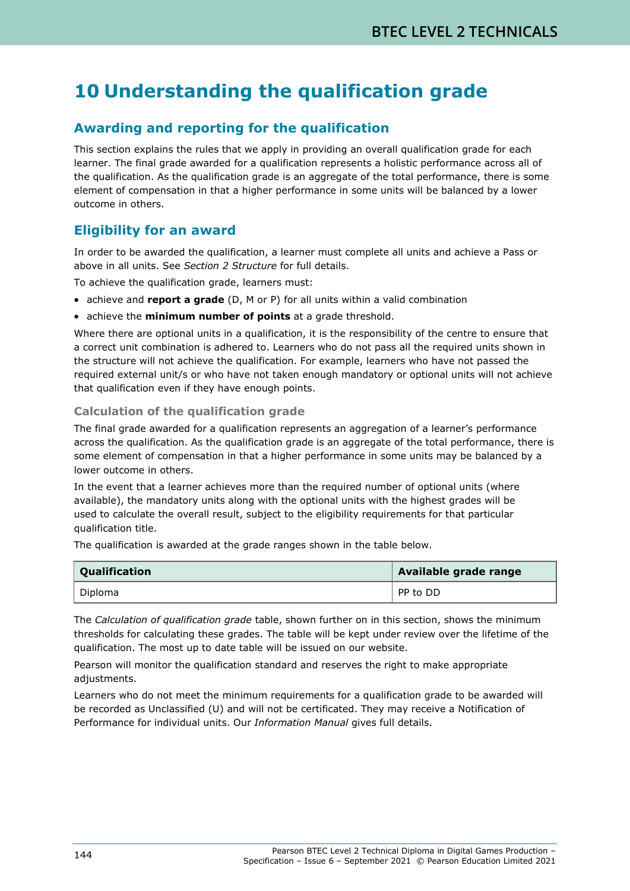# 10 Understanding the qualification grade

## Awarding and reporting for the qualification

This section explains the rules that we apply in providing an overall qualification grade for each learner. The final grade awarded for a qualification represents a holistic performance across all of the qualification. As the qualification grade is an aggregate of the total performance, there is some element of compensation in that a higher performance in some units will be balanced by a lower outcome in others.

## Eligibility for an award

In order to be awarded the qualification, a learner must complete all units and achieve a Pass or above in all units. See *Section 2 Structure* for full details.

To achieve the qualification grade, learners must:

- achieve and **report a grade** (D, M or P) for all units within a valid combination
- achieve the **minimum number of points** at a grade threshold.

Where there are optional units in a qualification, it is the responsibility of the centre to ensure that a correct unit combination is adhered to. Learners who do not pass all the required units shown in the structure will not achieve the qualification. For example, learners who have not passed the required external unit/s or who have not taken enough mandatory or optional units will not achieve that qualification even if they have enough points.

### Calculation of the qualification grade

The final grade awarded for a qualification represents an aggregation of a learner's performance across the qualification. As the qualification grade is an aggregate of the total performance, there is some element of compensation in that a higher performance in some units may be balanced by a lower outcome in others.

In the event that a learner achieves more than the required number of optional units (where available), the mandatory units along with the optional units with the highest grades will be used to calculate the overall result, subject to the eligibility requirements for that particular qualification title.

The qualification is awarded at the grade ranges shown in the table below.

| Qualification | Available grade range |
|---|---|
| Diploma | PP to DD |

The *Calculation of qualification grade* table, shown further on in this section, shows the minimum thresholds for calculating these grades. The table will be kept under review over the lifetime of the qualification. The most up to date table will be issued on our website.

Pearson will monitor the qualification standard and reserves the right to make appropriate adjustments.

Learners who do not meet the minimum requirements for a qualification grade to be awarded will be recorded as Unclassified (U) and will not be certificated. They may receive a Notification of Performance for individual units. Our *Information Manual* gives full details.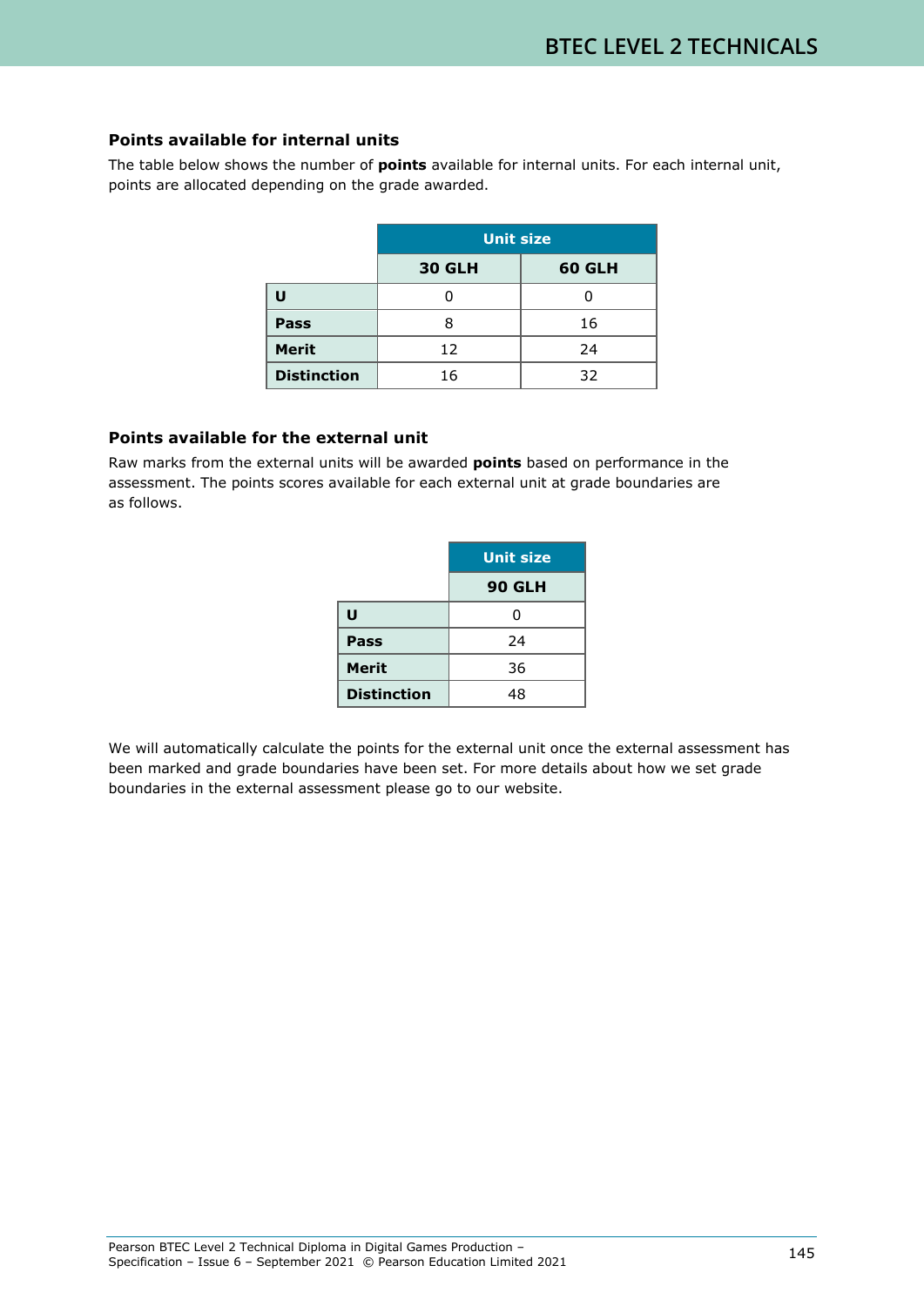### Points available for internal units

The table below shows the number of **points** available for internal units. For each internal unit, points are allocated depending on the grade awarded.

| | Unit size | |
|---|---|---|
| | **30 GLH** | **60 GLH** |
| **U** | 0 | 0 |
| **Pass** | 8 | 16 |
| **Merit** | 12 | 24 |
| **Distinction** | 16 | 32 |

### Points available for the external unit

Raw marks from the external units will be awarded **points** based on performance in the assessment. The points scores available for each external unit at grade boundaries are as follows.

| | Unit size |
|---|---|
| | **90 GLH** |
| **U** | 0 |
| **Pass** | 24 |
| **Merit** | 36 |
| **Distinction** | 48 |

We will automatically calculate the points for the external unit once the external assessment has been marked and grade boundaries have been set. For more details about how we set grade boundaries in the external assessment please go to our website.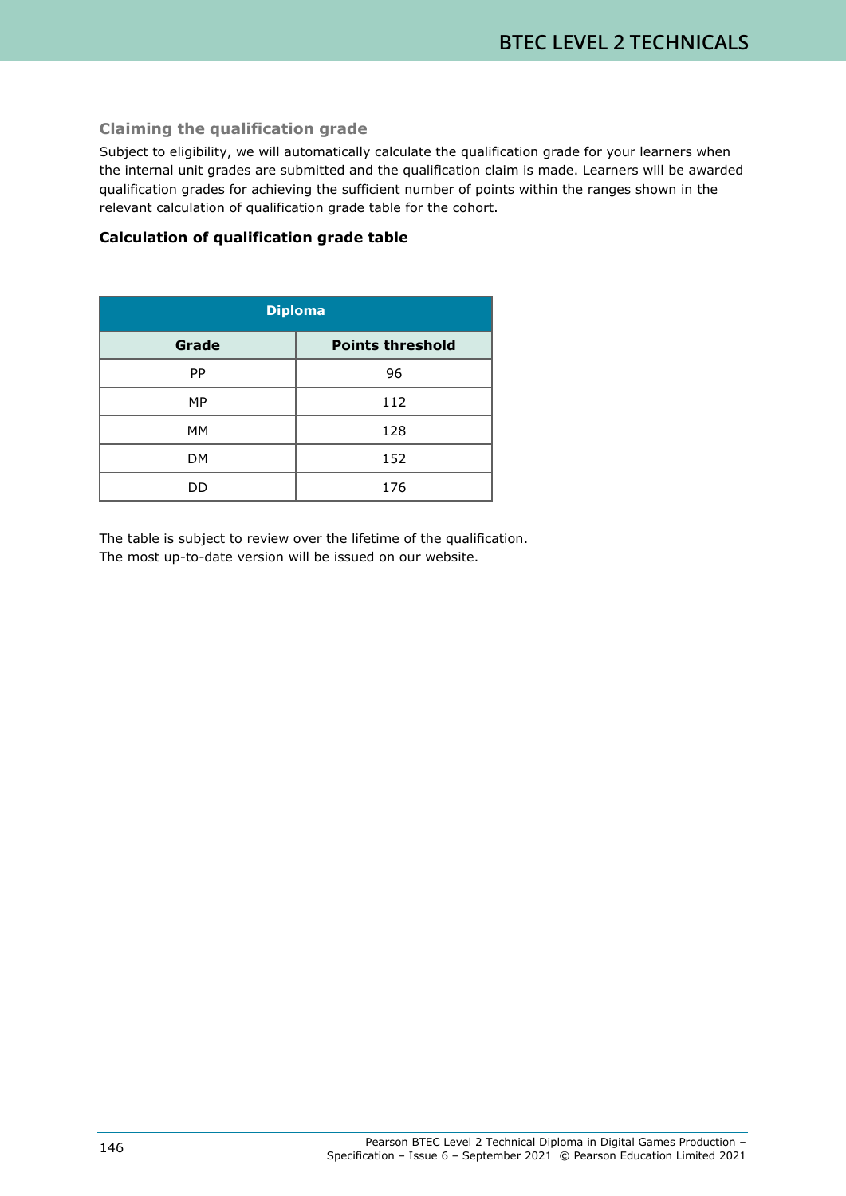### Claiming the qualification grade

Subject to eligibility, we will automatically calculate the qualification grade for your learners when the internal unit grades are submitted and the qualification claim is made. Learners will be awarded qualification grades for achieving the sufficient number of points within the ranges shown in the relevant calculation of qualification grade table for the cohort.

**Calculation of qualification grade table**

| Diploma | |
|---|---|
| **Grade** | **Points threshold** |
| PP | 96 |
| MP | 112 |
| MM | 128 |
| DM | 152 |
| DD | 176 |

The table is subject to review over the lifetime of the qualification.
The most up-to-date version will be issued on our website.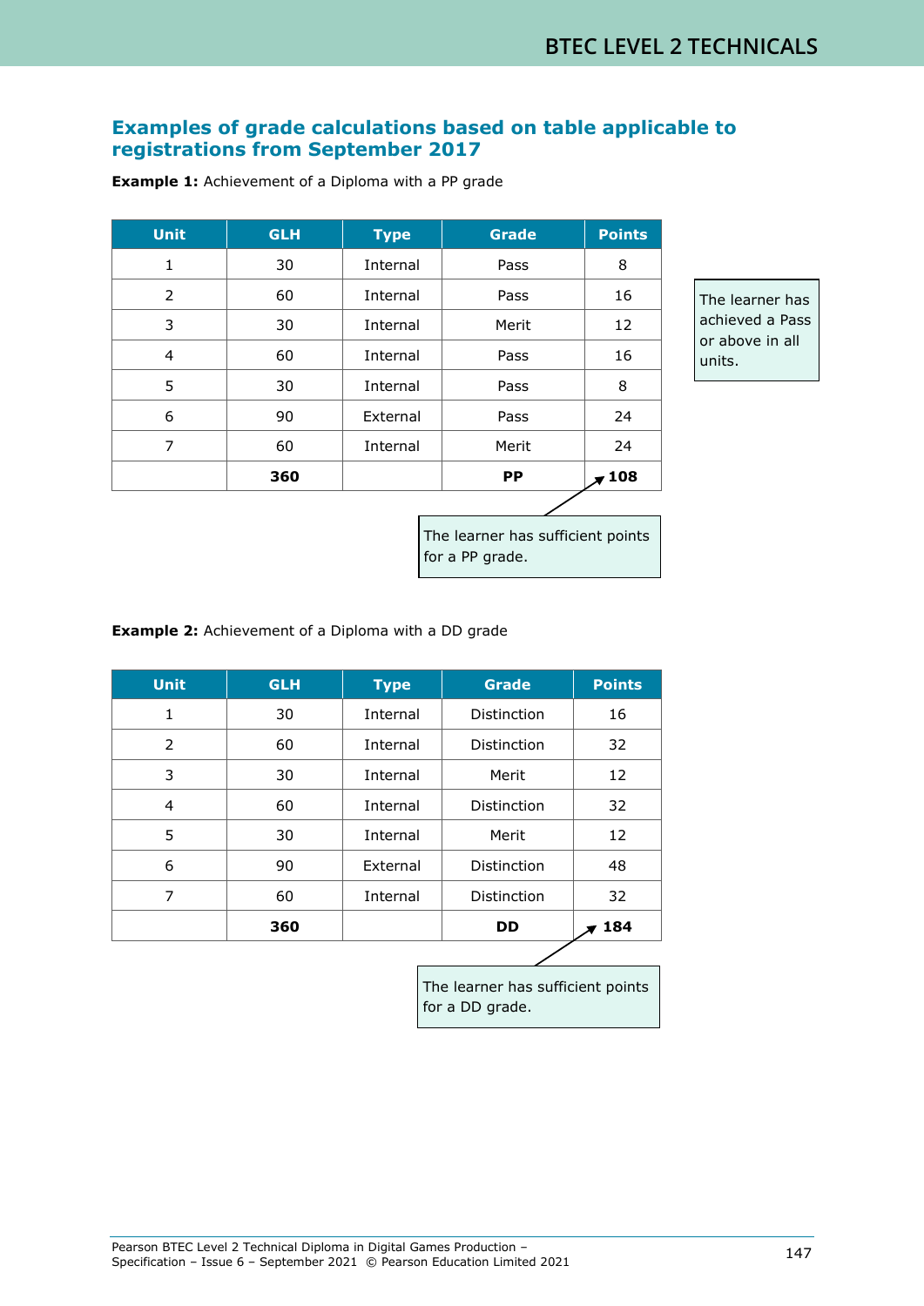## Examples of grade calculations based on table applicable to registrations from September 2017

**Example 1:** Achievement of a Diploma with a PP grade

| Unit | GLH | Type | Grade | Points |
|---|---|---|---|---|
| 1 | 30 | Internal | Pass | 8 |
| 2 | 60 | Internal | Pass | 16 |
| 3 | 30 | Internal | Merit | 12 |
| 4 | 60 | Internal | Pass | 16 |
| 5 | 30 | Internal | Pass | 8 |
| 6 | 90 | External | Pass | 24 |
| 7 | 60 | Internal | Merit | 24 |
| | **360** | | **PP** | **108** |

The learner has achieved a Pass or above in all units.

The learner has sufficient points for a PP grade.

**Example 2:** Achievement of a Diploma with a DD grade

| Unit | GLH | Type | Grade | Points |
|---|---|---|---|---|
| 1 | 30 | Internal | Distinction | 16 |
| 2 | 60 | Internal | Distinction | 32 |
| 3 | 30 | Internal | Merit | 12 |
| 4 | 60 | Internal | Distinction | 32 |
| 5 | 30 | Internal | Merit | 12 |
| 6 | 90 | External | Distinction | 48 |
| 7 | 60 | Internal | Distinction | 32 |
| | **360** | | **DD** | **184** |

The learner has sufficient points for a DD grade.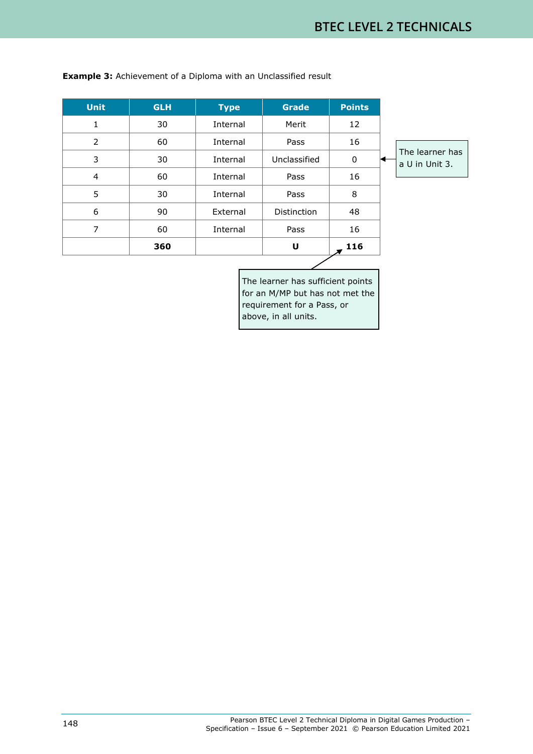**Example 3:** Achievement of a Diploma with an Unclassified result

| Unit | GLH | Type | Grade | Points |
|---|---|---|---|---|
| 1 | 30 | Internal | Merit | 12 |
| 2 | 60 | Internal | Pass | 16 |
| 3 | 30 | Internal | Unclassified | 0 |
| 4 | 60 | Internal | Pass | 16 |
| 5 | 30 | Internal | Pass | 8 |
| 6 | 90 | External | Distinction | 48 |
| 7 | 60 | Internal | Pass | 16 |
| | **360** | | **U** | **116** |

The learner has a U in Unit 3.

The learner has sufficient points for an M/MP but has not met the requirement for a Pass, or above, in all units.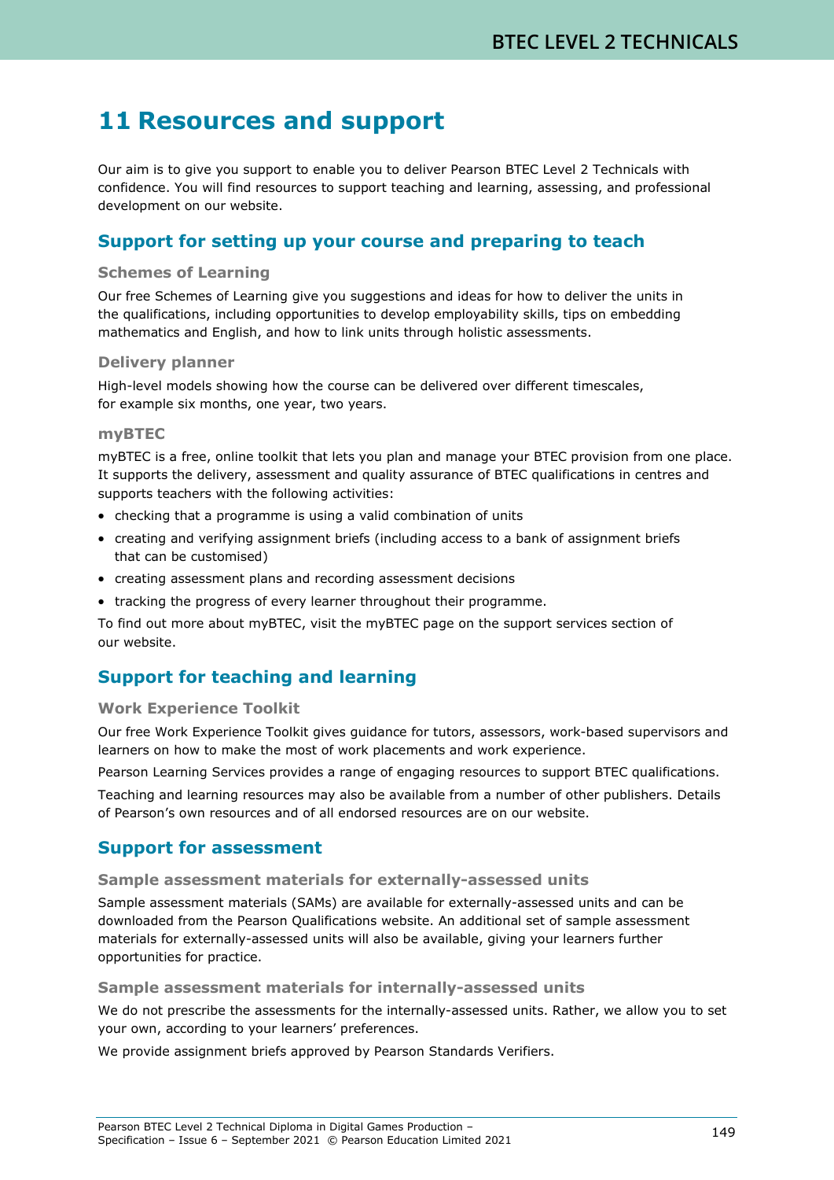# 11 Resources and support

Our aim is to give you support to enable you to deliver Pearson BTEC Level 2 Technicals with confidence. You will find resources to support teaching and learning, assessing, and professional development on our website.

## Support for setting up your course and preparing to teach

### Schemes of Learning

Our free Schemes of Learning give you suggestions and ideas for how to deliver the units in the qualifications, including opportunities to develop employability skills, tips on embedding mathematics and English, and how to link units through holistic assessments.

### Delivery planner

High-level models showing how the course can be delivered over different timescales, for example six months, one year, two years.

### myBTEC

myBTEC is a free, online toolkit that lets you plan and manage your BTEC provision from one place. It supports the delivery, assessment and quality assurance of BTEC qualifications in centres and supports teachers with the following activities:

- checking that a programme is using a valid combination of units
- creating and verifying assignment briefs (including access to a bank of assignment briefs that can be customised)
- creating assessment plans and recording assessment decisions
- tracking the progress of every learner throughout their programme.

To find out more about myBTEC, visit the myBTEC page on the support services section of our website.

## Support for teaching and learning

### Work Experience Toolkit

Our free Work Experience Toolkit gives guidance for tutors, assessors, work-based supervisors and learners on how to make the most of work placements and work experience.

Pearson Learning Services provides a range of engaging resources to support BTEC qualifications.

Teaching and learning resources may also be available from a number of other publishers. Details of Pearson's own resources and of all endorsed resources are on our website.

## Support for assessment

### Sample assessment materials for externally-assessed units

Sample assessment materials (SAMs) are available for externally-assessed units and can be downloaded from the Pearson Qualifications website. An additional set of sample assessment materials for externally-assessed units will also be available, giving your learners further opportunities for practice.

### Sample assessment materials for internally-assessed units

We do not prescribe the assessments for the internally-assessed units. Rather, we allow you to set your own, according to your learners' preferences.

We provide assignment briefs approved by Pearson Standards Verifiers.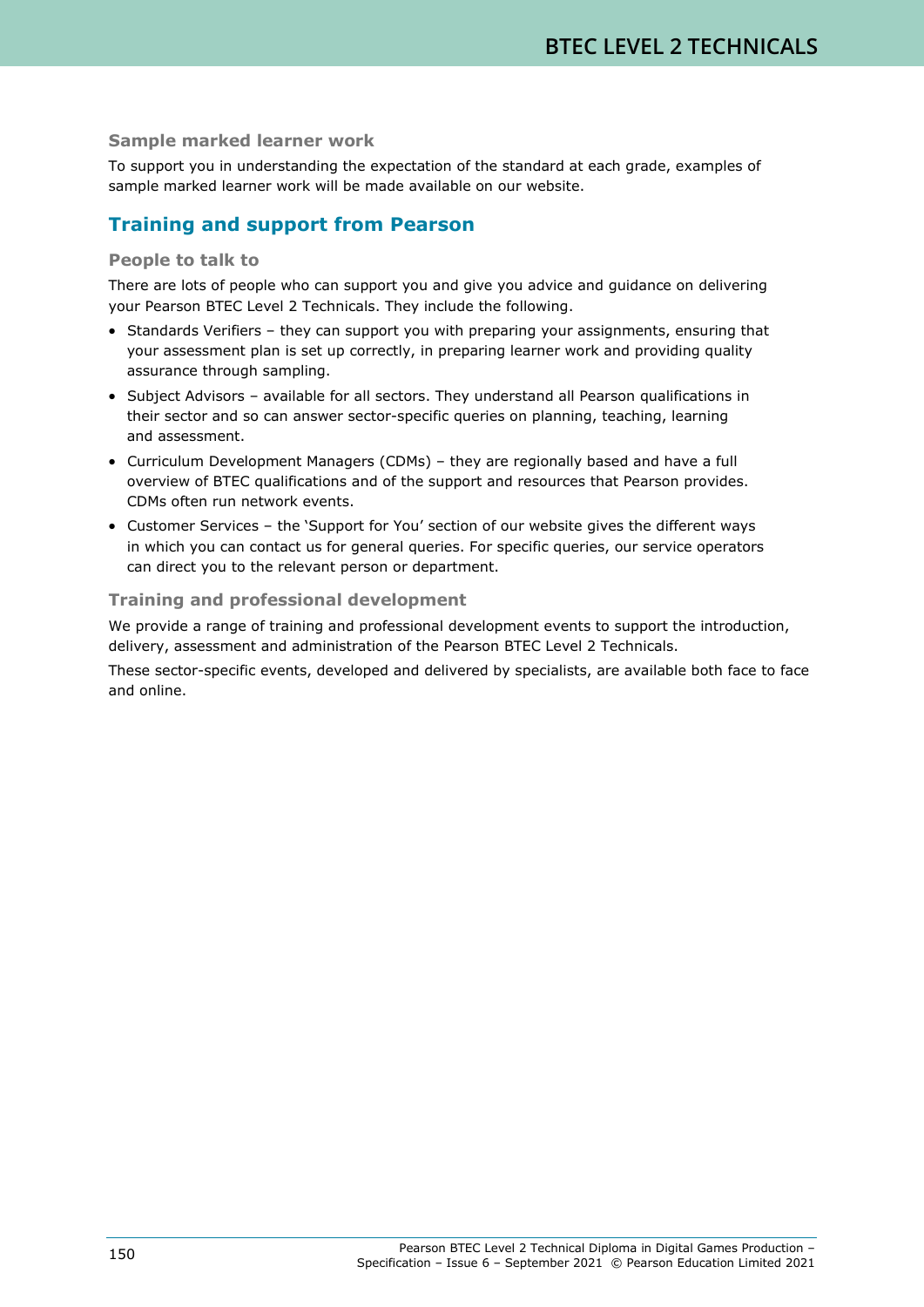### Sample marked learner work

To support you in understanding the expectation of the standard at each grade, examples of sample marked learner work will be made available on our website.

## Training and support from Pearson

### People to talk to

There are lots of people who can support you and give you advice and guidance on delivering your Pearson BTEC Level 2 Technicals. They include the following.

- Standards Verifiers – they can support you with preparing your assignments, ensuring that your assessment plan is set up correctly, in preparing learner work and providing quality assurance through sampling.
- Subject Advisors – available for all sectors. They understand all Pearson qualifications in their sector and so can answer sector-specific queries on planning, teaching, learning and assessment.
- Curriculum Development Managers (CDMs) – they are regionally based and have a full overview of BTEC qualifications and of the support and resources that Pearson provides. CDMs often run network events.
- Customer Services – the 'Support for You' section of our website gives the different ways in which you can contact us for general queries. For specific queries, our service operators can direct you to the relevant person or department.

### Training and professional development

We provide a range of training and professional development events to support the introduction, delivery, assessment and administration of the Pearson BTEC Level 2 Technicals.

These sector-specific events, developed and delivered by specialists, are available both face to face and online.